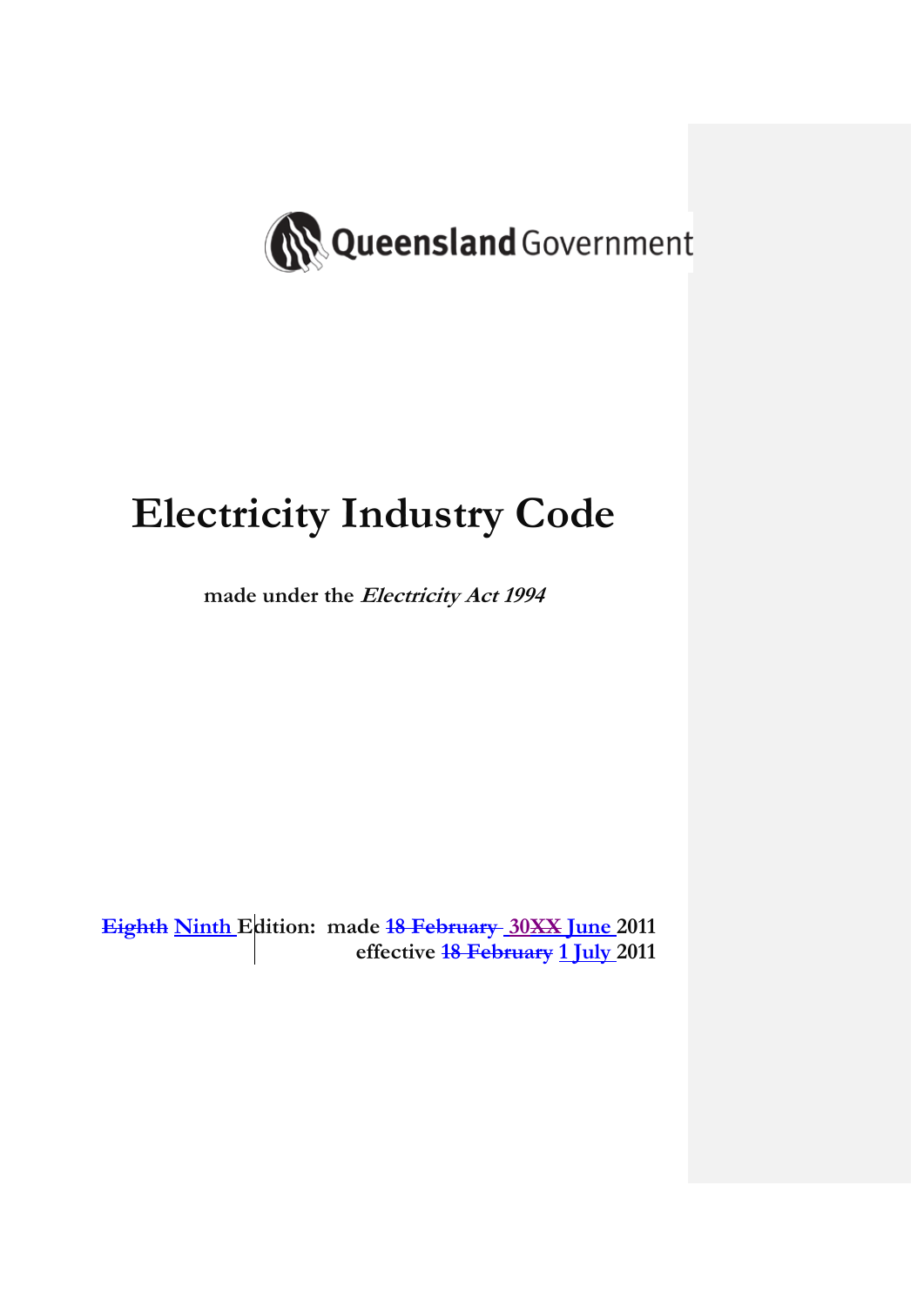Queensland Government

# Electricity Industry Code

**made under the *Electricity Act 1994***

**~~Eighth~~ Ninth Edition: made ~~18 February~~ 30~~XX~~ June 2011**
**effective ~~18 February~~ 1 July 2011**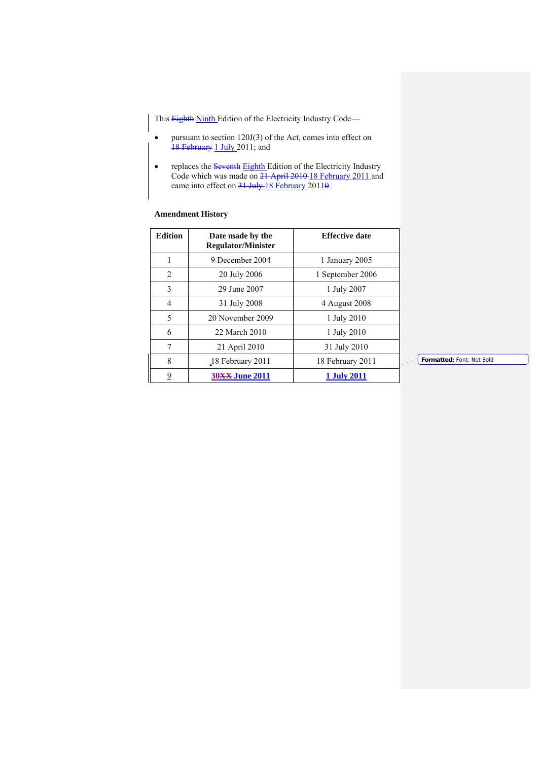This ~~Eighth~~ Ninth Edition of the Electricity Industry Code—

- pursuant to section 120J(3) of the Act, comes into effect on ~~18 February~~ 1 July 2011; and
- replaces the ~~Seventh~~ Eighth Edition of the Electricity Industry Code which was made on ~~21 April 2010~~ 18 February 2011 and came into effect on ~~31 July~~ 18 February 2011~~0~~.

**Amendment History**

| Edition | Date made by the Regulator/Minister | Effective date |
|---|---|---|
| 1 | 9 December 2004 | 1 January 2005 |
| 2 | 20 July 2006 | 1 September 2006 |
| 3 | 29 June 2007 | 1 July 2007 |
| 4 | 31 July 2008 | 4 August 2008 |
| 5 | 20 November 2009 | 1 July 2010 |
| 6 | 22 March 2010 | 1 July 2010 |
| 7 | 21 April 2010 | 31 July 2010 |
| 8 | 18 February 2011 | 18 February 2011 |
| 9 | **30~~XX~~ June 2011** | **1 July 2011** |

Formatted: Font: Not Bold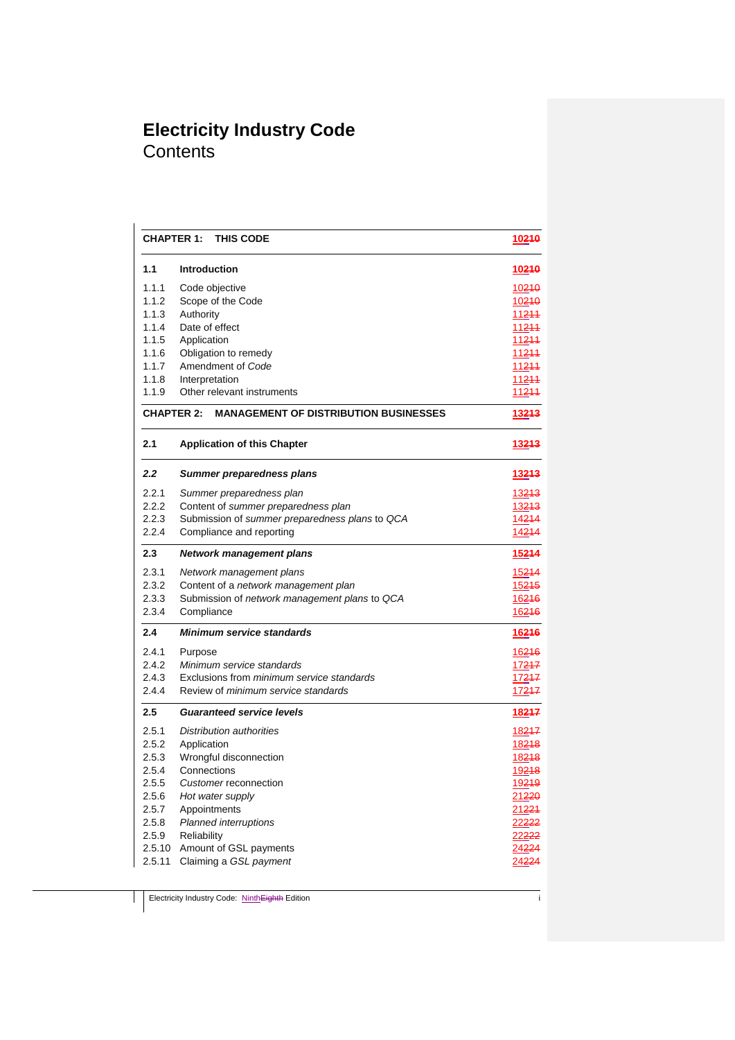# Electricity Industry Code

## Contents

| | | |
|---|---|---|
| **CHAPTER 1:** | **THIS CODE** | **10210** |
| **1.1** | **Introduction** | **10210** |
| 1.1.1 | Code objective | 10210 |
| 1.1.2 | Scope of the Code | 10210 |
| 1.1.3 | Authority | 11211 |
| 1.1.4 | Date of effect | 11211 |
| 1.1.5 | Application | 11211 |
| 1.1.6 | Obligation to remedy | 11211 |
| 1.1.7 | Amendment of *Code* | 11211 |
| 1.1.8 | Interpretation | 11211 |
| 1.1.9 | Other relevant instruments | 11211 |
| **CHAPTER 2:** | **MANAGEMENT OF DISTRIBUTION BUSINESSES** | **13213** |
| **2.1** | **Application of this Chapter** | **13213** |
| ***2.2*** | ***Summer preparedness plans*** | **13213** |
| 2.2.1 | *Summer preparedness plan* | 13213 |
| 2.2.2 | Content of *summer preparedness plan* | 13213 |
| 2.2.3 | Submission of *summer preparedness plans* to *QCA* | 14214 |
| 2.2.4 | Compliance and reporting | 14214 |
| **2.3** | ***Network management plans*** | **15214** |
| 2.3.1 | *Network management plans* | 15214 |
| 2.3.2 | Content of a *network management plan* | 15215 |
| 2.3.3 | Submission of *network management plans* to *QCA* | 16216 |
| 2.3.4 | Compliance | 16216 |
| **2.4** | ***Minimum service standards*** | **16216** |
| 2.4.1 | Purpose | 16216 |
| 2.4.2 | *Minimum service standards* | 17217 |
| 2.4.3 | Exclusions from *minimum service standards* | 17217 |
| 2.4.4 | Review of *minimum service standards* | 17217 |
| **2.5** | ***Guaranteed service levels*** | **18217** |
| 2.5.1 | *Distribution authorities* | 18217 |
| 2.5.2 | Application | 18218 |
| 2.5.3 | Wrongful disconnection | 18218 |
| 2.5.4 | Connections | 19218 |
| 2.5.5 | *Customer* reconnection | 19219 |
| 2.5.6 | *Hot water supply* | 21220 |
| 2.5.7 | Appointments | 21221 |
| 2.5.8 | *Planned interruptions* | 22222 |
| 2.5.9 | Reliability | 22222 |
| 2.5.10 | Amount of GSL payments | 24224 |
| 2.5.11 | Claiming a *GSL payment* | 24224 |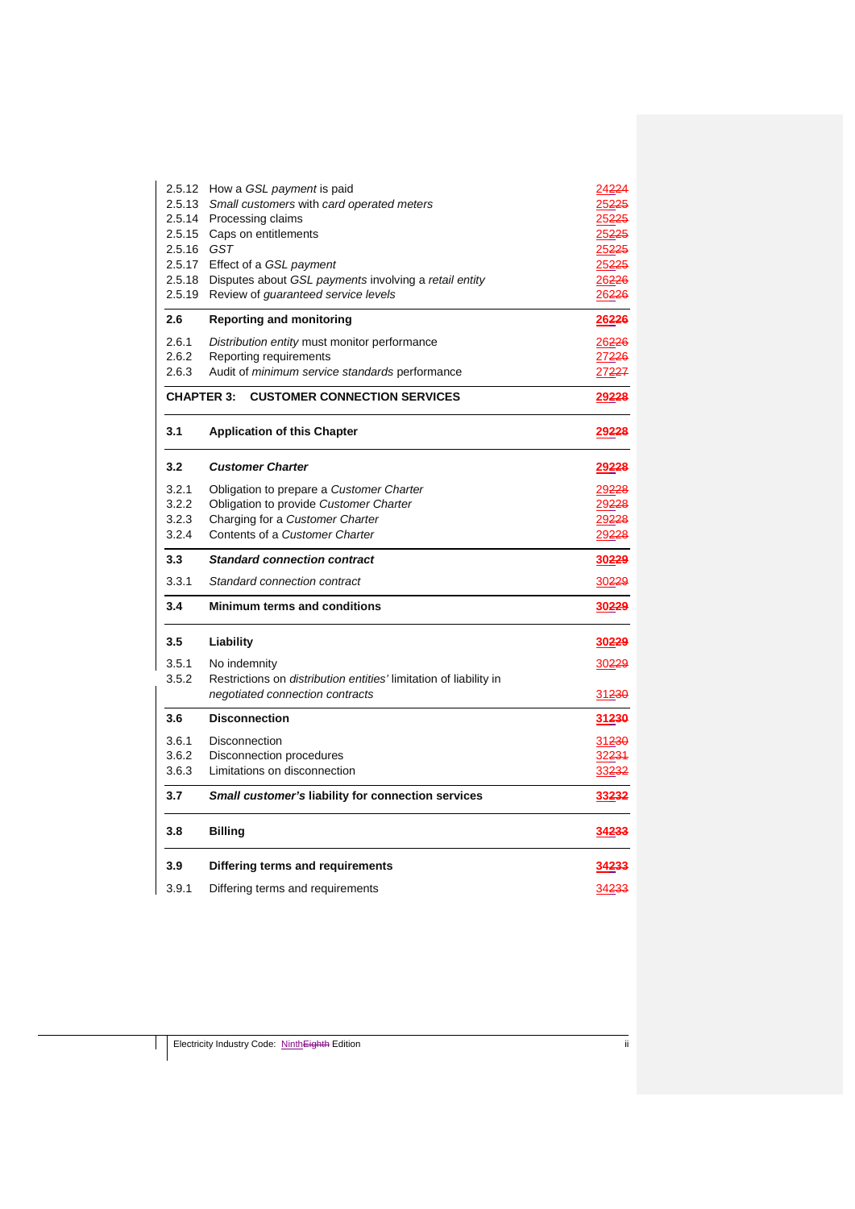| | | |
|---|---|---|
| 2.5.12 | How a *GSL payment* is paid | 24224 |
| 2.5.13 | *Small customers* with *card operated meters* | 25225 |
| 2.5.14 | Processing claims | 25225 |
| 2.5.15 | Caps on entitlements | 25225 |
| 2.5.16 | *GST* | 25225 |
| 2.5.17 | Effect of a *GSL payment* | 25225 |
| 2.5.18 | Disputes about *GSL payments* involving a *retail entity* | 26226 |
| 2.5.19 | Review of *guaranteed service levels* | 26226 |
| **2.6** | **Reporting and monitoring** | **26226** |
| 2.6.1 | *Distribution entity* must monitor performance | 26226 |
| 2.6.2 | Reporting requirements | 27226 |
| 2.6.3 | Audit of *minimum service standards* performance | 27227 |
| **CHAPTER 3:** | **CUSTOMER CONNECTION SERVICES** | **29228** |
| **3.1** | **Application of this Chapter** | **29228** |
| **3.2** | ***Customer Charter*** | **29228** |
| 3.2.1 | Obligation to prepare a *Customer Charter* | 29228 |
| 3.2.2 | Obligation to provide *Customer Charter* | 29228 |
| 3.2.3 | Charging for a *Customer Charter* | 29228 |
| 3.2.4 | Contents of a *Customer Charter* | 29228 |
| **3.3** | ***Standard connection contract*** | **30229** |
| 3.3.1 | *Standard connection contract* | 30229 |
| **3.4** | **Minimum terms and conditions** | **30229** |
| **3.5** | **Liability** | **30229** |
| 3.5.1 | No indemnity | 30229 |
| 3.5.2 | Restrictions on *distribution entities'* limitation of liability in *negotiated connection contracts* | 31230 |
| **3.6** | **Disconnection** | **31230** |
| 3.6.1 | Disconnection | 31230 |
| 3.6.2 | Disconnection procedures | 32231 |
| 3.6.3 | Limitations on disconnection | 33232 |
| **3.7** | ***Small customer's* liability for connection services** | **33232** |
| **3.8** | **Billing** | **34233** |
| **3.9** | **Differing terms and requirements** | **34233** |
| 3.9.1 | Differing terms and requirements | 34233 |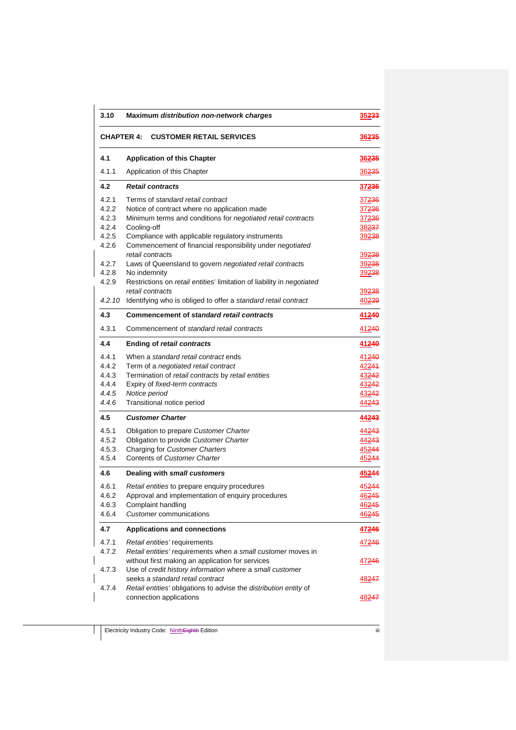| | | |
|---|---|---|
| **3.10** | **Maximum *distribution non-network charges*** | **35233** |
| **CHAPTER 4:** | **CUSTOMER RETAIL SERVICES** | **36235** |
| **4.1** | **Application of this Chapter** | **36235** |
| 4.1.1 | Application of this Chapter | 36235 |
| **4.2** | ***Retail contracts*** | **37236** |
| 4.2.1 | Terms of *standard retail contract* | 37236 |
| 4.2.2 | Notice of contract where no application made | 37236 |
| 4.2.3 | Minimum terms and conditions for *negotiated retail contracts* | 37236 |
| 4.2.4 | Cooling-off | 38237 |
| 4.2.5 | Compliance with applicable regulatory instruments | 39238 |
| 4.2.6 | Commencement of financial responsibility under *negotiated retail contracts* | 39238 |
| 4.2.7 | Laws of Queensland to govern *negotiated retail contracts* | 39238 |
| 4.2.8 | No indemnity | 39238 |
| 4.2.9 | Restrictions on *retail entities*' limitation of liability in *negotiated retail contracts* | 39238 |
| *4.2.10* | Identifying who is obliged to offer a *standard retail contract* | 40239 |
| **4.3** | **Commencement of *standard retail contracts*** | **41240** |
| 4.3.1 | Commencement of *standard retail contracts* | 41240 |
| **4.4** | **Ending of *retail contracts*** | **41240** |
| 4.4.1 | When a *standard retail contract* ends | 41240 |
| 4.4.2 | Term of a *negotiated retail contract* | 42241 |
| 4.4.3 | Termination of *retail contracts* by *retail entities* | 43242 |
| 4.4.4 | Expiry of *fixed-term contracts* | 43242 |
| *4.4.5* | *Notice period* | 43242 |
| *4.4.6* | Transitional notice period | 44243 |
| **4.5** | ***Customer Charter*** | **44243** |
| 4.5.1 | Obligation to prepare *Customer Charter* | 44243 |
| 4.5.2 | Obligation to provide *Customer Charter* | 44243 |
| 4.5.3 | Charging for *Customer Charters* | 45244 |
| 4.5.4 | Contents of *Customer Charter* | 45244 |
| **4.6** | **Dealing with *small customers*** | **45244** |
| 4.6.1 | *Retail entities* to prepare enquiry procedures | 45244 |
| 4.6.2 | Approval and implementation of enquiry procedures | 46245 |
| 4.6.3 | Complaint handling | 46245 |
| 4.6.4 | *Customer* communications | 46245 |
| **4.7** | **Applications and connections** | **47246** |
| 4.7.1 | *Retail entities'* requirements | 47246 |
| 4.7.2 | *Retail entities'* requirements when a *small customer* moves in without first making an application for services | 47246 |
| 4.7.3 | Use of *credit history information* where a *small customer* seeks a *standard retail contract* | 48247 |
| 4.7.4 | *Retail entities'* obligations to advise the *distribution entity* of connection applications | 48247 |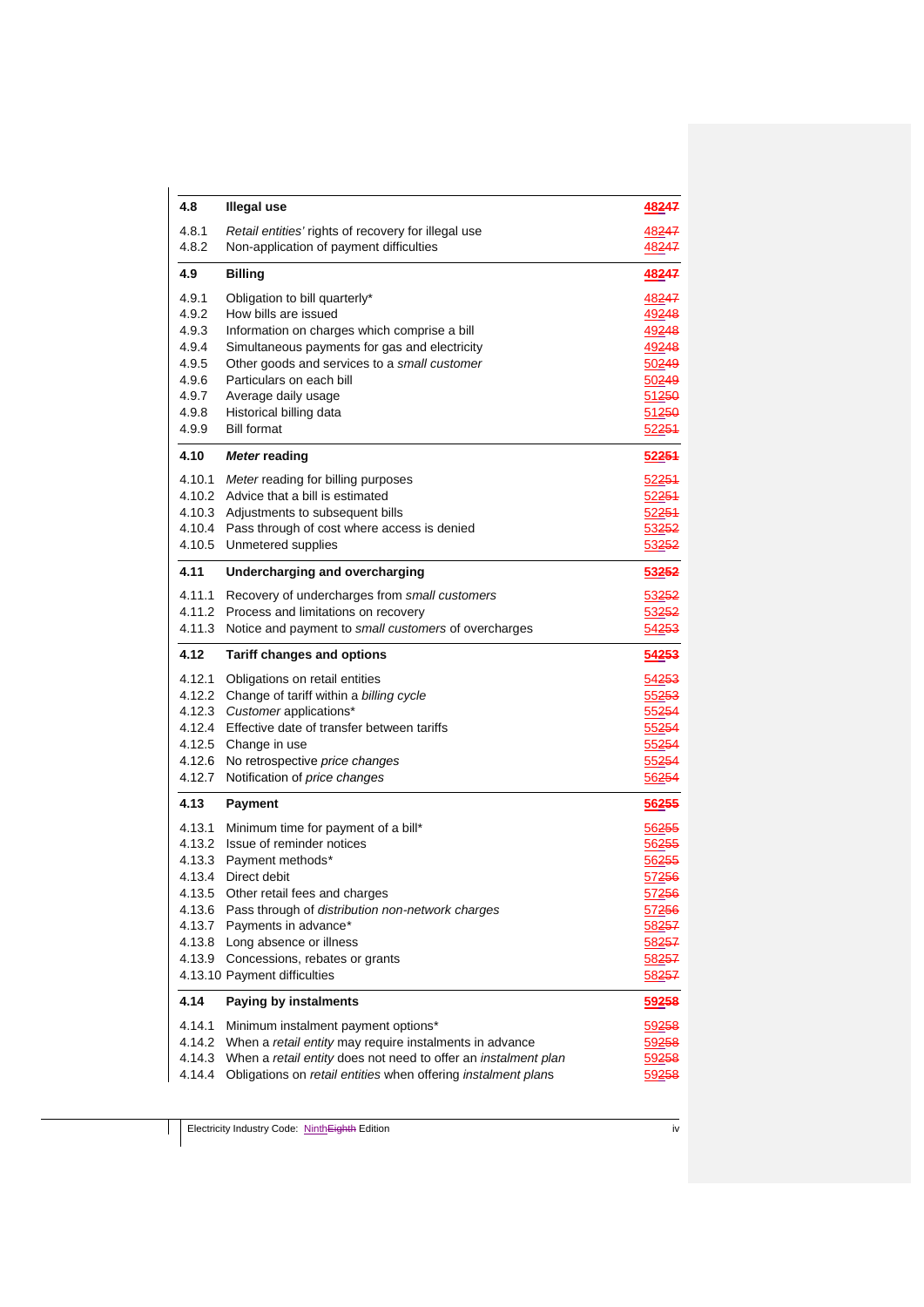| | | |
|---|---|---|
| **4.8** | **Illegal use** | **48247** |
| 4.8.1 | *Retail entities'* rights of recovery for illegal use | 48247 |
| 4.8.2 | Non-application of payment difficulties | 48247 |
| **4.9** | **Billing** | **48247** |
| 4.9.1 | Obligation to bill quarterly* | 48247 |
| 4.9.2 | How bills are issued | 49248 |
| 4.9.3 | Information on charges which comprise a bill | 49248 |
| 4.9.4 | Simultaneous payments for gas and electricity | 49248 |
| 4.9.5 | Other goods and services to a *small customer* | 50249 |
| 4.9.6 | Particulars on each bill | 50249 |
| 4.9.7 | Average daily usage | 51250 |
| 4.9.8 | Historical billing data | 51250 |
| 4.9.9 | Bill format | 52251 |
| **4.10** | ***Meter* reading** | **52251** |
| 4.10.1 | *Meter* reading for billing purposes | 52251 |
| 4.10.2 | Advice that a bill is estimated | 52251 |
| 4.10.3 | Adjustments to subsequent bills | 52251 |
| 4.10.4 | Pass through of cost where access is denied | 53252 |
| 4.10.5 | Unmetered supplies | 53252 |
| **4.11** | **Undercharging and overcharging** | **53252** |
| 4.11.1 | Recovery of undercharges from *small customers* | 53252 |
| 4.11.2 | Process and limitations on recovery | 53252 |
| 4.11.3 | Notice and payment to *small customers* of overcharges | 54253 |
| **4.12** | **Tariff changes and options** | **54253** |
| 4.12.1 | Obligations on retail entities | 54253 |
| 4.12.2 | Change of tariff within a *billing cycle* | 55253 |
| 4.12.3 | *Customer* applications* | 55254 |
| 4.12.4 | Effective date of transfer between tariffs | 55254 |
| 4.12.5 | Change in use | 55254 |
| 4.12.6 | No retrospective *price changes* | 55254 |
| 4.12.7 | Notification of *price changes* | 56254 |
| **4.13** | **Payment** | **56255** |
| 4.13.1 | Minimum time for payment of a bill* | 56255 |
| 4.13.2 | Issue of reminder notices | 56255 |
| 4.13.3 | Payment methods* | 56255 |
| 4.13.4 | Direct debit | 57256 |
| 4.13.5 | Other retail fees and charges | 57256 |
| 4.13.6 | Pass through of *distribution non-network charges* | 57256 |
| 4.13.7 | Payments in advance* | 58257 |
| 4.13.8 | Long absence or illness | 58257 |
| 4.13.9 | Concessions, rebates or grants | 58257 |
| 4.13.10 | Payment difficulties | 58257 |
| **4.14** | **Paying by instalments** | **59258** |
| 4.14.1 | Minimum instalment payment options* | 59258 |
| 4.14.2 | When a *retail entity* may require instalments in advance | 59258 |
| 4.14.3 | When a *retail entity* does not need to offer an *instalment plan* | 59258 |
| 4.14.4 | Obligations on *retail entities* when offering *instalment plans* | 59258 |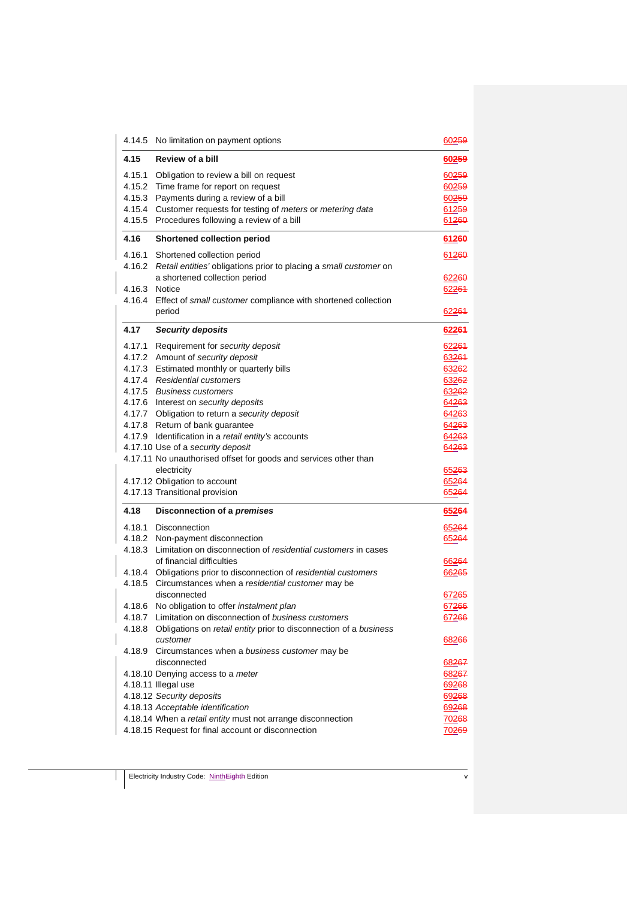| | | |
|---|---|---|
| 4.14.5 | No limitation on payment options | 60~~259~~ |
| **4.15** | **Review of a bill** | **60~~259~~** |
| 4.15.1 | Obligation to review a bill on request | 60~~259~~ |
| 4.15.2 | Time frame for report on request | 60~~259~~ |
| 4.15.3 | Payments during a review of a bill | 60~~259~~ |
| 4.15.4 | Customer requests for testing of *meters* or *metering data* | 61~~259~~ |
| 4.15.5 | Procedures following a review of a bill | 61~~260~~ |
| **4.16** | **Shortened collection period** | **61~~260~~** |
| 4.16.1 | Shortened collection period | 61~~260~~ |
| 4.16.2 | *Retail entities'* obligations prior to placing a *small customer* on a shortened collection period | 62~~260~~ |
| 4.16.3 | Notice | 62~~261~~ |
| 4.16.4 | Effect of *small customer* compliance with shortened collection period | 62~~261~~ |
| **4.17** | ***Security deposits*** | **62~~261~~** |
| 4.17.1 | Requirement for *security deposit* | 62~~261~~ |
| 4.17.2 | Amount of *security deposit* | 63~~261~~ |
| 4.17.3 | Estimated monthly or quarterly bills | 63~~262~~ |
| 4.17.4 | *Residential customers* | 63~~262~~ |
| 4.17.5 | *Business customers* | 63~~262~~ |
| 4.17.6 | Interest on *security deposits* | 64~~263~~ |
| 4.17.7 | Obligation to return a *security deposit* | 64~~263~~ |
| 4.17.8 | Return of bank guarantee | 64~~263~~ |
| 4.17.9 | Identification in a *retail entity's* accounts | 64~~263~~ |
| 4.17.10 | Use of a *security deposit* | 64~~263~~ |
| 4.17.11 | No unauthorised offset for goods and services other than electricity | 65~~263~~ |
| 4.17.12 | Obligation to account | 65~~264~~ |
| 4.17.13 | Transitional provision | 65~~264~~ |
| **4.18** | **Disconnection of a *premises*** | **65~~264~~** |
| 4.18.1 | Disconnection | 65~~264~~ |
| 4.18.2 | Non-payment disconnection | 65~~264~~ |
| 4.18.3 | Limitation on disconnection of *residential customers* in cases of financial difficulties | 66~~264~~ |
| 4.18.4 | Obligations prior to disconnection of *residential customers* | 66~~265~~ |
| 4.18.5 | Circumstances when a *residential customer* may be disconnected | 67~~265~~ |
| 4.18.6 | No obligation to offer *instalment plan* | 67~~266~~ |
| 4.18.7 | Limitation on disconnection of *business customers* | 67~~266~~ |
| 4.18.8 | Obligations on *retail entity* prior to disconnection of a *business customer* | 68~~266~~ |
| 4.18.9 | Circumstances when a *business customer* may be disconnected | 68~~267~~ |
| 4.18.10 | Denying access to a *meter* | 68~~267~~ |
| 4.18.11 | Illegal use | 69~~268~~ |
| 4.18.12 | *Security deposits* | 69~~268~~ |
| 4.18.13 | *Acceptable identification* | 69~~268~~ |
| 4.18.14 | When a *retail entity* must not arrange disconnection | 70~~268~~ |
| 4.18.15 | Request for final account or disconnection | 70~~269~~ |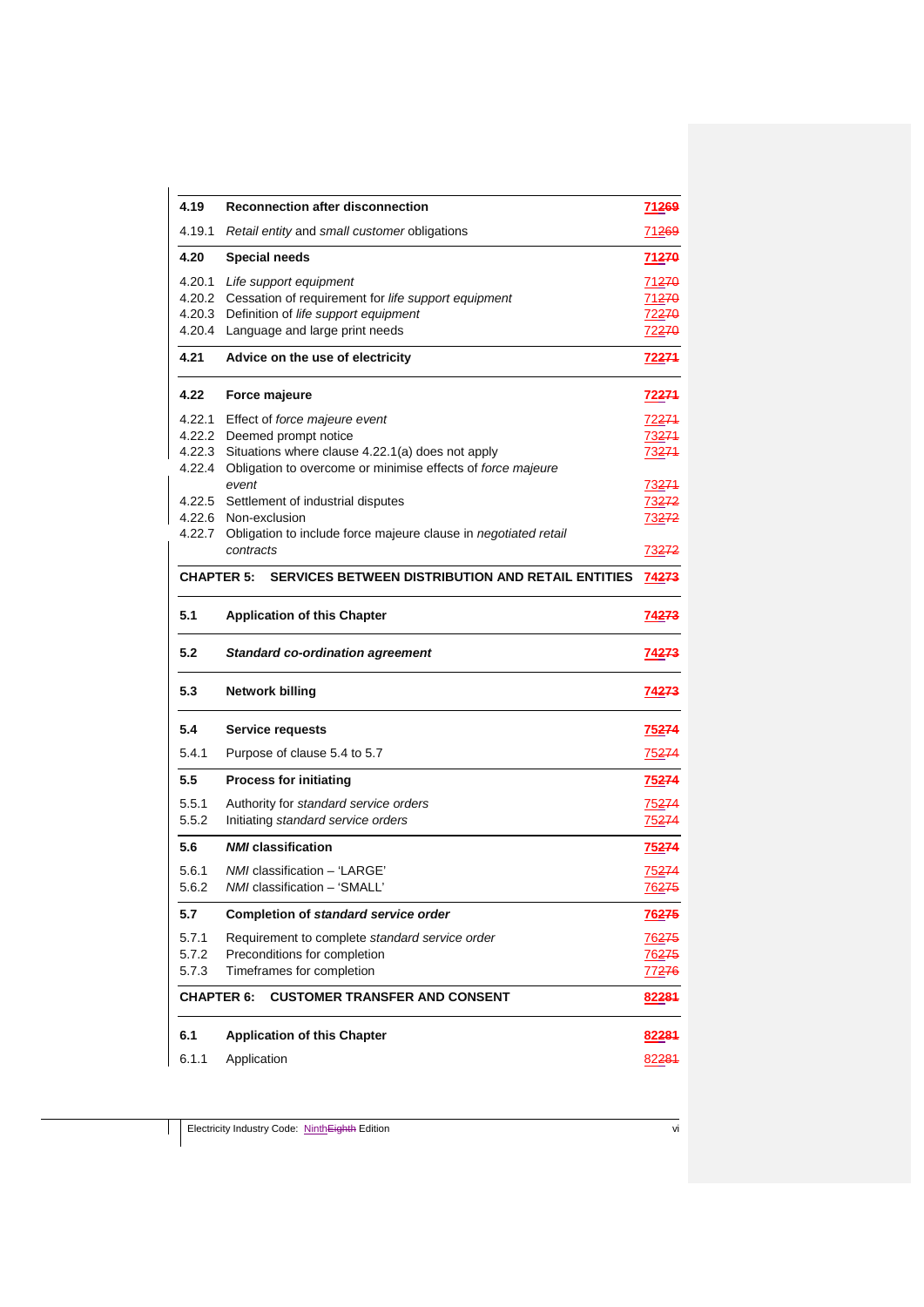| | | |
|---|---|---|
| **4.19** | **Reconnection after disconnection** | **71269** |
| 4.19.1 | *Retail entity* and *small customer* obligations | 71269 |
| **4.20** | **Special needs** | **71270** |
| 4.20.1 | *Life support equipment* | 71270 |
| 4.20.2 | Cessation of requirement for *life support equipment* | 71270 |
| 4.20.3 | Definition of *life support equipment* | 72270 |
| 4.20.4 | Language and large print needs | 72270 |
| **4.21** | **Advice on the use of electricity** | **72271** |
| **4.22** | **Force majeure** | **72271** |
| 4.22.1 | Effect of *force majeure event* | 72271 |
| 4.22.2 | Deemed prompt notice | 73271 |
| 4.22.3 | Situations where clause 4.22.1(a) does not apply | 73271 |
| 4.22.4 | Obligation to overcome or minimise effects of *force majeure event* | 73271 |
| 4.22.5 | Settlement of industrial disputes | 73272 |
| 4.22.6 | Non-exclusion | 73272 |
| 4.22.7 | Obligation to include force majeure clause in *negotiated retail contracts* | 73272 |
| **CHAPTER 5:** | **SERVICES BETWEEN DISTRIBUTION AND RETAIL ENTITIES** | **74273** |
| **5.1** | **Application of this Chapter** | **74273** |
| **5.2** | ***Standard co-ordination agreement*** | **74273** |
| **5.3** | **Network billing** | **74273** |
| **5.4** | **Service requests** | **75274** |
| 5.4.1 | Purpose of clause 5.4 to 5.7 | 75274 |
| **5.5** | **Process for initiating** | **75274** |
| 5.5.1 | Authority for *standard service orders* | 75274 |
| 5.5.2 | Initiating *standard service orders* | 75274 |
| **5.6** | ***NMI*** **classification** | **75274** |
| 5.6.1 | *NMI* classification – 'LARGE' | 75274 |
| 5.6.2 | *NMI* classification – 'SMALL' | 76275 |
| **5.7** | **Completion of** ***standard service order*** | **76275** |
| 5.7.1 | Requirement to complete *standard service order* | 76275 |
| 5.7.2 | Preconditions for completion | 76275 |
| 5.7.3 | Timeframes for completion | 77276 |
| **CHAPTER 6:** | **CUSTOMER TRANSFER AND CONSENT** | **82281** |
| **6.1** | **Application of this Chapter** | **82281** |
| 6.1.1 | Application | 82281 |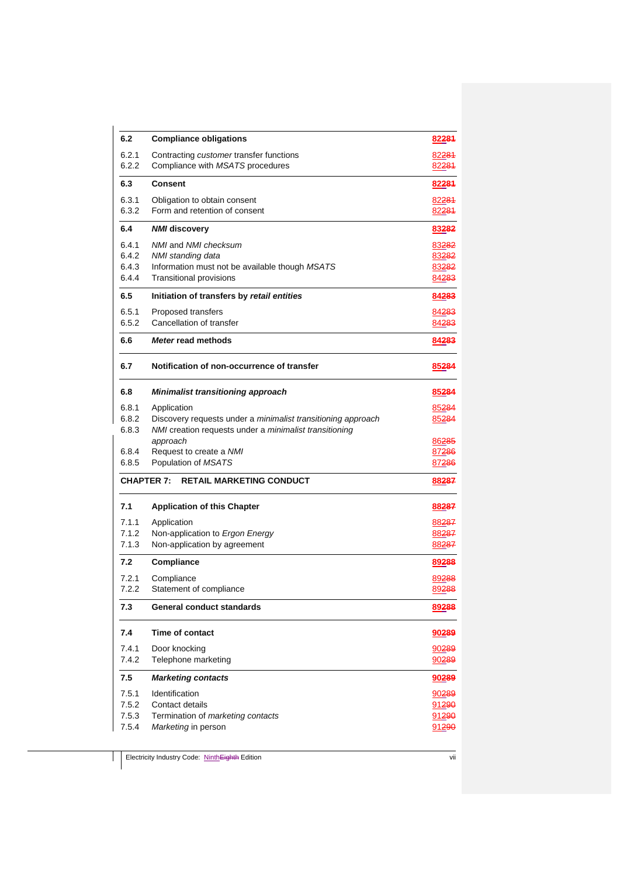| | | |
|---|---|---|
| **6.2** | **Compliance obligations** | **82281** |
| 6.2.1 | Contracting *customer* transfer functions | 82281 |
| 6.2.2 | Compliance with *MSATS* procedures | 82281 |
| **6.3** | **Consent** | **82281** |
| 6.3.1 | Obligation to obtain consent | 82281 |
| 6.3.2 | Form and retention of consent | 82281 |
| **6.4** | ***NMI* discovery** | **83282** |
| 6.4.1 | *NMI* and *NMI checksum* | 83282 |
| 6.4.2 | *NMI standing data* | 83282 |
| 6.4.3 | Information must not be available though *MSATS* | 83282 |
| 6.4.4 | Transitional provisions | 84283 |
| **6.5** | **Initiation of transfers by *retail entities*** | **84283** |
| 6.5.1 | Proposed transfers | 84283 |
| 6.5.2 | Cancellation of transfer | 84283 |
| **6.6** | ***Meter* read methods** | **84283** |
| **6.7** | **Notification of non-occurrence of transfer** | **85284** |
| **6.8** | ***Minimalist transitioning approach*** | **85284** |
| 6.8.1 | Application | 85284 |
| 6.8.2 | Discovery requests under a *minimalist transitioning approach* | 85284 |
| 6.8.3 | *NMI* creation requests under a *minimalist transitioning approach* | 86285 |
| 6.8.4 | Request to create a *NMI* | 87286 |
| 6.8.5 | Population of *MSATS* | 87286 |
| **CHAPTER 7:** | **RETAIL MARKETING CONDUCT** | **88287** |
| **7.1** | **Application of this Chapter** | **88287** |
| 7.1.1 | Application | 88287 |
| 7.1.2 | Non-application to *Ergon Energy* | 88287 |
| 7.1.3 | Non-application by agreement | 88287 |
| **7.2** | **Compliance** | **89288** |
| 7.2.1 | Compliance | 89288 |
| 7.2.2 | Statement of compliance | 89288 |
| **7.3** | **General conduct standards** | **89288** |
| **7.4** | **Time of contact** | **90289** |
| 7.4.1 | Door knocking | 90289 |
| 7.4.2 | Telephone marketing | 90289 |
| **7.5** | ***Marketing contacts*** | **90289** |
| 7.5.1 | Identification | 90289 |
| 7.5.2 | Contact details | 91290 |
| 7.5.3 | Termination of *marketing contacts* | 91290 |
| 7.5.4 | *Marketing* in person | 91290 |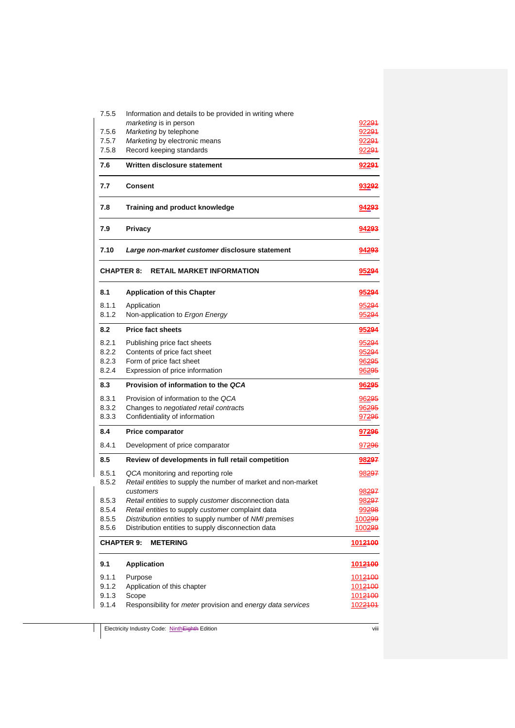| | | |
|---|---|---|
| 7.5.5 | Information and details to be provided in writing where *marketing* is in person | 9229~~1~~ |
| 7.5.6 | *Marketing* by telephone | 9229~~1~~ |
| 7.5.7 | *Marketing* by electronic means | 9229~~1~~ |
| 7.5.8 | Record keeping standards | 9229~~1~~ |
| **7.6** | **Written disclosure statement** | **9229~~1~~** |
| **7.7** | **Consent** | **9329~~2~~** |
| **7.8** | **Training and product knowledge** | **9429~~3~~** |
| **7.9** | **Privacy** | **9429~~3~~** |
| **7.10** | ***Large non-market customer* disclosure statement** | **9429~~3~~** |
| **CHAPTER 8:** | **RETAIL MARKET INFORMATION** | **9529~~4~~** |
| **8.1** | **Application of this Chapter** | **9529~~4~~** |
| 8.1.1 | Application | 9529~~4~~ |
| 8.1.2 | Non-application to *Ergon Energy* | 9529~~4~~ |
| **8.2** | **Price fact sheets** | **9529~~4~~** |
| 8.2.1 | Publishing price fact sheets | 9529~~4~~ |
| 8.2.2 | Contents of price fact sheet | 9529~~4~~ |
| 8.2.3 | Form of price fact sheet | 9629~~5~~ |
| 8.2.4 | Expression of price information | 9629~~5~~ |
| **8.3** | **Provision of information to the *QCA*** | **9629~~5~~** |
| 8.3.1 | Provision of information to the *QCA* | 9629~~5~~ |
| 8.3.2 | Changes to *negotiated retail contracts* | 9629~~5~~ |
| 8.3.3 | Confidentiality of information | 9729~~6~~ |
| **8.4** | **Price comparator** | **9729~~6~~** |
| 8.4.1 | Development of price comparator | 9729~~6~~ |
| **8.5** | **Review of developments in full retail competition** | **9829~~7~~** |
| 8.5.1 | *QCA* monitoring and reporting role | 9829~~7~~ |
| 8.5.2 | *Retail entities* to supply the number of market and non-market *customers* | 9829~~7~~ |
| 8.5.3 | *Retail entities* to supply *customer* disconnection data | 9829~~7~~ |
| 8.5.4 | *Retail entities* to supply *customer* complaint data | 9929~~8~~ |
| 8.5.5 | *Distribution entities* to supply number of *NMI premises* | 10029~~9~~ |
| 8.5.6 | Distribution entities to supply disconnection data | 10029~~9~~ |
| **CHAPTER 9:** | **METERING** | **101~~2100~~** |
| **9.1** | **Application** | **101~~2100~~** |
| 9.1.1 | Purpose | 101~~2100~~ |
| 9.1.2 | Application of this chapter | 101~~2100~~ |
| 9.1.3 | Scope | 101~~2100~~ |
| 9.1.4 | Responsibility for *meter* provision and *energy data services* | 102~~2101~~ |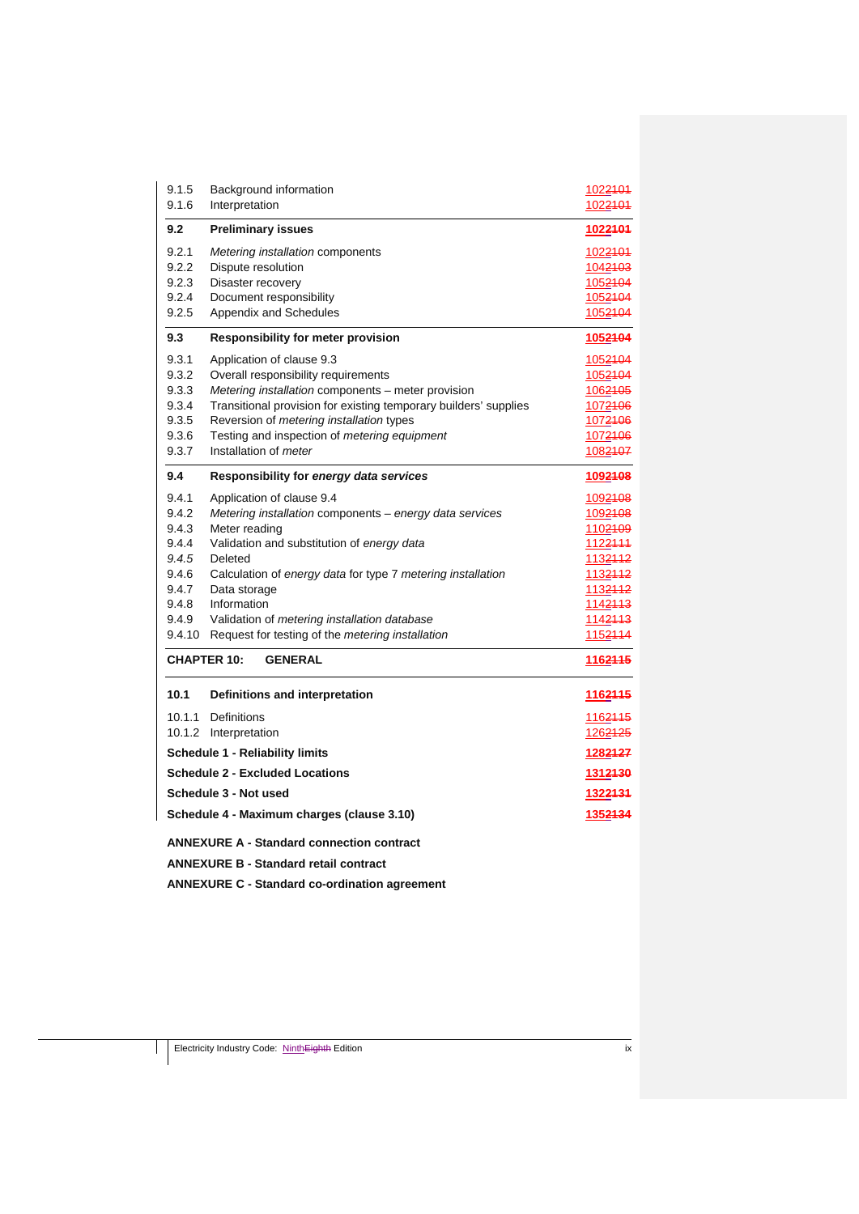| | | |
|---|---|---|
| 9.1.5 | Background information | 102~~101~~ |
| 9.1.6 | Interpretation | 102~~101~~ |
| **9.2** | **Preliminary issues** | **102~~101~~** |
| 9.2.1 | *Metering installation* components | 102~~101~~ |
| 9.2.2 | Dispute resolution | 104~~103~~ |
| 9.2.3 | Disaster recovery | 105~~104~~ |
| 9.2.4 | Document responsibility | 105~~104~~ |
| 9.2.5 | Appendix and Schedules | 105~~104~~ |
| **9.3** | **Responsibility for meter provision** | **105~~104~~** |
| 9.3.1 | Application of clause 9.3 | 105~~104~~ |
| 9.3.2 | Overall responsibility requirements | 105~~104~~ |
| 9.3.3 | *Metering installation* components – meter provision | 106~~105~~ |
| 9.3.4 | Transitional provision for existing temporary builders' supplies | 107~~106~~ |
| 9.3.5 | Reversion of *metering installation* types | 107~~106~~ |
| 9.3.6 | Testing and inspection of *metering equipment* | 107~~106~~ |
| 9.3.7 | Installation of *meter* | 108~~107~~ |
| **9.4** | **Responsibility for *energy data services*** | **109~~108~~** |
| 9.4.1 | Application of clause 9.4 | 109~~108~~ |
| 9.4.2 | *Metering installation* components – *energy data services* | 109~~108~~ |
| 9.4.3 | Meter reading | 110~~109~~ |
| 9.4.4 | Validation and substitution of *energy data* | 112~~111~~ |
| *9.4.5* | Deleted | 113~~112~~ |
| 9.4.6 | Calculation of *energy data* for type 7 *metering installation* | 113~~112~~ |
| 9.4.7 | Data storage | 113~~112~~ |
| 9.4.8 | Information | 114~~113~~ |
| 9.4.9 | Validation of *metering installation database* | 114~~113~~ |
| 9.4.10 | Request for testing of the *metering installation* | 115~~114~~ |
| **CHAPTER 10:** | **GENERAL** | **116~~115~~** |
| **10.1** | **Definitions and interpretation** | **116~~115~~** |
| 10.1.1 | Definitions | 116~~115~~ |
| 10.1.2 | Interpretation | 126~~125~~ |
| **Schedule 1 - Reliability limits** | | **128~~127~~** |
| **Schedule 2 - Excluded Locations** | | **131~~130~~** |
| **Schedule 3 - Not used** | | **132~~131~~** |
| **Schedule 4 - Maximum charges (clause 3.10)** | | **135~~134~~** |

**ANNEXURE A - Standard connection contract**

**ANNEXURE B - Standard retail contract**

**ANNEXURE C - Standard co-ordination agreement**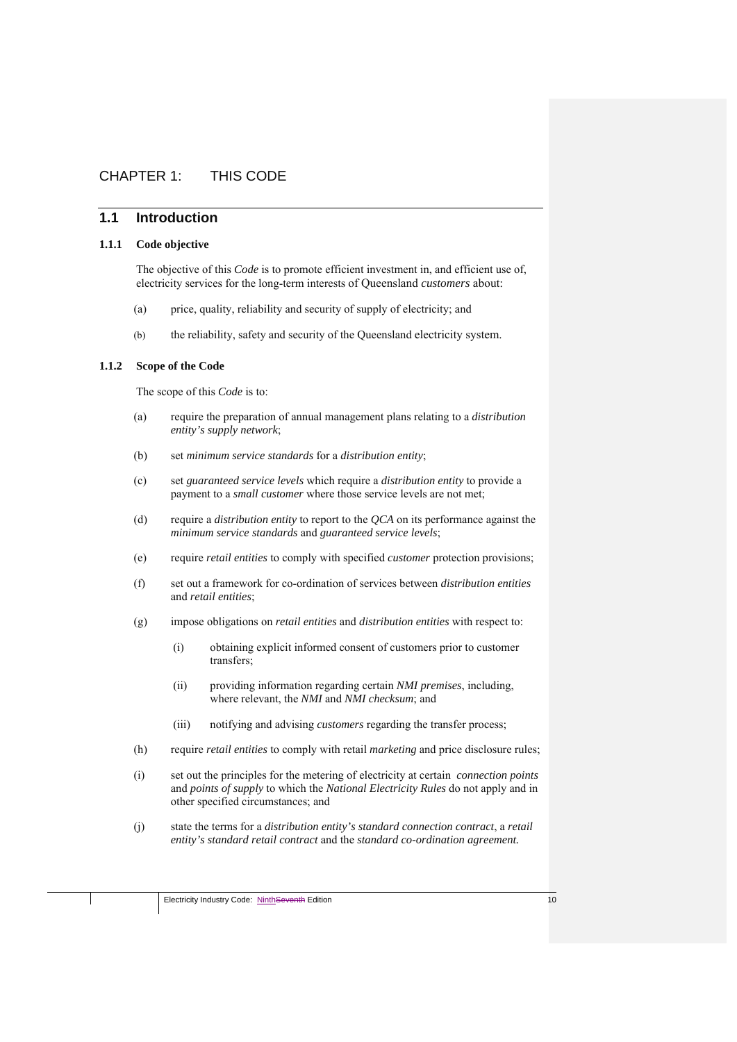# CHAPTER 1: THIS CODE

## 1.1 Introduction

### 1.1.1 Code objective

The objective of this *Code* is to promote efficient investment in, and efficient use of, electricity services for the long-term interests of Queensland *customers* about:

(a) price, quality, reliability and security of supply of electricity; and

(b) the reliability, safety and security of the Queensland electricity system.

### 1.1.2 Scope of the Code

The scope of this *Code* is to:

(a) require the preparation of annual management plans relating to a *distribution entity's supply network*;

(b) set *minimum service standards* for a *distribution entity*;

(c) set *guaranteed service levels* which require a *distribution entity* to provide a payment to a *small customer* where those service levels are not met;

(d) require a *distribution entity* to report to the *QCA* on its performance against the *minimum service standards* and *guaranteed service levels*;

(e) require *retail entities* to comply with specified *customer* protection provisions;

(f) set out a framework for co-ordination of services between *distribution entities* and *retail entities*;

(g) impose obligations on *retail entities* and *distribution entities* with respect to:

(i) obtaining explicit informed consent of customers prior to customer transfers;

(ii) providing information regarding certain *NMI premises*, including, where relevant, the *NMI* and *NMI checksum*; and

(iii) notifying and advising *customers* regarding the transfer process;

(h) require *retail entities* to comply with retail *marketing* and price disclosure rules;

(i) set out the principles for the metering of electricity at certain *connection points* and *points of supply* to which the *National Electricity Rules* do not apply and in other specified circumstances; and

(j) state the terms for a *distribution entity's standard connection contract*, a *retail entity's standard retail contract* and the *standard co-ordination agreement.*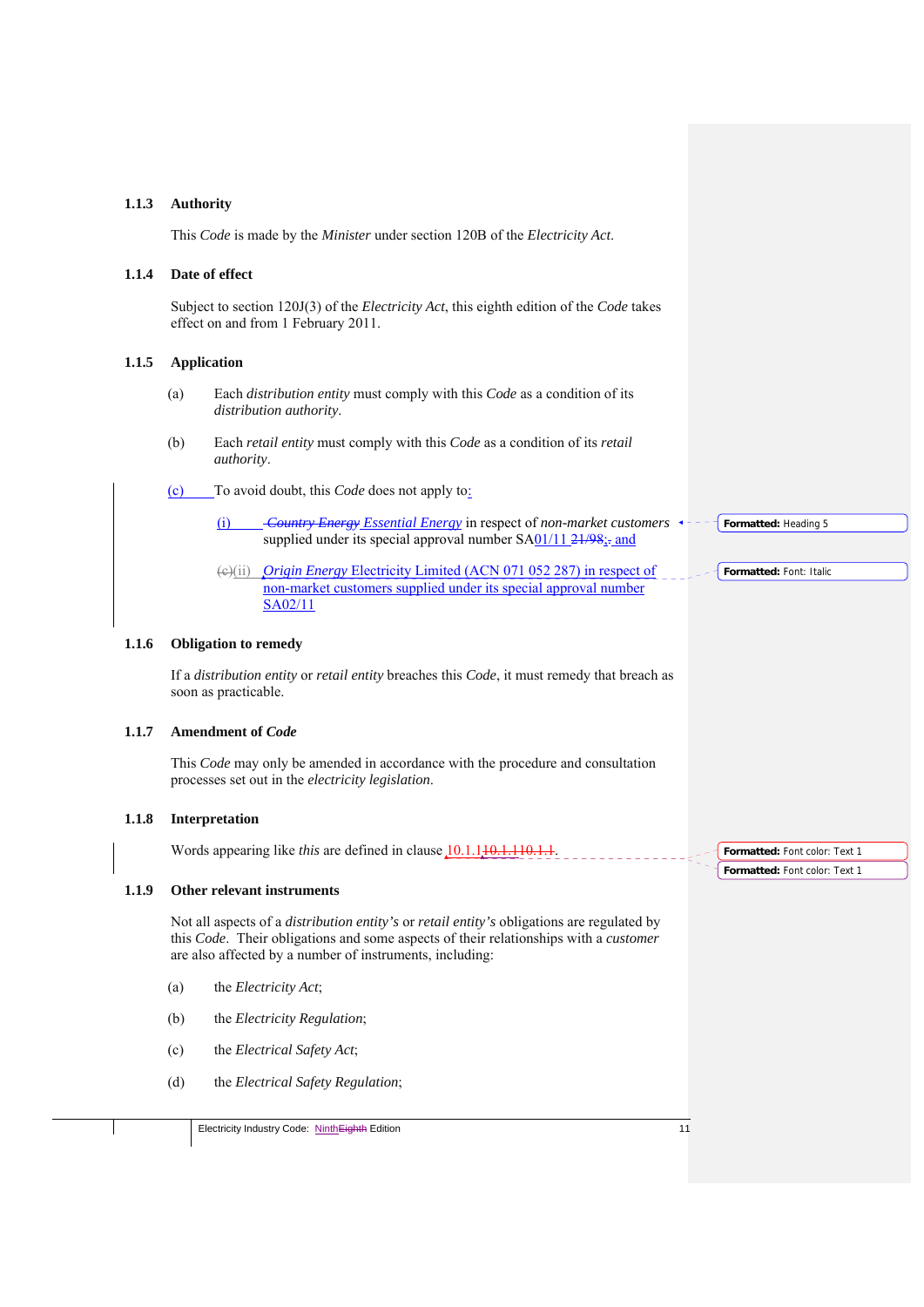### 1.1.3 Authority

This *Code* is made by the *Minister* under section 120B of the *Electricity Act*.

### 1.1.4 Date of effect

Subject to section 120J(3) of the *Electricity Act*, this eighth edition of the *Code* takes effect on and from 1 February 2011.

### 1.1.5 Application

(a) Each *distribution entity* must comply with this *Code* as a condition of its *distribution authority*.

(b) Each *retail entity* must comply with this *Code* as a condition of its *retail authority*.

(c) To avoid doubt, this *Code* does not apply to:

(i) ~~*Country Energy*~~ *Essential Energy* in respect of *non-market customers* supplied under its special approval number SA01/11 ~~21/98;~~ and

~~(c)~~(ii) *Origin Energy* Electricity Limited (ACN 071 052 287) in respect of non-market customers supplied under its special approval number SA02/11

### 1.1.6 Obligation to remedy

If a *distribution entity* or *retail entity* breaches this *Code*, it must remedy that breach as soon as practicable.

### 1.1.7 Amendment of *Code*

This *Code* may only be amended in accordance with the procedure and consultation processes set out in the *electricity legislation*.

### 1.1.8 Interpretation

Words appearing like *this* are defined in clause 10.1.1~~10.1.110.1.1~~.

### 1.1.9 Other relevant instruments

Not all aspects of a *distribution entity's* or *retail entity's* obligations are regulated by this *Code*. Their obligations and some aspects of their relationships with a *customer* are also affected by a number of instruments, including:

(a) the *Electricity Act*;

(b) the *Electricity Regulation*;

(c) the *Electrical Safety Act*;

(d) the *Electrical Safety Regulation*;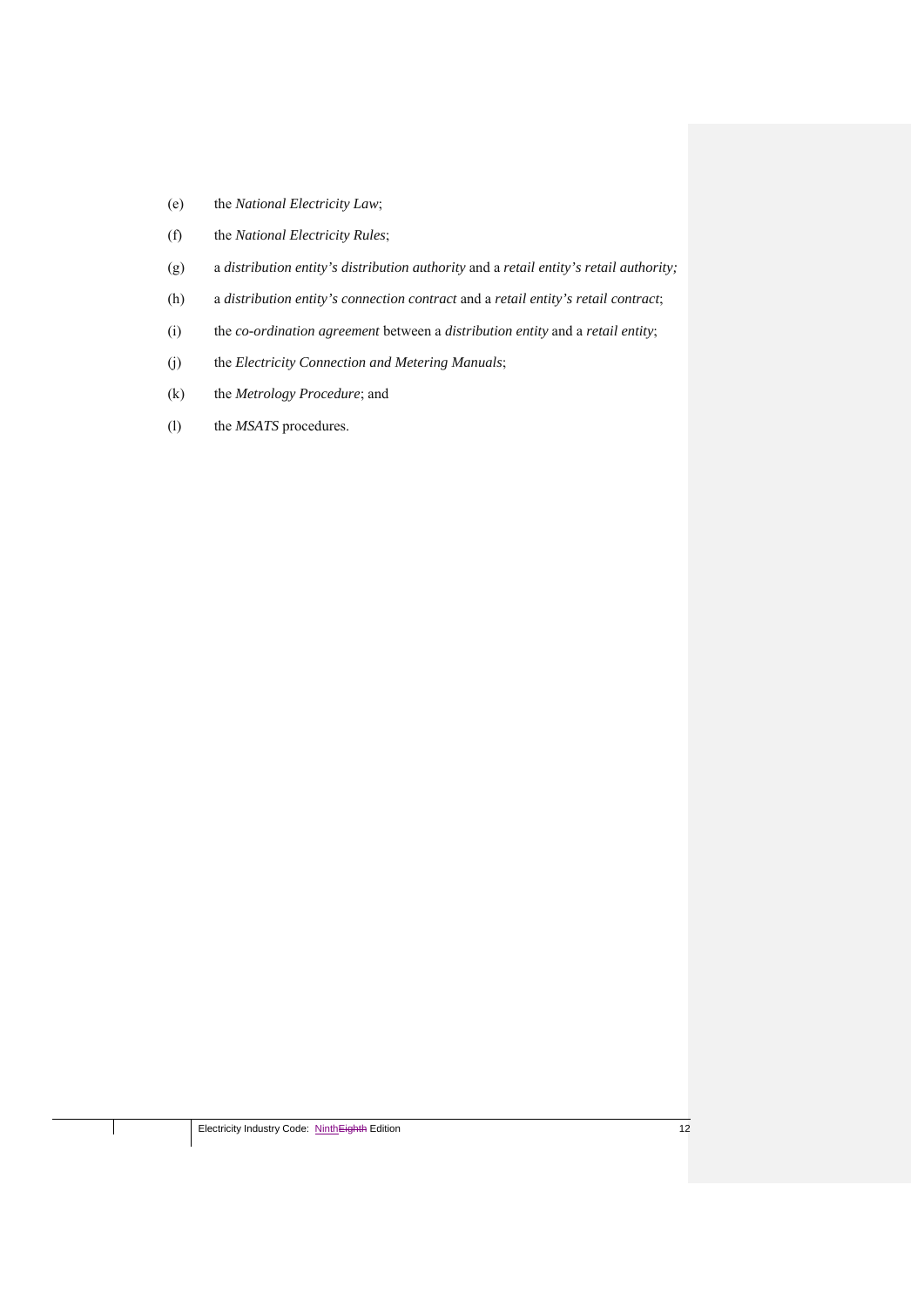(e) the *National Electricity Law*;

(f) the *National Electricity Rules*;

(g) a *distribution entity's distribution authority* and a *retail entity's retail authority;*

(h) a *distribution entity's connection contract* and a *retail entity's retail contract*;

(i) the *co-ordination agreement* between a *distribution entity* and a *retail entity*;

(j) the *Electricity Connection and Metering Manuals*;

(k) the *Metrology Procedure*; and

(l) the *MSATS* procedures.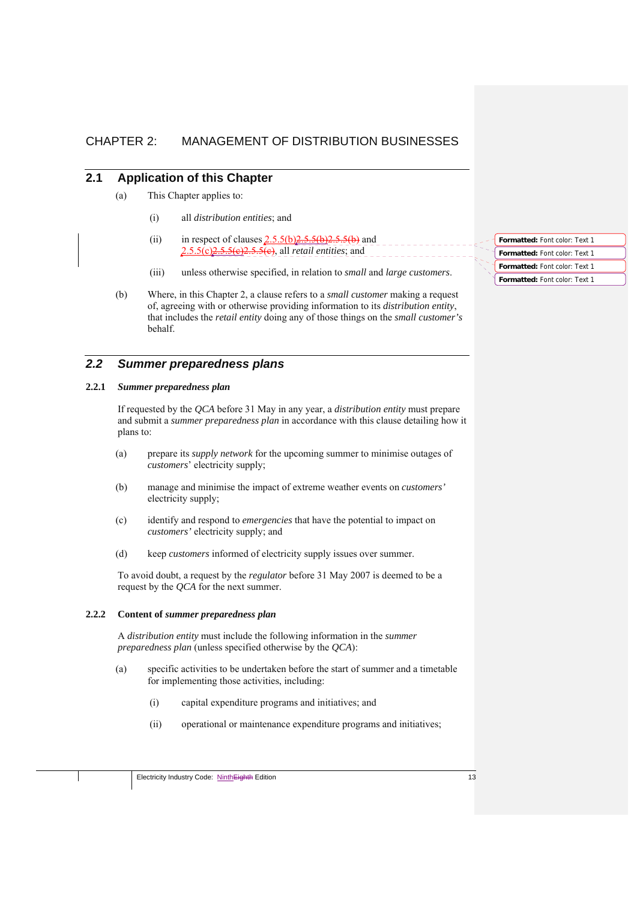# CHAPTER 2: MANAGEMENT OF DISTRIBUTION BUSINESSES

## 2.1 Application of this Chapter

(a) This Chapter applies to:

(i) all *distribution entities*; and

(ii) in respect of clauses 2.5.5(b)~~2.5.5(b)2.5.5(b)~~ and 2.5.5(c)~~2.5.5(c)2.5.5(c)~~, all *retail entities*; and

(iii) unless otherwise specified, in relation to *small* and *large customers*.

(b) Where, in this Chapter 2, a clause refers to a *small customer* making a request of, agreeing with or otherwise providing information to its *distribution entity*, that includes the *retail entity* doing any of those things on the *small customer's* behalf.

## *2.2 Summer preparedness plans*

### 2.2.1 *Summer preparedness plan*

If requested by the *QCA* before 31 May in any year, a *distribution entity* must prepare and submit a *summer preparedness plan* in accordance with this clause detailing how it plans to:

(a) prepare its *supply network* for the upcoming summer to minimise outages of *customers*' electricity supply;

(b) manage and minimise the impact of extreme weather events on *customers'* electricity supply;

(c) identify and respond to *emergencies* that have the potential to impact on *customers'* electricity supply; and

(d) keep *customers* informed of electricity supply issues over summer.

To avoid doubt, a request by the *regulator* before 31 May 2007 is deemed to be a request by the *QCA* for the next summer.

### 2.2.2 Content of *summer preparedness plan*

A *distribution entity* must include the following information in the *summer preparedness plan* (unless specified otherwise by the *QCA*):

(a) specific activities to be undertaken before the start of summer and a timetable for implementing those activities, including:

(i) capital expenditure programs and initiatives; and

(ii) operational or maintenance expenditure programs and initiatives;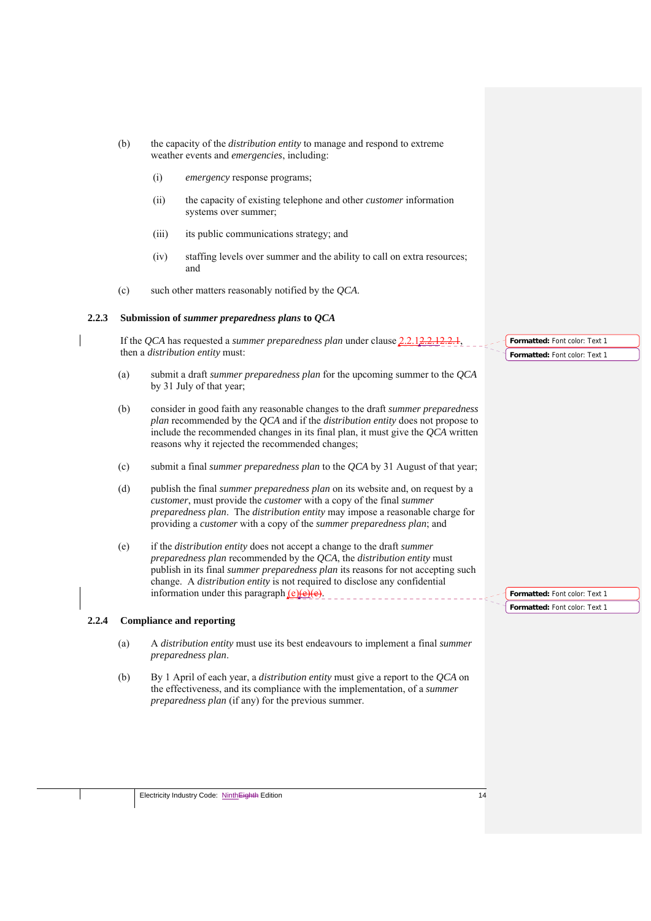(b) the capacity of the *distribution entity* to manage and respond to extreme weather events and *emergencies*, including:

   (i) *emergency* response programs;

   (ii) the capacity of existing telephone and other *customer* information systems over summer;

   (iii) its public communications strategy; and

   (iv) staffing levels over summer and the ability to call on extra resources; and

(c) such other matters reasonably notified by the *QCA*.

### 2.2.3 Submission of *summer preparedness plans* to *QCA*

If the *QCA* has requested a *summer preparedness plan* under clause 2.2.1, then a *distribution entity* must:

(a) submit a draft *summer preparedness plan* for the upcoming summer to the *QCA* by 31 July of that year;

(b) consider in good faith any reasonable changes to the draft *summer preparedness plan* recommended by the *QCA* and if the *distribution entity* does not propose to include the recommended changes in its final plan, it must give the *QCA* written reasons why it rejected the recommended changes;

(c) submit a final *summer preparedness plan* to the *QCA* by 31 August of that year;

(d) publish the final *summer preparedness plan* on its website and, on request by a *customer*, must provide the *customer* with a copy of the final *summer preparedness plan*. The *distribution entity* may impose a reasonable charge for providing a *customer* with a copy of the *summer preparedness plan*; and

(e) if the *distribution entity* does not accept a change to the draft *summer preparedness plan* recommended by the *QCA*, the *distribution entity* must publish in its final *summer preparedness plan* its reasons for not accepting such change. A *distribution entity* is not required to disclose any confidential information under this paragraph (e).

### 2.2.4 Compliance and reporting

(a) A *distribution entity* must use its best endeavours to implement a final *summer preparedness plan*.

(b) By 1 April of each year, a *distribution entity* must give a report to the *QCA* on the effectiveness, and its compliance with the implementation, of a *summer preparedness plan* (if any) for the previous summer.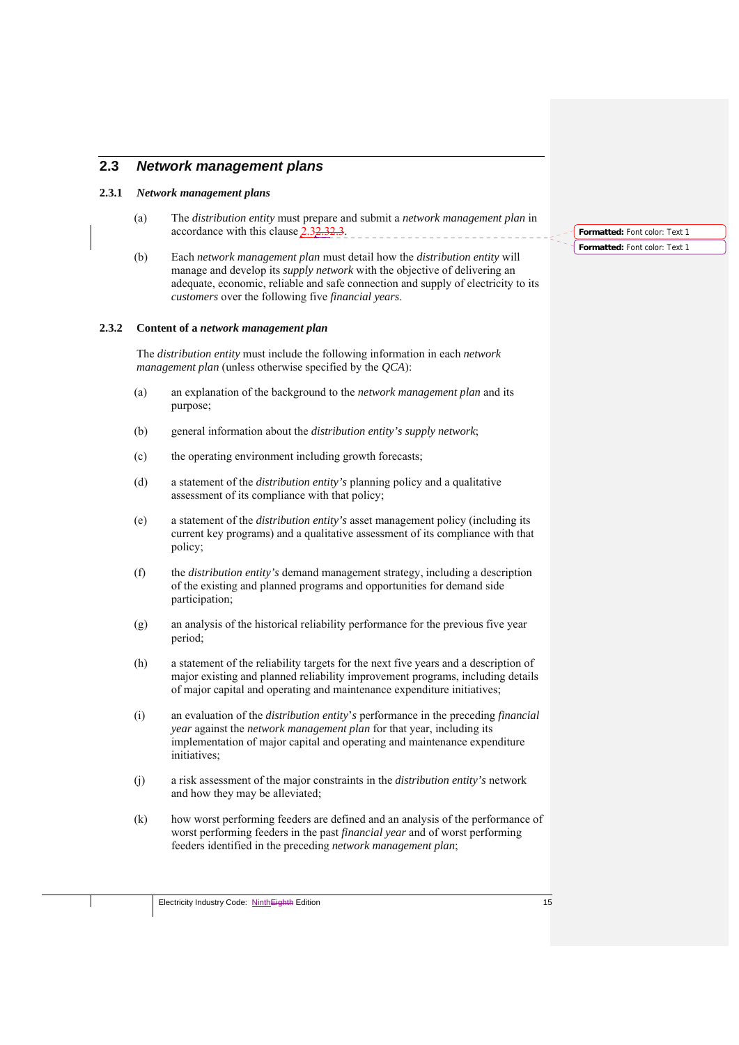## 2.3 *Network management plans*

### 2.3.1 *Network management plans*

(a) The *distribution entity* must prepare and submit a *network management plan* in accordance with this clause 2.32.32.3.

(b) Each *network management plan* must detail how the *distribution entity* will manage and develop its *supply network* with the objective of delivering an adequate, economic, reliable and safe connection and supply of electricity to its *customers* over the following five *financial years*.

### 2.3.2 Content of a *network management plan*

The *distribution entity* must include the following information in each *network management plan* (unless otherwise specified by the *QCA*):

(a) an explanation of the background to the *network management plan* and its purpose;

(b) general information about the *distribution entity's supply network*;

(c) the operating environment including growth forecasts;

(d) a statement of the *distribution entity's* planning policy and a qualitative assessment of its compliance with that policy;

(e) a statement of the *distribution entity's* asset management policy (including its current key programs) and a qualitative assessment of its compliance with that policy;

(f) the *distribution entity's* demand management strategy, including a description of the existing and planned programs and opportunities for demand side participation;

(g) an analysis of the historical reliability performance for the previous five year period;

(h) a statement of the reliability targets for the next five years and a description of major existing and planned reliability improvement programs, including details of major capital and operating and maintenance expenditure initiatives;

(i) an evaluation of the *distribution entity*'s performance in the preceding *financial year* against the *network management plan* for that year, including its implementation of major capital and operating and maintenance expenditure initiatives;

(j) a risk assessment of the major constraints in the *distribution entity's* network and how they may be alleviated;

(k) how worst performing feeders are defined and an analysis of the performance of worst performing feeders in the past *financial year* and of worst performing feeders identified in the preceding *network management plan*;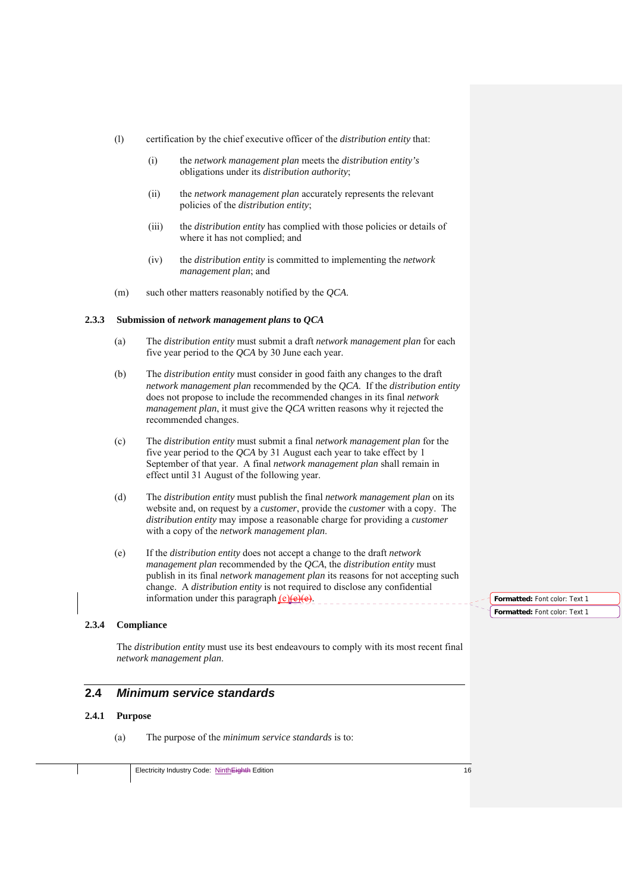(l) certification by the chief executive officer of the *distribution entity* that:

(i) the *network management plan* meets the *distribution entity's* obligations under its *distribution authority*;

(ii) the *network management plan* accurately represents the relevant policies of the *distribution entity*;

(iii) the *distribution entity* has complied with those policies or details of where it has not complied; and

(iv) the *distribution entity* is committed to implementing the *network management plan*; and

(m) such other matters reasonably notified by the *QCA*.

### 2.3.3 Submission of *network management plans* to *QCA*

(a) The *distribution entity* must submit a draft *network management plan* for each five year period to the *QCA* by 30 June each year.

(b) The *distribution entity* must consider in good faith any changes to the draft *network management plan* recommended by the *QCA*. If the *distribution entity* does not propose to include the recommended changes in its final *network management plan*, it must give the *QCA* written reasons why it rejected the recommended changes.

(c) The *distribution entity* must submit a final *network management plan* for the five year period to the *QCA* by 31 August each year to take effect by 1 September of that year. A final *network management plan* shall remain in effect until 31 August of the following year.

(d) The *distribution entity* must publish the final *network management plan* on its website and, on request by a *customer*, provide the *customer* with a copy. The *distribution entity* may impose a reasonable charge for providing a *customer* with a copy of the *network management plan*.

(e) If the *distribution entity* does not accept a change to the draft *network management plan* recommended by the *QCA*, the *distribution entity* must publish in its final *network management plan* its reasons for not accepting such change. A *distribution entity* is not required to disclose any confidential information under this paragraph (e)~~(e)(e)~~.

### 2.3.4 Compliance

The *distribution entity* must use its best endeavours to comply with its most recent final *network management plan*.

## 2.4 *Minimum service standards*

### 2.4.1 Purpose

(a) The purpose of the *minimum service standards* is to: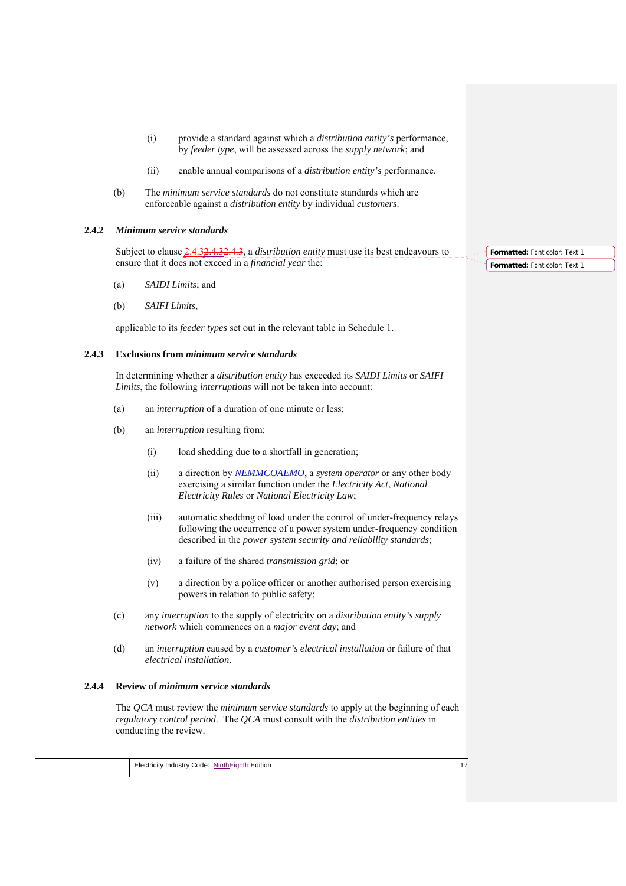(i) provide a standard against which a *distribution entity's* performance, by *feeder type*, will be assessed across the *supply network*; and

(ii) enable annual comparisons of a *distribution entity's* performance.

(b) The *minimum service standards* do not constitute standards which are enforceable against a *distribution entity* by individual *customers*.

### 2.4.2 *Minimum service standards*

Subject to clause 2.4.3, a *distribution entity* must use its best endeavours to ensure that it does not exceed in a *financial year* the:

(a) *SAIDI Limits*; and

(b) *SAIFI Limits*,

applicable to its *feeder types* set out in the relevant table in Schedule 1.

### 2.4.3 Exclusions from *minimum service standards*

In determining whether a *distribution entity* has exceeded its *SAIDI Limits* or *SAIFI Limits*, the following *interruptions* will not be taken into account:

(a) an *interruption* of a duration of one minute or less;

(b) an *interruption* resulting from:

(i) load shedding due to a shortfall in generation;

(ii) a direction by *AEMO*, a *system operator* or any other body exercising a similar function under the *Electricity Act*, *National Electricity Rules* or *National Electricity Law*;

(iii) automatic shedding of load under the control of under-frequency relays following the occurrence of a power system under-frequency condition described in the *power system security and reliability standards*;

(iv) a failure of the shared *transmission grid*; or

(v) a direction by a police officer or another authorised person exercising powers in relation to public safety;

(c) any *interruption* to the supply of electricity on a *distribution entity's supply network* which commences on a *major event day*; and

(d) an *interruption* caused by a *customer's electrical installation* or failure of that *electrical installation*.

### 2.4.4 Review of *minimum service standards*

The *QCA* must review the *minimum service standards* to apply at the beginning of each *regulatory control period*. The *QCA* must consult with the *distribution entities* in conducting the review.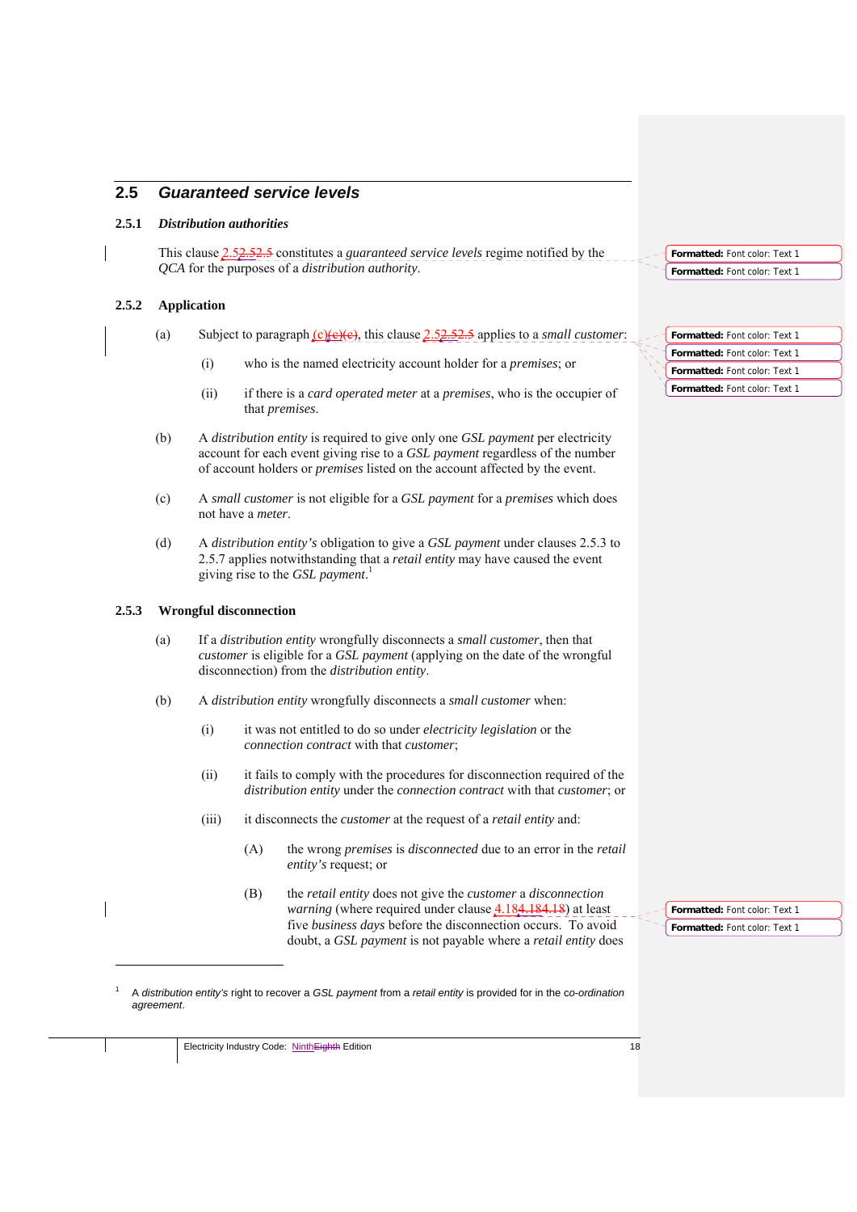## 2.5 *Guaranteed service levels*

### 2.5.1 *Distribution authorities*

This clause 2.5 constitutes a *guaranteed service levels* regime notified by the *QCA* for the purposes of a *distribution authority*.

### 2.5.2 Application

(a) Subject to paragraph (c), this clause 2.5 applies to a *small customer*:

(i) who is the named electricity account holder for a *premises*; or

(ii) if there is a *card operated meter* at a *premises*, who is the occupier of that *premises*.

(b) A *distribution entity* is required to give only one *GSL payment* per electricity account for each event giving rise to a *GSL payment* regardless of the number of account holders or *premises* listed on the account affected by the event.

(c) A *small customer* is not eligible for a *GSL payment* for a *premises* which does not have a *meter*.

(d) A *distribution entity's* obligation to give a *GSL payment* under clauses 2.5.3 to 2.5.7 applies notwithstanding that a *retail entity* may have caused the event giving rise to the *GSL payment*.[1]

### 2.5.3 Wrongful disconnection

(a) If a *distribution entity* wrongfully disconnects a *small customer*, then that *customer* is eligible for a *GSL payment* (applying on the date of the wrongful disconnection) from the *distribution entity*.

(b) A *distribution entity* wrongfully disconnects a *small customer* when:

(i) it was not entitled to do so under *electricity legislation* or the *connection contract* with that *customer*;

(ii) it fails to comply with the procedures for disconnection required of the *distribution entity* under the *connection contract* with that *customer*; or

(iii) it disconnects the *customer* at the request of a *retail entity* and:

(A) the wrong *premises* is *disconnected* due to an error in the *retail entity's* request; or

(B) the *retail entity* does not give the *customer* a *disconnection warning* (where required under clause 4.18) at least five *business days* before the disconnection occurs. To avoid doubt, a *GSL payment* is not payable where a *retail entity* does

---

[1] A *distribution entity's* right to recover a *GSL payment* from a *retail entity* is provided for in the *co-ordination agreement*.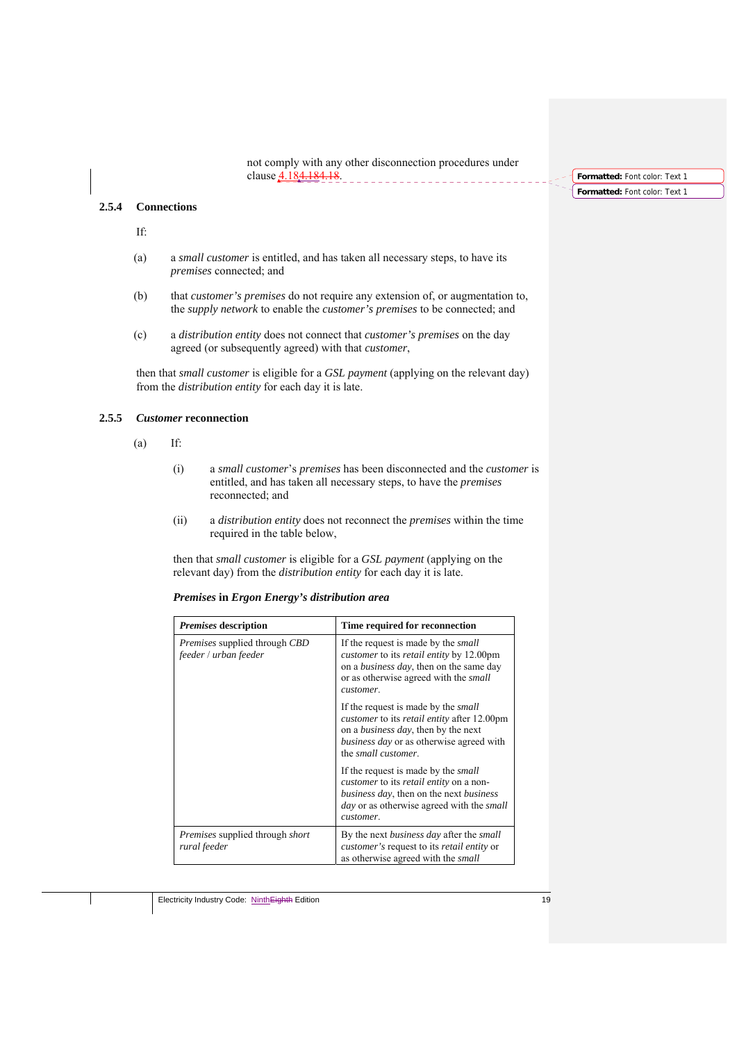not comply with any other disconnection procedures under clause 4.18.

### 2.5.4 Connections

If:

(a) a *small customer* is entitled, and has taken all necessary steps, to have its *premises* connected; and

(b) that *customer's premises* do not require any extension of, or augmentation to, the *supply network* to enable the *customer's premises* to be connected; and

(c) a *distribution entity* does not connect that *customer's premises* on the day agreed (or subsequently agreed) with that *customer*,

then that *small customer* is eligible for a *GSL payment* (applying on the relevant day) from the *distribution entity* for each day it is late.

### 2.5.5 *Customer* reconnection

(a) If:

(i) a *small customer*'s *premises* has been disconnected and the *customer* is entitled, and has taken all necessary steps, to have the *premises* reconnected; and

(ii) a *distribution entity* does not reconnect the *premises* within the time required in the table below,

then that *small customer* is eligible for a *GSL payment* (applying on the relevant day) from the *distribution entity* for each day it is late.

***Premises* in *Ergon Energy's distribution area***

| ***Premises* description** | **Time required for reconnection** |
|---|---|
| *Premises* supplied through *CBD feeder* / *urban feeder* | If the request is made by the *small customer* to its *retail entity* by 12.00pm on a *business day*, then on the same day or as otherwise agreed with the *small customer*.<br><br>If the request is made by the *small customer* to its *retail entity* after 12.00pm on a *business day*, then by the next *business day* or as otherwise agreed with the *small customer*.<br><br>If the request is made by the *small customer* to its *retail entity* on a non-*business day*, then on the next *business day* or as otherwise agreed with the *small customer*. |
| *Premises* supplied through *short rural feeder* | By the next *business day* after the *small customer's* request to its *retail entity* or as otherwise agreed with the *small* |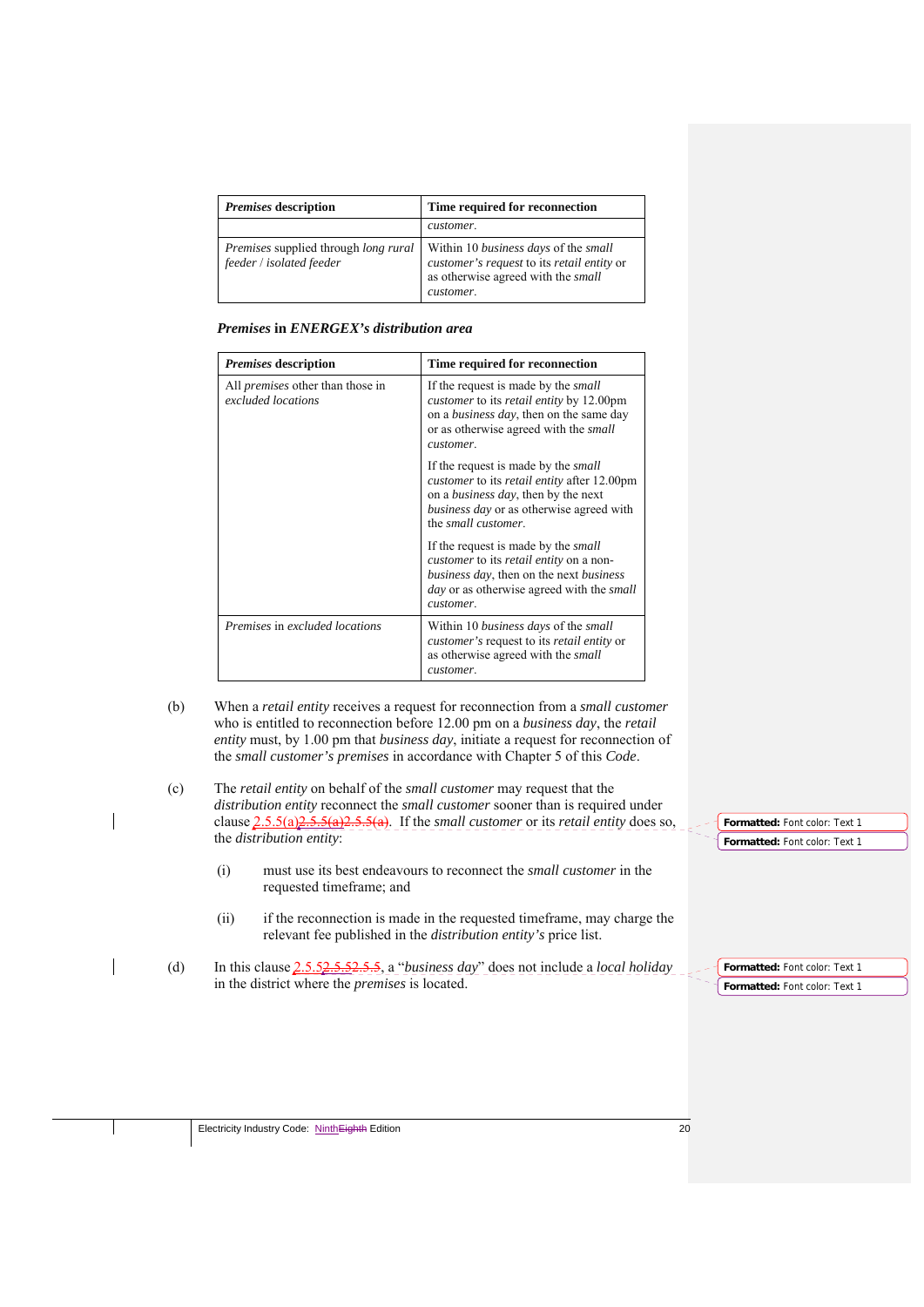| *Premises* description | Time required for reconnection |
| --- | --- |
| | *customer*. |
| *Premises* supplied through *long rural feeder* / *isolated feeder* | Within 10 *business days* of the *small customer's request* to its *retail entity* or as otherwise agreed with the *small customer*. |

***Premises* in *ENERGEX's* distribution area**

| *Premises* description | Time required for reconnection |
| --- | --- |
| All *premises* other than those in *excluded locations* | If the request is made by the *small customer* to its *retail entity* by 12.00pm on a *business day*, then on the same day or as otherwise agreed with the *small customer*.<br><br>If the request is made by the *small customer* to its *retail entity* after 12.00pm on a *business day*, then by the next *business day* or as otherwise agreed with the *small customer*.<br><br>If the request is made by the *small customer* to its *retail entity* on a non-*business day*, then on the next *business day* or as otherwise agreed with the *small customer*. |
| *Premises* in *excluded locations* | Within 10 *business days* of the *small customer's* request to its *retail entity* or as otherwise agreed with the *small customer*. |

(b) When a *retail entity* receives a request for reconnection from a *small customer* who is entitled to reconnection before 12.00 pm on a *business day*, the *retail entity* must, by 1.00 pm that *business day*, initiate a request for reconnection of the *small customer's premises* in accordance with Chapter 5 of this *Code*.

(c) The *retail entity* on behalf of the *small customer* may request that the *distribution entity* reconnect the *small customer* sooner than is required under clause 2.5.5(a)~~2.5.5(a)2.5.5(a)~~. If the *small customer* or its *retail entity* does so, the *distribution entity*:

(i) must use its best endeavours to reconnect the *small customer* in the requested timeframe; and

(ii) if the reconnection is made in the requested timeframe, may charge the relevant fee published in the *distribution entity's* price list.

(d) In this clause 2.5.5~~2.5.52.5.5~~, a "*business day*" does not include a *local holiday* in the district where the *premises* is located.

Formatted: Font color: Text 1

Formatted: Font color: Text 1

Formatted: Font color: Text 1

Formatted: Font color: Text 1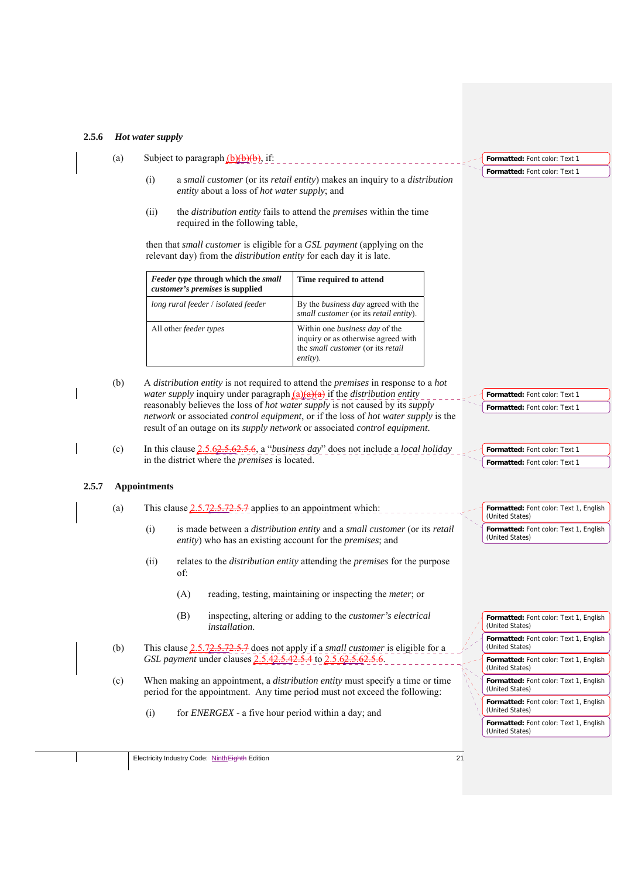### 2.5.6 *Hot water supply*

(a) Subject to paragraph (b), if:

(i) a *small customer* (or its *retail entity*) makes an inquiry to a *distribution entity* about a loss of *hot water supply*; and

(ii) the *distribution entity* fails to attend the *premises* within the time required in the following table,

then that *small customer* is eligible for a *GSL payment* (applying on the relevant day) from the *distribution entity* for each day it is late.

| ***Feeder type* through which the *small customer's premises* is supplied** | **Time required to attend** |
|---|---|
| *long rural feeder* / *isolated feeder* | By the *business day* agreed with the *small customer* (or its *retail entity*). |
| All other *feeder types* | Within one *business day* of the inquiry or as otherwise agreed with the *small customer* (or its *retail entity*). |

(b) A *distribution entity* is not required to attend the *premises* in response to a *hot water supply* inquiry under paragraph (a) if the *distribution entity* reasonably believes the loss of *hot water supply* is not caused by its *supply network* or associated *control equipment*, or if the loss of *hot water supply* is the result of an outage on its *supply network* or associated *control equipment*.

(c) In this clause 2.5.6, a "*business day*" does not include a *local holiday* in the district where the *premises* is located.

### 2.5.7 Appointments

(a) This clause 2.5.7 applies to an appointment which:

(i) is made between a *distribution entity* and a *small customer* (or its *retail entity*) who has an existing account for the *premises*; and

(ii) relates to the *distribution entity* attending the *premises* for the purpose of:

(A) reading, testing, maintaining or inspecting the *meter*; or

(B) inspecting, altering or adding to the *customer's electrical installation*.

(b) This clause 2.5.7 does not apply if a *small customer* is eligible for a *GSL payment* under clauses 2.5.4 to 2.5.6.

(c) When making an appointment, a *distribution entity* must specify a time or time period for the appointment. Any time period must not exceed the following:

(i) for *ENERGEX* - a five hour period within a day; and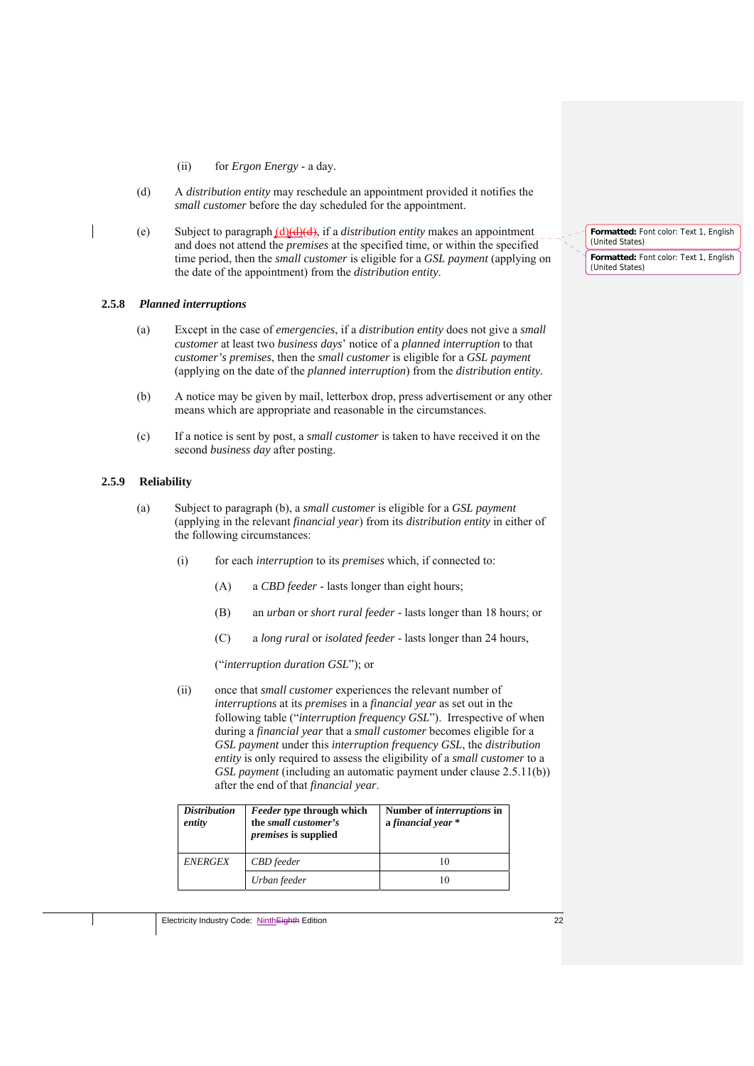(ii) for *Ergon Energy* - a day.

(d) A *distribution entity* may reschedule an appointment provided it notifies the *small customer* before the day scheduled for the appointment.

(e) Subject to paragraph (d), if a *distribution entity* makes an appointment and does not attend the *premises* at the specified time, or within the specified time period, then the *small customer* is eligible for a *GSL payment* (applying on the date of the appointment) from the *distribution entity*.

### 2.5.8 *Planned interruptions*

(a) Except in the case of *emergencies*, if a *distribution entity* does not give a *small customer* at least two *business days*' notice of a *planned interruption* to that *customer's premises*, then the *small customer* is eligible for a *GSL payment* (applying on the date of the *planned interruption*) from the *distribution entity.*

(b) A notice may be given by mail, letterbox drop, press advertisement or any other means which are appropriate and reasonable in the circumstances.

(c) If a notice is sent by post, a *small customer* is taken to have received it on the second *business day* after posting.

### 2.5.9 Reliability

(a) Subject to paragraph (b), a *small customer* is eligible for a *GSL payment* (applying in the relevant *financial year*) from its *distribution entity* in either of the following circumstances:

(i) for each *interruption* to its *premises* which, if connected to:

(A) a *CBD feeder* - lasts longer than eight hours;

(B) an *urban* or *short rural feeder* - lasts longer than 18 hours; or

(C) a *long rural* or *isolated feeder* - lasts longer than 24 hours,

("*interruption duration GSL*"); or

(ii) once that *small customer* experiences the relevant number of *interruptions* at its *premises* in a *financial year* as set out in the following table ("*interruption frequency GSL*"). Irrespective of when during a *financial year* that a *small customer* becomes eligible for a *GSL payment* under this *interruption frequency GSL*, the *distribution entity* is only required to assess the eligibility of a *small customer* to a *GSL payment* (including an automatic payment under clause 2.5.11(b)) after the end of that *financial year*.

| ***Distribution entity*** | ***Feeder type* through which the *small customer's premises* is supplied** | **Number of *interruptions* in a *financial year* *** |
|---|---|---|
| *ENERGEX* | *CBD feeder* | 10 |
| | *Urban feeder* | 10 |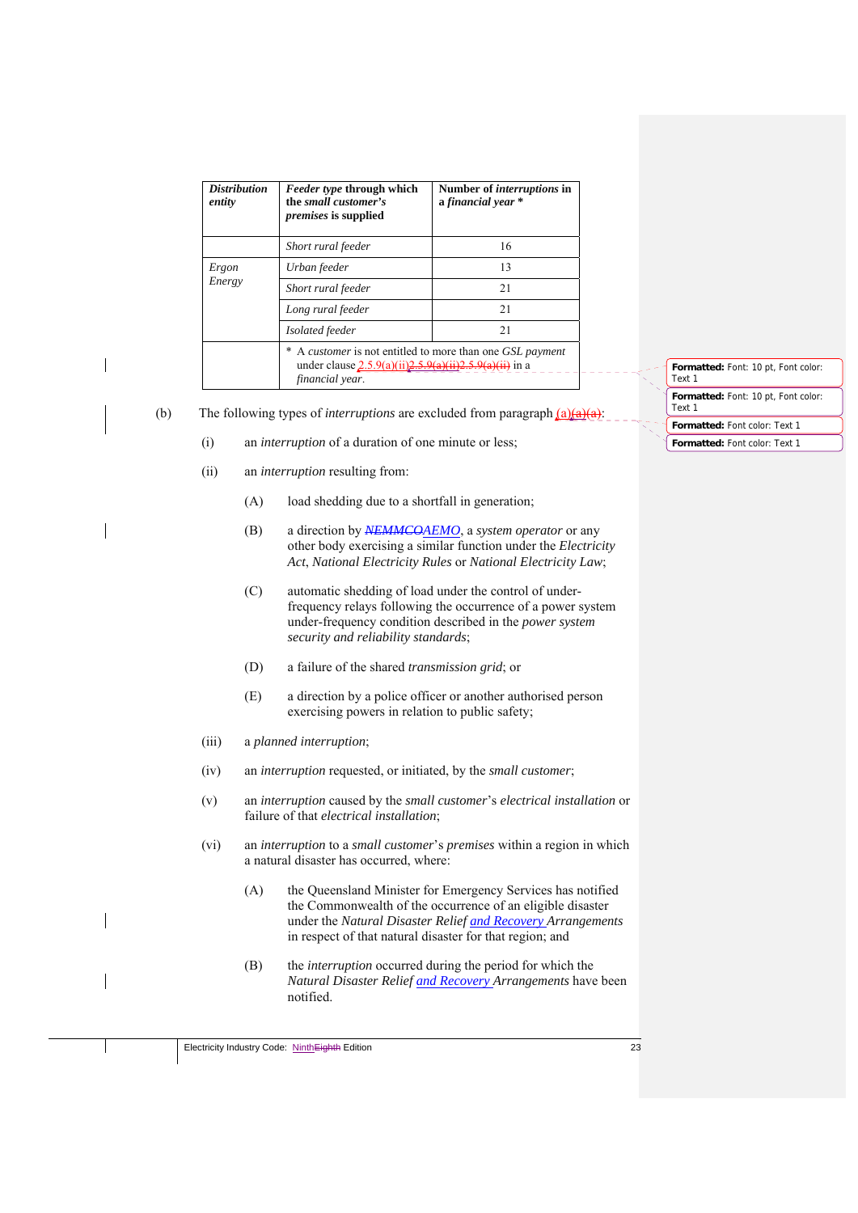| *Distribution entity* | *Feeder type* **through which the** *small customer's premises* **is supplied** | **Number of** *interruptions* **in a** *financial year* **\*** |
|---|---|---|
| | *Short rural feeder* | 16 |
| *Ergon Energy* | *Urban feeder* | 13 |
| | *Short rural feeder* | 21 |
| | *Long rural feeder* | 21 |
| | *Isolated feeder* | 21 |
| | \* A *customer* is not entitled to more than one *GSL payment* under clause 2.5.9(a)(ii)~~2.5.9(a)(ii)2.5.9(a)(ii)~~ in a *financial year*. | |

(b) The following types of *interruptions* are excluded from paragraph (a)~~(a)(a)~~:

(i) an *interruption* of a duration of one minute or less;

(ii) an *interruption* resulting from:

(A) load shedding due to a shortfall in generation;

(B) a direction by ~~*NEMMCO*~~*AEMO*, a *system operator* or any other body exercising a similar function under the *Electricity Act*, *National Electricity Rules* or *National Electricity Law*;

(C) automatic shedding of load under the control of under-frequency relays following the occurrence of a power system under-frequency condition described in the *power system security and reliability standards*;

(D) a failure of the shared *transmission grid*; or

(E) a direction by a police officer or another authorised person exercising powers in relation to public safety;

(iii) a *planned interruption*;

(iv) an *interruption* requested, or initiated, by the *small customer*;

(v) an *interruption* caused by the *small customer*'s *electrical installation* or failure of that *electrical installation*;

(vi) an *interruption* to a *small customer*'s *premises* within a region in which a natural disaster has occurred, where:

(A) the Queensland Minister for Emergency Services has notified the Commonwealth of the occurrence of an eligible disaster under the *Natural Disaster Relief and Recovery Arrangements* in respect of that natural disaster for that region; and

(B) the *interruption* occurred during the period for which the *Natural Disaster Relief and Recovery Arrangements* have been notified.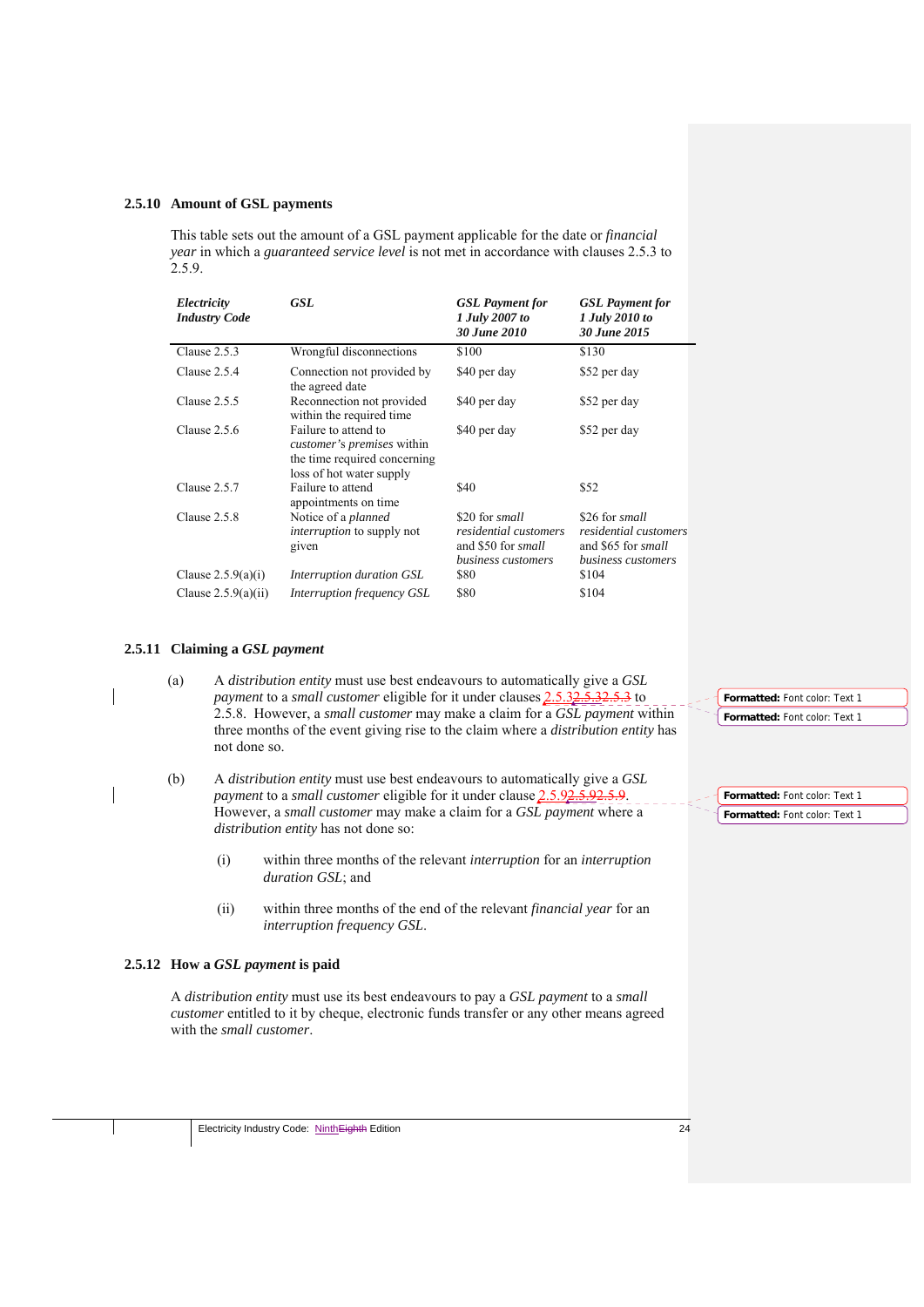### 2.5.10 Amount of GSL payments

This table sets out the amount of a GSL payment applicable for the date or *financial year* in which a *guaranteed service level* is not met in accordance with clauses 2.5.3 to 2.5.9.

| *Electricity Industry Code* | *GSL* | *GSL Payment for 1 July 2007 to 30 June 2010* | *GSL Payment for 1 July 2010 to 30 June 2015* |
|---|---|---|---|
| Clause 2.5.3 | Wrongful disconnections | $100 | $130 |
| Clause 2.5.4 | Connection not provided by the agreed date | $40 per day | $52 per day |
| Clause 2.5.5 | Reconnection not provided within the required time | $40 per day | $52 per day |
| Clause 2.5.6 | Failure to attend to *customer's premises* within the time required concerning loss of hot water supply | $40 per day | $52 per day |
| Clause 2.5.7 | Failure to attend appointments on time | $40 | $52 |
| Clause 2.5.8 | Notice of a *planned interruption* to supply not given | $20 for *small residential customers* and $50 for *small business customers* | $26 for *small residential customers* and $65 for *small business customers* |
| Clause 2.5.9(a)(i) | *Interruption duration GSL* | $80 | $104 |
| Clause 2.5.9(a)(ii) | *Interruption frequency GSL* | $80 | $104 |

### 2.5.11 Claiming a *GSL payment*

(a) A *distribution entity* must use best endeavours to automatically give a *GSL payment* to a *small customer* eligible for it under clauses 2.5.3 to 2.5.8. However, a *small customer* may make a claim for a *GSL payment* within three months of the event giving rise to the claim where a *distribution entity* has not done so.

(b) A *distribution entity* must use best endeavours to automatically give a *GSL payment* to a *small customer* eligible for it under clause 2.5.9. However, a *small customer* may make a claim for a *GSL payment* where a *distribution entity* has not done so:

(i) within three months of the relevant *interruption* for an *interruption duration GSL*; and

(ii) within three months of the end of the relevant *financial year* for an *interruption frequency GSL*.

### 2.5.12 How a *GSL payment* is paid

A *distribution entity* must use its best endeavours to pay a *GSL payment* to a *small customer* entitled to it by cheque, electronic funds transfer or any other means agreed with the *small customer*.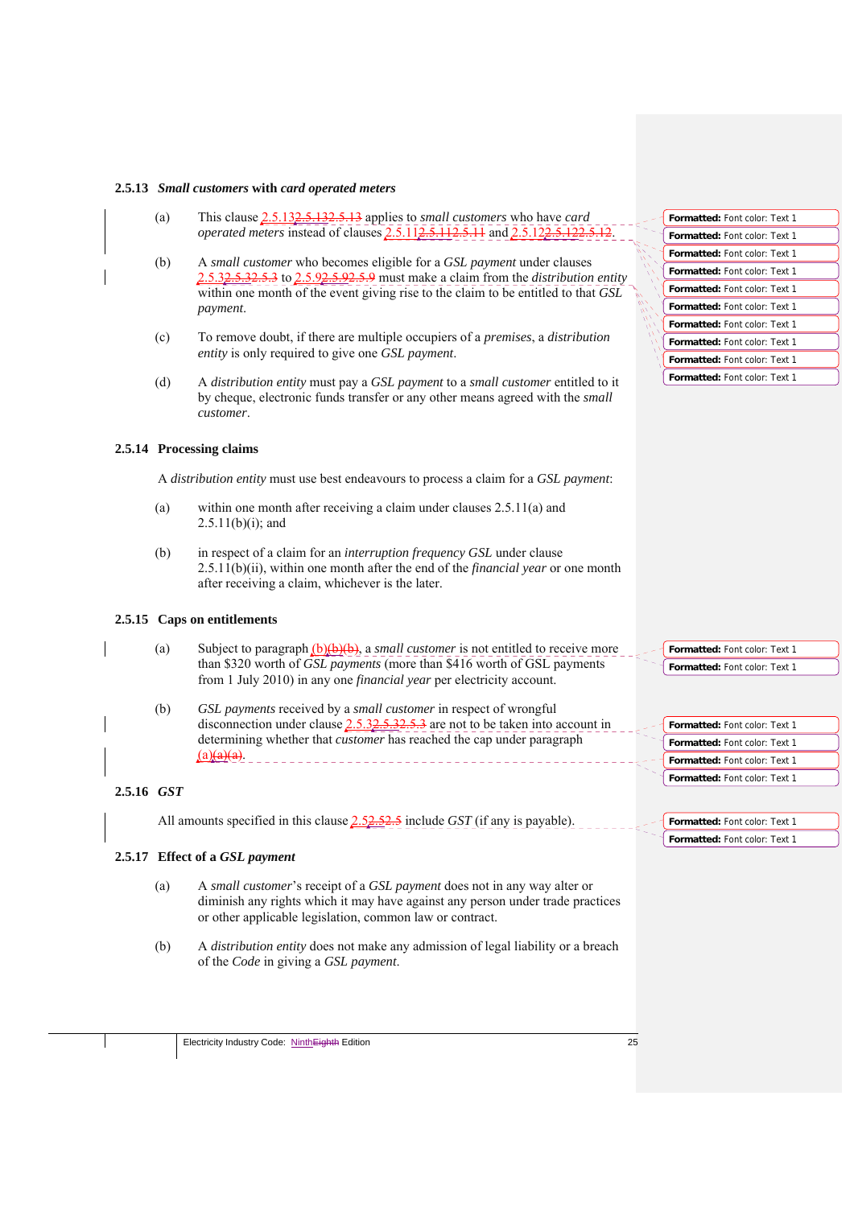### 2.5.13 *Small customers* with *card operated meters*

(a) This clause 2.5.13 applies to *small customers* who have *card operated meters* instead of clauses 2.5.11 and 2.5.12.

(b) A *small customer* who becomes eligible for a *GSL payment* under clauses 2.5.3 to 2.5.9 must make a claim from the *distribution entity* within one month of the event giving rise to the claim to be entitled to that *GSL payment*.

(c) To remove doubt, if there are multiple occupiers of a *premises*, a *distribution entity* is only required to give one *GSL payment*.

(d) A *distribution entity* must pay a *GSL payment* to a *small customer* entitled to it by cheque, electronic funds transfer or any other means agreed with the *small customer*.

### 2.5.14 Processing claims

A *distribution entity* must use best endeavours to process a claim for a *GSL payment*:

(a) within one month after receiving a claim under clauses 2.5.11(a) and 2.5.11(b)(i); and

(b) in respect of a claim for an *interruption frequency GSL* under clause 2.5.11(b)(ii), within one month after the end of the *financial year* or one month after receiving a claim, whichever is the later.

### 2.5.15 Caps on entitlements

(a) Subject to paragraph (b), a *small customer* is not entitled to receive more than $320 worth of *GSL payments* (more than $416 worth of GSL payments from 1 July 2010) in any one *financial year* per electricity account.

(b) *GSL payments* received by a *small customer* in respect of wrongful disconnection under clause 2.5.3 are not to be taken into account in determining whether that *customer* has reached the cap under paragraph (a).

### 2.5.16 *GST*

All amounts specified in this clause 2.5 include *GST* (if any is payable).

### 2.5.17 Effect of a *GSL payment*

(a) A *small customer*'s receipt of a *GSL payment* does not in any way alter or diminish any rights which it may have against any person under trade practices or other applicable legislation, common law or contract.

(b) A *distribution entity* does not make any admission of legal liability or a breach of the *Code* in giving a *GSL payment*.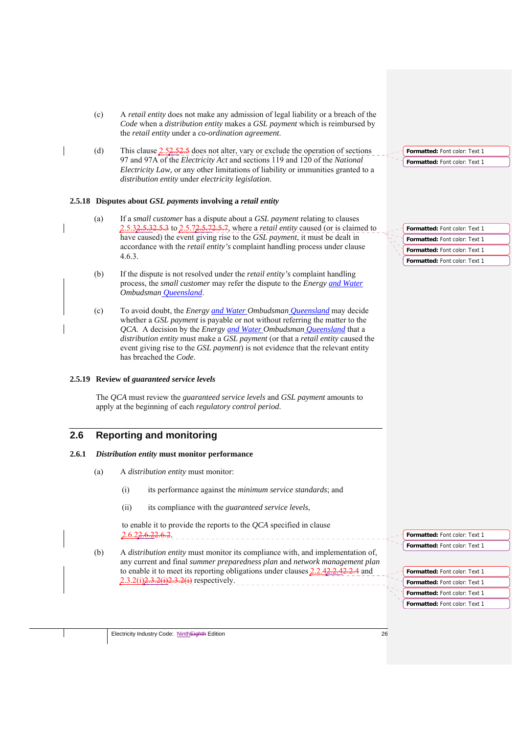(c) A *retail entity* does not make any admission of legal liability or a breach of the *Code* when a *distribution entity* makes a *GSL payment* which is reimbursed by the *retail entity* under a *co-ordination agreement*.

(d) This clause 2.5 does not alter, vary or exclude the operation of sections 97 and 97A of the *Electricity Act* and sections 119 and 120 of the *National Electricity Law*, or any other limitations of liability or immunities granted to a *distribution entity* under *electricity legislation*.

### 2.5.18 Disputes about *GSL payments* involving a *retail entity*

(a) If a *small customer* has a dispute about a *GSL payment* relating to clauses 2.5.3 to 2.5.7, where a *retail entity* caused (or is claimed to have caused) the event giving rise to the *GSL payment*, it must be dealt in accordance with the *retail entity's* complaint handling process under clause 4.6.3.

(b) If the dispute is not resolved under the *retail entity's* complaint handling process, the *small customer* may refer the dispute to the *Energy and Water Ombudsman Queensland*.

(c) To avoid doubt, the *Energy and Water Ombudsman Queensland* may decide whether a *GSL payment* is payable or not without referring the matter to the *QCA*. A decision by the *Energy and Water Ombudsman Queensland* that a *distribution entity* must make a *GSL payment* (or that a *retail entity* caused the event giving rise to the *GSL payment*) is not evidence that the relevant entity has breached the *Code*.

### 2.5.19 Review of *guaranteed service levels*

The *QCA* must review the *guaranteed service levels* and *GSL payment* amounts to apply at the beginning of each *regulatory control period*.

## 2.6 Reporting and monitoring

### 2.6.1 *Distribution entity* must monitor performance

(a) A *distribution entity* must monitor:

(i) its performance against the *minimum service standards*; and

(ii) its compliance with the *guaranteed service levels*,

to enable it to provide the reports to the *QCA* specified in clause 2.6.2.

(b) A *distribution entity* must monitor its compliance with, and implementation of, any current and final *summer preparedness plan* and *network management plan* to enable it to meet its reporting obligations under clauses 2.2.4 and 2.3.2(i) respectively.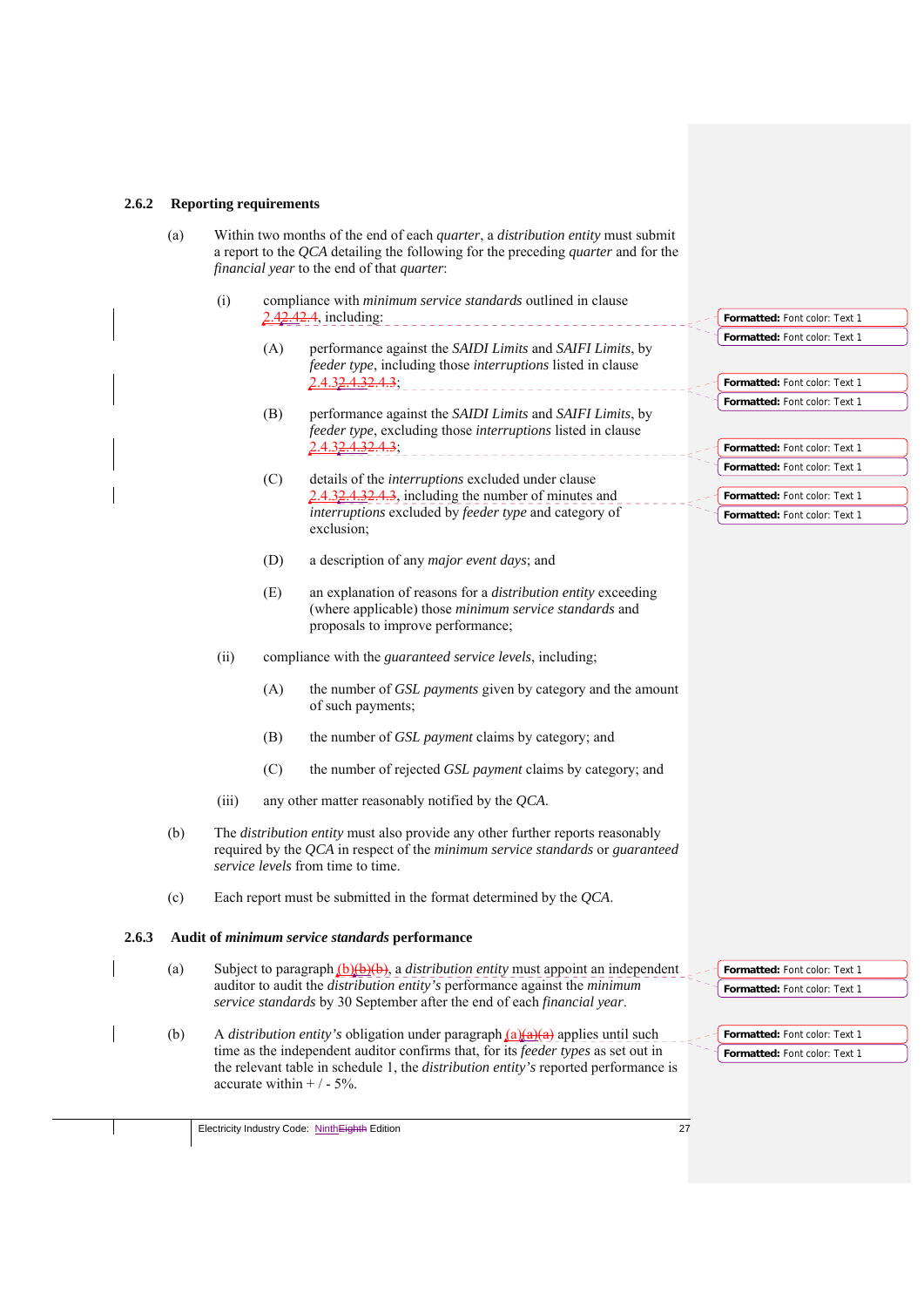### 2.6.2 Reporting requirements

(a) Within two months of the end of each *quarter*, a *distribution entity* must submit a report to the *QCA* detailing the following for the preceding *quarter* and for the *financial year* to the end of that *quarter*:

(i) compliance with *minimum service standards* outlined in clause 2.42.42.4, including:

(A) performance against the *SAIDI Limits* and *SAIFI Limits*, by *feeder type*, including those *interruptions* listed in clause 2.4.32.4.32.4.3;

(B) performance against the *SAIDI Limits* and *SAIFI Limits*, by *feeder type*, excluding those *interruptions* listed in clause 2.4.32.4.32.4.3;

(C) details of the *interruptions* excluded under clause 2.4.32.4.32.4.3, including the number of minutes and *interruptions* excluded by *feeder type* and category of exclusion;

(D) a description of any *major event days*; and

(E) an explanation of reasons for a *distribution entity* exceeding (where applicable) those *minimum service standards* and proposals to improve performance;

(ii) compliance with the *guaranteed service levels*, including;

(A) the number of *GSL payments* given by category and the amount of such payments;

(B) the number of *GSL payment* claims by category; and

(C) the number of rejected *GSL payment* claims by category; and

(iii) any other matter reasonably notified by the *QCA*.

(b) The *distribution entity* must also provide any other further reports reasonably required by the *QCA* in respect of the *minimum service standards* or *guaranteed service levels* from time to time.

(c) Each report must be submitted in the format determined by the *QCA*.

### 2.6.3 Audit of *minimum service standards* performance

(a) Subject to paragraph (b)(b)(b), a *distribution entity* must appoint an independent auditor to audit the *distribution entity's* performance against the *minimum service standards* by 30 September after the end of each *financial year*.

(b) A *distribution entity's* obligation under paragraph (a)(a)(a) applies until such time as the independent auditor confirms that, for its *feeder types* as set out in the relevant table in schedule 1, the *distribution entity's* reported performance is accurate within + / - 5%.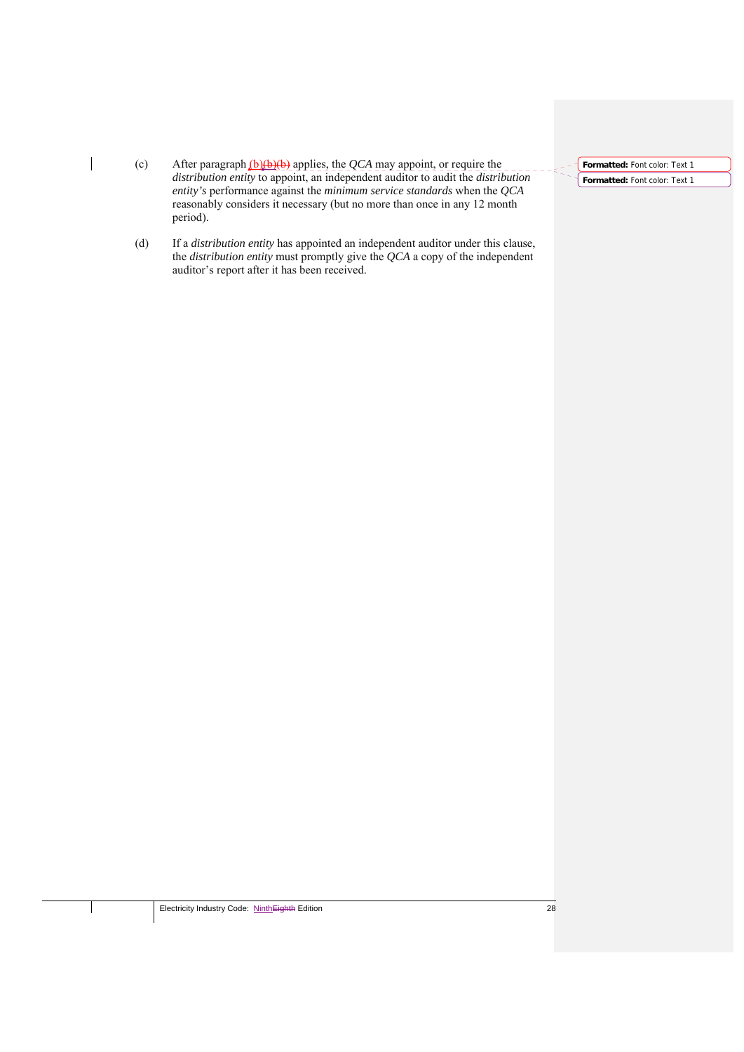(c) After paragraph (b)~~(b)~~(b) applies, the *QCA* may appoint, or require the *distribution entity* to appoint, an independent auditor to audit the *distribution entity's* performance against the *minimum service standards* when the *QCA* reasonably considers it necessary (but no more than once in any 12 month period).

(d) If a *distribution entity* has appointed an independent auditor under this clause, the *distribution entity* must promptly give the *QCA* a copy of the independent auditor's report after it has been received.

**Formatted:** Font color: Text 1

**Formatted:** Font color: Text 1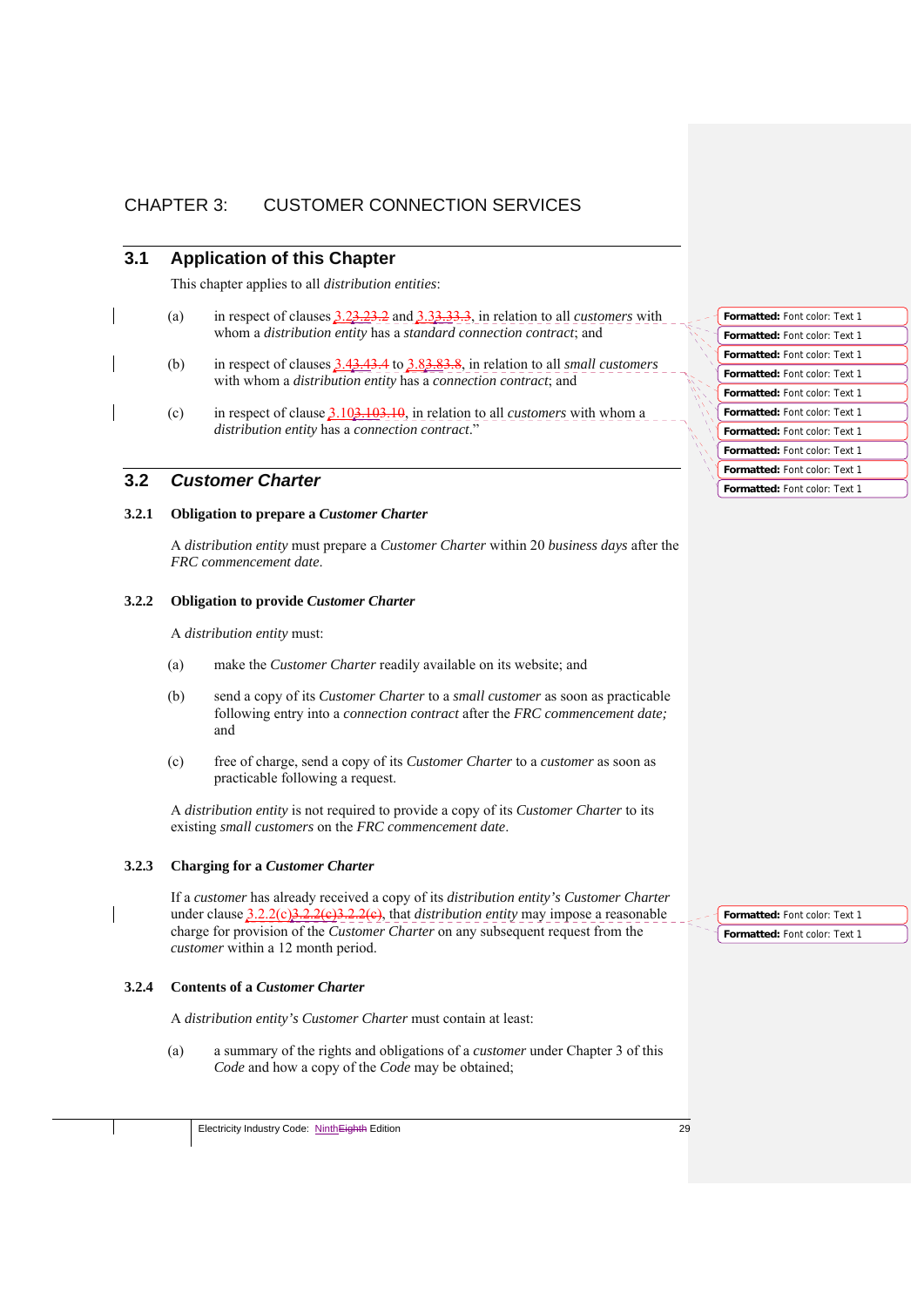# CHAPTER 3: CUSTOMER CONNECTION SERVICES

## 3.1 Application of this Chapter

This chapter applies to all *distribution entities*:

(a) in respect of clauses 3.23.23.2 and 3.33.33.3, in relation to all *customers* with whom a *distribution entity* has a *standard connection contract*; and

(b) in respect of clauses 3.43.43.4 to 3.83.83.8, in relation to all *small customers* with whom a *distribution entity* has a *connection contract*; and

(c) in respect of clause 3.103.103.10, in relation to all *customers* with whom a *distribution entity* has a *connection contract*."

## 3.2 *Customer Charter*

### 3.2.1 Obligation to prepare a *Customer Charter*

A *distribution entity* must prepare a *Customer Charter* within 20 *business days* after the *FRC commencement date*.

### 3.2.2 Obligation to provide *Customer Charter*

A *distribution entity* must:

(a) make the *Customer Charter* readily available on its website; and

(b) send a copy of its *Customer Charter* to a *small customer* as soon as practicable following entry into a *connection contract* after the *FRC commencement date;* and

(c) free of charge, send a copy of its *Customer Charter* to a *customer* as soon as practicable following a request.

A *distribution entity* is not required to provide a copy of its *Customer Charter* to its existing *small customers* on the *FRC commencement date*.

### 3.2.3 Charging for a *Customer Charter*

If a *customer* has already received a copy of its *distribution entity's Customer Charter* under clause 3.2.2(c)3.2.2(c)3.2.2(c), that *distribution entity* may impose a reasonable charge for provision of the *Customer Charter* on any subsequent request from the *customer* within a 12 month period.

### 3.2.4 Contents of a *Customer Charter*

A *distribution entity's Customer Charter* must contain at least:

(a) a summary of the rights and obligations of a *customer* under Chapter 3 of this *Code* and how a copy of the *Code* may be obtained;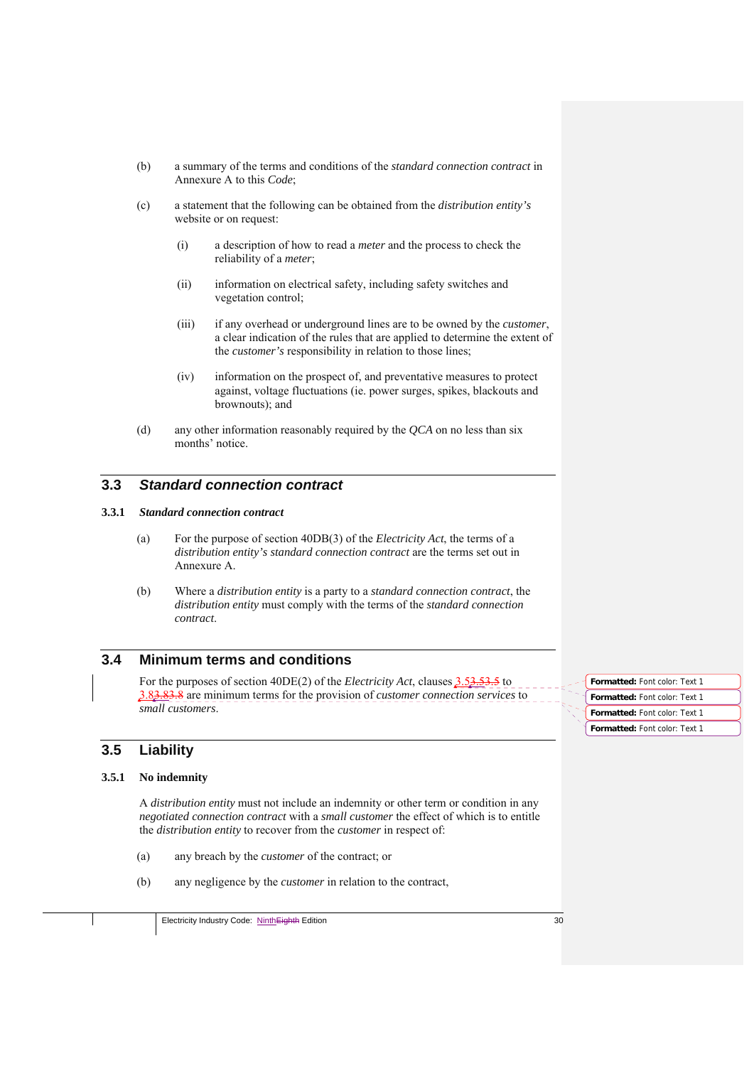(b) a summary of the terms and conditions of the *standard connection contract* in Annexure A to this *Code*;

(c) a statement that the following can be obtained from the *distribution entity's* website or on request:

(i) a description of how to read a *meter* and the process to check the reliability of a *meter*;

(ii) information on electrical safety, including safety switches and vegetation control;

(iii) if any overhead or underground lines are to be owned by the *customer*, a clear indication of the rules that are applied to determine the extent of the *customer's* responsibility in relation to those lines;

(iv) information on the prospect of, and preventative measures to protect against, voltage fluctuations (ie. power surges, spikes, blackouts and brownouts); and

(d) any other information reasonably required by the *QCA* on no less than six months' notice.

## 3.3 *Standard connection contract*

### 3.3.1 *Standard connection contract*

(a) For the purpose of section 40DB(3) of the *Electricity Act*, the terms of a *distribution entity's standard connection contract* are the terms set out in Annexure A.

(b) Where a *distribution entity* is a party to a *standard connection contract*, the *distribution entity* must comply with the terms of the *standard connection contract*.

## 3.4 Minimum terms and conditions

For the purposes of section 40DE(2) of the *Electricity Act*, clauses 3.53.53.5 to 3.83.83.8 are minimum terms for the provision of *customer connection services* to *small customers*.

## 3.5 Liability

### 3.5.1 No indemnity

A *distribution entity* must not include an indemnity or other term or condition in any *negotiated connection contract* with a *small customer* the effect of which is to entitle the *distribution entity* to recover from the *customer* in respect of:

(a) any breach by the *customer* of the contract; or

(b) any negligence by the *customer* in relation to the contract,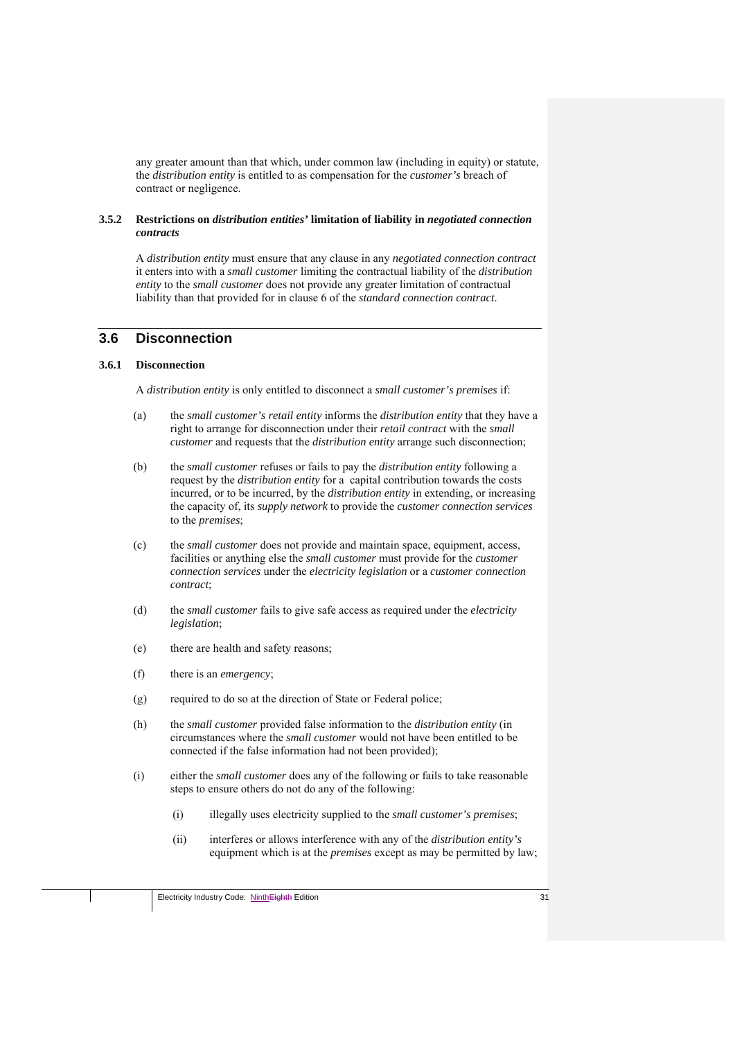any greater amount than that which, under common law (including in equity) or statute, the *distribution entity* is entitled to as compensation for the *customer's* breach of contract or negligence.

#### 3.5.2 Restrictions on *distribution entities'* limitation of liability in *negotiated connection contracts*

A *distribution entity* must ensure that any clause in any *negotiated connection contract* it enters into with a *small customer* limiting the contractual liability of the *distribution entity* to the *small customer* does not provide any greater limitation of contractual liability than that provided for in clause 6 of the *standard connection contract*.

## 3.6 Disconnection

#### 3.6.1 Disconnection

A *distribution entity* is only entitled to disconnect a *small customer's premises* if:

(a) the *small customer's retail entity* informs the *distribution entity* that they have a right to arrange for disconnection under their *retail contract* with the *small customer* and requests that the *distribution entity* arrange such disconnection;

(b) the *small customer* refuses or fails to pay the *distribution entity* following a request by the *distribution entity* for a capital contribution towards the costs incurred, or to be incurred, by the *distribution entity* in extending, or increasing the capacity of, its *supply network* to provide the *customer connection services* to the *premises*;

(c) the *small customer* does not provide and maintain space, equipment, access, facilities or anything else the *small customer* must provide for the *customer connection services* under the *electricity legislation* or a *customer connection contract*;

(d) the *small customer* fails to give safe access as required under the *electricity legislation*;

(e) there are health and safety reasons;

(f) there is an *emergency*;

(g) required to do so at the direction of State or Federal police;

(h) the *small customer* provided false information to the *distribution entity* (in circumstances where the *small customer* would not have been entitled to be connected if the false information had not been provided);

(i) either the *small customer* does any of the following or fails to take reasonable steps to ensure others do not do any of the following:

  (i) illegally uses electricity supplied to the *small customer's premises*;

  (ii) interferes or allows interference with any of the *distribution entity's* equipment which is at the *premises* except as may be permitted by law;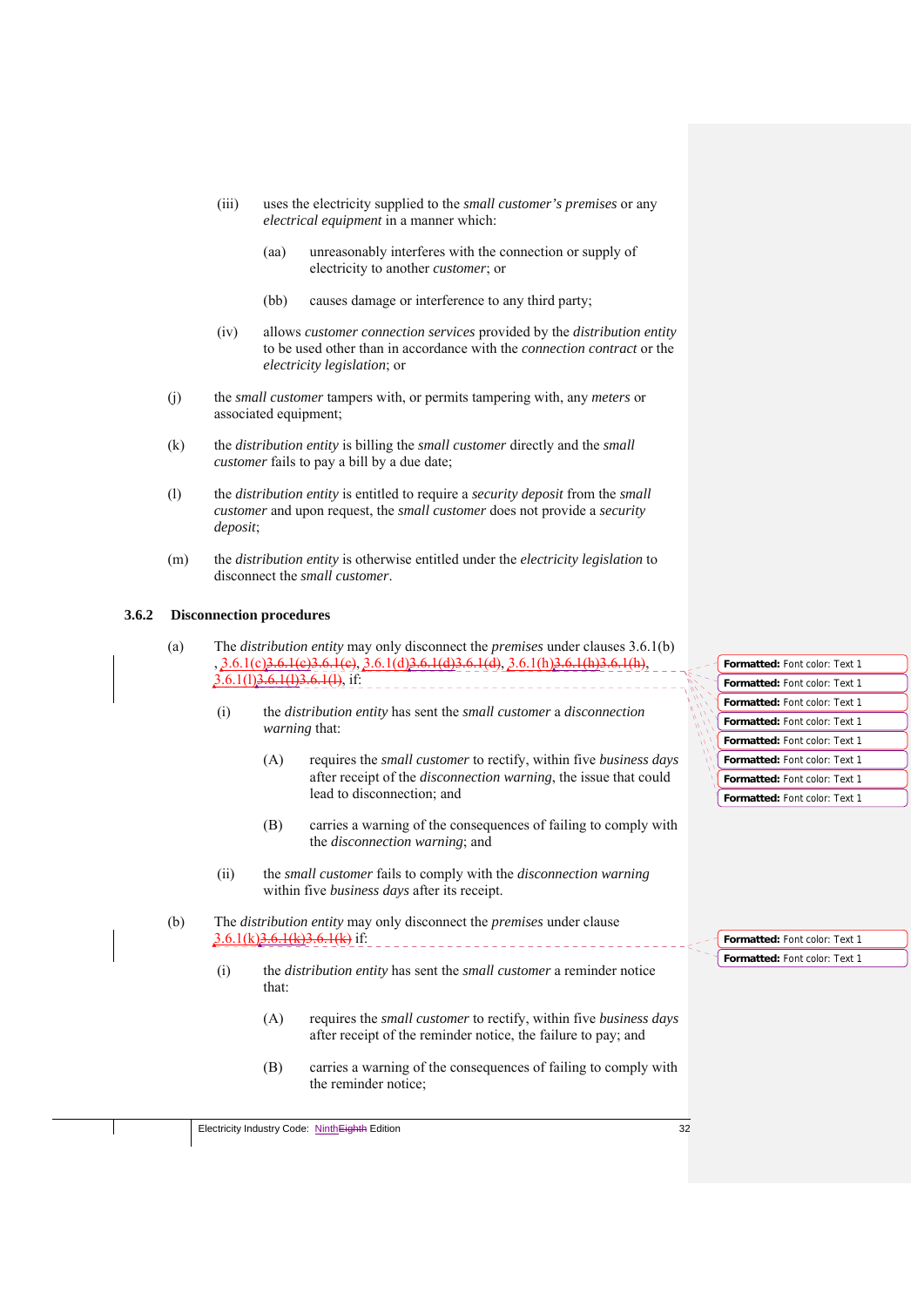(iii) uses the electricity supplied to the *small customer's premises* or any *electrical equipment* in a manner which:

(aa) unreasonably interferes with the connection or supply of electricity to another *customer*; or

(bb) causes damage or interference to any third party;

(iv) allows *customer connection services* provided by the *distribution entity* to be used other than in accordance with the *connection contract* or the *electricity legislation*; or

(j) the *small customer* tampers with, or permits tampering with, any *meters* or associated equipment;

(k) the *distribution entity* is billing the *small customer* directly and the *small customer* fails to pay a bill by a due date;

(l) the *distribution entity* is entitled to require a *security deposit* from the *small customer* and upon request, the *small customer* does not provide a *security deposit*;

(m) the *distribution entity* is otherwise entitled under the *electricity legislation* to disconnect the *small customer*.

### 3.6.2 Disconnection procedures

(a) The *distribution entity* may only disconnect the *premises* under clauses 3.6.1(b), 3.6.1(c)~~3.6.1(c)3.6.1(c)~~, 3.6.1(d)~~3.6.1(d)3.6.1(d)~~, 3.6.1(h)~~3.6.1(h)3.6.1(h)~~, 3.6.1(l)~~3.6.1(l)3.6.1(l)~~, if:

(i) the *distribution entity* has sent the *small customer* a *disconnection warning* that:

(A) requires the *small customer* to rectify, within five *business days* after receipt of the *disconnection warning*, the issue that could lead to disconnection; and

(B) carries a warning of the consequences of failing to comply with the *disconnection warning*; and

(ii) the *small customer* fails to comply with the *disconnection warning* within five *business days* after its receipt.

(b) The *distribution entity* may only disconnect the *premises* under clause 3.6.1(k)~~3.6.1(k)3.6.1(k)~~ if:

(i) the *distribution entity* has sent the *small customer* a reminder notice that:

(A) requires the *small customer* to rectify, within five *business days* after receipt of the reminder notice, the failure to pay; and

(B) carries a warning of the consequences of failing to comply with the reminder notice;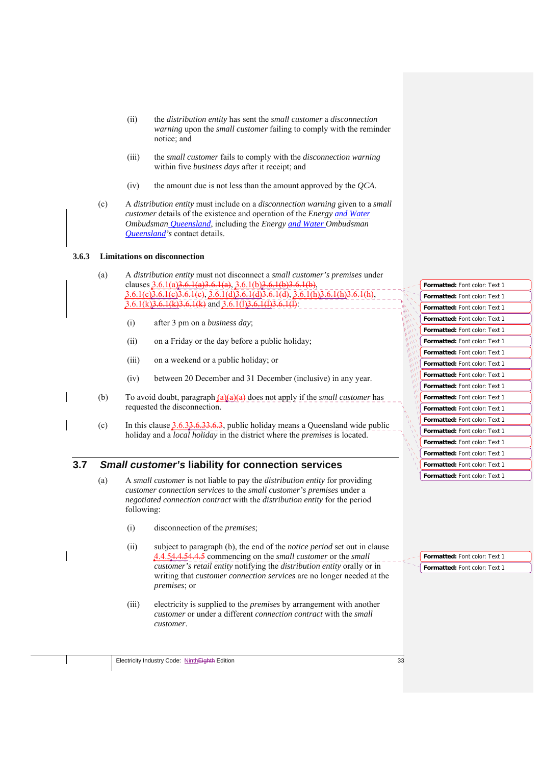(ii) the *distribution entity* has sent the *small customer* a *disconnection warning* upon the *small customer* failing to comply with the reminder notice; and

(iii) the *small customer* fails to comply with the *disconnection warning* within five *business days* after it receipt; and

(iv) the amount due is not less than the amount approved by the *QCA*.

(c) A *distribution entity* must include on a *disconnection warning* given to a *small customer* details of the existence and operation of the *Energy and Water Ombudsman Queensland*, including the *Energy and Water Ombudsman Queensland*'s contact details.

### 3.6.3 Limitations on disconnection

(a) A *distribution entity* must not disconnect a *small customer's premises* under clauses 3.6.1(a), 3.6.1(b), 3.6.1(c), 3.6.1(d), 3.6.1(h), 3.6.1(k) and 3.6.1(l):

(i) after 3 pm on a *business day*;

(ii) on a Friday or the day before a public holiday;

(iii) on a weekend or a public holiday; or

(iv) between 20 December and 31 December (inclusive) in any year.

(b) To avoid doubt, paragraph (a) does not apply if the *small customer* has requested the disconnection.

(c) In this clause 3.6.3, public holiday means a Queensland wide public holiday and a *local holiday* in the district where the *premises* is located.

## 3.7 *Small customer's* liability for connection services

(a) A *small customer* is not liable to pay the *distribution entity* for providing *customer connection services* to the *small customer's premises* under a *negotiated connection contract* with the *distribution entity* for the period following:

(i) disconnection of the *premises*;

(ii) subject to paragraph (b), the end of the *notice period* set out in clause 4.4.5 commencing on the *small customer* or the *small customer's retail entity* notifying the *distribution entity* orally or in writing that *customer connection services* are no longer needed at the *premises*; or

(iii) electricity is supplied to the *premises* by arrangement with another *customer* or under a different *connection contract* with the *small customer*.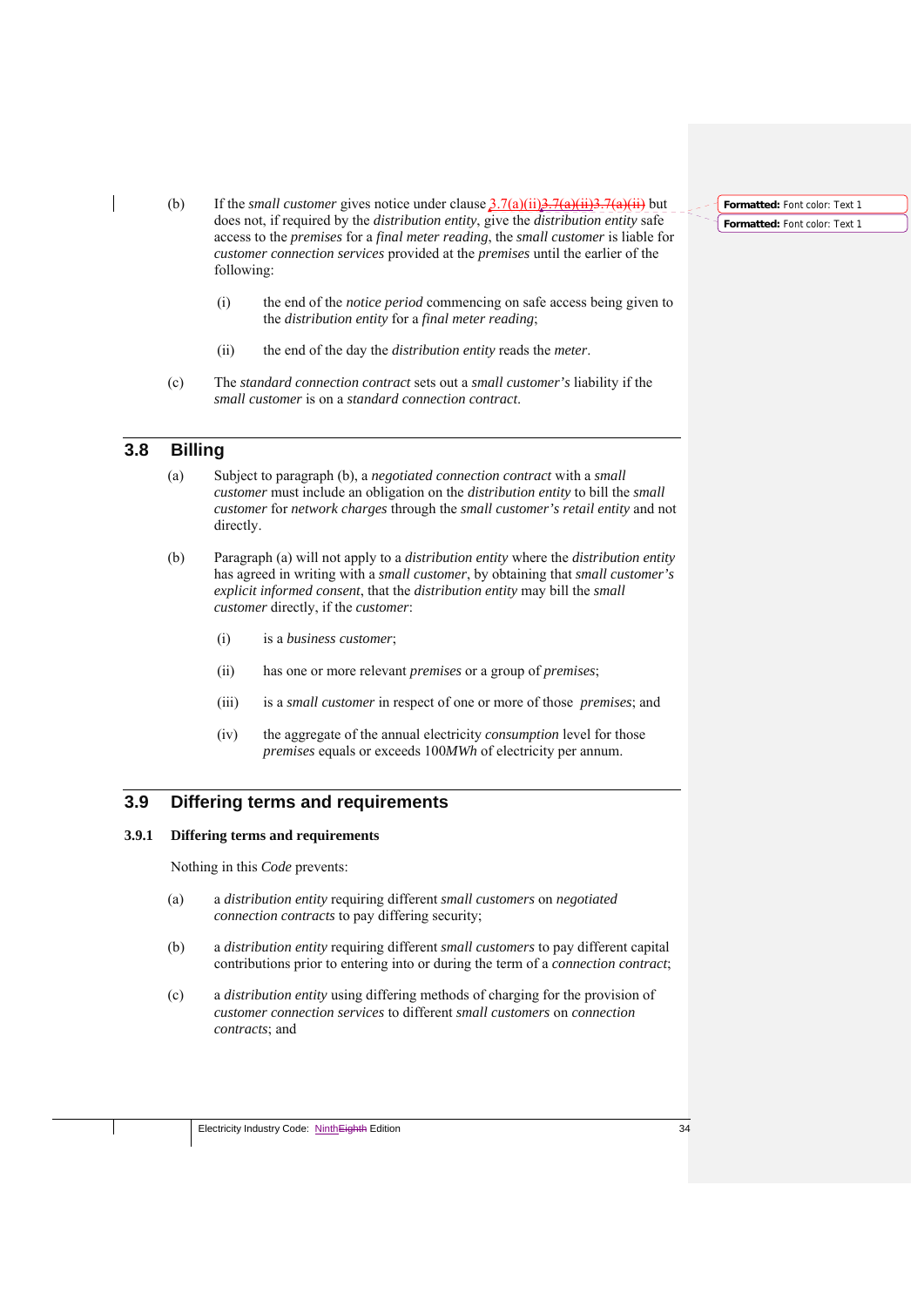(b) If the *small customer* gives notice under clause 3.7(a)(ii) but does not, if required by the *distribution entity*, give the *distribution entity* safe access to the *premises* for a *final meter reading*, the *small customer* is liable for *customer connection services* provided at the *premises* until the earlier of the following:

(i) the end of the *notice period* commencing on safe access being given to the *distribution entity* for a *final meter reading*;

(ii) the end of the day the *distribution entity* reads the *meter*.

(c) The *standard connection contract* sets out a *small customer's* liability if the *small customer* is on a *standard connection contract*.

## 3.8 Billing

(a) Subject to paragraph (b), a *negotiated connection contract* with a *small customer* must include an obligation on the *distribution entity* to bill the *small customer* for *network charges* through the *small customer's retail entity* and not directly.

(b) Paragraph (a) will not apply to a *distribution entity* where the *distribution entity* has agreed in writing with a *small customer*, by obtaining that *small customer's explicit informed consent*, that the *distribution entity* may bill the *small customer* directly, if the *customer*:

(i) is a *business customer*;

(ii) has one or more relevant *premises* or a group of *premises*;

(iii) is a *small customer* in respect of one or more of those *premises*; and

(iv) the aggregate of the annual electricity *consumption* level for those *premises* equals or exceeds 100*MWh* of electricity per annum.

## 3.9 Differing terms and requirements

### 3.9.1 Differing terms and requirements

Nothing in this *Code* prevents:

(a) a *distribution entity* requiring different *small customers* on *negotiated connection contracts* to pay differing security;

(b) a *distribution entity* requiring different *small customers* to pay different capital contributions prior to entering into or during the term of a *connection contract*;

(c) a *distribution entity* using differing methods of charging for the provision of *customer connection services* to different *small customers* on *connection contracts*; and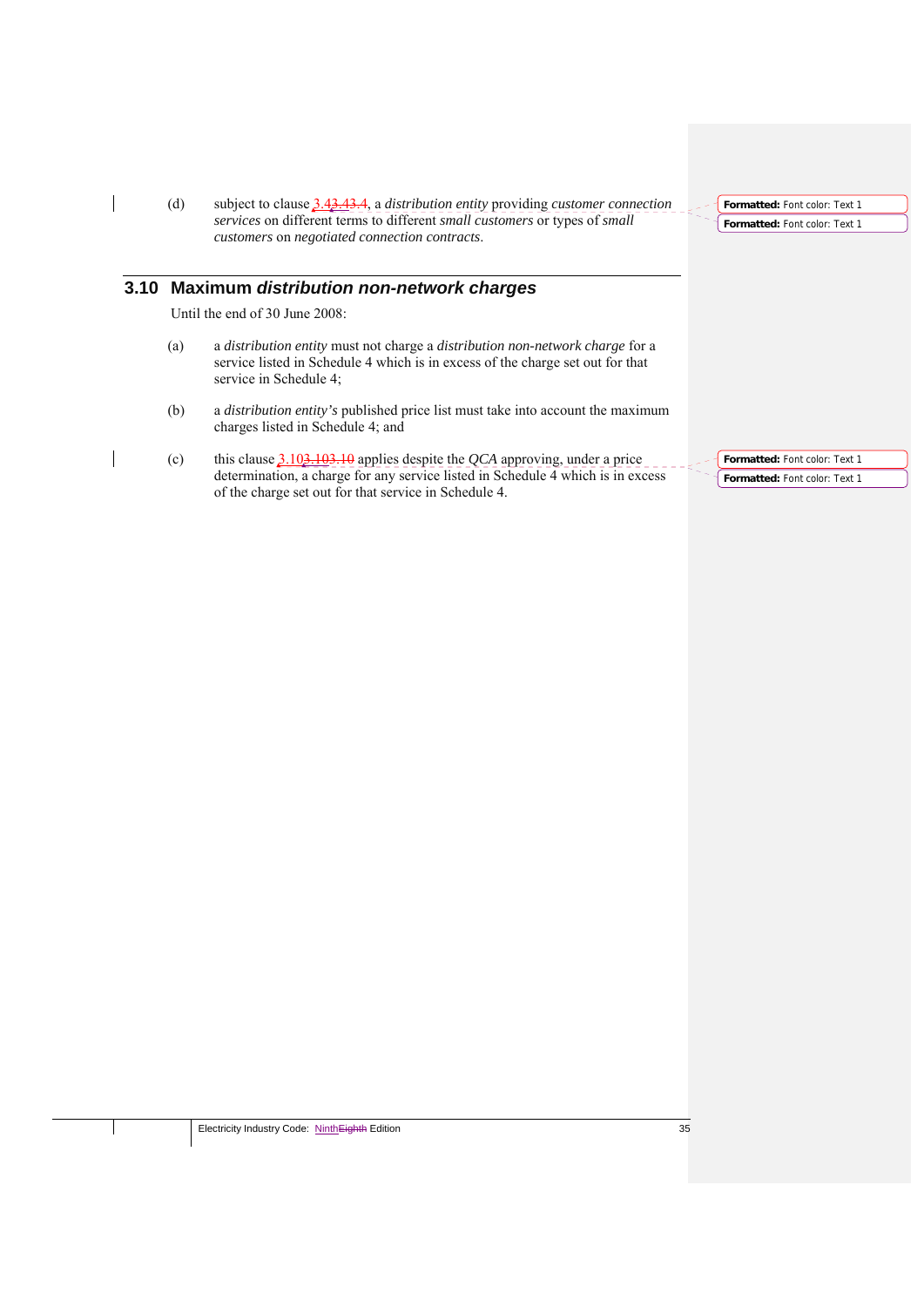(d) subject to clause 3.43.43.4, a *distribution entity* providing *customer connection services* on different terms to different *small customers* or types of *small customers* on *negotiated connection contracts*.

## 3.10 Maximum *distribution non-network charges*

Until the end of 30 June 2008:

(a) a *distribution entity* must not charge a *distribution non-network charge* for a service listed in Schedule 4 which is in excess of the charge set out for that service in Schedule 4;

(b) a *distribution entity's* published price list must take into account the maximum charges listed in Schedule 4; and

(c) this clause 3.103.103.10 applies despite the *QCA* approving, under a price determination, a charge for any service listed in Schedule 4 which is in excess of the charge set out for that service in Schedule 4.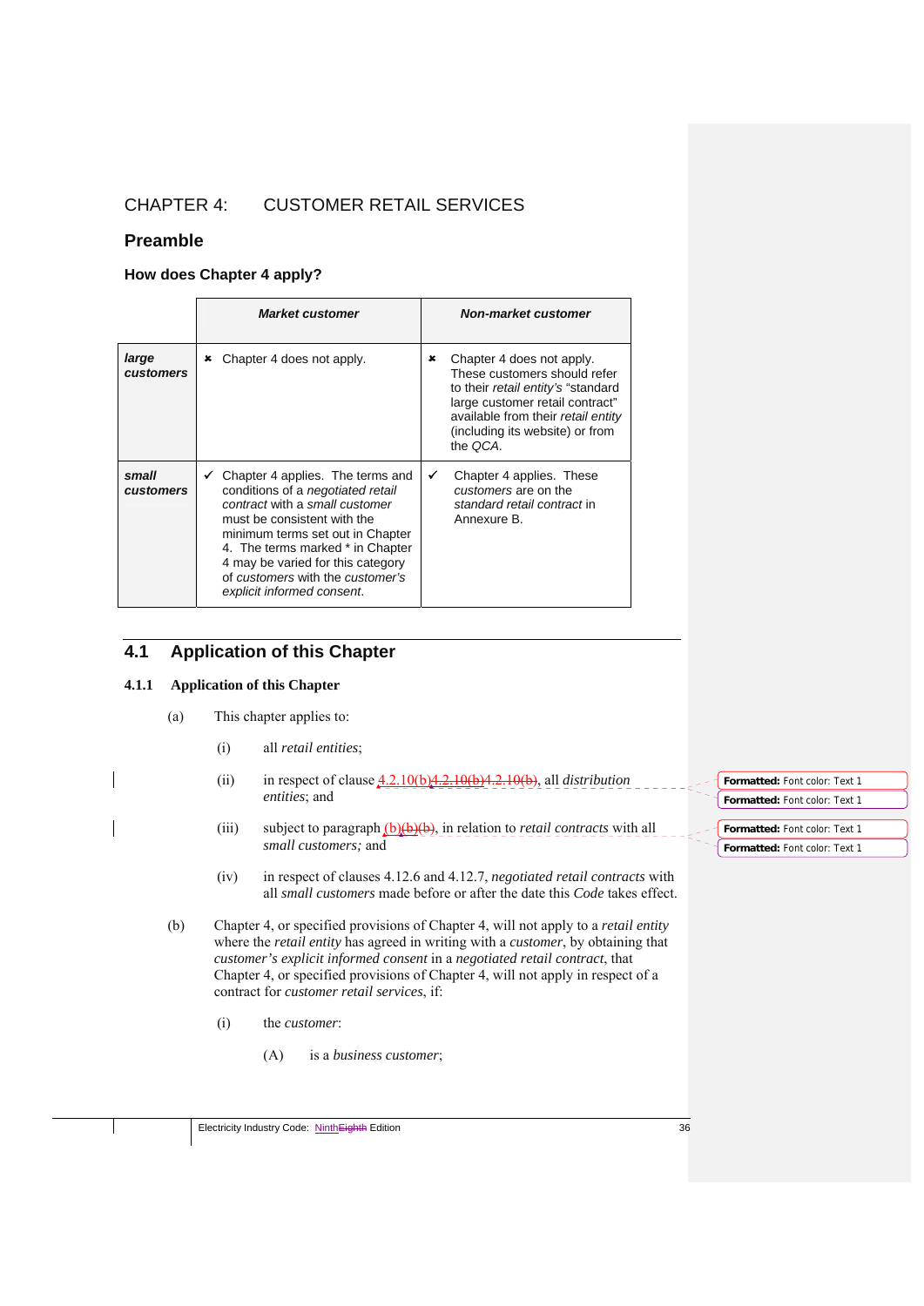# CHAPTER 4: CUSTOMER RETAIL SERVICES

## Preamble

### How does Chapter 4 apply?

| | ***Market customer*** | ***Non-market customer*** |
|---|---|---|
| ***large customers*** | ✖ Chapter 4 does not apply. | ✖ Chapter 4 does not apply. These customers should refer to their *retail entity's* "standard large customer retail contract" available from their *retail entity* (including its website) or from the *QCA*. |
| ***small customers*** | ✓ Chapter 4 applies. The terms and conditions of a *negotiated retail contract* with a *small customer* must be consistent with the minimum terms set out in Chapter 4. The terms marked * in Chapter 4 may be varied for this category of *customers* with the *customer's explicit informed consent*. | ✓ Chapter 4 applies. These *customers* are on the *standard retail contract* in Annexure B. |

## 4.1 Application of this Chapter

### 4.1.1 Application of this Chapter

(a) This chapter applies to:

(i) all *retail entities*;

(ii) in respect of clause 4.2.10(b)4.2.10(b)4.2.10(b), all *distribution entities*; and

(iii) subject to paragraph (b)(b)(b), in relation to *retail contracts* with all *small customers;* and

(iv) in respect of clauses 4.12.6 and 4.12.7, *negotiated retail contracts* with all *small customers* made before or after the date this *Code* takes effect.

(b) Chapter 4, or specified provisions of Chapter 4, will not apply to a *retail entity* where the *retail entity* has agreed in writing with a *customer*, by obtaining that *customer's explicit informed consent* in a *negotiated retail contract*, that Chapter 4, or specified provisions of Chapter 4, will not apply in respect of a contract for *customer retail services*, if:

(i) the *customer*:

(A) is a *business customer*;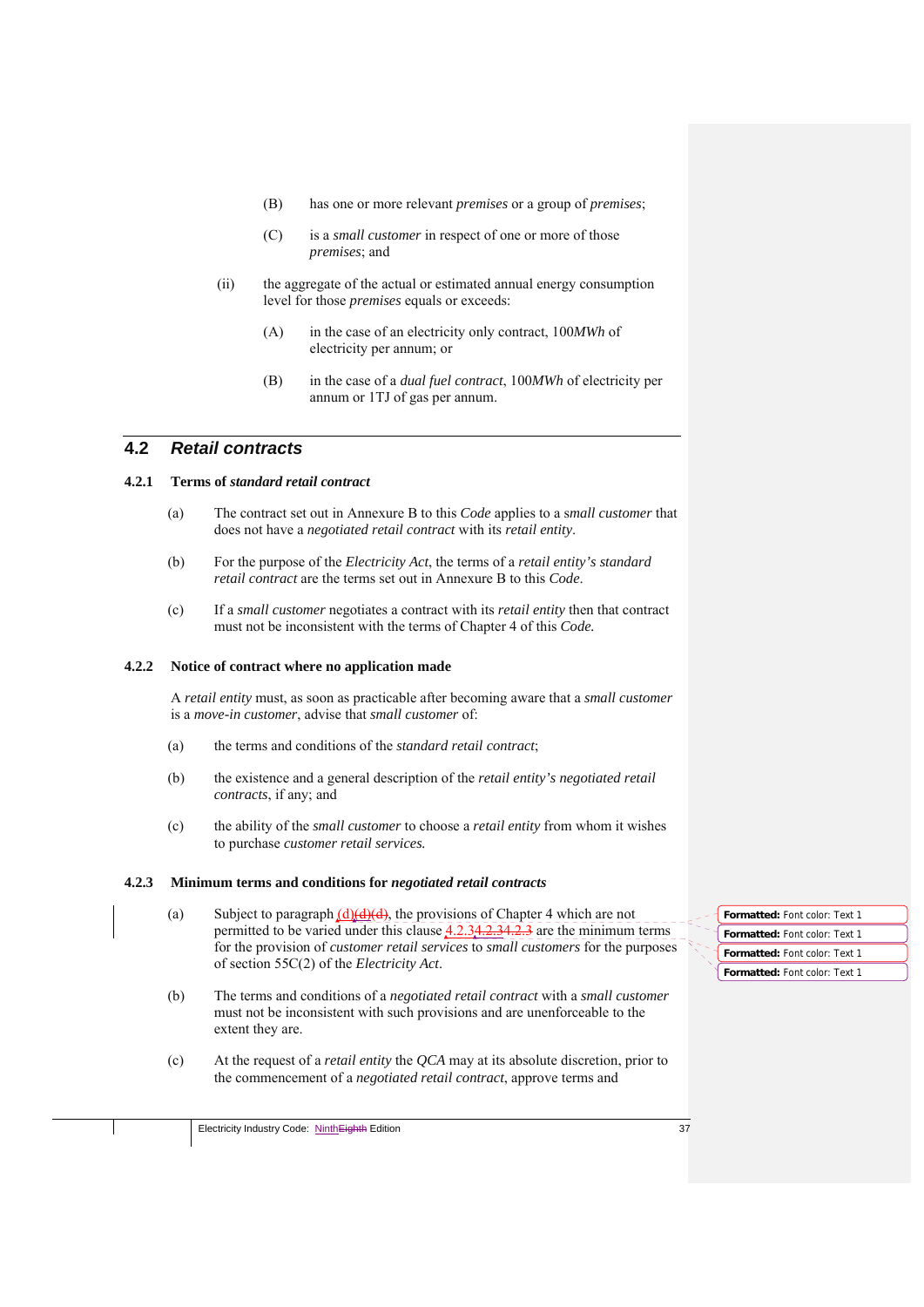(B) has one or more relevant *premises* or a group of *premises*;

(C) is a *small customer* in respect of one or more of those *premises*; and

(ii) the aggregate of the actual or estimated annual energy consumption level for those *premises* equals or exceeds:

(A) in the case of an electricity only contract, 100*MWh* of electricity per annum; or

(B) in the case of a *dual fuel contract*, 100*MWh* of electricity per annum or 1TJ of gas per annum.

## 4.2 *Retail contracts*

### 4.2.1 Terms of *standard retail contract*

(a) The contract set out in Annexure B to this *Code* applies to a *small customer* that does not have a *negotiated retail contract* with its *retail entity*.

(b) For the purpose of the *Electricity Act*, the terms of a *retail entity's standard retail contract* are the terms set out in Annexure B to this *Code*.

(c) If a *small customer* negotiates a contract with its *retail entity* then that contract must not be inconsistent with the terms of Chapter 4 of this *Code.*

### 4.2.2 Notice of contract where no application made

A *retail entity* must, as soon as practicable after becoming aware that a *small customer* is a *move-in customer*, advise that *small customer* of:

(a) the terms and conditions of the *standard retail contract*;

(b) the existence and a general description of the *retail entity's negotiated retail contracts*, if any; and

(c) the ability of the *small customer* to choose a *retail entity* from whom it wishes to purchase *customer retail services.*

### 4.2.3 Minimum terms and conditions for *negotiated retail contracts*

(a) Subject to paragraph (d), the provisions of Chapter 4 which are not permitted to be varied under this clause 4.2.3 are the minimum terms for the provision of *customer retail services* to *small customers* for the purposes of section 55C(2) of the *Electricity Act*.

(b) The terms and conditions of a *negotiated retail contract* with a *small customer* must not be inconsistent with such provisions and are unenforceable to the extent they are.

(c) At the request of a *retail entity* the *QCA* may at its absolute discretion, prior to the commencement of a *negotiated retail contract*, approve terms and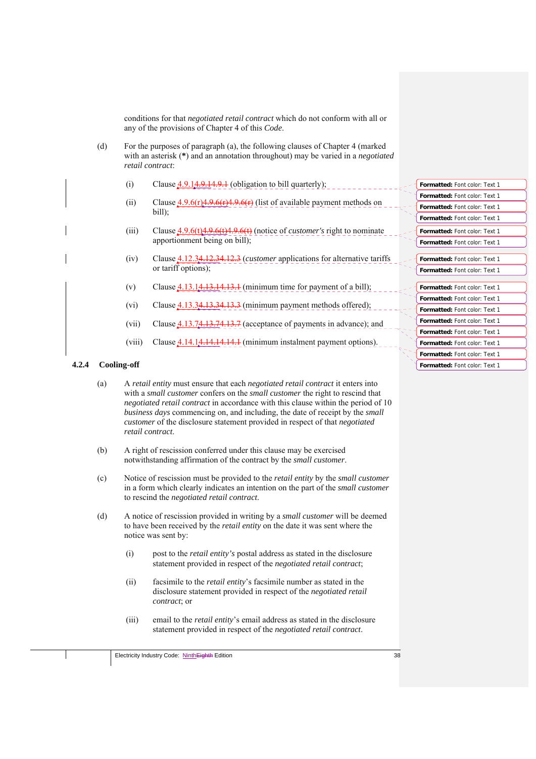conditions for that *negotiated retail contract* which do not conform with all or any of the provisions of Chapter 4 of this *Code*.

(d) For the purposes of paragraph (a), the following clauses of Chapter 4 (marked with an asterisk (**\***) and an annotation throughout) may be varied in a *negotiated retail contract*:

(i) Clause 4.9.14.9.14.9.1 (obligation to bill quarterly);

(ii) Clause 4.9.6(r)4.9.6(r)4.9.6(r) (list of available payment methods on bill);

(iii) Clause 4.9.6(t)4.9.6(t)4.9.6(t) (notice of *customer's* right to nominate apportionment being on bill);

(iv) Clause 4.12.34.12.34.12.3 (*customer* applications for alternative tariffs or tariff options);

(v) Clause 4.13.14.13.14.13.1 (minimum time for payment of a bill);

(vi) Clause 4.13.34.13.34.13.3 (minimum payment methods offered);

(vii) Clause 4.13.74.13.74.13.7 (acceptance of payments in advance); and

(viii) Clause 4.14.14.14.14.14.1 (minimum instalment payment options).

### 4.2.4 Cooling-off

(a) A *retail entity* must ensure that each *negotiated retail contract* it enters into with a *small customer* confers on the *small customer* the right to rescind that *negotiated retail contract* in accordance with this clause within the period of 10 *business days* commencing on, and including, the date of receipt by the *small customer* of the disclosure statement provided in respect of that *negotiated retail contract*.

(b) A right of rescission conferred under this clause may be exercised notwithstanding affirmation of the contract by the *small customer*.

(c) Notice of rescission must be provided to the *retail entity* by the *small customer* in a form which clearly indicates an intention on the part of the *small customer* to rescind the *negotiated retail contract*.

(d) A notice of rescission provided in writing by a *small customer* will be deemed to have been received by the *retail entity* on the date it was sent where the notice was sent by:

(i) post to the *retail entity's* postal address as stated in the disclosure statement provided in respect of the *negotiated retail contract*;

(ii) facsimile to the *retail entity*'s facsimile number as stated in the disclosure statement provided in respect of the *negotiated retail contract*; or

(iii) email to the *retail entity*'s email address as stated in the disclosure statement provided in respect of the *negotiated retail contract*.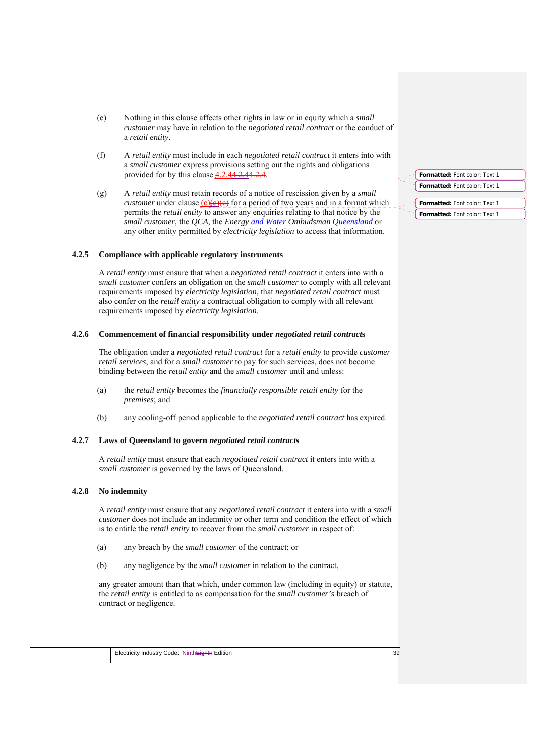(e) Nothing in this clause affects other rights in law or in equity which a *small customer* may have in relation to the *negotiated retail contract* or the conduct of a *retail entity*.

(f) A *retail entity* must include in each *negotiated retail contract* it enters into with a *small customer* express provisions setting out the rights and obligations provided for by this clause 4.2.44.2.44.2.4.

(g) A *retail entity* must retain records of a notice of rescission given by a *small customer* under clause (c)(c)(c) for a period of two years and in a format which permits the *retail entity* to answer any enquiries relating to that notice by the *small customer*, the *QCA*, the *Energy and Water Ombudsman Queensland* or any other entity permitted by *electricity legislation* to access that information.

### 4.2.5 Compliance with applicable regulatory instruments

A *retail entity* must ensure that when a *negotiated retail contract* it enters into with a *small customer* confers an obligation on the *small customer* to comply with all relevant requirements imposed by *electricity legislation*, that *negotiated retail contract* must also confer on the *retail entity* a contractual obligation to comply with all relevant requirements imposed by *electricity legislation*.

### 4.2.6 Commencement of financial responsibility under *negotiated retail contracts*

The obligation under a *negotiated retail contract* for a *retail entity* to provide *customer retail services*, and for a *small customer* to pay for such services, does not become binding between the *retail entity* and the *small customer* until and unless:

(a) the *retail entity* becomes the *financially responsible retail entity* for the *premises*; and

(b) any cooling-off period applicable to the *negotiated retail contract* has expired.

### 4.2.7 Laws of Queensland to govern *negotiated retail contracts*

A *retail entity* must ensure that each *negotiated retail contract* it enters into with a *small customer* is governed by the laws of Queensland.

### 4.2.8 No indemnity

A *retail entity* must ensure that any *negotiated retail contract* it enters into with a *small customer* does not include an indemnity or other term and condition the effect of which is to entitle the *retail entity* to recover from the *small customer* in respect of:

(a) any breach by the *small customer* of the contract; or

(b) any negligence by the *small customer* in relation to the contract,

any greater amount than that which, under common law (including in equity) or statute, the *retail entity* is entitled to as compensation for the *small customer's* breach of contract or negligence.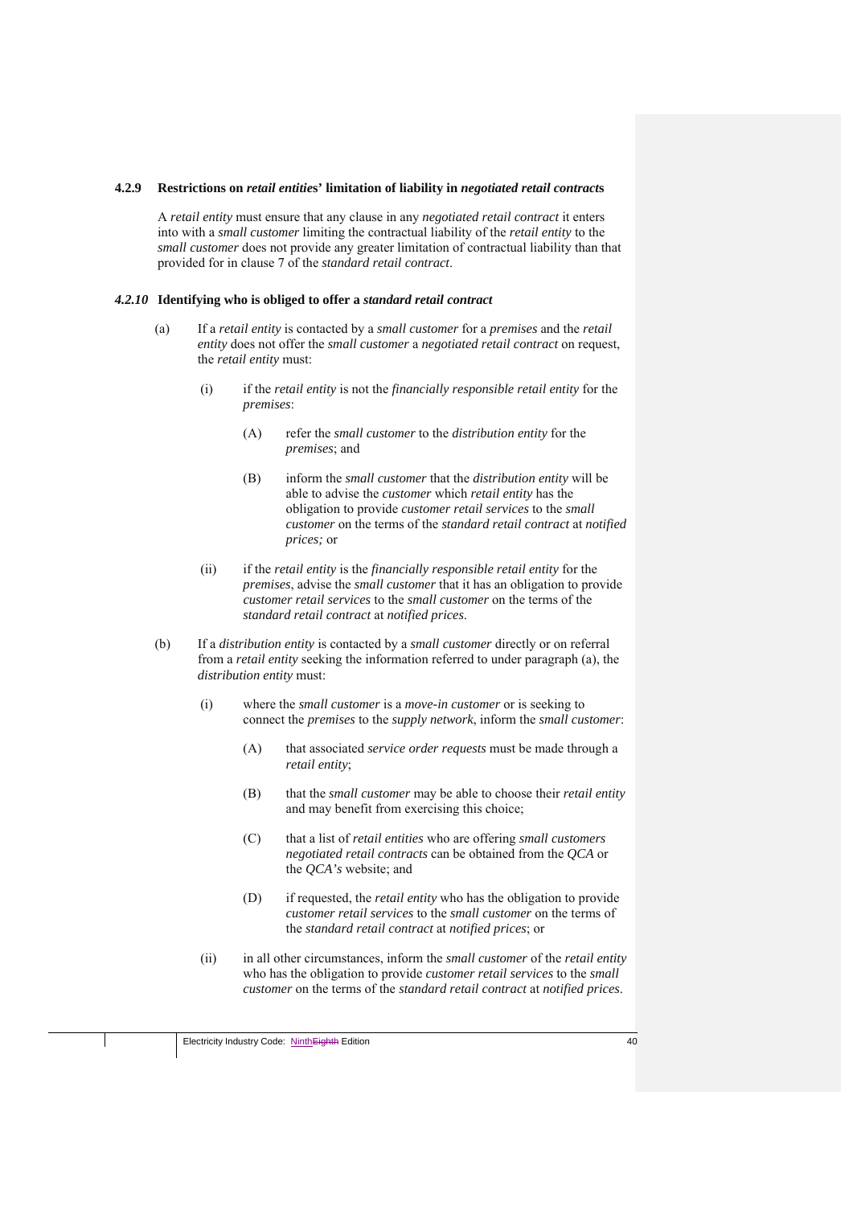### 4.2.9 Restrictions on *retail entities*' limitation of liability in *negotiated retail contracts*

A *retail entity* must ensure that any clause in any *negotiated retail contract* it enters into with a *small customer* limiting the contractual liability of the *retail entity* to the *small customer* does not provide any greater limitation of contractual liability than that provided for in clause 7 of the *standard retail contract*.

### *4.2.10* Identifying who is obliged to offer a *standard retail contract*

(a) If a *retail entity* is contacted by a *small customer* for a *premises* and the *retail entity* does not offer the *small customer* a *negotiated retail contract* on request, the *retail entity* must:

(i) if the *retail entity* is not the *financially responsible retail entity* for the *premises*:

(A) refer the *small customer* to the *distribution entity* for the *premises*; and

(B) inform the *small customer* that the *distribution entity* will be able to advise the *customer* which *retail entity* has the obligation to provide *customer retail services* to the *small customer* on the terms of the *standard retail contract* at *notified prices;* or

(ii) if the *retail entity* is the *financially responsible retail entity* for the *premises*, advise the *small customer* that it has an obligation to provide *customer retail services* to the *small customer* on the terms of the *standard retail contract* at *notified prices*.

(b) If a *distribution entity* is contacted by a *small customer* directly or on referral from a *retail entity* seeking the information referred to under paragraph (a), the *distribution entity* must:

(i) where the *small customer* is a *move-in customer* or is seeking to connect the *premises* to the *supply network*, inform the *small customer*:

(A) that associated *service order requests* must be made through a *retail entity*;

(B) that the *small customer* may be able to choose their *retail entity* and may benefit from exercising this choice;

(C) that a list of *retail entities* who are offering *small customers negotiated retail contracts* can be obtained from the *QCA* or the *QCA's* website; and

(D) if requested, the *retail entity* who has the obligation to provide *customer retail services* to the *small customer* on the terms of the *standard retail contract* at *notified prices*; or

(ii) in all other circumstances, inform the *small customer* of the *retail entity* who has the obligation to provide *customer retail services* to the *small customer* on the terms of the *standard retail contract* at *notified prices*.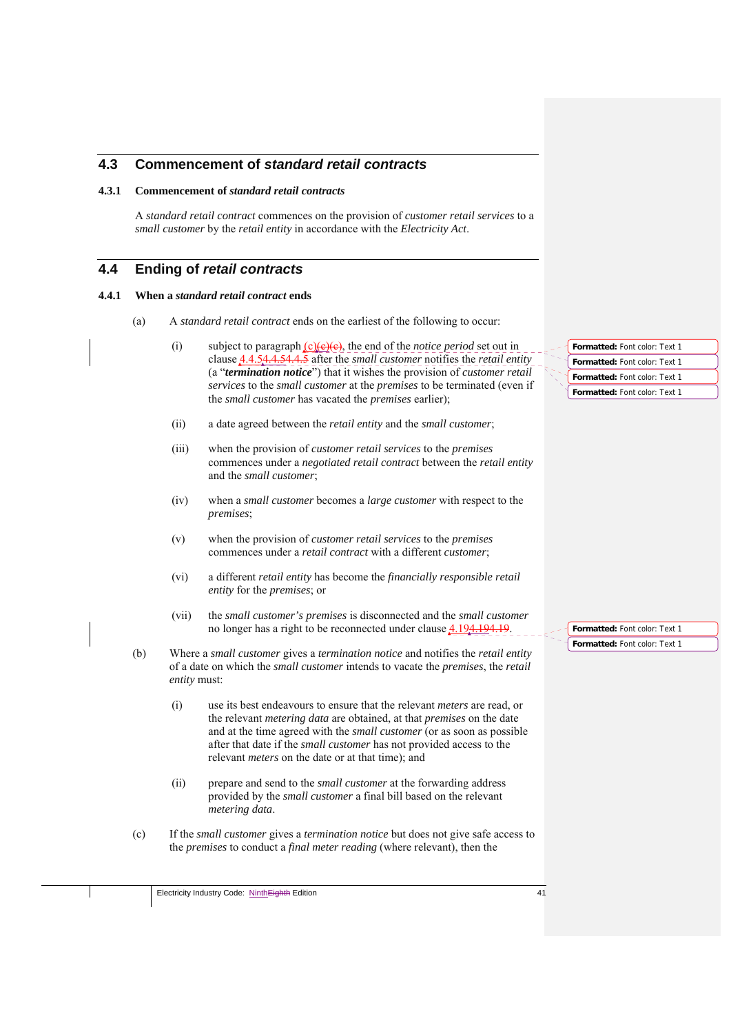## 4.3 Commencement of *standard retail contracts*

### 4.3.1 Commencement of *standard retail contracts*

A *standard retail contract* commences on the provision of *customer retail services* to a *small customer* by the *retail entity* in accordance with the *Electricity Act*.

## 4.4 Ending of *retail contracts*

### 4.4.1 When a *standard retail contract* ends

(a) A *standard retail contract* ends on the earliest of the following to occur:

(i) subject to paragraph (c), the end of the *notice period* set out in clause 4.4.5 after the *small customer* notifies the *retail entity* (a "***termination notice***") that it wishes the provision of *customer retail services* to the *small customer* at the *premises* to be terminated (even if the *small customer* has vacated the *premises* earlier);

(ii) a date agreed between the *retail entity* and the *small customer*;

(iii) when the provision of *customer retail services* to the *premises* commences under a *negotiated retail contract* between the *retail entity* and the *small customer*;

(iv) when a *small customer* becomes a *large customer* with respect to the *premises*;

(v) when the provision of *customer retail services* to the *premises* commences under a *retail contract* with a different *customer*;

(vi) a different *retail entity* has become the *financially responsible retail entity* for the *premises*; or

(vii) the *small customer's premises* is disconnected and the *small customer* no longer has a right to be reconnected under clause 4.19.

(b) Where a *small customer* gives a *termination notice* and notifies the *retail entity* of a date on which the *small customer* intends to vacate the *premises*, the *retail entity* must:

(i) use its best endeavours to ensure that the relevant *meters* are read, or the relevant *metering data* are obtained, at that *premises* on the date and at the time agreed with the *small customer* (or as soon as possible after that date if the *small customer* has not provided access to the relevant *meters* on the date or at that time); and

(ii) prepare and send to the *small customer* at the forwarding address provided by the *small customer* a final bill based on the relevant *metering data*.

(c) If the *small customer* gives a *termination notice* but does not give safe access to the *premises* to conduct a *final meter reading* (where relevant), then the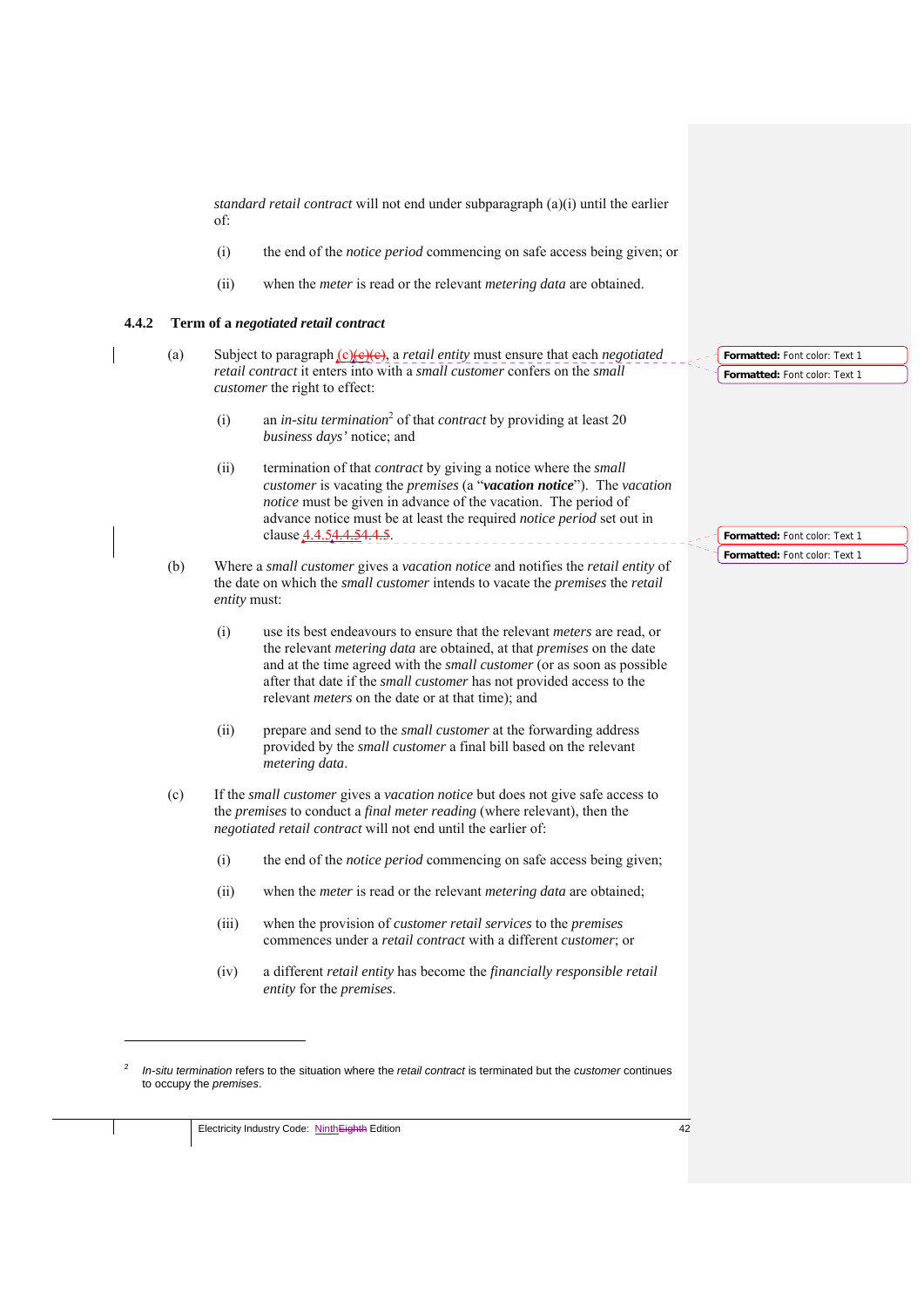*standard retail contract* will not end under subparagraph (a)(i) until the earlier of:

(i) the end of the *notice period* commencing on safe access being given; or

(ii) when the *meter* is read or the relevant *metering data* are obtained.

### 4.4.2 Term of a *negotiated retail contract*

(a) Subject to paragraph (c), a *retail entity* must ensure that each *negotiated retail contract* it enters into with a *small customer* confers on the *small customer* the right to effect:

(i) an *in-situ termination*[2] of that *contract* by providing at least 20 *business days'* notice; and

(ii) termination of that *contract* by giving a notice where the *small customer* is vacating the *premises* (a "***vacation notice***"). The *vacation notice* must be given in advance of the vacation. The period of advance notice must be at least the required *notice period* set out in clause 4.4.5.

(b) Where a *small customer* gives a *vacation notice* and notifies the *retail entity* of the date on which the *small customer* intends to vacate the *premises* the *retail entity* must:

(i) use its best endeavours to ensure that the relevant *meters* are read, or the relevant *metering data* are obtained, at that *premises* on the date and at the time agreed with the *small customer* (or as soon as possible after that date if the *small customer* has not provided access to the relevant *meters* on the date or at that time); and

(ii) prepare and send to the *small customer* at the forwarding address provided by the *small customer* a final bill based on the relevant *metering data*.

(c) If the *small customer* gives a *vacation notice* but does not give safe access to the *premises* to conduct a *final meter reading* (where relevant), then the *negotiated retail contract* will not end until the earlier of:

(i) the end of the *notice period* commencing on safe access being given;

(ii) when the *meter* is read or the relevant *metering data* are obtained;

(iii) when the provision of *customer retail services* to the *premises* commences under a *retail contract* with a different *customer*; or

(iv) a different *retail entity* has become the *financially responsible retail entity* for the *premises*.

---

[2] *In-situ termination* refers to the situation where the *retail contract* is terminated but the *customer* continues to occupy the *premises*.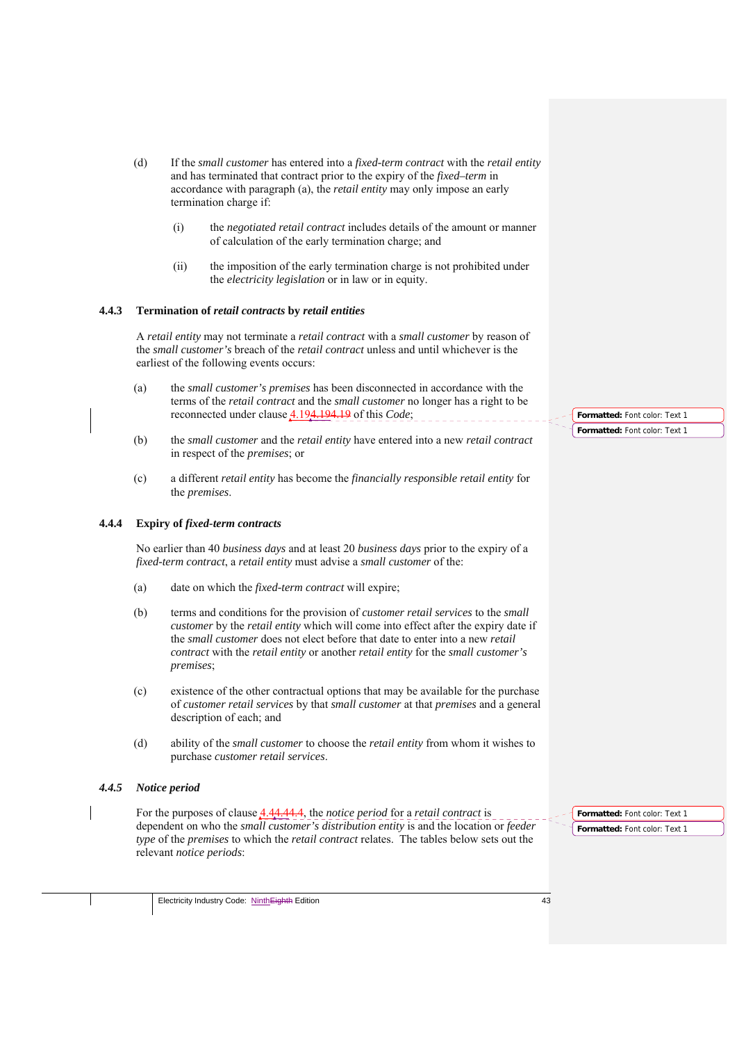(d) If the *small customer* has entered into a *fixed-term contract* with the *retail entity* and has terminated that contract prior to the expiry of the *fixed–term* in accordance with paragraph (a), the *retail entity* may only impose an early termination charge if:

(i) the *negotiated retail contract* includes details of the amount or manner of calculation of the early termination charge; and

(ii) the imposition of the early termination charge is not prohibited under the *electricity legislation* or in law or in equity.

### 4.4.3 Termination of *retail contracts* by *retail entities*

A *retail entity* may not terminate a *retail contract* with a *small customer* by reason of the *small customer's* breach of the *retail contract* unless and until whichever is the earliest of the following events occurs:

(a) the *small customer's premises* has been disconnected in accordance with the terms of the *retail contract* and the *small customer* no longer has a right to be reconnected under clause 4.19 of this *Code*;

(b) the *small customer* and the *retail entity* have entered into a new *retail contract* in respect of the *premises*; or

(c) a different *retail entity* has become the *financially responsible retail entity* for the *premises*.

### 4.4.4 Expiry of *fixed-term contracts*

No earlier than 40 *business days* and at least 20 *business days* prior to the expiry of a *fixed-term contract*, a *retail entity* must advise a *small customer* of the:

(a) date on which the *fixed-term contract* will expire;

(b) terms and conditions for the provision of *customer retail services* to the *small customer* by the *retail entity* which will come into effect after the expiry date if the *small customer* does not elect before that date to enter into a new *retail contract* with the *retail entity* or another *retail entity* for the *small customer's premises*;

(c) existence of the other contractual options that may be available for the purchase of *customer retail services* by that *small customer* at that *premises* and a general description of each; and

(d) ability of the *small customer* to choose the *retail entity* from whom it wishes to purchase *customer retail services*.

### *4.4.5 Notice period*

For the purposes of clause 4.4.4, the *notice period* for a *retail contract* is dependent on who the *small customer's distribution entity* is and the location or *feeder type* of the *premises* to which the *retail contract* relates. The tables below sets out the relevant *notice periods*: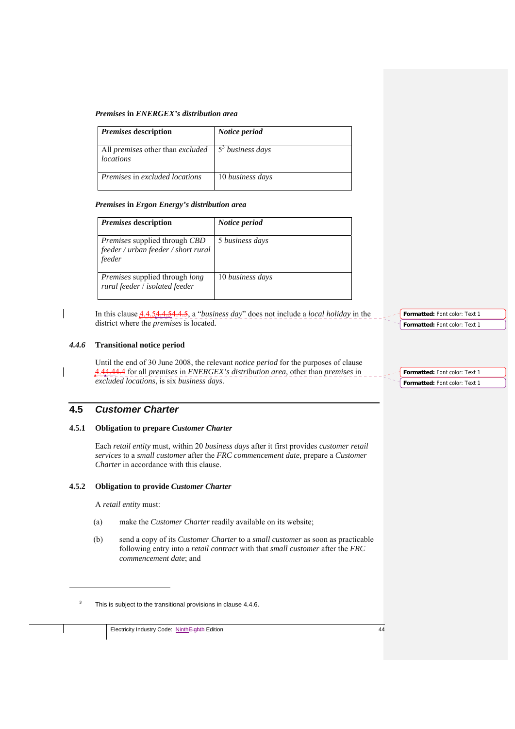***Premises* in *ENERGEX's distribution area***

| *Premises* description | *Notice period* |
| --- | --- |
| All *premises* other than *excluded locations* | 5[3] *business days* |
| *Premises* in *excluded locations* | 10 *business days* |

***Premises* in *Ergon Energy's distribution area***

| *Premises* description | *Notice period* |
| --- | --- |
| *Premises* supplied through *CBD feeder / urban feeder / short rural feeder* | 5 *business days* |
| *Premises* supplied through *long rural feeder / isolated feeder* | 10 *business days* |

In this clause 4.4.54.4.54.4.5, a "*business day*" does not include a *local holiday* in the district where the *premises* is located.

### *4.4.6* Transitional notice period

Until the end of 30 June 2008, the relevant *notice period* for the purposes of clause 4.44.44.4 for all *premises* in *ENERGEX's distribution area*, other than *premises* in *excluded locations*, is six *business days*.

## 4.5 *Customer Charter*

### 4.5.1 Obligation to prepare *Customer Charter*

Each *retail entity* must, within 20 *business days* after it first provides *customer retail services* to a *small customer* after the *FRC commencement date*, prepare a *Customer Charter* in accordance with this clause.

### 4.5.2 Obligation to provide *Customer Charter*

A *retail entity* must:

(a) make the *Customer Charter* readily available on its website;

(b) send a copy of its *Customer Charter* to a *small customer* as soon as practicable following entry into a *retail contract* with that *small customer* after the *FRC commencement date*; and

---

[3] This is subject to the transitional provisions in clause 4.4.6.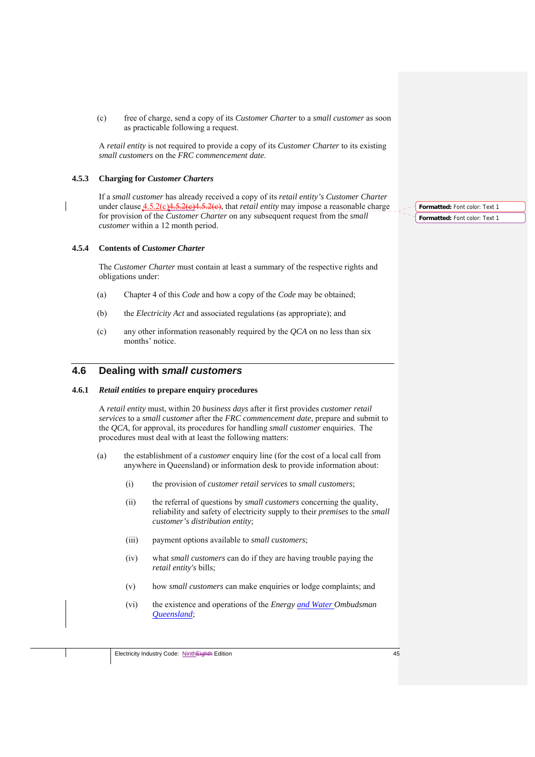(c) free of charge, send a copy of its *Customer Charter* to a *small customer* as soon as practicable following a request.

A *retail entity* is not required to provide a copy of its *Customer Charter* to its existing *small customers* on the *FRC commencement date*.

### 4.5.3 Charging for *Customer Charters*

If a *small customer* has already received a copy of its *retail entity's Customer Charter* under clause 4.5.2(c), that *retail entity* may impose a reasonable charge for provision of the *Customer Charter* on any subsequent request from the *small customer* within a 12 month period.

### 4.5.4 Contents of *Customer Charter*

The *Customer Charter* must contain at least a summary of the respective rights and obligations under:

(a) Chapter 4 of this *Code* and how a copy of the *Code* may be obtained;

(b) the *Electricity Act* and associated regulations (as appropriate); and

(c) any other information reasonably required by the *QCA* on no less than six months' notice.

## 4.6 Dealing with *small customers*

### 4.6.1 *Retail entities* to prepare enquiry procedures

A *retail entity* must, within 20 *business days* after it first provides *customer retail services* to a *small customer* after the *FRC commencement date*, prepare and submit to the *QCA*, for approval, its procedures for handling *small customer* enquiries. The procedures must deal with at least the following matters:

(a) the establishment of a *customer* enquiry line (for the cost of a local call from anywhere in Queensland) or information desk to provide information about:

  (i) the provision of *customer retail services* to *small customers*;

  (ii) the referral of questions by *small customers* concerning the quality, reliability and safety of electricity supply to their *premises* to the *small customer's distribution entity*;

  (iii) payment options available to *small customers*;

  (iv) what *small customers* can do if they are having trouble paying the *retail entity's* bills;

  (v) how *small customers* can make enquiries or lodge complaints; and

  (vi) the existence and operations of the *Energy and Water Ombudsman Queensland*;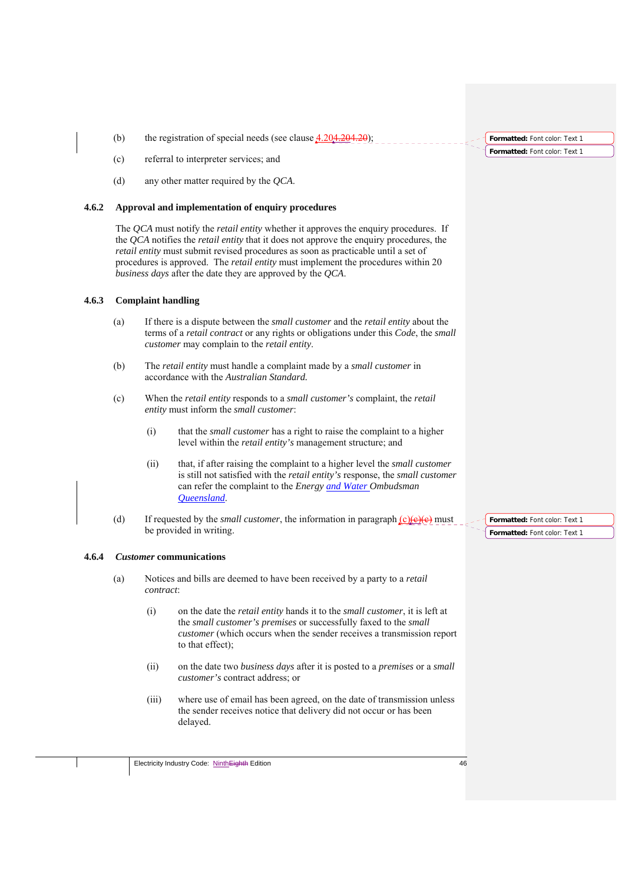(b) the registration of special needs (see clause 4.204.204.20);

(c) referral to interpreter services; and

(d) any other matter required by the *QCA*.

### 4.6.2 Approval and implementation of enquiry procedures

The *QCA* must notify the *retail entity* whether it approves the enquiry procedures. If the *QCA* notifies the *retail entity* that it does not approve the enquiry procedures, the *retail entity* must submit revised procedures as soon as practicable until a set of procedures is approved. The *retail entity* must implement the procedures within 20 *business days* after the date they are approved by the *QCA*.

### 4.6.3 Complaint handling

(a) If there is a dispute between the *small customer* and the *retail entity* about the terms of a *retail contract* or any rights or obligations under this *Code*, the *small customer* may complain to the *retail entity*.

(b) The *retail entity* must handle a complaint made by a *small customer* in accordance with the *Australian Standard.*

(c) When the *retail entity* responds to a *small customer's* complaint, the *retail entity* must inform the *small customer*:

   (i) that the *small customer* has a right to raise the complaint to a higher level within the *retail entity's* management structure; and

   (ii) that, if after raising the complaint to a higher level the *small customer* is still not satisfied with the *retail entity's* response, the *small customer* can refer the complaint to the *Energy and Water Ombudsman Queensland*.

(d) If requested by the *small customer*, the information in paragraph (c)(c)(c) must be provided in writing.

### 4.6.4 *Customer* communications

(a) Notices and bills are deemed to have been received by a party to a *retail contract*:

   (i) on the date the *retail entity* hands it to the *small customer*, it is left at the *small customer's premises* or successfully faxed to the *small customer* (which occurs when the sender receives a transmission report to that effect);

   (ii) on the date two *business days* after it is posted to a *premises* or a *small customer's* contract address; or

   (iii) where use of email has been agreed, on the date of transmission unless the sender receives notice that delivery did not occur or has been delayed.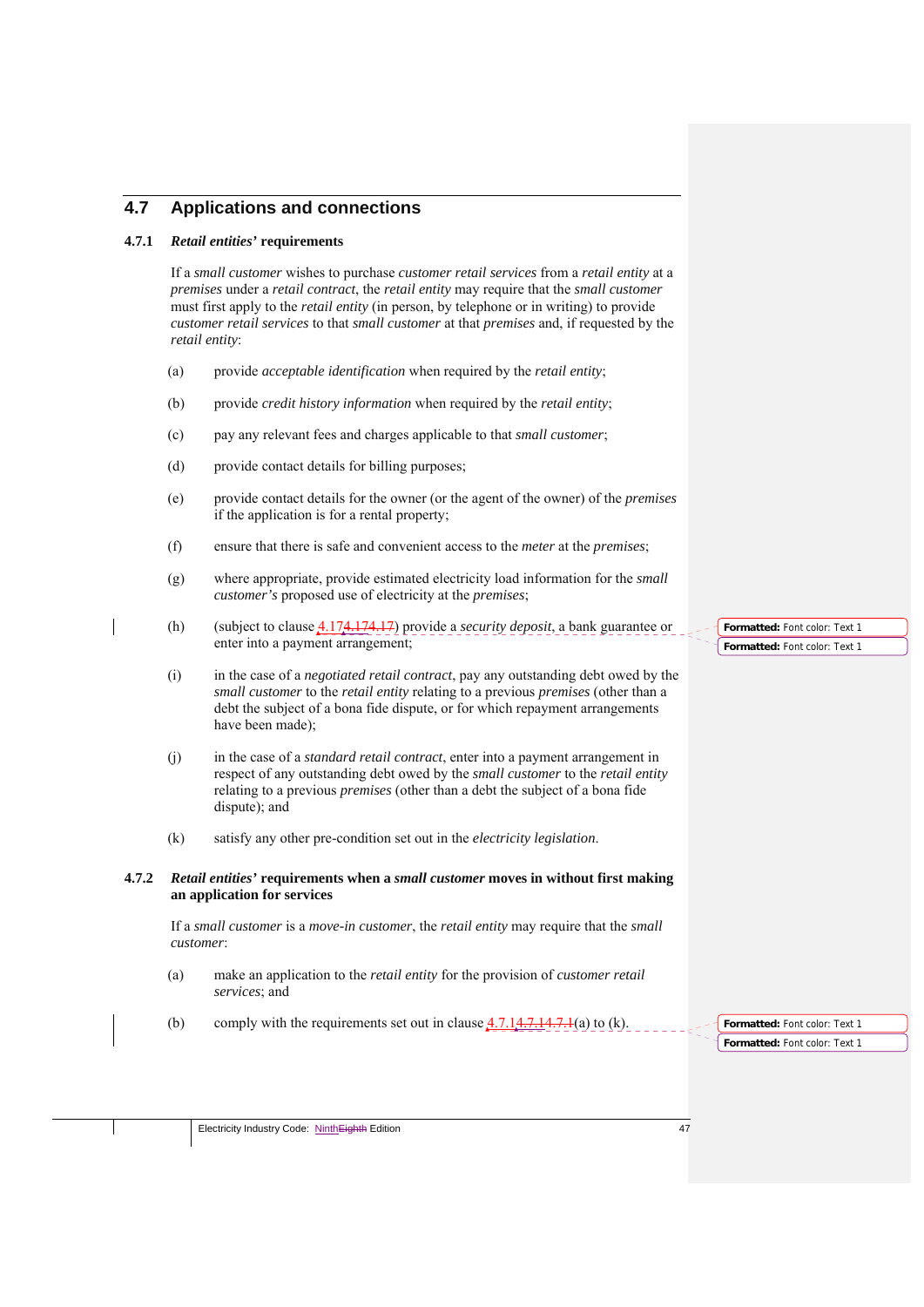## 4.7 Applications and connections

### 4.7.1 *Retail entities'* requirements

If a *small customer* wishes to purchase *customer retail services* from a *retail entity* at a *premises* under a *retail contract*, the *retail entity* may require that the *small customer* must first apply to the *retail entity* (in person, by telephone or in writing) to provide *customer retail services* to that *small customer* at that *premises* and, if requested by the *retail entity*:

(a) provide *acceptable identification* when required by the *retail entity*;

(b) provide *credit history information* when required by the *retail entity*;

(c) pay any relevant fees and charges applicable to that *small customer*;

(d) provide contact details for billing purposes;

(e) provide contact details for the owner (or the agent of the owner) of the *premises* if the application is for a rental property;

(f) ensure that there is safe and convenient access to the *meter* at the *premises*;

(g) where appropriate, provide estimated electricity load information for the *small customer's* proposed use of electricity at the *premises*;

(h) (subject to clause 4.17) provide a *security deposit*, a bank guarantee or enter into a payment arrangement;

(i) in the case of a *negotiated retail contract*, pay any outstanding debt owed by the *small customer* to the *retail entity* relating to a previous *premises* (other than a debt the subject of a bona fide dispute, or for which repayment arrangements have been made);

(j) in the case of a *standard retail contract*, enter into a payment arrangement in respect of any outstanding debt owed by the *small customer* to the *retail entity* relating to a previous *premises* (other than a debt the subject of a bona fide dispute); and

(k) satisfy any other pre-condition set out in the *electricity legislation*.

### 4.7.2 *Retail entities'* requirements when a *small customer* moves in without first making an application for services

If a *small customer* is a *move-in customer*, the *retail entity* may require that the *small customer*:

(a) make an application to the *retail entity* for the provision of *customer retail services*; and

(b) comply with the requirements set out in clause 4.7.1(a) to (k).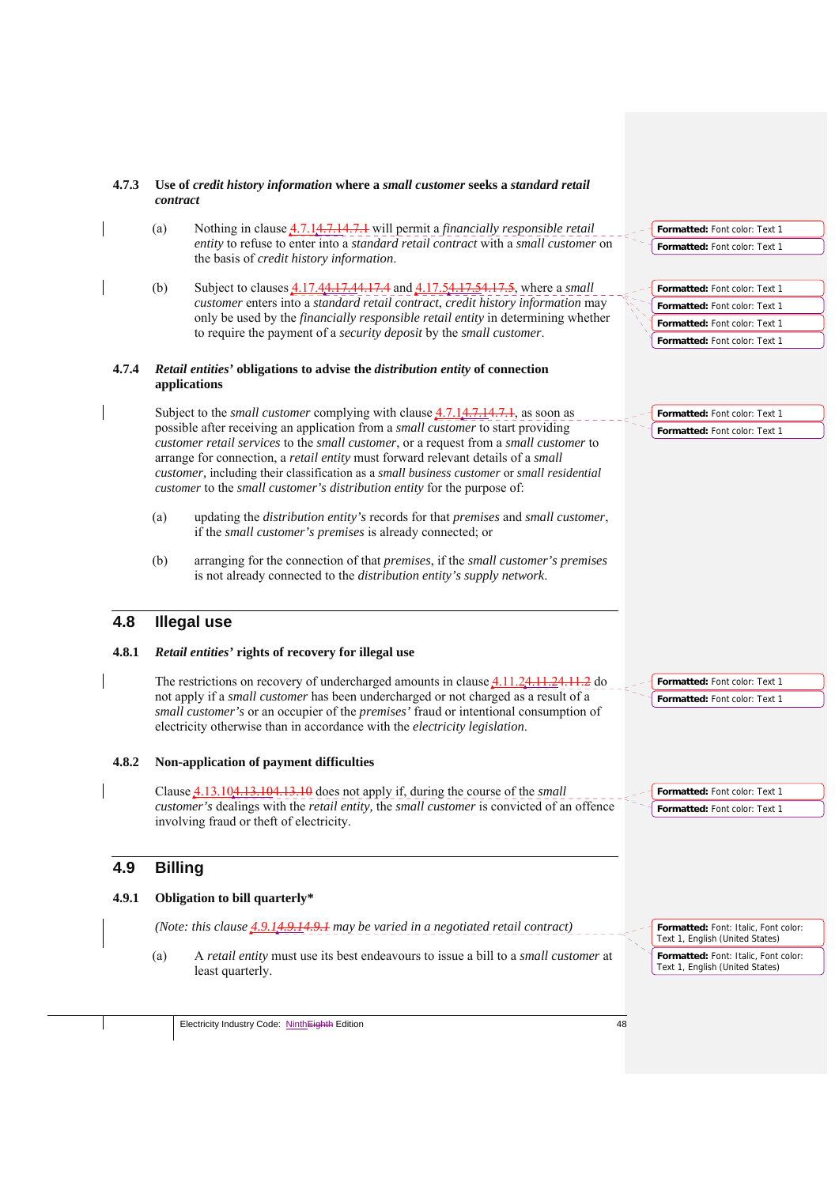#### 4.7.3 Use of *credit history information* where a *small customer* seeks a *standard retail contract*

(a) Nothing in clause 4.7.1 will permit a *financially responsible retail entity* to refuse to enter into a *standard retail contract* with a *small customer* on the basis of *credit history information*.

(b) Subject to clauses 4.17.4 and 4.17.5, where a *small customer* enters into a *standard retail contract*, *credit history information* may only be used by the *financially responsible retail entity* in determining whether to require the payment of a *security deposit* by the *small customer*.

#### 4.7.4 *Retail entities'* obligations to advise the *distribution entity* of connection applications

Subject to the *small customer* complying with clause 4.7.1, as soon as possible after receiving an application from a *small customer* to start providing *customer retail services* to the *small customer*, or a request from a *small customer* to arrange for connection, a *retail entity* must forward relevant details of a *small customer*, including their classification as a *small business customer* or *small residential customer* to the *small customer's distribution entity* for the purpose of:

(a) updating the *distribution entity's* records for that *premises* and *small customer*, if the *small customer's premises* is already connected; or

(b) arranging for the connection of that *premises*, if the *small customer's premises* is not already connected to the *distribution entity's supply network*.

## 4.8 Illegal use

#### 4.8.1 *Retail entities'* rights of recovery for illegal use

The restrictions on recovery of undercharged amounts in clause 4.11.2 do not apply if a *small customer* has been undercharged or not charged as a result of a *small customer's* or an occupier of the *premises'* fraud or intentional consumption of electricity otherwise than in accordance with the *electricity legislation*.

#### 4.8.2 Non-application of payment difficulties

Clause 4.13.10 does not apply if, during the course of the *small customer's* dealings with the *retail entity*, the *small customer* is convicted of an offence involving fraud or theft of electricity.

## 4.9 Billing

#### 4.9.1 Obligation to bill quarterly*

*(Note: this clause 4.9.1 may be varied in a negotiated retail contract)*

(a) A *retail entity* must use its best endeavours to issue a bill to a *small customer* at least quarterly.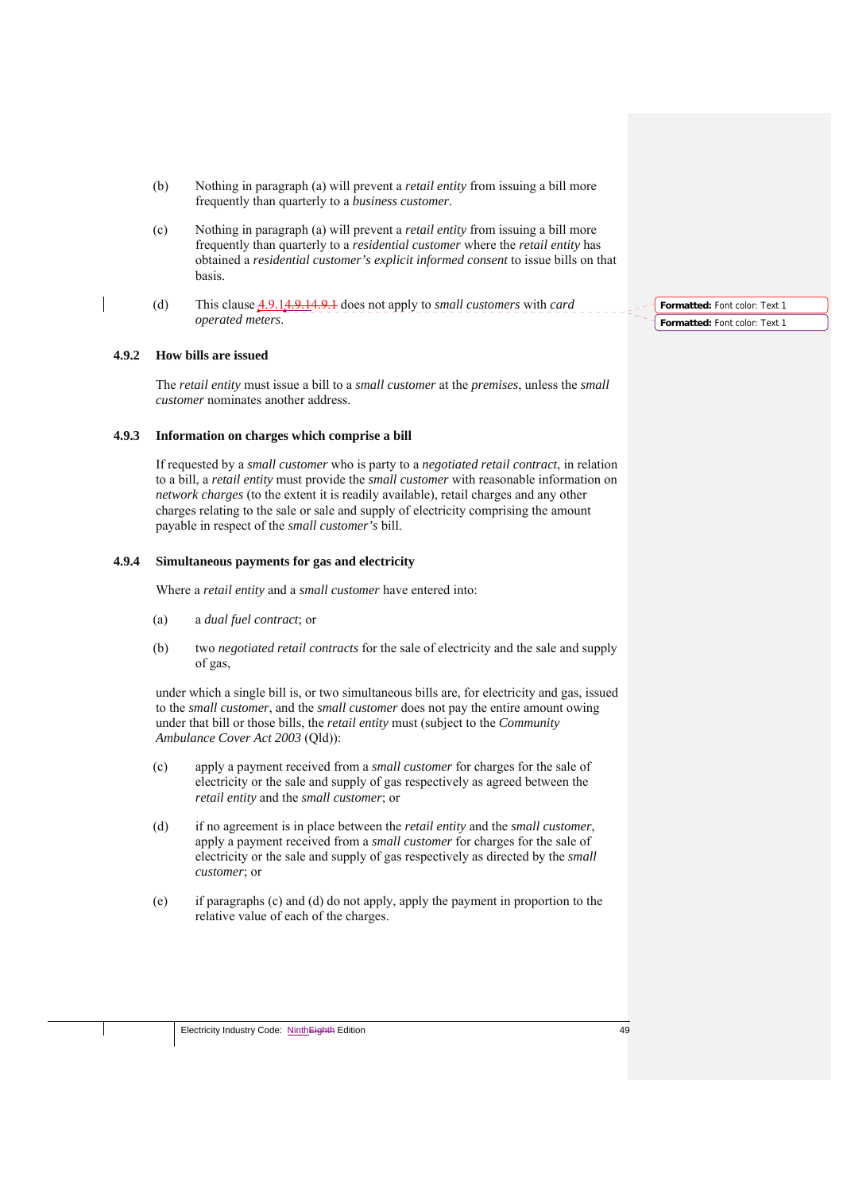(b) Nothing in paragraph (a) will prevent a *retail entity* from issuing a bill more frequently than quarterly to a *business customer*.

(c) Nothing in paragraph (a) will prevent a *retail entity* from issuing a bill more frequently than quarterly to a *residential customer* where the *retail entity* has obtained a *residential customer's explicit informed consent* to issue bills on that basis.

(d) This clause 4.9.1 does not apply to *small customers* with *card operated meters*.

### 4.9.2 How bills are issued

The *retail entity* must issue a bill to a *small customer* at the *premises*, unless the *small customer* nominates another address.

### 4.9.3 Information on charges which comprise a bill

If requested by a *small customer* who is party to a *negotiated retail contract*, in relation to a bill, a *retail entity* must provide the *small customer* with reasonable information on *network charges* (to the extent it is readily available), retail charges and any other charges relating to the sale or sale and supply of electricity comprising the amount payable in respect of the *small customer's* bill.

### 4.9.4 Simultaneous payments for gas and electricity

Where a *retail entity* and a *small customer* have entered into:

(a) a *dual fuel contract*; or

(b) two *negotiated retail contracts* for the sale of electricity and the sale and supply of gas,

under which a single bill is, or two simultaneous bills are, for electricity and gas, issued to the *small customer*, and the *small customer* does not pay the entire amount owing under that bill or those bills, the *retail entity* must (subject to the *Community Ambulance Cover Act 2003* (Qld)):

(c) apply a payment received from a *small customer* for charges for the sale of electricity or the sale and supply of gas respectively as agreed between the *retail entity* and the *small customer*; or

(d) if no agreement is in place between the *retail entity* and the *small customer*, apply a payment received from a *small customer* for charges for the sale of electricity or the sale and supply of gas respectively as directed by the *small customer*; or

(e) if paragraphs (c) and (d) do not apply, apply the payment in proportion to the relative value of each of the charges.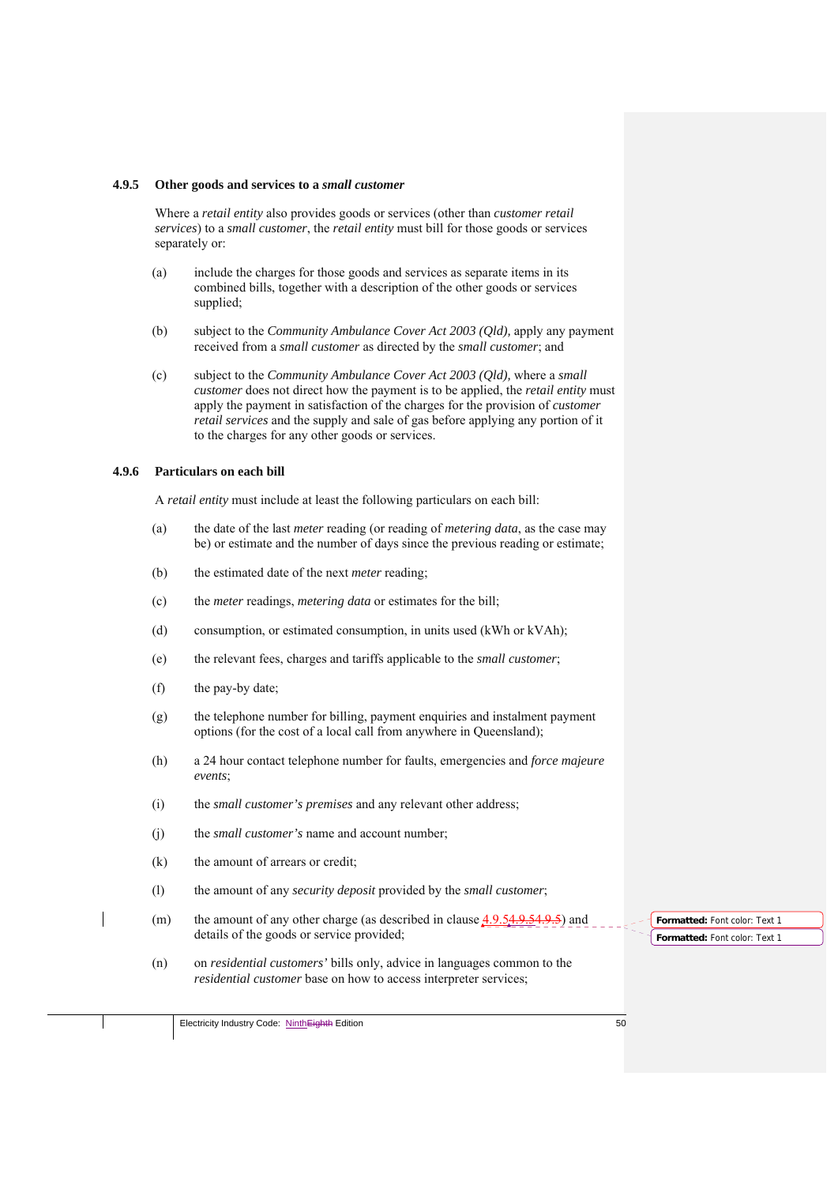### 4.9.5 Other goods and services to a *small customer*

Where a *retail entity* also provides goods or services (other than *customer retail services*) to a *small customer*, the *retail entity* must bill for those goods or services separately or:

(a) include the charges for those goods and services as separate items in its combined bills, together with a description of the other goods or services supplied;

(b) subject to the *Community Ambulance Cover Act 2003 (Qld),* apply any payment received from a *small customer* as directed by the *small customer*; and

(c) subject to the *Community Ambulance Cover Act 2003 (Qld),* where a *small customer* does not direct how the payment is to be applied, the *retail entity* must apply the payment in satisfaction of the charges for the provision of *customer retail services* and the supply and sale of gas before applying any portion of it to the charges for any other goods or services.

### 4.9.6 Particulars on each bill

A *retail entity* must include at least the following particulars on each bill:

(a) the date of the last *meter* reading (or reading of *metering data*, as the case may be) or estimate and the number of days since the previous reading or estimate;

(b) the estimated date of the next *meter* reading;

(c) the *meter* readings, *metering data* or estimates for the bill;

(d) consumption, or estimated consumption, in units used (kWh or kVAh);

(e) the relevant fees, charges and tariffs applicable to the *small customer*;

(f) the pay-by date;

(g) the telephone number for billing, payment enquiries and instalment payment options (for the cost of a local call from anywhere in Queensland);

(h) a 24 hour contact telephone number for faults, emergencies and *force majeure events*;

(i) the *small customer's premises* and any relevant other address;

(j) the *small customer's* name and account number;

(k) the amount of arrears or credit;

(l) the amount of any *security deposit* provided by the *small customer*;

(m) the amount of any other charge (as described in clause 4.9.54.9.54.9.5) and details of the goods or service provided;

(n) on *residential customers'* bills only, advice in languages common to the *residential customer* base on how to access interpreter services;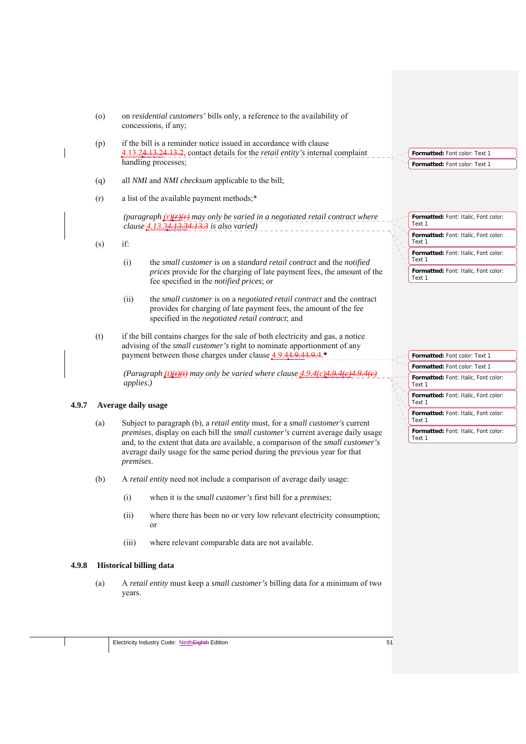(o) on *residential customers'* bills only, a reference to the availability of concessions, if any;

(p) if the bill is a reminder notice issued in accordance with clause 4.13.24.13.24.13.2, contact details for the *retail entity's* internal complaint handling processes;

(q) all *NMI* and *NMI checksum* applicable to the bill;

(r) a list of the available payment methods;*

*(paragraph (r)(r)(r) may only be varied in a negotiated retail contract where clause 4.13.34.13.34.13.3 is also varied)*

(s) if:

(i) the *small customer* is on a *standard retail contract* and the *notified prices* provide for the charging of late payment fees, the amount of the fee specified in the *notified prices*; or

(ii) the *small customer* is on a *negotiated retail contract* and the contract provides for charging of late payment fees, the amount of the fee specified in the *negotiated retail contract*; and

(t) if the bill contains charges for the sale of both electricity and gas, a notice advising of the *small customer's* right to nominate apportionment of any payment between those charges under clause 4.9.44.9.44.9.4.*

*(Paragraph (t)(t)(t) may only be varied where clause 4.9.4(c)4.9.4(c)4.9.4(c) applies.)*

### 4.9.7 Average daily usage

(a) Subject to paragraph (b), a *retail entity* must, for a *small customer's* current *premises*, display on each bill the *small customer's* current average daily usage and, to the extent that data are available, a comparison of the *small customer's* average daily usage for the same period during the previous year for that *premises*.

(b) A *retail entity* need not include a comparison of average daily usage:

(i) when it is the *small customer's* first bill for a *premises*;

(ii) where there has been no or very low relevant electricity consumption; or

(iii) where relevant comparable data are not available.

### 4.9.8 Historical billing data

(a) A *retail entity* must keep a *small customer's* billing data for a minimum of two years.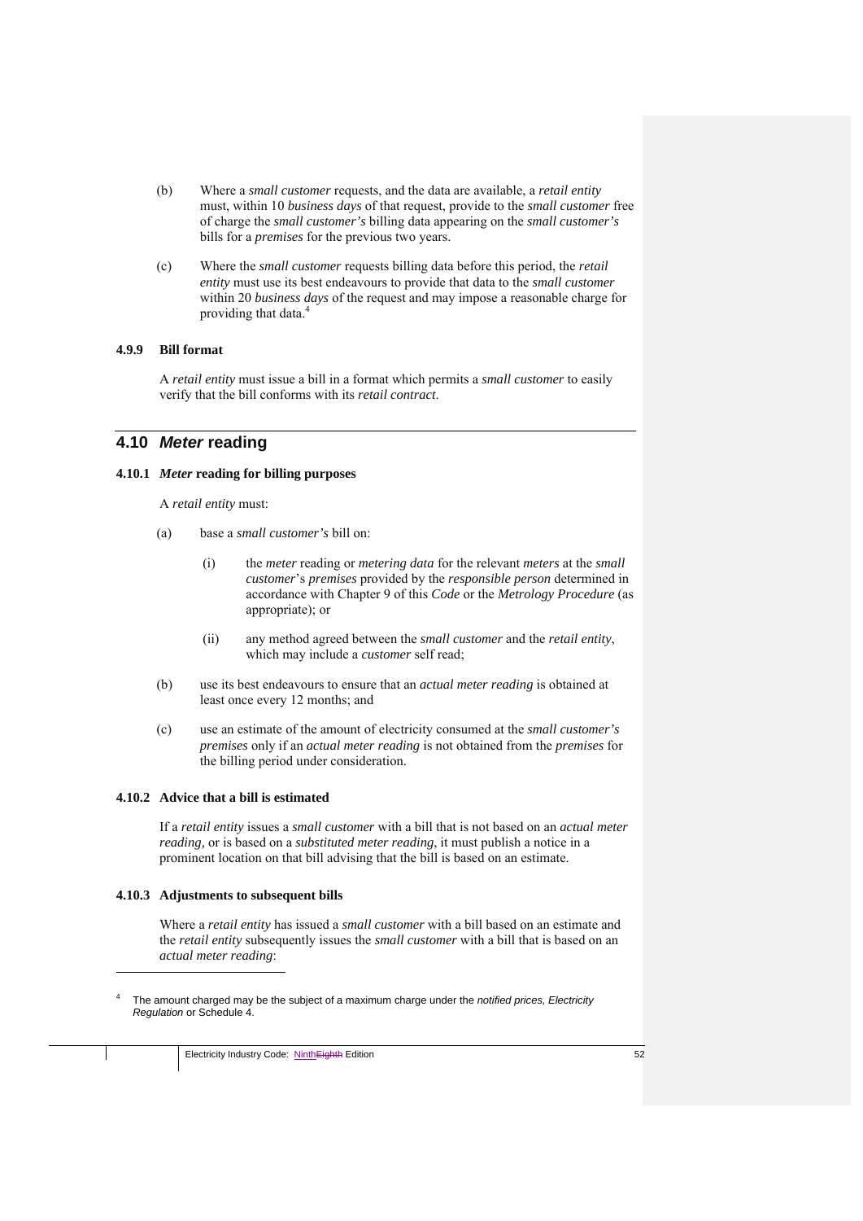(b) Where a *small customer* requests, and the data are available, a *retail entity* must, within 10 *business days* of that request, provide to the *small customer* free of charge the *small customer's* billing data appearing on the *small customer's* bills for a *premises* for the previous two years.

(c) Where the *small customer* requests billing data before this period, the *retail entity* must use its best endeavours to provide that data to the *small customer* within 20 *business days* of the request and may impose a reasonable charge for providing that data.[4]

### 4.9.9 Bill format

A *retail entity* must issue a bill in a format which permits a *small customer* to easily verify that the bill conforms with its *retail contract*.

## 4.10 *Meter* reading

### 4.10.1 *Meter* reading for billing purposes

A *retail entity* must:

(a) base a *small customer's* bill on:

(i) the *meter* reading or *metering data* for the relevant *meters* at the *small customer*'s *premises* provided by the *responsible person* determined in accordance with Chapter 9 of this *Code* or the *Metrology Procedure* (as appropriate); or

(ii) any method agreed between the *small customer* and the *retail entity*, which may include a *customer* self read;

(b) use its best endeavours to ensure that an *actual meter reading* is obtained at least once every 12 months; and

(c) use an estimate of the amount of electricity consumed at the *small customer's premises* only if an *actual meter reading* is not obtained from the *premises* for the billing period under consideration.

### 4.10.2 Advice that a bill is estimated

If a *retail entity* issues a *small customer* with a bill that is not based on an *actual meter reading,* or is based on a *substituted meter reading*, it must publish a notice in a prominent location on that bill advising that the bill is based on an estimate.

### 4.10.3 Adjustments to subsequent bills

Where a *retail entity* has issued a *small customer* with a bill based on an estimate and the *retail entity* subsequently issues the *small customer* with a bill that is based on an *actual meter reading*:

---

[4] The amount charged may be the subject of a maximum charge under the *notified prices, Electricity Regulation* or Schedule 4.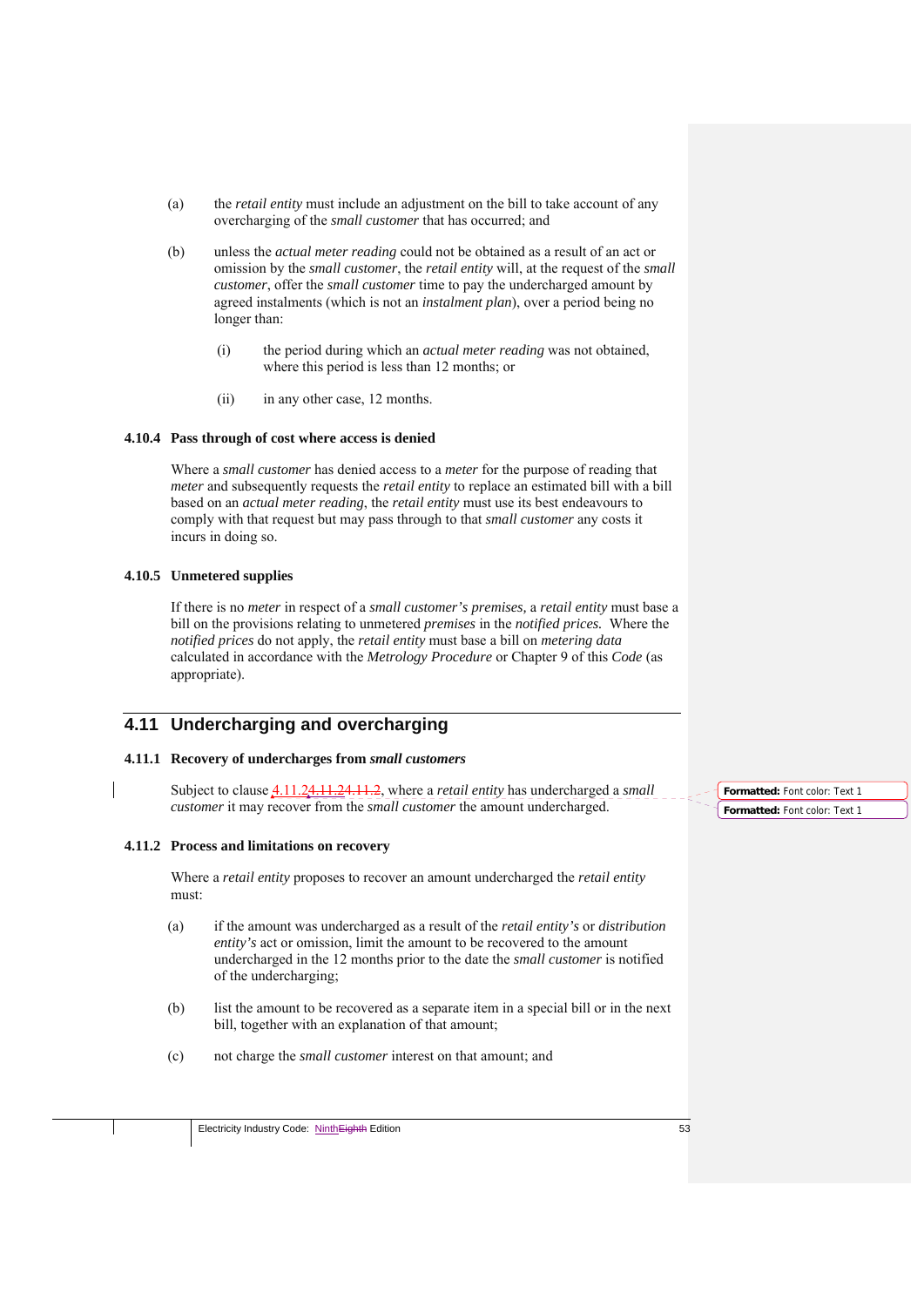(a) the *retail entity* must include an adjustment on the bill to take account of any overcharging of the *small customer* that has occurred; and

(b) unless the *actual meter reading* could not be obtained as a result of an act or omission by the *small customer*, the *retail entity* will, at the request of the *small customer*, offer the *small customer* time to pay the undercharged amount by agreed instalments (which is not an *instalment plan*), over a period being no longer than:

   (i) the period during which an *actual meter reading* was not obtained, where this period is less than 12 months; or

   (ii) in any other case, 12 months.

#### 4.10.4 Pass through of cost where access is denied

Where a *small customer* has denied access to a *meter* for the purpose of reading that *meter* and subsequently requests the *retail entity* to replace an estimated bill with a bill based on an *actual meter reading*, the *retail entity* must use its best endeavours to comply with that request but may pass through to that *small customer* any costs it incurs in doing so.

#### 4.10.5 Unmetered supplies

If there is no *meter* in respect of a *small customer's premises,* a *retail entity* must base a bill on the provisions relating to unmetered *premises* in the *notified prices.* Where the *notified prices* do not apply, the *retail entity* must base a bill on *metering data* calculated in accordance with the *Metrology Procedure* or Chapter 9 of this *Code* (as appropriate).

## 4.11 Undercharging and overcharging

#### 4.11.1 Recovery of undercharges from *small customers*

Subject to clause 4.11.2, where a *retail entity* has undercharged a *small customer* it may recover from the *small customer* the amount undercharged.

#### 4.11.2 Process and limitations on recovery

Where a *retail entity* proposes to recover an amount undercharged the *retail entity* must:

(a) if the amount was undercharged as a result of the *retail entity's* or *distribution entity's* act or omission, limit the amount to be recovered to the amount undercharged in the 12 months prior to the date the *small customer* is notified of the undercharging;

(b) list the amount to be recovered as a separate item in a special bill or in the next bill, together with an explanation of that amount;

(c) not charge the *small customer* interest on that amount; and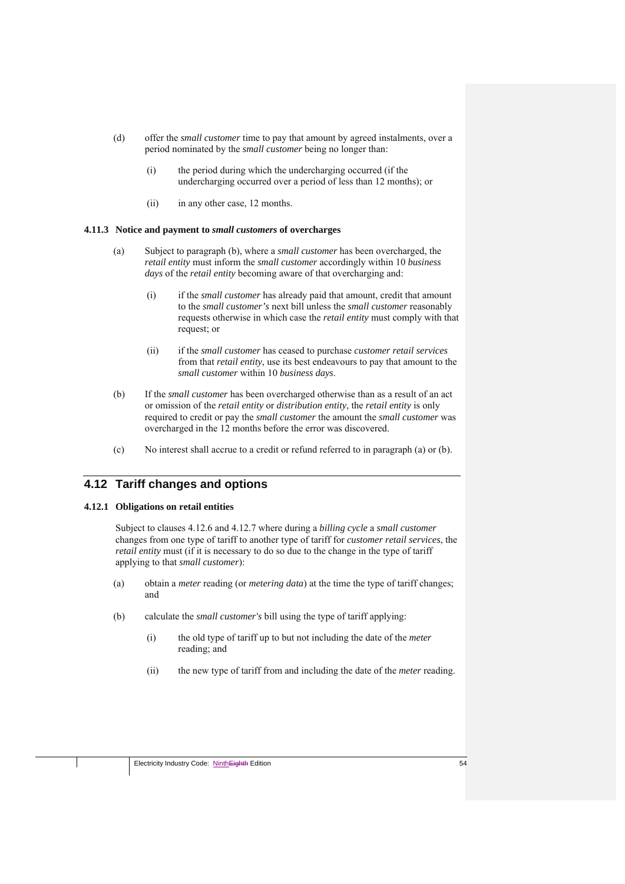(d) offer the *small customer* time to pay that amount by agreed instalments, over a period nominated by the *small customer* being no longer than:

(i) the period during which the undercharging occurred (if the undercharging occurred over a period of less than 12 months); or

(ii) in any other case, 12 months.

### 4.11.3 Notice and payment to *small customers* of overcharges

(a) Subject to paragraph (b), where a *small customer* has been overcharged, the *retail entity* must inform the *small customer* accordingly within 10 *business days* of the *retail entity* becoming aware of that overcharging and:

(i) if the *small customer* has already paid that amount, credit that amount to the *small customer's* next bill unless the *small customer* reasonably requests otherwise in which case the *retail entity* must comply with that request; or

(ii) if the *small customer* has ceased to purchase *customer retail services* from that *retail entity*, use its best endeavours to pay that amount to the *small customer* within 10 *business days*.

(b) If the *small customer* has been overcharged otherwise than as a result of an act or omission of the *retail entity* or *distribution entity*, the *retail entity* is only required to credit or pay the *small customer* the amount the *small customer* was overcharged in the 12 months before the error was discovered.

(c) No interest shall accrue to a credit or refund referred to in paragraph (a) or (b).

## 4.12 Tariff changes and options

### 4.12.1 Obligations on retail entities

Subject to clauses 4.12.6 and 4.12.7 where during a *billing cycle* a *small customer* changes from one type of tariff to another type of tariff for *customer retail services*, the *retail entity* must (if it is necessary to do so due to the change in the type of tariff applying to that *small customer*):

(a) obtain a *meter* reading (or *metering data*) at the time the type of tariff changes; and

(b) calculate the *small customer's* bill using the type of tariff applying:

(i) the old type of tariff up to but not including the date of the *meter* reading; and

(ii) the new type of tariff from and including the date of the *meter* reading.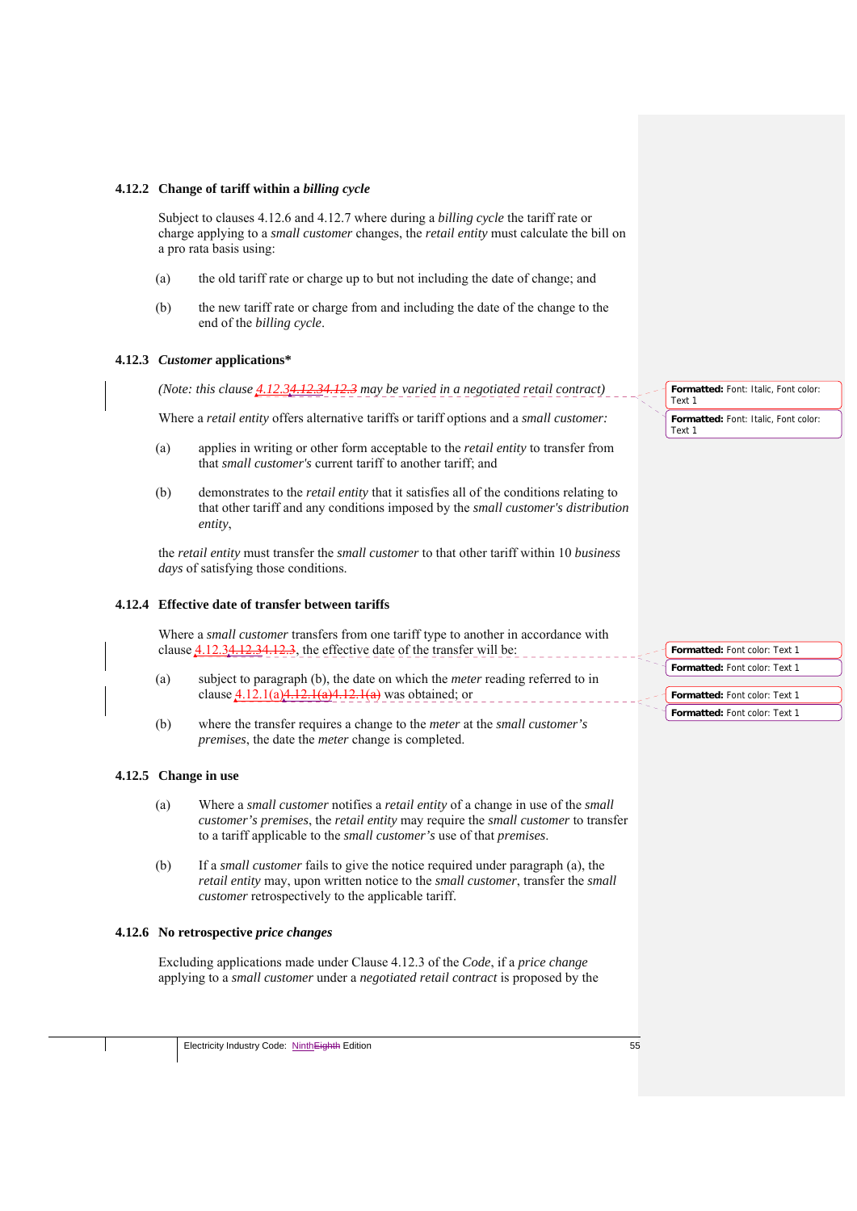### 4.12.2 Change of tariff within a *billing cycle*

Subject to clauses 4.12.6 and 4.12.7 where during a *billing cycle* the tariff rate or charge applying to a *small customer* changes, the *retail entity* must calculate the bill on a pro rata basis using:

(a) the old tariff rate or charge up to but not including the date of change; and

(b) the new tariff rate or charge from and including the date of the change to the end of the *billing cycle*.

### 4.12.3 *Customer* applications*

*(Note: this clause 4.12.34.12.34.12.3 may be varied in a negotiated retail contract)*

Where a *retail entity* offers alternative tariffs or tariff options and a *small customer:*

(a) applies in writing or other form acceptable to the *retail entity* to transfer from that *small customer's* current tariff to another tariff; and

(b) demonstrates to the *retail entity* that it satisfies all of the conditions relating to that other tariff and any conditions imposed by the *small customer's distribution entity*,

the *retail entity* must transfer the *small customer* to that other tariff within 10 *business days* of satisfying those conditions.

### 4.12.4 Effective date of transfer between tariffs

Where a *small customer* transfers from one tariff type to another in accordance with clause 4.12.34.12.34.12.3, the effective date of the transfer will be:

(a) subject to paragraph (b), the date on which the *meter* reading referred to in clause 4.12.1(a)4.12.1(a)4.12.1(a) was obtained; or

(b) where the transfer requires a change to the *meter* at the *small customer's premises*, the date the *meter* change is completed.

### 4.12.5 Change in use

(a) Where a *small customer* notifies a *retail entity* of a change in use of the *small customer's premises*, the *retail entity* may require the *small customer* to transfer to a tariff applicable to the *small customer's* use of that *premises*.

(b) If a *small customer* fails to give the notice required under paragraph (a), the *retail entity* may, upon written notice to the *small customer*, transfer the *small customer* retrospectively to the applicable tariff.

### 4.12.6 No retrospective *price changes*

Excluding applications made under Clause 4.12.3 of the *Code*, if a *price change* applying to a *small customer* under a *negotiated retail contract* is proposed by the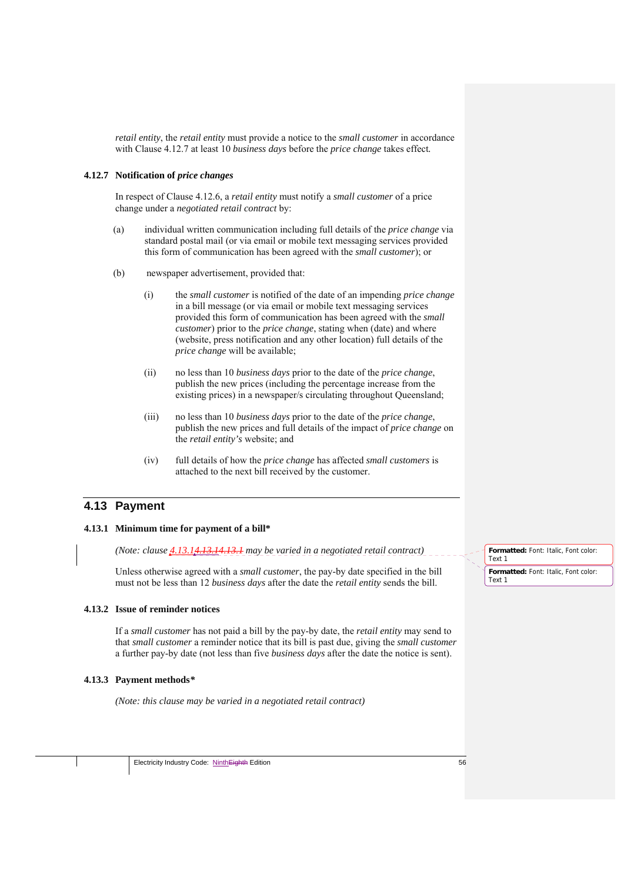*retail entity*, the *retail entity* must provide a notice to the *small customer* in accordance with Clause 4.12.7 at least 10 *business days* before the *price change* takes effect.

### 4.12.7 Notification of *price changes*

In respect of Clause 4.12.6, a *retail entity* must notify a *small customer* of a price change under a *negotiated retail contract* by:

(a) individual written communication including full details of the *price change* via standard postal mail (or via email or mobile text messaging services provided this form of communication has been agreed with the *small customer*); or

(b) newspaper advertisement, provided that:

(i) the *small customer* is notified of the date of an impending *price change* in a bill message (or via email or mobile text messaging services provided this form of communication has been agreed with the *small customer*) prior to the *price change*, stating when (date) and where (website, press notification and any other location) full details of the *price change* will be available;

(ii) no less than 10 *business days* prior to the date of the *price change*, publish the new prices (including the percentage increase from the existing prices) in a newspaper/s circulating throughout Queensland;

(iii) no less than 10 *business days* prior to the date of the *price change*, publish the new prices and full details of the impact of *price change* on the *retail entity's* website; and

(iv) full details of how the *price change* has affected *small customers* is attached to the next bill received by the customer.

## 4.13 Payment

### 4.13.1 Minimum time for payment of a bill*

*(Note: clause 4.13.1 may be varied in a negotiated retail contract)*

Unless otherwise agreed with a *small customer*, the pay-by date specified in the bill must not be less than 12 *business days* after the date the *retail entity* sends the bill.

### 4.13.2 Issue of reminder notices

If a *small customer* has not paid a bill by the pay-by date, the *retail entity* may send to that *small customer* a reminder notice that its bill is past due, giving the *small customer* a further pay-by date (not less than five *business days* after the date the notice is sent).

### 4.13.3 Payment methods*

*(Note: this clause may be varied in a negotiated retail contract)*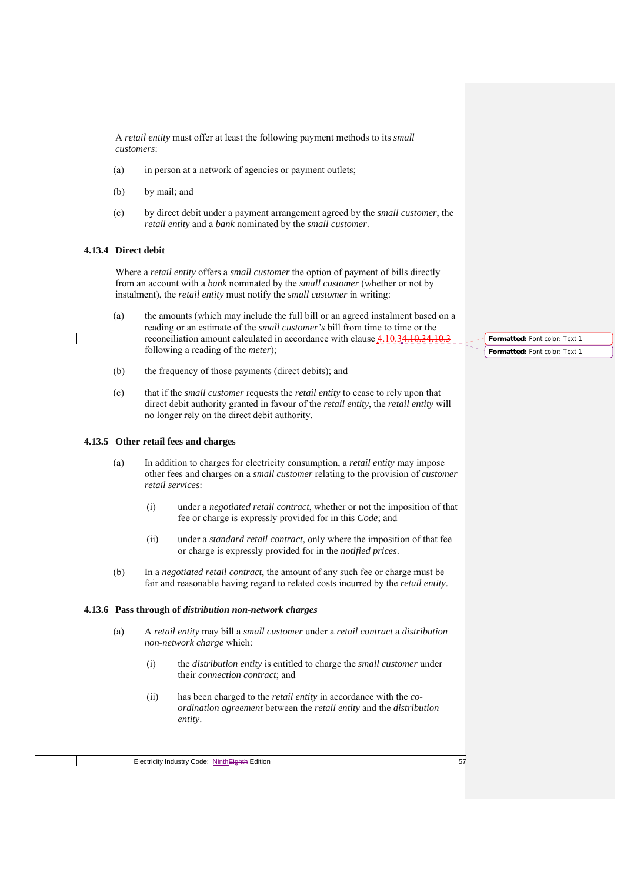A *retail entity* must offer at least the following payment methods to its *small customers*:

(a) in person at a network of agencies or payment outlets;

(b) by mail; and

(c) by direct debit under a payment arrangement agreed by the *small customer*, the *retail entity* and a *bank* nominated by the *small customer*.

### 4.13.4 Direct debit

Where a *retail entity* offers a *small customer* the option of payment of bills directly from an account with a *bank* nominated by the *small customer* (whether or not by instalment), the *retail entity* must notify the *small customer* in writing:

(a) the amounts (which may include the full bill or an agreed instalment based on a reading or an estimate of the *small customer's* bill from time to time or the reconciliation amount calculated in accordance with clause 4.10.34.10.34.10.3 following a reading of the *meter*);

(b) the frequency of those payments (direct debits); and

(c) that if the *small customer* requests the *retail entity* to cease to rely upon that direct debit authority granted in favour of the *retail entity*, the *retail entity* will no longer rely on the direct debit authority.

### 4.13.5 Other retail fees and charges

(a) In addition to charges for electricity consumption, a *retail entity* may impose other fees and charges on a *small customer* relating to the provision of *customer retail services*:

  (i) under a *negotiated retail contract*, whether or not the imposition of that fee or charge is expressly provided for in this *Code*; and

  (ii) under a *standard retail contract*, only where the imposition of that fee or charge is expressly provided for in the *notified prices*.

(b) In a *negotiated retail contract*, the amount of any such fee or charge must be fair and reasonable having regard to related costs incurred by the *retail entity*.

### 4.13.6 Pass through of *distribution non-network charges*

(a) A *retail entity* may bill a *small customer* under a *retail contract* a *distribution non-network charge* which:

  (i) the *distribution entity* is entitled to charge the *small customer* under their *connection contract*; and

  (ii) has been charged to the *retail entity* in accordance with the *co-ordination agreement* between the *retail entity* and the *distribution entity*.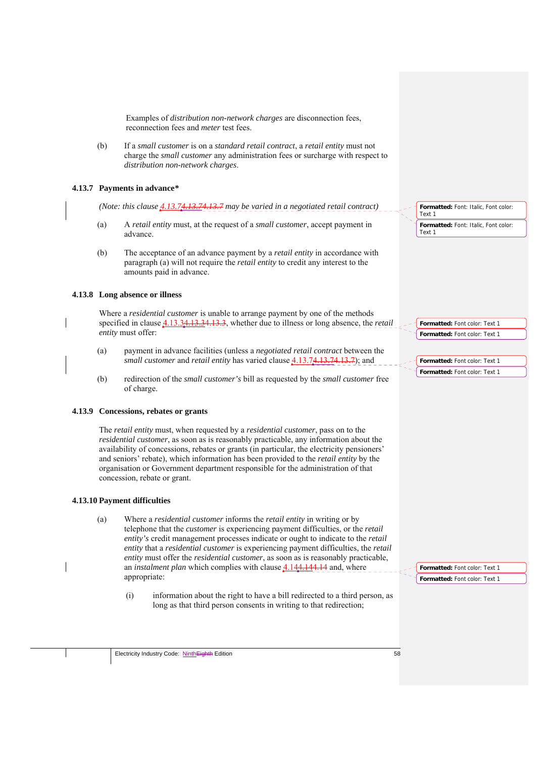Examples of *distribution non-network charges* are disconnection fees, reconnection fees and *meter* test fees.

(b) If a *small customer* is on a *standard retail contract*, a *retail entity* must not charge the *small customer* any administration fees or surcharge with respect to *distribution non-network charges*.

### 4.13.7 Payments in advance*

*(Note: this clause 4.13.7 may be varied in a negotiated retail contract)*

(a) A *retail entity* must, at the request of a *small customer*, accept payment in advance.

(b) The acceptance of an advance payment by a *retail entity* in accordance with paragraph (a) will not require the *retail entity* to credit any interest to the amounts paid in advance.

### 4.13.8 Long absence or illness

Where a *residential customer* is unable to arrange payment by one of the methods specified in clause 4.13.3, whether due to illness or long absence, the *retail entity* must offer:

(a) payment in advance facilities (unless a *negotiated retail contract* between the *small customer* and *retail entity* has varied clause 4.13.7); and

(b) redirection of the *small customer's* bill as requested by the *small customer* free of charge.

### 4.13.9 Concessions, rebates or grants

The *retail entity* must, when requested by a *residential customer*, pass on to the *residential customer*, as soon as is reasonably practicable, any information about the availability of concessions, rebates or grants (in particular, the electricity pensioners' and seniors' rebate), which information has been provided to the *retail entity* by the organisation or Government department responsible for the administration of that concession, rebate or grant.

### 4.13.10 Payment difficulties

(a) Where a *residential customer* informs the *retail entity* in writing or by telephone that the *customer* is experiencing payment difficulties, or the *retail entity's* credit management processes indicate or ought to indicate to the *retail entity* that a *residential customer* is experiencing payment difficulties, the *retail entity* must offer the *residential customer*, as soon as is reasonably practicable, an *instalment plan* which complies with clause 4.14 and, where appropriate:

(i) information about the right to have a bill redirected to a third person, as long as that third person consents in writing to that redirection;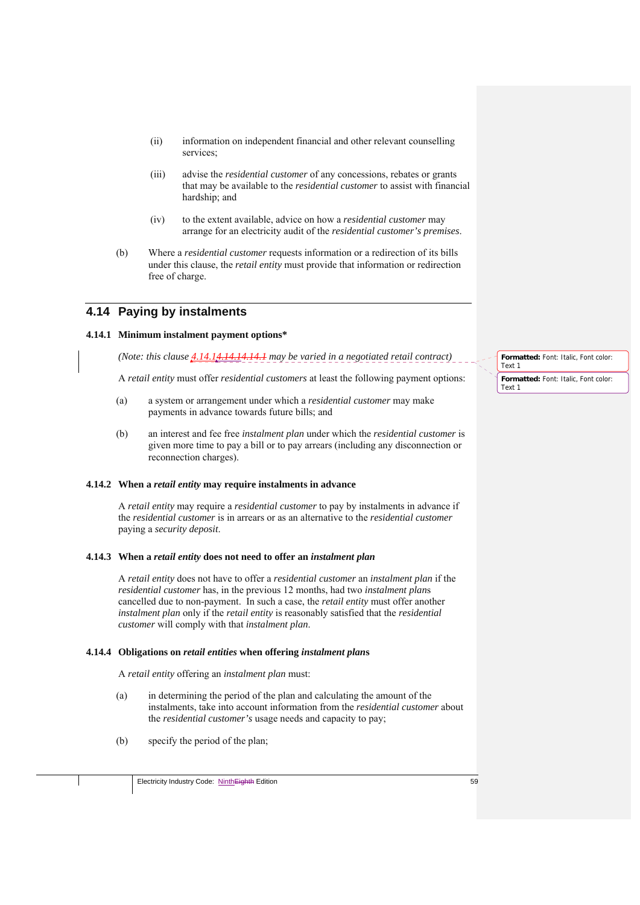(ii) information on independent financial and other relevant counselling services;

(iii) advise the *residential customer* of any concessions, rebates or grants that may be available to the *residential customer* to assist with financial hardship; and

(iv) to the extent available, advice on how a *residential customer* may arrange for an electricity audit of the *residential customer's premises*.

(b) Where a *residential customer* requests information or a redirection of its bills under this clause, the *retail entity* must provide that information or redirection free of charge.

## 4.14 Paying by instalments

### 4.14.1 Minimum instalment payment options*

*(Note: this clause 4.14.14.14.14.14.1 may be varied in a negotiated retail contract)*

A *retail entity* must offer *residential customers* at least the following payment options:

(a) a system or arrangement under which a *residential customer* may make payments in advance towards future bills; and

(b) an interest and fee free *instalment plan* under which the *residential customer* is given more time to pay a bill or to pay arrears (including any disconnection or reconnection charges).

### 4.14.2 When a *retail entity* may require instalments in advance

A *retail entity* may require a *residential customer* to pay by instalments in advance if the *residential customer* is in arrears or as an alternative to the *residential customer* paying a *security deposit*.

### 4.14.3 When a *retail entity* does not need to offer an *instalment plan*

A *retail entity* does not have to offer a *residential customer* an *instalment plan* if the *residential customer* has, in the previous 12 months, had two *instalment plans* cancelled due to non-payment. In such a case, the *retail entity* must offer another *instalment plan* only if the *retail entity* is reasonably satisfied that the *residential customer* will comply with that *instalment plan*.

### 4.14.4 Obligations on *retail entities* when offering *instalment plans*

A *retail entity* offering an *instalment plan* must:

(a) in determining the period of the plan and calculating the amount of the instalments, take into account information from the *residential customer* about the *residential customer's* usage needs and capacity to pay;

(b) specify the period of the plan;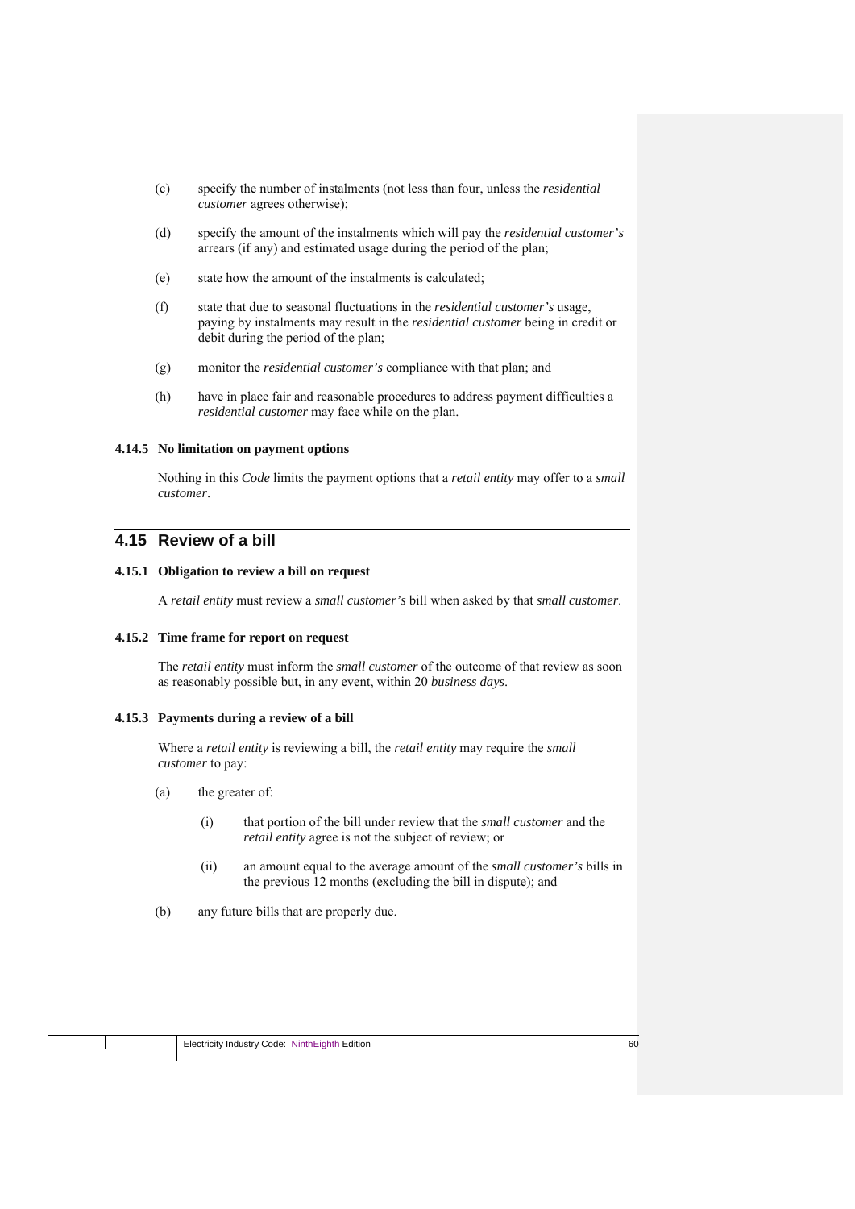(c) specify the number of instalments (not less than four, unless the *residential customer* agrees otherwise);

(d) specify the amount of the instalments which will pay the *residential customer's* arrears (if any) and estimated usage during the period of the plan;

(e) state how the amount of the instalments is calculated;

(f) state that due to seasonal fluctuations in the *residential customer's* usage, paying by instalments may result in the *residential customer* being in credit or debit during the period of the plan;

(g) monitor the *residential customer's* compliance with that plan; and

(h) have in place fair and reasonable procedures to address payment difficulties a *residential customer* may face while on the plan.

### 4.14.5 No limitation on payment options

Nothing in this *Code* limits the payment options that a *retail entity* may offer to a *small customer*.

## 4.15 Review of a bill

### 4.15.1 Obligation to review a bill on request

A *retail entity* must review a *small customer's* bill when asked by that *small customer*.

### 4.15.2 Time frame for report on request

The *retail entity* must inform the *small customer* of the outcome of that review as soon as reasonably possible but, in any event, within 20 *business days*.

### 4.15.3 Payments during a review of a bill

Where a *retail entity* is reviewing a bill, the *retail entity* may require the *small customer* to pay:

(a) the greater of:

  (i) that portion of the bill under review that the *small customer* and the *retail entity* agree is not the subject of review; or

  (ii) an amount equal to the average amount of the *small customer's* bills in the previous 12 months (excluding the bill in dispute); and

(b) any future bills that are properly due.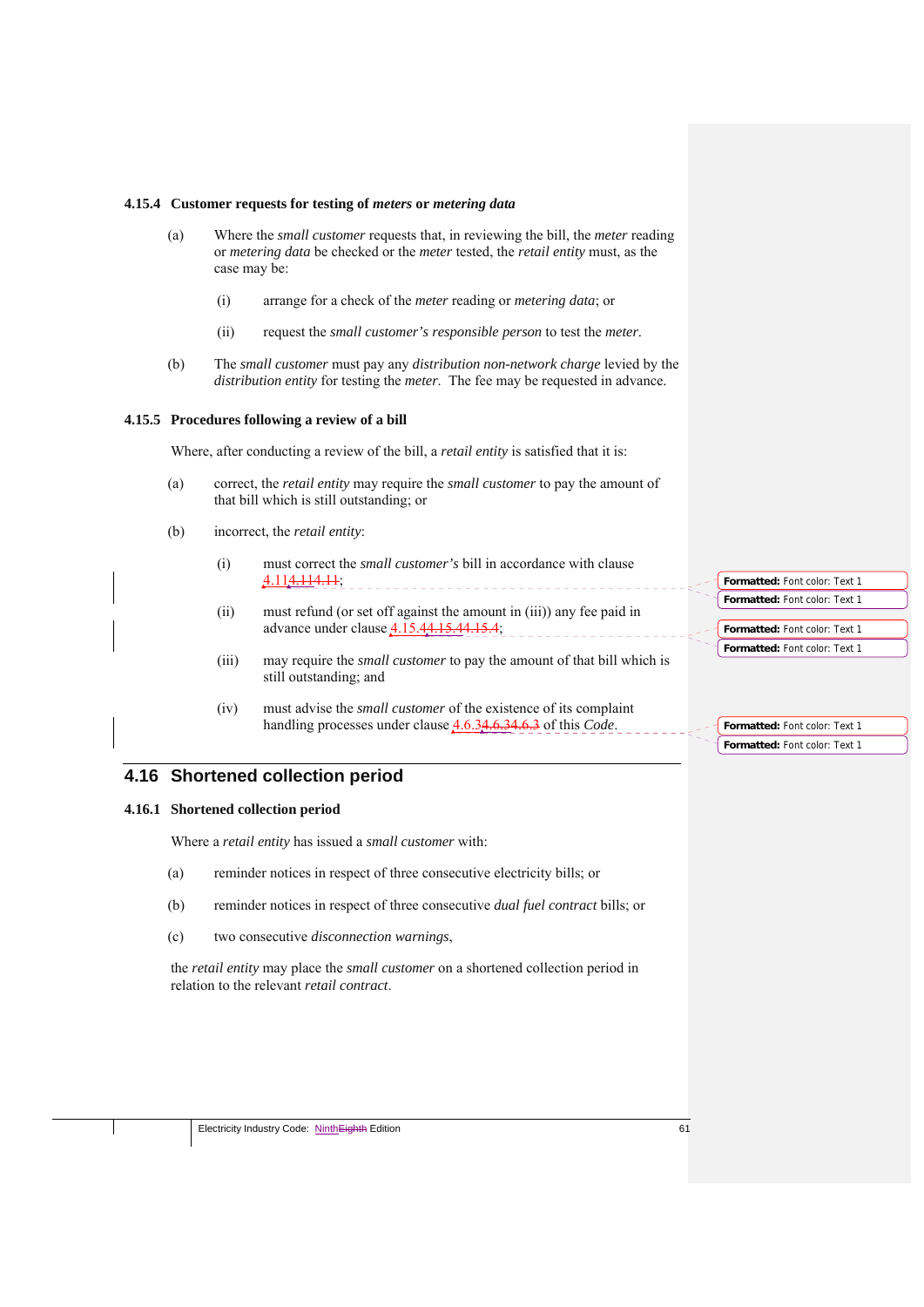#### 4.15.4 Customer requests for testing of *meters* or *metering data*

(a) Where the *small customer* requests that, in reviewing the bill, the *meter* reading or *metering data* be checked or the *meter* tested, the *retail entity* must, as the case may be:

(i) arrange for a check of the *meter* reading or *metering data*; or

(ii) request the *small customer's responsible person* to test the *meter*.

(b) The *small customer* must pay any *distribution non-network charge* levied by the *distribution entity* for testing the *meter*. The fee may be requested in advance.

#### 4.15.5 Procedures following a review of a bill

Where, after conducting a review of the bill, a *retail entity* is satisfied that it is:

(a) correct, the *retail entity* may require the *small customer* to pay the amount of that bill which is still outstanding; or

(b) incorrect, the *retail entity*:

(i) must correct the *small customer's* bill in accordance with clause 4.11;

(ii) must refund (or set off against the amount in (iii)) any fee paid in advance under clause 4.15.4;

(iii) may require the *small customer* to pay the amount of that bill which is still outstanding; and

(iv) must advise the *small customer* of the existence of its complaint handling processes under clause 4.6.3 of this *Code*.

## 4.16 Shortened collection period

#### 4.16.1 Shortened collection period

Where a *retail entity* has issued a *small customer* with:

(a) reminder notices in respect of three consecutive electricity bills; or

(b) reminder notices in respect of three consecutive *dual fuel contract* bills; or

(c) two consecutive *disconnection warnings*,

the *retail entity* may place the *small customer* on a shortened collection period in relation to the relevant *retail contract*.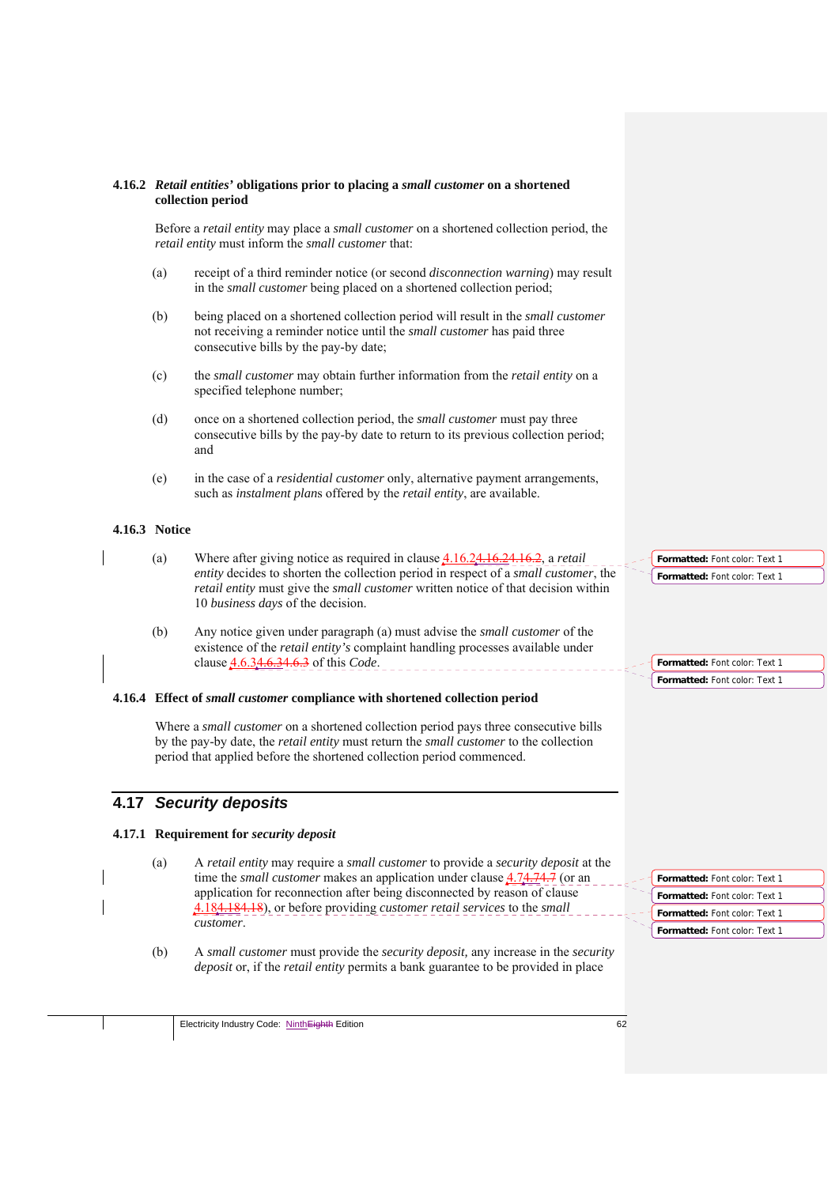#### 4.16.2 *Retail entities'* obligations prior to placing a *small customer* on a shortened collection period

Before a *retail entity* may place a *small customer* on a shortened collection period, the *retail entity* must inform the *small customer* that:

(a) receipt of a third reminder notice (or second *disconnection warning*) may result in the *small customer* being placed on a shortened collection period;

(b) being placed on a shortened collection period will result in the *small customer* not receiving a reminder notice until the *small customer* has paid three consecutive bills by the pay-by date;

(c) the *small customer* may obtain further information from the *retail entity* on a specified telephone number;

(d) once on a shortened collection period, the *small customer* must pay three consecutive bills by the pay-by date to return to its previous collection period; and

(e) in the case of a *residential customer* only, alternative payment arrangements, such as *instalment plans* offered by the *retail entity*, are available.

#### 4.16.3 Notice

(a) Where after giving notice as required in clause 4.16.2, a *retail entity* decides to shorten the collection period in respect of a *small customer*, the *retail entity* must give the *small customer* written notice of that decision within 10 *business days* of the decision.

(b) Any notice given under paragraph (a) must advise the *small customer* of the existence of the *retail entity's* complaint handling processes available under clause 4.6.3 of this *Code*.

#### 4.16.4 Effect of *small customer* compliance with shortened collection period

Where a *small customer* on a shortened collection period pays three consecutive bills by the pay-by date, the *retail entity* must return the *small customer* to the collection period that applied before the shortened collection period commenced.

## 4.17 *Security deposits*

#### 4.17.1 Requirement for *security deposit*

(a) A *retail entity* may require a *small customer* to provide a *security deposit* at the time the *small customer* makes an application under clause 4.7 (or an application for reconnection after being disconnected by reason of clause 4.18), or before providing *customer retail services* to the *small customer*.

(b) A *small customer* must provide the *security deposit,* any increase in the *security deposit* or, if the *retail entity* permits a bank guarantee to be provided in place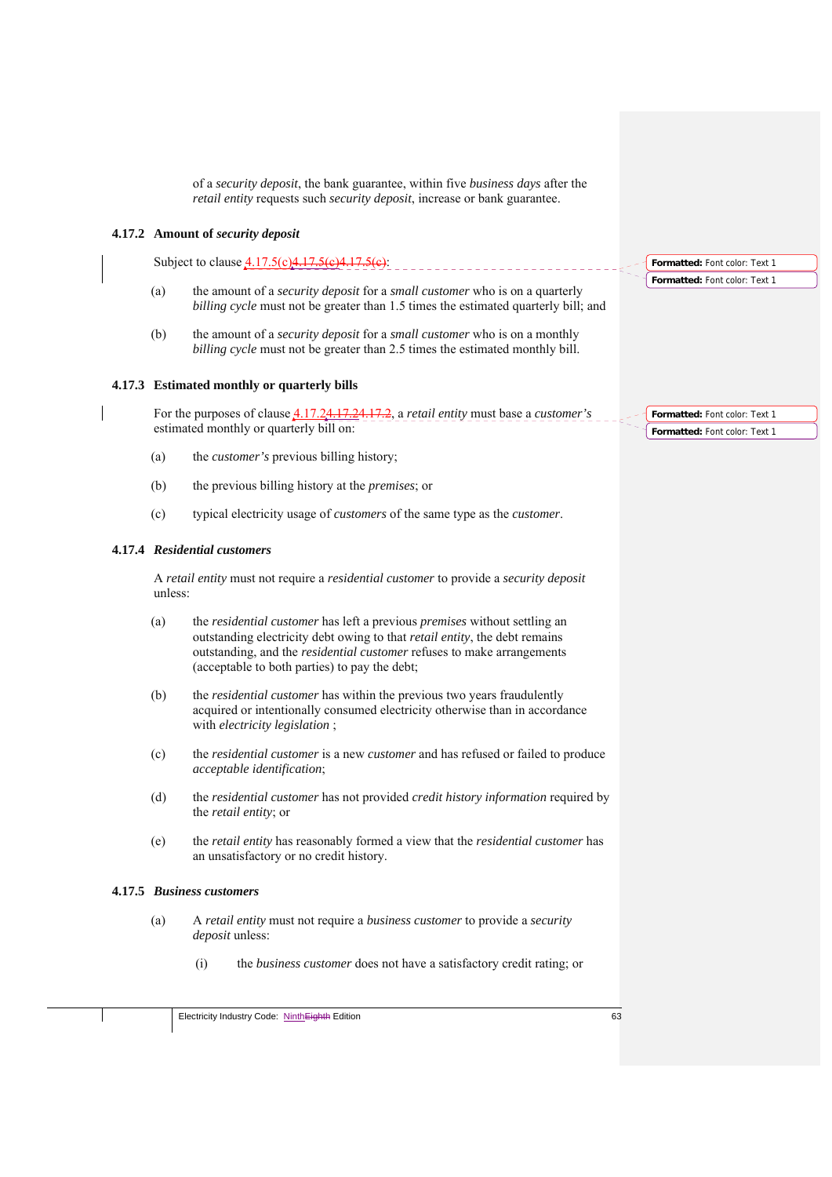of a *security deposit*, the bank guarantee, within five *business days* after the *retail entity* requests such *security deposit*, increase or bank guarantee.

### 4.17.2 Amount of *security deposit*

Subject to clause 4.17.5(c):

(a) the amount of a *security deposit* for a *small customer* who is on a quarterly *billing cycle* must not be greater than 1.5 times the estimated quarterly bill; and

(b) the amount of a *security deposit* for a *small customer* who is on a monthly *billing cycle* must not be greater than 2.5 times the estimated monthly bill.

### 4.17.3 Estimated monthly or quarterly bills

For the purposes of clause 4.17.2, a *retail entity* must base a *customer's* estimated monthly or quarterly bill on:

(a) the *customer's* previous billing history;

(b) the previous billing history at the *premises*; or

(c) typical electricity usage of *customers* of the same type as the *customer*.

### 4.17.4 *Residential customers*

A *retail entity* must not require a *residential customer* to provide a *security deposit* unless:

(a) the *residential customer* has left a previous *premises* without settling an outstanding electricity debt owing to that *retail entity*, the debt remains outstanding, and the *residential customer* refuses to make arrangements (acceptable to both parties) to pay the debt;

(b) the *residential customer* has within the previous two years fraudulently acquired or intentionally consumed electricity otherwise than in accordance with *electricity legislation* ;

(c) the *residential customer* is a new *customer* and has refused or failed to produce *acceptable identification*;

(d) the *residential customer* has not provided *credit history information* required by the *retail entity*; or

(e) the *retail entity* has reasonably formed a view that the *residential customer* has an unsatisfactory or no credit history.

### 4.17.5 *Business customers*

(a) A *retail entity* must not require a *business customer* to provide a *security deposit* unless:

(i) the *business customer* does not have a satisfactory credit rating; or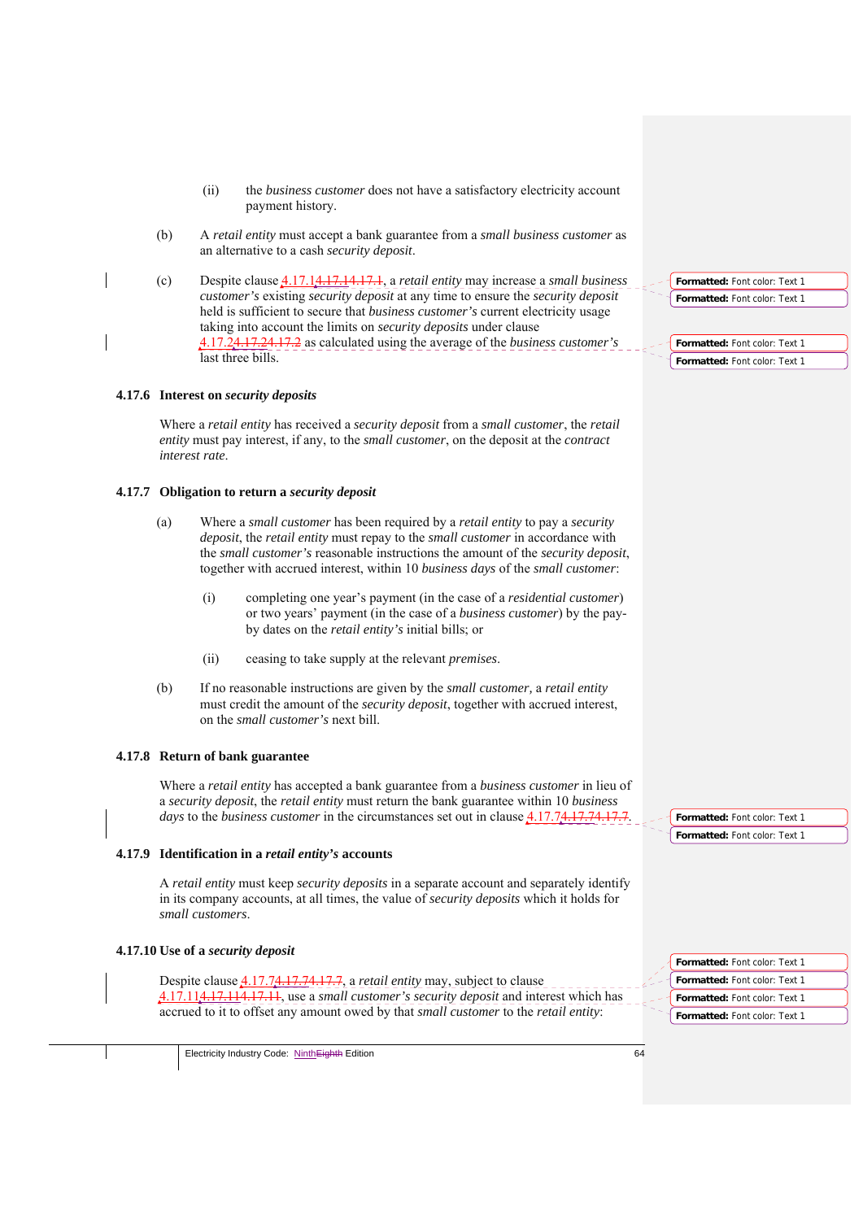(ii) the *business customer* does not have a satisfactory electricity account payment history.

(b) A *retail entity* must accept a bank guarantee from a *small business customer* as an alternative to a cash *security deposit*.

(c) Despite clause 4.17.1, a *retail entity* may increase a *small business customer's* existing *security deposit* at any time to ensure the *security deposit* held is sufficient to secure that *business customer's* current electricity usage taking into account the limits on *security deposits* under clause 4.17.2 as calculated using the average of the *business customer's* last three bills.

### 4.17.6 Interest on *security deposits*

Where a *retail entity* has received a *security deposit* from a *small customer*, the *retail entity* must pay interest, if any, to the *small customer*, on the deposit at the *contract interest rate*.

### 4.17.7 Obligation to return a *security deposit*

(a) Where a *small customer* has been required by a *retail entity* to pay a *security deposit*, the *retail entity* must repay to the *small customer* in accordance with the *small customer's* reasonable instructions the amount of the *security deposit*, together with accrued interest, within 10 *business days* of the *small customer*:

(i) completing one year's payment (in the case of a *residential customer*) or two years' payment (in the case of a *business customer*) by the pay-by dates on the *retail entity's* initial bills; or

(ii) ceasing to take supply at the relevant *premises*.

(b) If no reasonable instructions are given by the *small customer*, a *retail entity* must credit the amount of the *security deposit*, together with accrued interest, on the *small customer's* next bill.

### 4.17.8 Return of bank guarantee

Where a *retail entity* has accepted a bank guarantee from a *business customer* in lieu of a *security deposit*, the *retail entity* must return the bank guarantee within 10 *business days* to the *business customer* in the circumstances set out in clause 4.17.7.

### 4.17.9 Identification in a *retail entity's* accounts

A *retail entity* must keep *security deposits* in a separate account and separately identify in its company accounts, at all times, the value of *security deposits* which it holds for *small customers*.

### 4.17.10 Use of a *security deposit*

Despite clause 4.17.7, a *retail entity* may, subject to clause 4.17.11, use a *small customer's security deposit* and interest which has accrued to it to offset any amount owed by that *small customer* to the *retail entity*: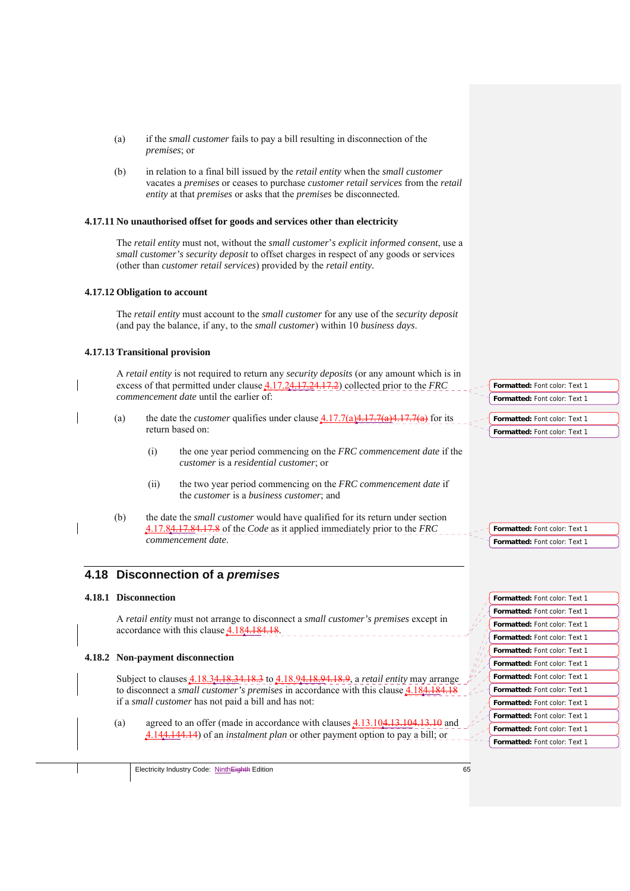(a) if the *small customer* fails to pay a bill resulting in disconnection of the *premises*; or

(b) in relation to a final bill issued by the *retail entity* when the *small customer* vacates a *premises* or ceases to purchase *customer retail services* from the *retail entity* at that *premises* or asks that the *premises* be disconnected.

### 4.17.11 No unauthorised offset for goods and services other than electricity

The *retail entity* must not, without the *small customer's explicit informed consent*, use a *small customer's security deposit* to offset charges in respect of any goods or services (other than *customer retail services*) provided by the *retail entity*.

### 4.17.12 Obligation to account

The *retail entity* must account to the *small customer* for any use of the *security deposit* (and pay the balance, if any, to the *small customer*) within 10 *business days*.

### 4.17.13 Transitional provision

A *retail entity* is not required to return any *security deposits* (or any amount which is in excess of that permitted under clause 4.17.2) collected prior to the *FRC commencement date* until the earlier of:

(a) the date the *customer* qualifies under clause 4.17.7(a) for its return based on:

  (i) the one year period commencing on the *FRC commencement date* if the *customer* is a *residential customer*; or

  (ii) the two year period commencing on the *FRC commencement date* if the *customer* is a *business customer*; and

(b) the date the *small customer* would have qualified for its return under section 4.17.8 of the *Code* as it applied immediately prior to the *FRC commencement date*.

## 4.18 Disconnection of a *premises*

### 4.18.1 Disconnection

A *retail entity* must not arrange to disconnect a *small customer's premises* except in accordance with this clause 4.18.

### 4.18.2 Non-payment disconnection

Subject to clauses 4.18.3 to 4.18.9, a *retail entity* may arrange to disconnect a *small customer's premises* in accordance with this clause 4.18 if a *small customer* has not paid a bill and has not:

(a) agreed to an offer (made in accordance with clauses 4.13.10 and 4.14) of an *instalment plan* or other payment option to pay a bill; or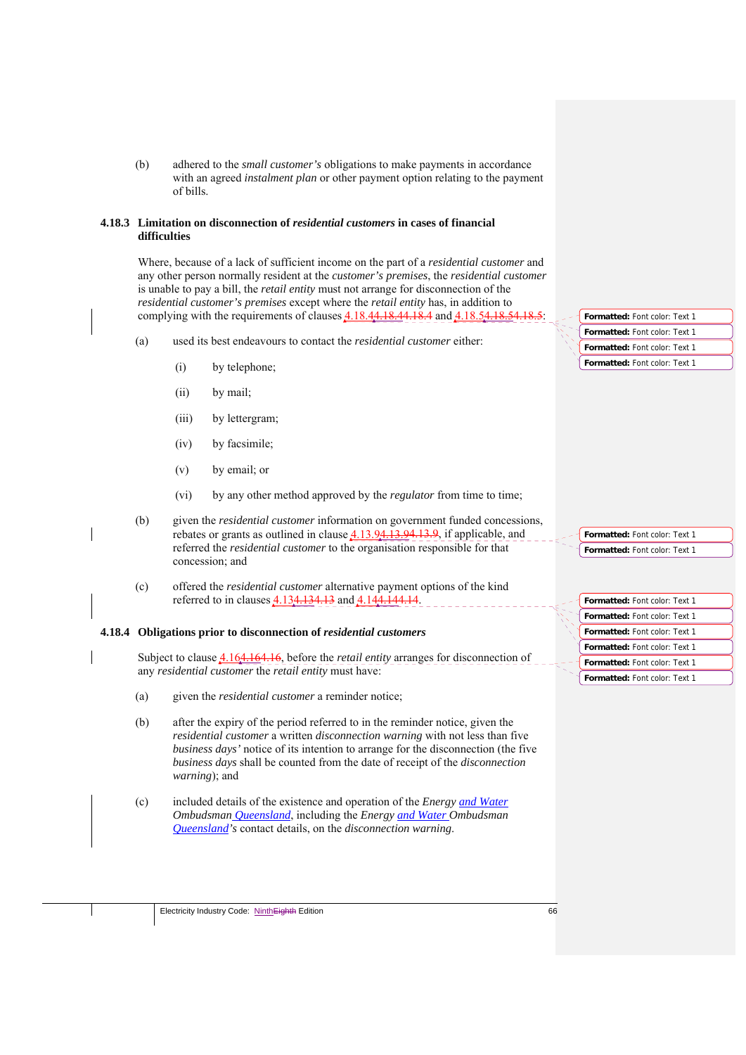(b) adhered to the *small customer's* obligations to make payments in accordance with an agreed *instalment plan* or other payment option relating to the payment of bills.

### 4.18.3 Limitation on disconnection of *residential customers* in cases of financial difficulties

Where, because of a lack of sufficient income on the part of a *residential customer* and any other person normally resident at the *customer's premises*, the *residential customer* is unable to pay a bill, the *retail entity* must not arrange for disconnection of the *residential customer's premises* except where the *retail entity* has, in addition to complying with the requirements of clauses 4.18.4 and 4.18.5:

(a) used its best endeavours to contact the *residential customer* either:

(i) by telephone;

(ii) by mail;

(iii) by lettergram;

(iv) by facsimile;

(v) by email; or

(vi) by any other method approved by the *regulator* from time to time;

(b) given the *residential customer* information on government funded concessions, rebates or grants as outlined in clause 4.13.9, if applicable, and referred the *residential customer* to the organisation responsible for that concession; and

(c) offered the *residential customer* alternative payment options of the kind referred to in clauses 4.13 and 4.14.

### 4.18.4 Obligations prior to disconnection of *residential customers*

Subject to clause 4.16, before the *retail entity* arranges for disconnection of any *residential customer* the *retail entity* must have:

(a) given the *residential customer* a reminder notice;

(b) after the expiry of the period referred to in the reminder notice, given the *residential customer* a written *disconnection warning* with not less than five *business days'* notice of its intention to arrange for the disconnection (the five *business days* shall be counted from the date of receipt of the *disconnection warning*); and

(c) included details of the existence and operation of the *Energy and Water Ombudsman Queensland*, including the *Energy and Water Ombudsman Queensland's* contact details, on the *disconnection warning*.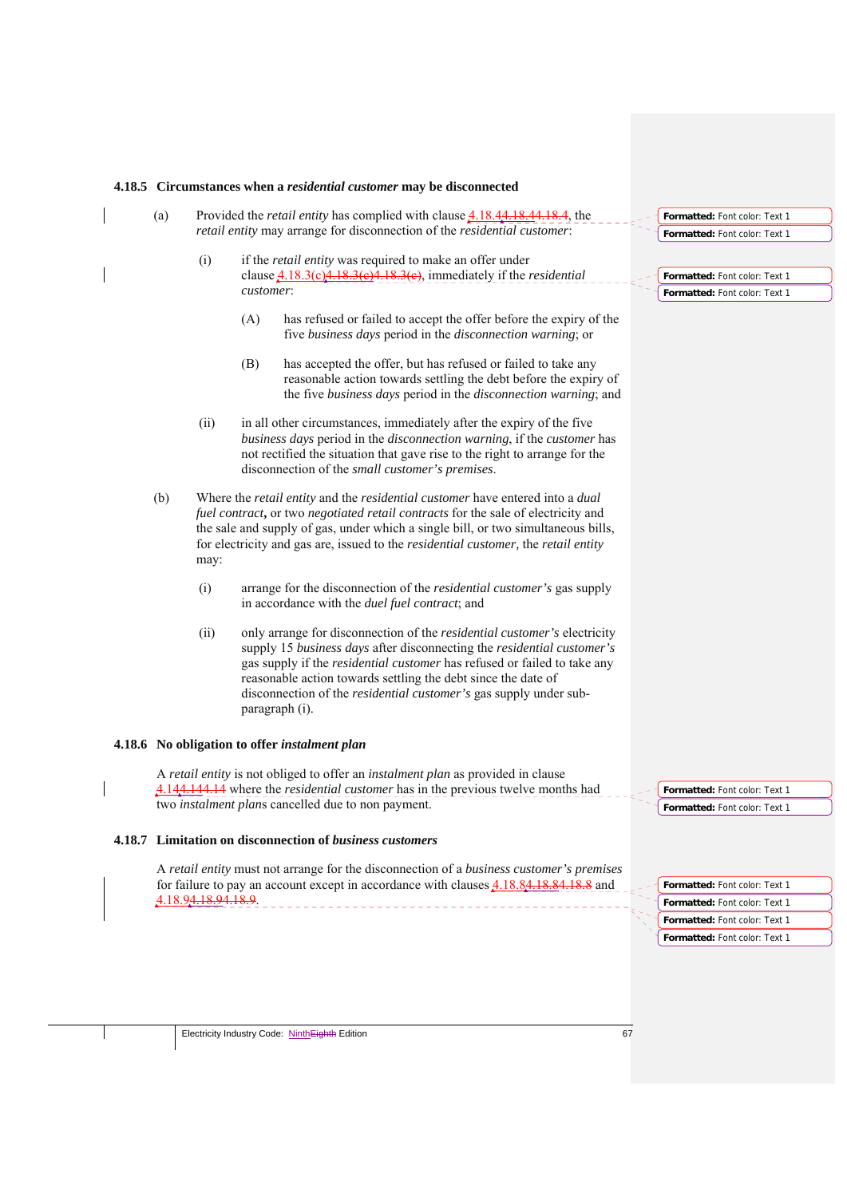### 4.18.5 Circumstances when a *residential customer* may be disconnected

(a) Provided the *retail entity* has complied with clause 4.18.44.18.44.18.4, the *retail entity* may arrange for disconnection of the *residential customer*:

(i) if the *retail entity* was required to make an offer under clause 4.18.3(c)4.18.3(c)4.18.3(c), immediately if the *residential customer*:

(A) has refused or failed to accept the offer before the expiry of the five *business days* period in the *disconnection warning*; or

(B) has accepted the offer, but has refused or failed to take any reasonable action towards settling the debt before the expiry of the five *business days* period in the *disconnection warning*; and

(ii) in all other circumstances, immediately after the expiry of the five *business days* period in the *disconnection warning*, if the *customer* has not rectified the situation that gave rise to the right to arrange for the disconnection of the *small customer's premises*.

(b) Where the *retail entity* and the *residential customer* have entered into a *dual fuel contract***,** or two *negotiated retail contracts* for the sale of electricity and the sale and supply of gas, under which a single bill, or two simultaneous bills, for electricity and gas are, issued to the *residential customer,* the *retail entity* may:

(i) arrange for the disconnection of the *residential customer's* gas supply in accordance with the *duel fuel contract*; and

(ii) only arrange for disconnection of the *residential customer's* electricity supply 15 *business days* after disconnecting the *residential customer's* gas supply if the *residential customer* has refused or failed to take any reasonable action towards settling the debt since the date of disconnection of the *residential customer's* gas supply under sub-paragraph (i).

### 4.18.6 No obligation to offer *instalment plan*

A *retail entity* is not obliged to offer an *instalment plan* as provided in clause 4.144.144.14 where the *residential customer* has in the previous twelve months had two *instalment plans* cancelled due to non payment.

### 4.18.7 Limitation on disconnection of *business customers*

A *retail entity* must not arrange for the disconnection of a *business customer's premises* for failure to pay an account except in accordance with clauses 4.18.84.18.84.18.8 and 4.18.94.18.94.18.9.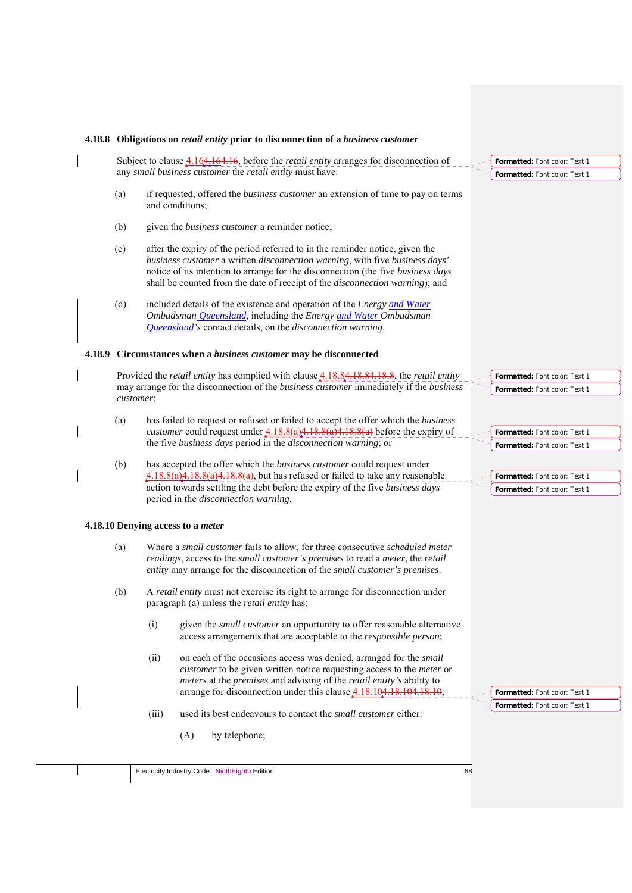### 4.18.8 Obligations on *retail entity* prior to disconnection of a *business customer*

Subject to clause 4.16, before the *retail entity* arranges for disconnection of any *small business customer* the *retail entity* must have:

(a) if requested, offered the *business customer* an extension of time to pay on terms and conditions;

(b) given the *business customer* a reminder notice;

(c) after the expiry of the period referred to in the reminder notice, given the *business customer* a written *disconnection warning*, with five *business days'* notice of its intention to arrange for the disconnection (the five *business days* shall be counted from the date of receipt of the *disconnection warning*); and

(d) included details of the existence and operation of the *Energy and Water Ombudsman Queensland*, including the *Energy and Water Ombudsman Queensland's* contact details, on the *disconnection warning*.

### 4.18.9 Circumstances when a *business customer* may be disconnected

Provided the *retail entity* has complied with clause 4.18.8, the *retail entity* may arrange for the disconnection of the *business customer* immediately if the *business customer*:

(a) has failed to request or refused or failed to accept the offer which the *business customer* could request under 4.18.8(a) before the expiry of the five *business days* period in the *disconnection warning*; or

(b) has accepted the offer which the *business customer* could request under 4.18.8(a), but has refused or failed to take any reasonable action towards settling the debt before the expiry of the five *business days* period in the *disconnection warning*.

### 4.18.10 Denying access to a *meter*

(a) Where a *small customer* fails to allow, for three consecutive *scheduled meter readings*, access to the *small customer's premises* to read a *meter*, the *retail entity* may arrange for the disconnection of the *small customer's premises*.

(b) A *retail entity* must not exercise its right to arrange for disconnection under paragraph (a) unless the *retail entity* has:

   (i) given the *small customer* an opportunity to offer reasonable alternative access arrangements that are acceptable to the *responsible person*;

   (ii) on each of the occasions access was denied, arranged for the *small customer* to be given written notice requesting access to the *meter* or *meters* at the *premises* and advising of the *retail entity's* ability to arrange for disconnection under this clause 4.18.10;

   (iii) used its best endeavours to contact the *small customer* either:

      (A) by telephone;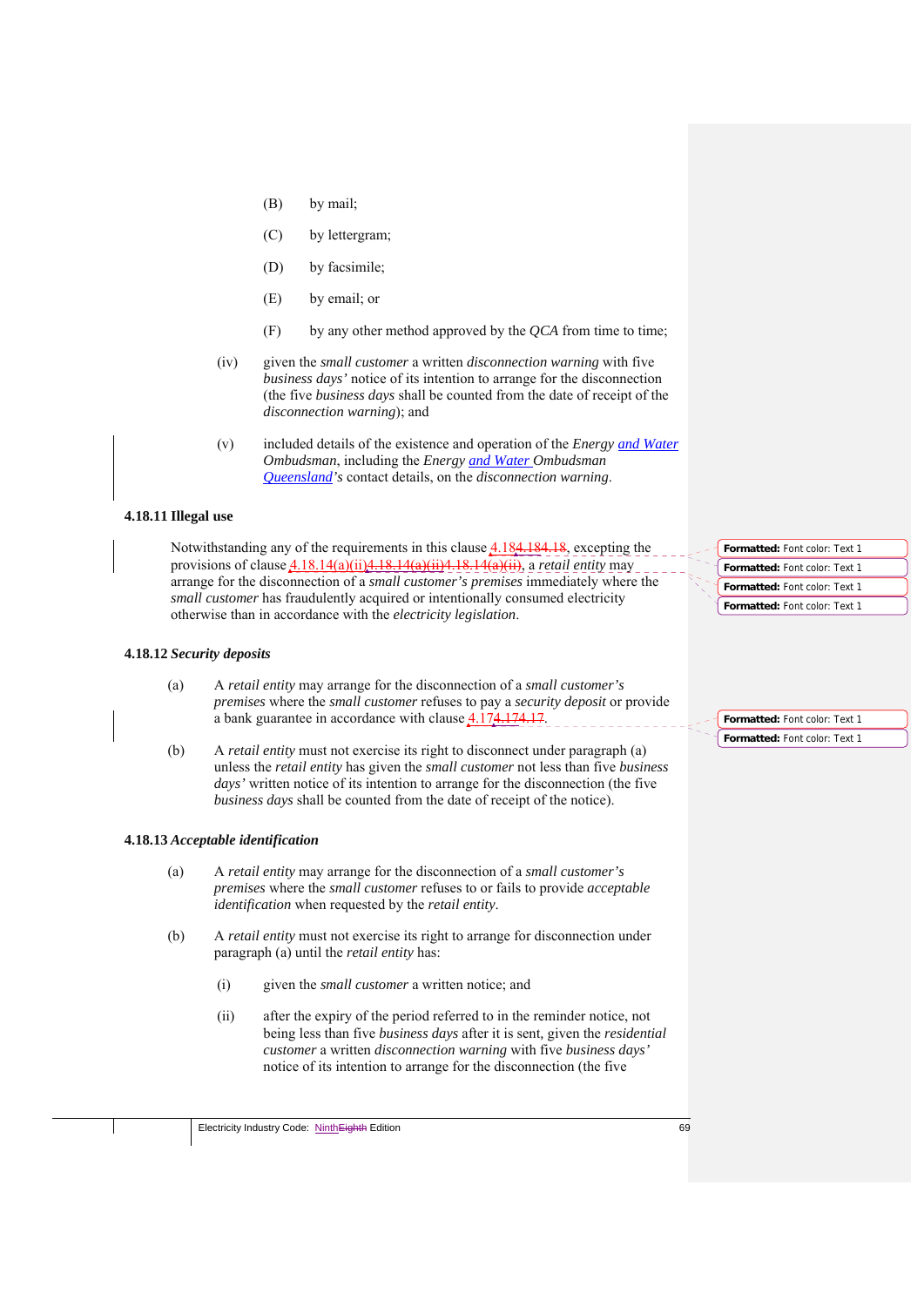(B) by mail;

(C) by lettergram;

(D) by facsimile;

(E) by email; or

(F) by any other method approved by the *QCA* from time to time;

(iv) given the *small customer* a written *disconnection warning* with five *business days'* notice of its intention to arrange for the disconnection (the five *business days* shall be counted from the date of receipt of the *disconnection warning*); and

(v) included details of the existence and operation of the *Energy and Water Ombudsman*, including the *Energy and Water Ombudsman Queensland's* contact details, on the *disconnection warning*.

### 4.18.11 Illegal use

Notwithstanding any of the requirements in this clause 4.184.184.18, excepting the provisions of clause 4.18.14(a)(ii)4.18.14(a)(ii)4.18.14(a)(ii), a *retail entity* may arrange for the disconnection of a *small customer's premises* immediately where the *small customer* has fraudulently acquired or intentionally consumed electricity otherwise than in accordance with the *electricity legislation*.

### 4.18.12 *Security deposits*

(a) A *retail entity* may arrange for the disconnection of a *small customer's premises* where the *small customer* refuses to pay a *security deposit* or provide a bank guarantee in accordance with clause 4.174.174.17.

(b) A *retail entity* must not exercise its right to disconnect under paragraph (a) unless the *retail entity* has given the *small customer* not less than five *business days'* written notice of its intention to arrange for the disconnection (the five *business days* shall be counted from the date of receipt of the notice).

### 4.18.13 *Acceptable identification*

(a) A *retail entity* may arrange for the disconnection of a *small customer's premises* where the *small customer* refuses to or fails to provide *acceptable identification* when requested by the *retail entity*.

(b) A *retail entity* must not exercise its right to arrange for disconnection under paragraph (a) until the *retail entity* has:

(i) given the *small customer* a written notice; and

(ii) after the expiry of the period referred to in the reminder notice, not being less than five *business days* after it is sent, given the *residential customer* a written *disconnection warning* with five *business days'* notice of its intention to arrange for the disconnection (the five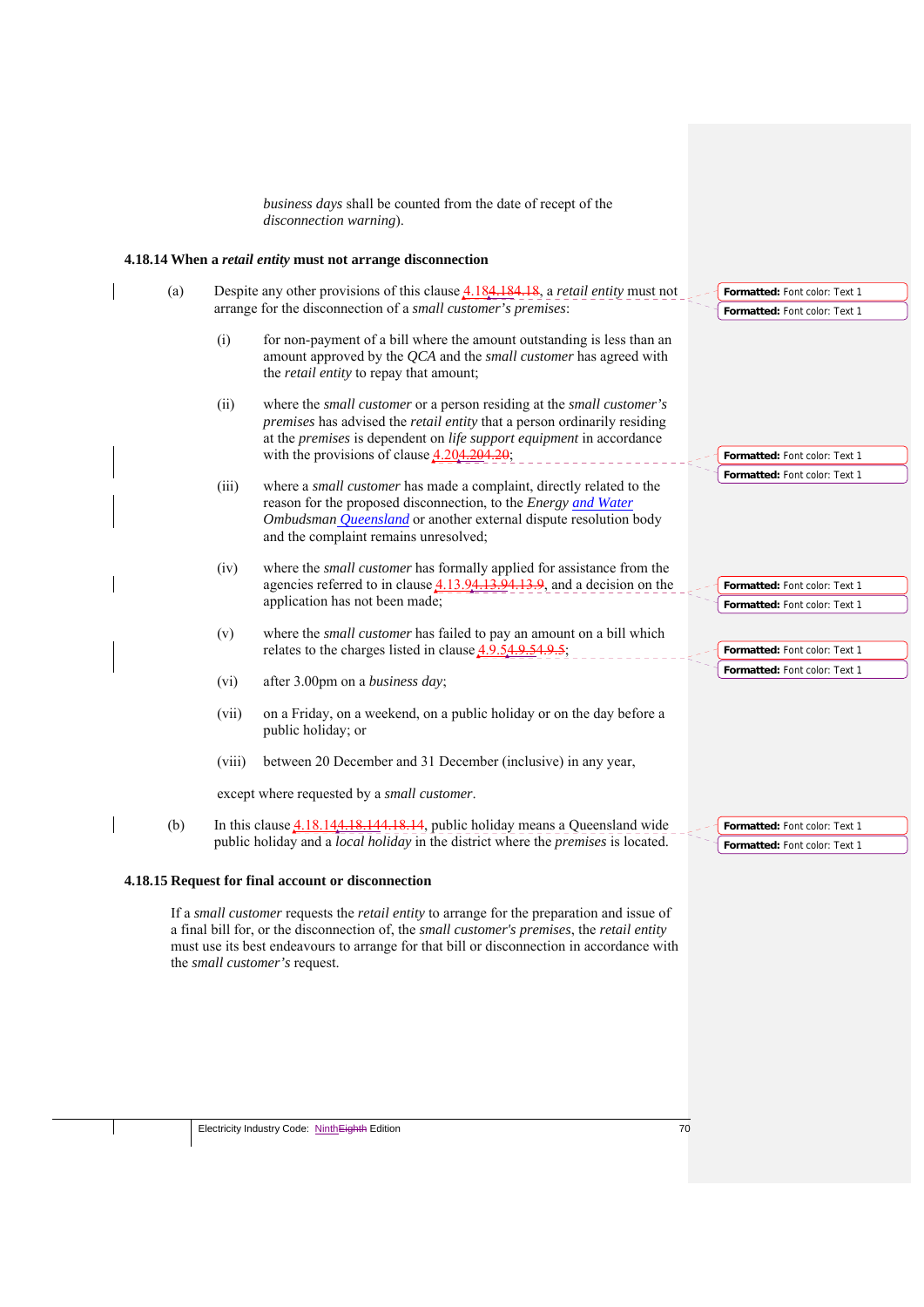*business days* shall be counted from the date of recept of the *disconnection warning*).

### 4.18.14 When a *retail entity* must not arrange disconnection

(a) Despite any other provisions of this clause 4.18, a *retail entity* must not arrange for the disconnection of a *small customer's premises*:

(i) for non-payment of a bill where the amount outstanding is less than an amount approved by the *QCA* and the *small customer* has agreed with the *retail entity* to repay that amount;

(ii) where the *small customer* or a person residing at the *small customer's premises* has advised the *retail entity* that a person ordinarily residing at the *premises* is dependent on *life support equipment* in accordance with the provisions of clause 4.20;

(iii) where a *small customer* has made a complaint, directly related to the reason for the proposed disconnection, to the *Energy and Water Ombudsman Queensland* or another external dispute resolution body and the complaint remains unresolved;

(iv) where the *small customer* has formally applied for assistance from the agencies referred to in clause 4.13.9, and a decision on the application has not been made;

(v) where the *small customer* has failed to pay an amount on a bill which relates to the charges listed in clause 4.9.5;

(vi) after 3.00pm on a *business day*;

(vii) on a Friday, on a weekend, on a public holiday or on the day before a public holiday; or

(viii) between 20 December and 31 December (inclusive) in any year,

except where requested by a *small customer*.

(b) In this clause 4.18.14, public holiday means a Queensland wide public holiday and a *local holiday* in the district where the *premises* is located.

### 4.18.15 Request for final account or disconnection

If a *small customer* requests the *retail entity* to arrange for the preparation and issue of a final bill for, or the disconnection of, the *small customer's premises*, the *retail entity* must use its best endeavours to arrange for that bill or disconnection in accordance with the *small customer's* request.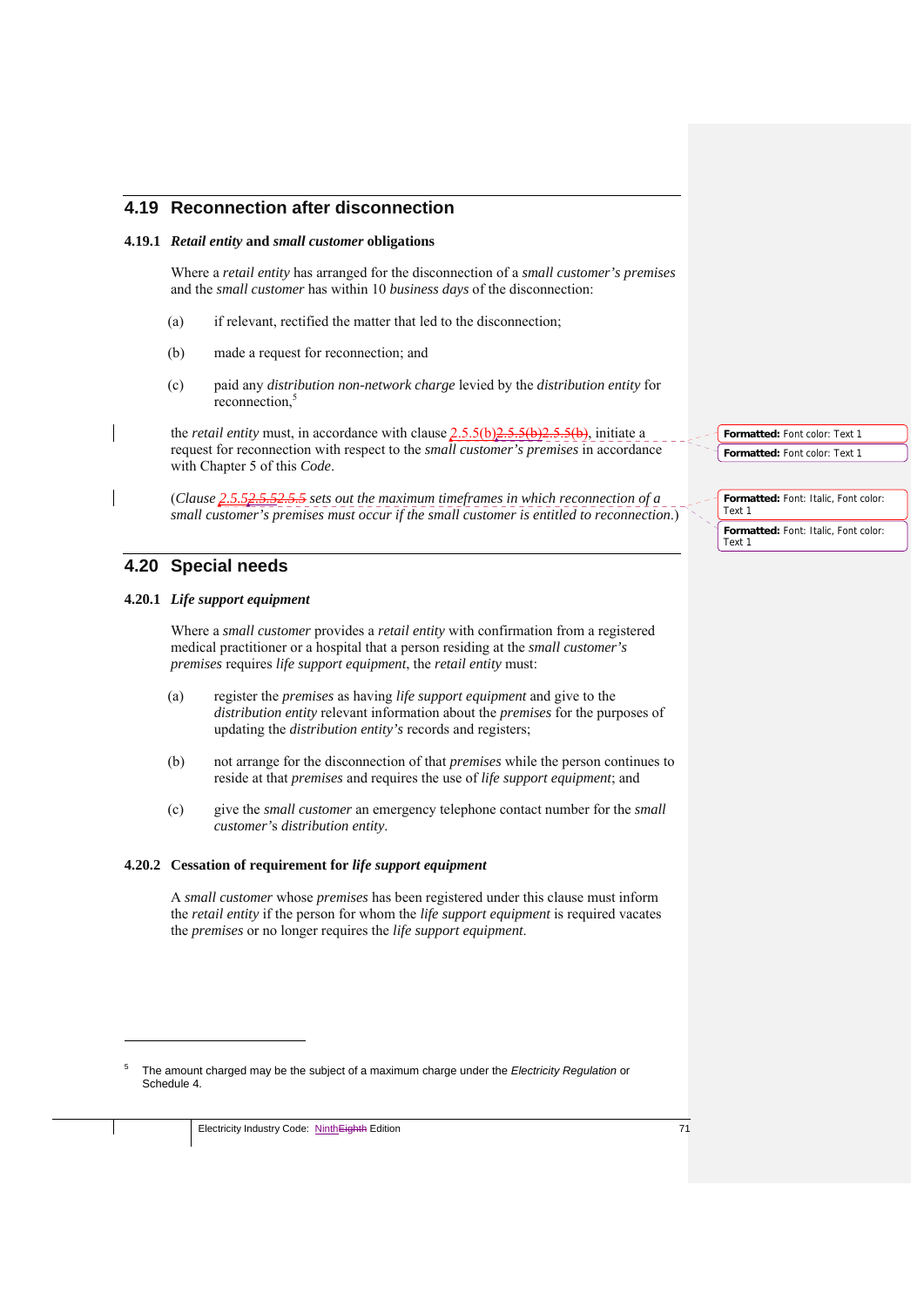## 4.19 Reconnection after disconnection

### 4.19.1 *Retail entity* and *small customer* obligations

Where a *retail entity* has arranged for the disconnection of a *small customer's premises* and the *small customer* has within 10 *business days* of the disconnection:

(a) if relevant, rectified the matter that led to the disconnection;

(b) made a request for reconnection; and

(c) paid any *distribution non-network charge* levied by the *distribution entity* for reconnection,[5]

the *retail entity* must, in accordance with clause 2.5.5(b)~~2.5.5(b)2.5.5(b)~~, initiate a request for reconnection with respect to the *small customer's premises* in accordance with Chapter 5 of this *Code*.

(*Clause 2.5.5~~2.5.52.5.5~~ sets out the maximum timeframes in which reconnection of a small customer's premises must occur if the small customer is entitled to reconnection.*)

## 4.20 Special needs

### 4.20.1 *Life support equipment*

Where a *small customer* provides a *retail entity* with confirmation from a registered medical practitioner or a hospital that a person residing at the *small customer's premises* requires *life support equipment*, the *retail entity* must:

(a) register the *premises* as having *life support equipment* and give to the *distribution entity* relevant information about the *premises* for the purposes of updating the *distribution entity's* records and registers;

(b) not arrange for the disconnection of that *premises* while the person continues to reside at that *premises* and requires the use of *life support equipment*; and

(c) give the *small customer* an emergency telephone contact number for the *small customer's distribution entity*.

### 4.20.2 Cessation of requirement for *life support equipment*

A *small customer* whose *premises* has been registered under this clause must inform the *retail entity* if the person for whom the *life support equipment* is required vacates the *premises* or no longer requires the *life support equipment*.

---

[5] The amount charged may be the subject of a maximum charge under the *Electricity Regulation* or Schedule 4.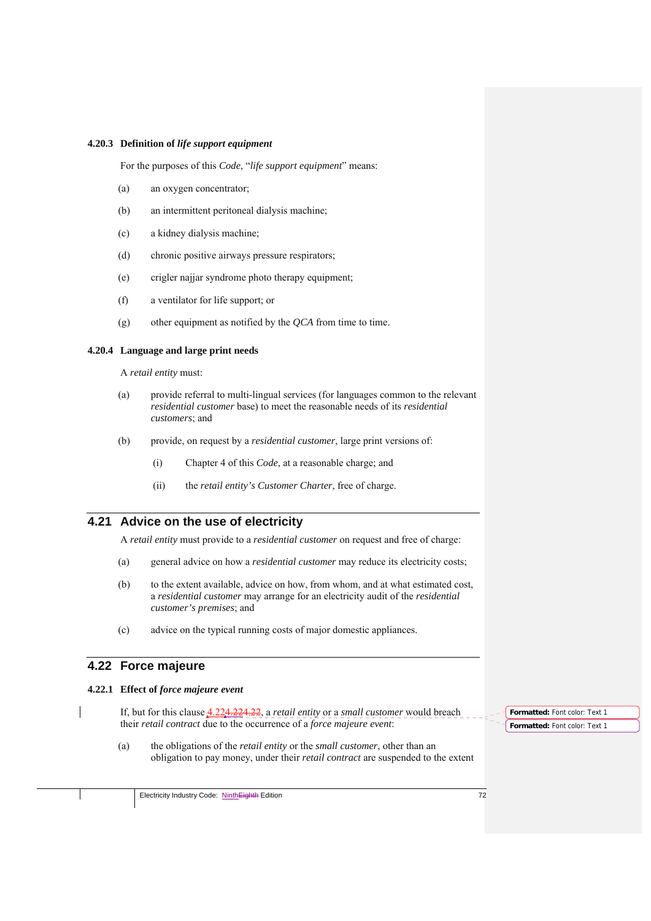### 4.20.3 Definition of *life support equipment*

For the purposes of this *Code*, "*life support equipment*" means:

(a) an oxygen concentrator;

(b) an intermittent peritoneal dialysis machine;

(c) a kidney dialysis machine;

(d) chronic positive airways pressure respirators;

(e) crigler najjar syndrome photo therapy equipment;

(f) a ventilator for life support; or

(g) other equipment as notified by the *QCA* from time to time.

### 4.20.4 Language and large print needs

A *retail entity* must:

(a) provide referral to multi-lingual services (for languages common to the relevant *residential customer* base) to meet the reasonable needs of its *residential customers*; and

(b) provide, on request by a *residential customer*, large print versions of:

  (i) Chapter 4 of this *Code*, at a reasonable charge; and

  (ii) the *retail entity's Customer Charter*, free of charge.

## 4.21 Advice on the use of electricity

A *retail entity* must provide to a *residential customer* on request and free of charge:

(a) general advice on how a *residential customer* may reduce its electricity costs;

(b) to the extent available, advice on how, from whom, and at what estimated cost, a *residential customer* may arrange for an electricity audit of the *residential customer's premises*; and

(c) advice on the typical running costs of major domestic appliances.

## 4.22 Force majeure

### 4.22.1 Effect of *force majeure event*

If, but for this clause 4.224.224.22, a *retail entity* or a *small customer* would breach their *retail contract* due to the occurrence of a *force majeure event*:

(a) the obligations of the *retail entity* or the *small customer*, other than an obligation to pay money, under their *retail contract* are suspended to the extent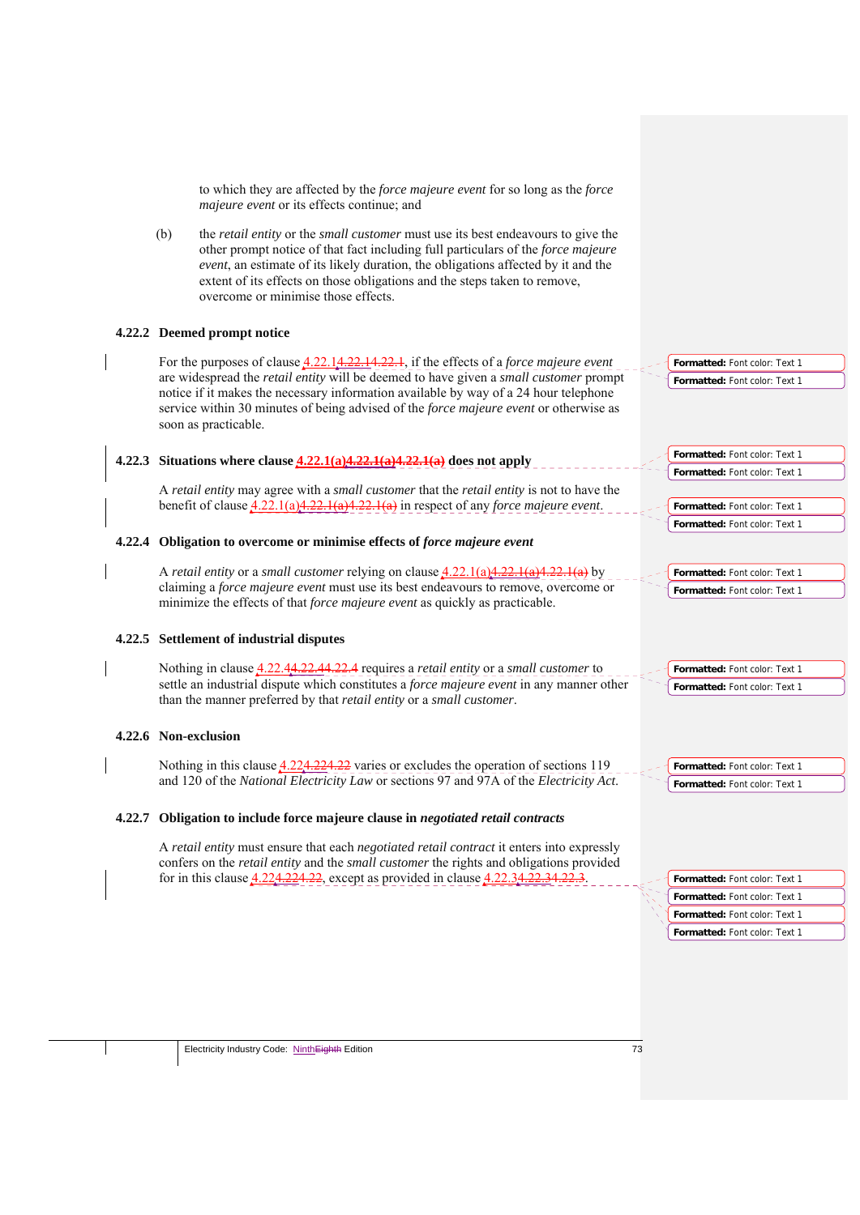to which they are affected by the *force majeure event* for so long as the *force majeure event* or its effects continue; and

(b) the *retail entity* or the *small customer* must use its best endeavours to give the other prompt notice of that fact including full particulars of the *force majeure event*, an estimate of its likely duration, the obligations affected by it and the extent of its effects on those obligations and the steps taken to remove, overcome or minimise those effects.

### 4.22.2 Deemed prompt notice

For the purposes of clause 4.22.1, if the effects of a *force majeure event* are widespread the *retail entity* will be deemed to have given a *small customer* prompt notice if it makes the necessary information available by way of a 24 hour telephone service within 30 minutes of being advised of the *force majeure event* or otherwise as soon as practicable.

### 4.22.3 Situations where clause 4.22.1(a) does not apply

A *retail entity* may agree with a *small customer* that the *retail entity* is not to have the benefit of clause 4.22.1(a) in respect of any *force majeure event*.

### 4.22.4 Obligation to overcome or minimise effects of *force majeure event*

A *retail entity* or a *small customer* relying on clause 4.22.1(a) by claiming a *force majeure event* must use its best endeavours to remove, overcome or minimize the effects of that *force majeure event* as quickly as practicable.

### 4.22.5 Settlement of industrial disputes

Nothing in clause 4.22.4 requires a *retail entity* or a *small customer* to settle an industrial dispute which constitutes a *force majeure event* in any manner other than the manner preferred by that *retail entity* or a *small customer*.

### 4.22.6 Non-exclusion

Nothing in this clause 4.22 varies or excludes the operation of sections 119 and 120 of the *National Electricity Law* or sections 97 and 97A of the *Electricity Act*.

### 4.22.7 Obligation to include force majeure clause in *negotiated retail contracts*

A *retail entity* must ensure that each *negotiated retail contract* it enters into expressly confers on the *retail entity* and the *small customer* the rights and obligations provided for in this clause 4.22, except as provided in clause 4.22.3.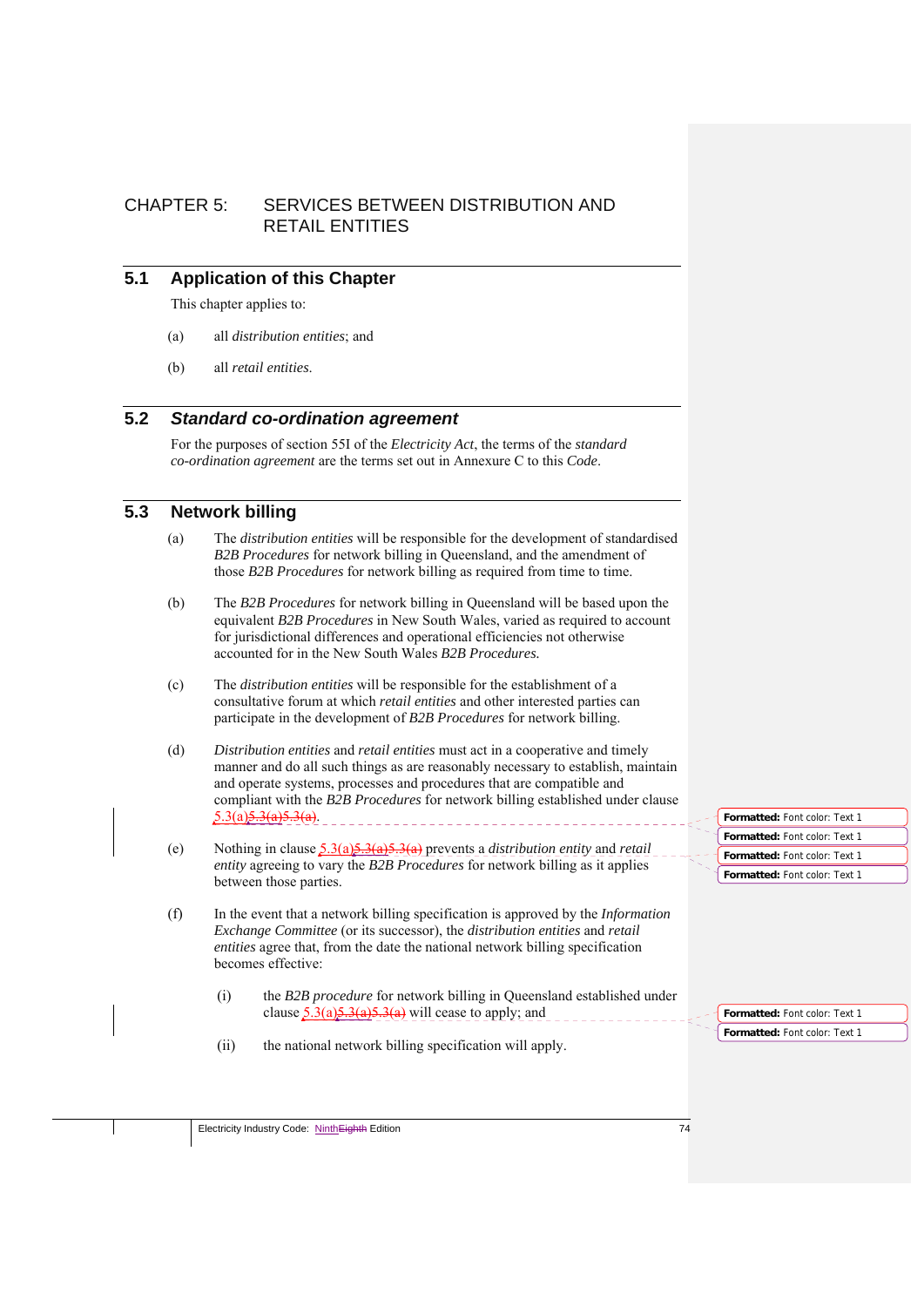# CHAPTER 5: SERVICES BETWEEN DISTRIBUTION AND RETAIL ENTITIES

## 5.1 Application of this Chapter

This chapter applies to:

(a) all *distribution entities*; and

(b) all *retail entities*.

## 5.2 *Standard co-ordination agreement*

For the purposes of section 55I of the *Electricity Act*, the terms of the *standard co-ordination agreement* are the terms set out in Annexure C to this *Code*.

## 5.3 Network billing

(a) The *distribution entities* will be responsible for the development of standardised *B2B Procedures* for network billing in Queensland, and the amendment of those *B2B Procedures* for network billing as required from time to time.

(b) The *B2B Procedures* for network billing in Queensland will be based upon the equivalent *B2B Procedures* in New South Wales, varied as required to account for jurisdictional differences and operational efficiencies not otherwise accounted for in the New South Wales *B2B Procedures.*

(c) The *distribution entities* will be responsible for the establishment of a consultative forum at which *retail entities* and other interested parties can participate in the development of *B2B Procedures* for network billing.

(d) *Distribution entities* and *retail entities* must act in a cooperative and timely manner and do all such things as are reasonably necessary to establish, maintain and operate systems, processes and procedures that are compatible and compliant with the *B2B Procedures* for network billing established under clause 5.3(a)~~5.3(a)5.3(a)~~.

(e) Nothing in clause 5.3(a)~~5.3(a)5.3(a)~~ prevents a *distribution entity* and *retail entity* agreeing to vary the *B2B Procedures* for network billing as it applies between those parties.

(f) In the event that a network billing specification is approved by the *Information Exchange Committee* (or its successor), the *distribution entities* and *retail entities* agree that, from the date the national network billing specification becomes effective:

(i) the *B2B procedure* for network billing in Queensland established under clause 5.3(a)~~5.3(a)5.3(a)~~ will cease to apply; and

(ii) the national network billing specification will apply.

**Formatted:** Font color: Text 1

**Formatted:** Font color: Text 1

**Formatted:** Font color: Text 1

**Formatted:** Font color: Text 1

**Formatted:** Font color: Text 1

**Formatted:** Font color: Text 1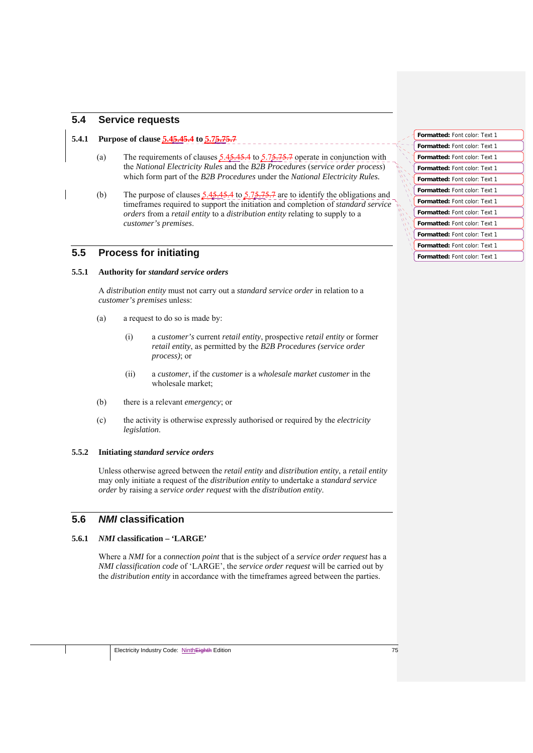## 5.4 Service requests

### 5.4.1 Purpose of clause 5.45.45.4 to 5.75.75.7

(a) The requirements of clauses 5.45.45.4 to 5.75.75.7 operate in conjunction with the *National Electricity Rules* and the *B2B Procedures* (*service order process*) which form part of the *B2B Procedures* under the *National Electricity Rules.*

(b) The purpose of clauses 5.45.45.4 to 5.75.75.7 are to identify the obligations and timeframes required to support the initiation and completion of *standard service orders* from a *retail entity* to a *distribution entity* relating to supply to a *customer's premises*.

## 5.5 Process for initiating

### 5.5.1 Authority for *standard service orders*

A *distribution entity* must not carry out a *standard service order* in relation to a *customer's premises* unless:

(a) a request to do so is made by:

   (i) a *customer's* current *retail entity*, prospective *retail entity* or former *retail entity*, as permitted by the *B2B Procedures (service order process)*; or

   (ii) a *customer*, if the *customer* is a *wholesale market customer* in the wholesale market;

(b) there is a relevant *emergency*; or

(c) the activity is otherwise expressly authorised or required by the *electricity legislation*.

### 5.5.2 Initiating *standard service orders*

Unless otherwise agreed between the *retail entity* and *distribution entity*, a *retail entity* may only initiate a request of the *distribution entity* to undertake a *standard service order* by raising a *service order request* with the *distribution entity*.

## 5.6 *NMI* classification

### 5.6.1 *NMI* classification – 'LARGE'

Where a *NMI* for a *connection point* that is the subject of a *service order request* has a *NMI classification code* of 'LARGE', the *service order request* will be carried out by the *distribution entity* in accordance with the timeframes agreed between the parties.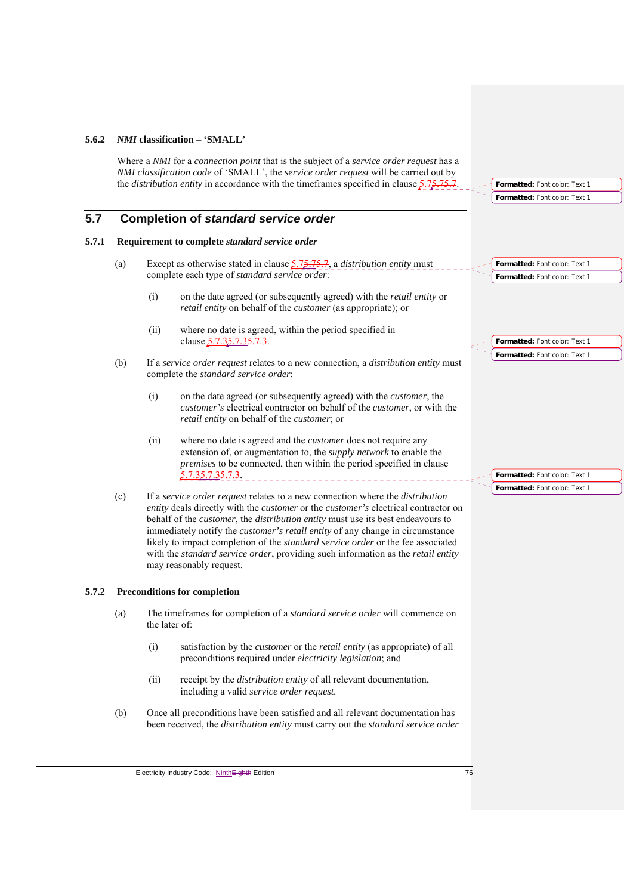### 5.6.2 *NMI* classification – 'SMALL'

Where a *NMI* for a *connection point* that is the subject of a *service order request* has a *NMI classification code* of 'SMALL', the *service order request* will be carried out by the *distribution entity* in accordance with the timeframes specified in clause 5.7.

## 5.7 Completion of *standard service order*

### 5.7.1 Requirement to complete *standard service order*

(a) Except as otherwise stated in clause 5.7, a *distribution entity* must complete each type of *standard service order*:

(i) on the date agreed (or subsequently agreed) with the *retail entity* or *retail entity* on behalf of the *customer* (as appropriate); or

(ii) where no date is agreed, within the period specified in clause 5.7.3.

(b) If a *service order request* relates to a new connection, a *distribution entity* must complete the *standard service order*:

(i) on the date agreed (or subsequently agreed) with the *customer*, the *customer's* electrical contractor on behalf of the *customer*, or with the *retail entity* on behalf of the *customer*; or

(ii) where no date is agreed and the *customer* does not require any extension of, or augmentation to, the *supply network* to enable the *premises* to be connected, then within the period specified in clause 5.7.3.

(c) If a *service order request* relates to a new connection where the *distribution entity* deals directly with the *customer* or the *customer's* electrical contractor on behalf of the *customer*, the *distribution entity* must use its best endeavours to immediately notify the *customer's retail entity* of any change in circumstance likely to impact completion of the *standard service order* or the fee associated with the *standard service order*, providing such information as the *retail entity* may reasonably request.

### 5.7.2 Preconditions for completion

(a) The timeframes for completion of a *standard service order* will commence on the later of:

(i) satisfaction by the *customer* or the *retail entity* (as appropriate) of all preconditions required under *electricity legislation*; and

(ii) receipt by the *distribution entity* of all relevant documentation, including a valid *service order request*.

(b) Once all preconditions have been satisfied and all relevant documentation has been received, the *distribution entity* must carry out the *standard service order*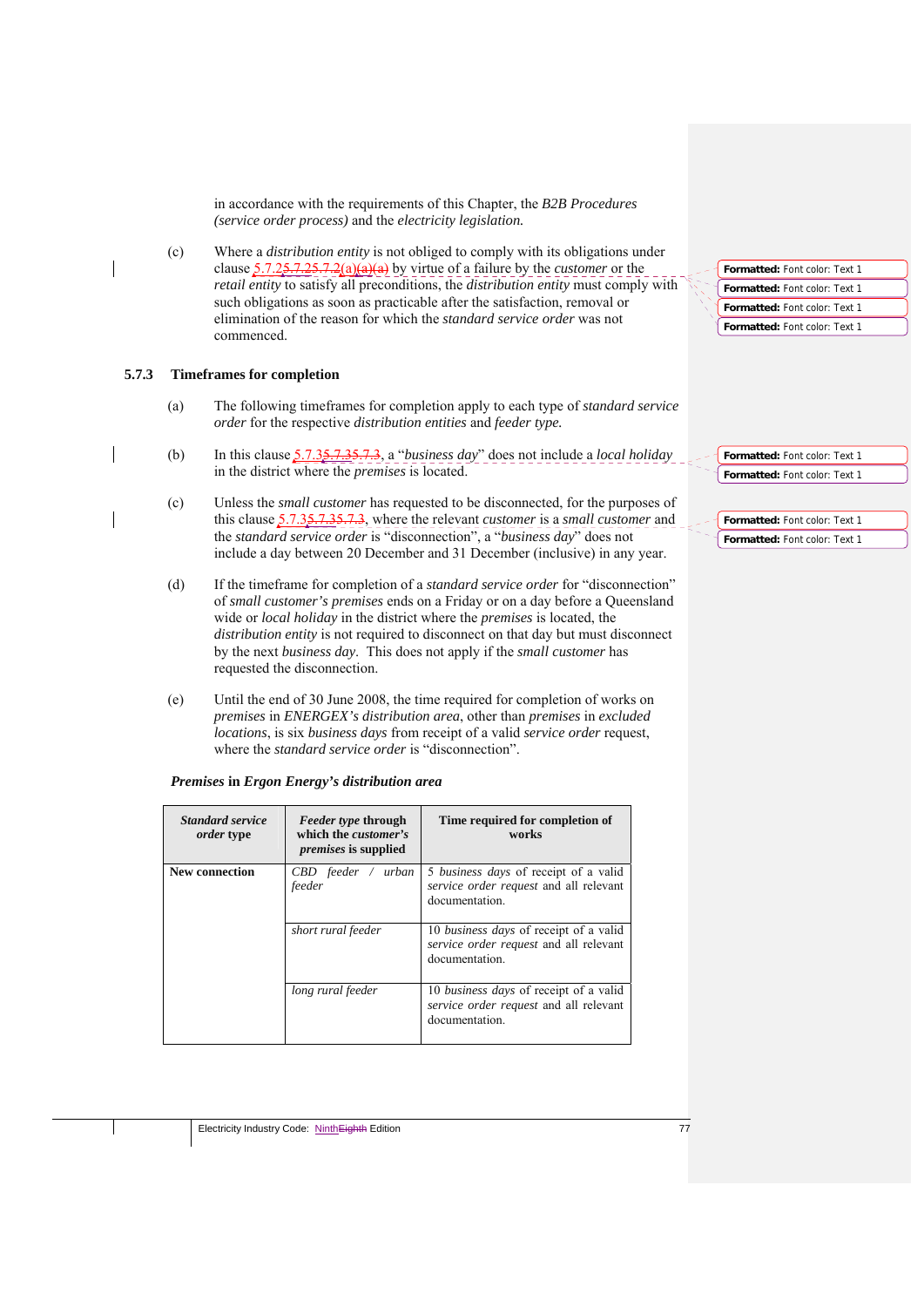in accordance with the requirements of this Chapter, the *B2B Procedures (service order process)* and the *electricity legislation.*

(c) Where a *distribution entity* is not obliged to comply with its obligations under clause 5.7.25.7.25.7.2(a)(a)(a) by virtue of a failure by the *customer* or the *retail entity* to satisfy all preconditions, the *distribution entity* must comply with such obligations as soon as practicable after the satisfaction, removal or elimination of the reason for which the *standard service order* was not commenced.

### 5.7.3 Timeframes for completion

(a) The following timeframes for completion apply to each type of *standard service order* for the respective *distribution entities* and *feeder type.*

(b) In this clause 5.7.35.7.35.7.3, a "*business day*" does not include a *local holiday* in the district where the *premises* is located.

(c) Unless the *small customer* has requested to be disconnected, for the purposes of this clause 5.7.35.7.35.7.3, where the relevant *customer* is a *small customer* and the *standard service order* is "disconnection", a "*business day*" does not include a day between 20 December and 31 December (inclusive) in any year.

(d) If the timeframe for completion of a *standard service order* for "disconnection" of *small customer's premises* ends on a Friday or on a day before a Queensland wide or *local holiday* in the district where the *premises* is located, the *distribution entity* is not required to disconnect on that day but must disconnect by the next *business day*. This does not apply if the *small customer* has requested the disconnection.

(e) Until the end of 30 June 2008, the time required for completion of works on *premises* in *ENERGEX's distribution area*, other than *premises* in *excluded locations*, is six *business days* from receipt of a valid *service order* request, where the *standard service order* is "disconnection".

***Premises* in *Ergon Energy's distribution area***

| ***Standard service order* type** | ***Feeder type* through which the *customer's premises* is supplied** | **Time required for completion of works** |
|---|---|---|
| **New connection** | *CBD feeder / urban feeder* | 5 *business days* of receipt of a valid *service order request* and all relevant documentation. |
| | *short rural feeder* | 10 *business days* of receipt of a valid *service order request* and all relevant documentation. |
| | *long rural feeder* | 10 *business days* of receipt of a valid *service order request* and all relevant documentation. |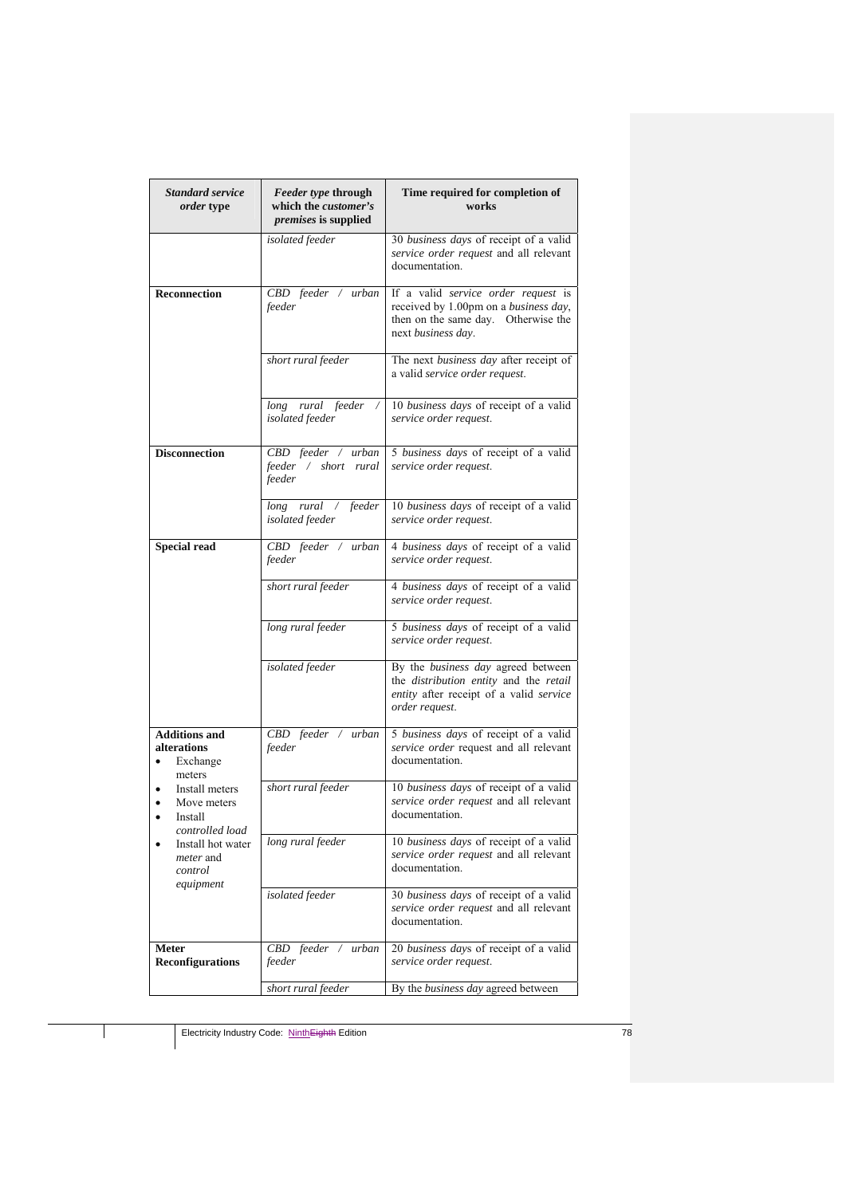| *Standard service order* type | *Feeder type* through which the *customer's premises* is supplied | Time required for completion of works |
|---|---|---|
| | *isolated feeder* | 30 *business days* of receipt of a valid *service order request* and all relevant documentation. |
| **Reconnection** | *CBD feeder / urban feeder* | If a valid *service order request* is received by 1.00pm on a *business day*, then on the same day. Otherwise the next *business day*. |
| | *short rural feeder* | The next *business day* after receipt of a valid *service order request*. |
| | *long rural feeder / isolated feeder* | 10 *business days* of receipt of a valid *service order request*. |
| **Disconnection** | *CBD feeder / urban feeder / short rural feeder* | 5 *business days* of receipt of a valid *service order request*. |
| | *long rural / feeder isolated feeder* | 10 *business days* of receipt of a valid *service order request*. |
| **Special read** | *CBD feeder / urban feeder* | 4 *business days* of receipt of a valid *service order request*. |
| | *short rural feeder* | 4 *business days* of receipt of a valid *service order request*. |
| | *long rural feeder* | 5 *business days* of receipt of a valid *service order request*. |
| | *isolated feeder* | By the *business day* agreed between the *distribution entity* and the *retail entity* after receipt of a valid *service order request*. |
| **Additions and alterations** <br>• Exchange meters <br>• Install meters <br>• Move meters <br>• Install *controlled load* <br>• Install hot water *meter* and *control equipment* | *CBD feeder / urban feeder* | 5 *business days* of receipt of a valid *service order* request and all relevant documentation. |
| | *short rural feeder* | 10 *business days* of receipt of a valid *service order request* and all relevant documentation. |
| | *long rural feeder* | 10 *business days* of receipt of a valid *service order request* and all relevant documentation. |
| | *isolated feeder* | 30 *business days* of receipt of a valid *service order request* and all relevant documentation. |
| **Meter Reconfigurations** | *CBD feeder / urban feeder* | 20 *business days* of receipt of a valid *service order request*. |
| | *short rural feeder* | By the *business day* agreed between |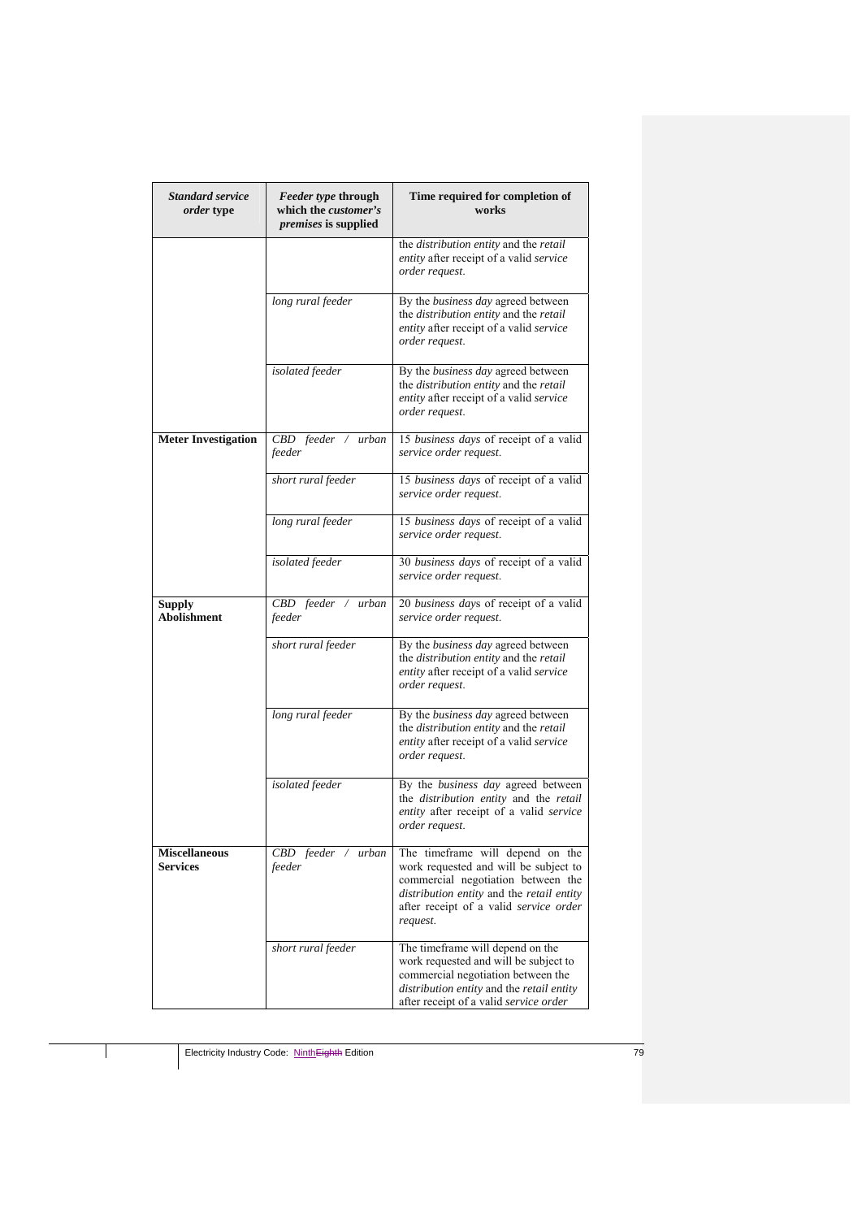| *Standard service order* type | *Feeder type* through which the *customer's premises* is supplied | Time required for completion of works |
|---|---|---|
| | | the *distribution entity* and the *retail entity* after receipt of a valid *service order request*. |
| | *long rural feeder* | By the *business day* agreed between the *distribution entity* and the *retail entity* after receipt of a valid *service order request*. |
| | *isolated feeder* | By the *business day* agreed between the *distribution entity* and the *retail entity* after receipt of a valid *service order request*. |
| **Meter Investigation** | *CBD feeder / urban feeder* | 15 *business days* of receipt of a valid *service order request*. |
| | *short rural feeder* | 15 *business days* of receipt of a valid *service order request*. |
| | *long rural feeder* | 15 *business days* of receipt of a valid *service order request*. |
| | *isolated feeder* | 30 *business days* of receipt of a valid *service order request*. |
| **Supply Abolishment** | *CBD feeder / urban feeder* | 20 *business days* of receipt of a valid *service order request*. |
| | *short rural feeder* | By the *business day* agreed between the *distribution entity* and the *retail entity* after receipt of a valid *service order request*. |
| | *long rural feeder* | By the *business day* agreed between the *distribution entity* and the *retail entity* after receipt of a valid *service order request*. |
| | *isolated feeder* | By the *business day* agreed between the *distribution entity* and the *retail entity* after receipt of a valid *service order request*. |
| **Miscellaneous Services** | *CBD feeder / urban feeder* | The timeframe will depend on the work requested and will be subject to commercial negotiation between the *distribution entity* and the *retail entity* after receipt of a valid *service order request*. |
| | *short rural feeder* | The timeframe will depend on the work requested and will be subject to commercial negotiation between the *distribution entity* and the *retail entity* after receipt of a valid *service order* |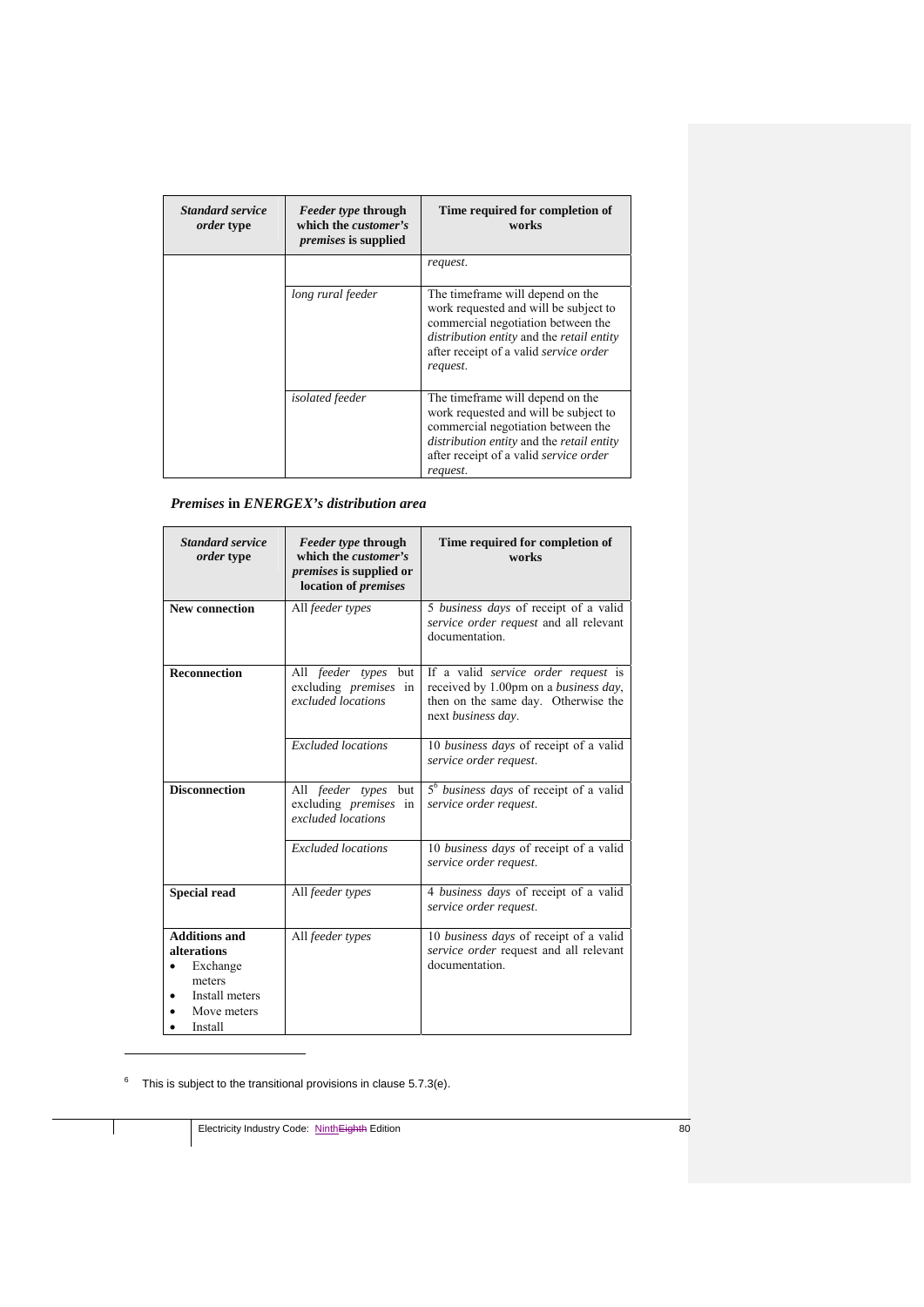| *Standard service order* type | *Feeder type* through which the *customer's premises* is supplied | Time required for completion of works |
|---|---|---|
| | | *request*. |
| | *long rural feeder* | The timeframe will depend on the work requested and will be subject to commercial negotiation between the *distribution entity* and the *retail entity* after receipt of a valid *service order request*. |
| | *isolated feeder* | The timeframe will depend on the work requested and will be subject to commercial negotiation between the *distribution entity* and the *retail entity* after receipt of a valid *service order request*. |

***Premises* in *ENERGEX's distribution area***

| *Standard service order* type | *Feeder type* through which the *customer's premises* is supplied or location of *premises* | Time required for completion of works |
|---|---|---|
| **New connection** | All *feeder types* | 5 *business days* of receipt of a valid *service order request* and all relevant documentation. |
| **Reconnection** | All *feeder types* but excluding *premises* in *excluded locations* | If a valid *service order request* is received by 1.00pm on a *business day*, then on the same day. Otherwise the next *business day*. |
| | *Excluded locations* | 10 *business days* of receipt of a valid *service order request*. |
| **Disconnection** | All *feeder types* but excluding *premises* in *excluded locations* | 5[6] *business days* of receipt of a valid *service order request*. |
| | *Excluded locations* | 10 *business days* of receipt of a valid *service order request*. |
| **Special read** | All *feeder types* | 4 *business days* of receipt of a valid *service order request*. |
| **Additions and alterations**<br>• Exchange meters<br>• Install meters<br>• Move meters<br>• Install | All *feeder types* | 10 *business days* of receipt of a valid *service order* request and all relevant documentation. |

[6] This is subject to the transitional provisions in clause 5.7.3(e).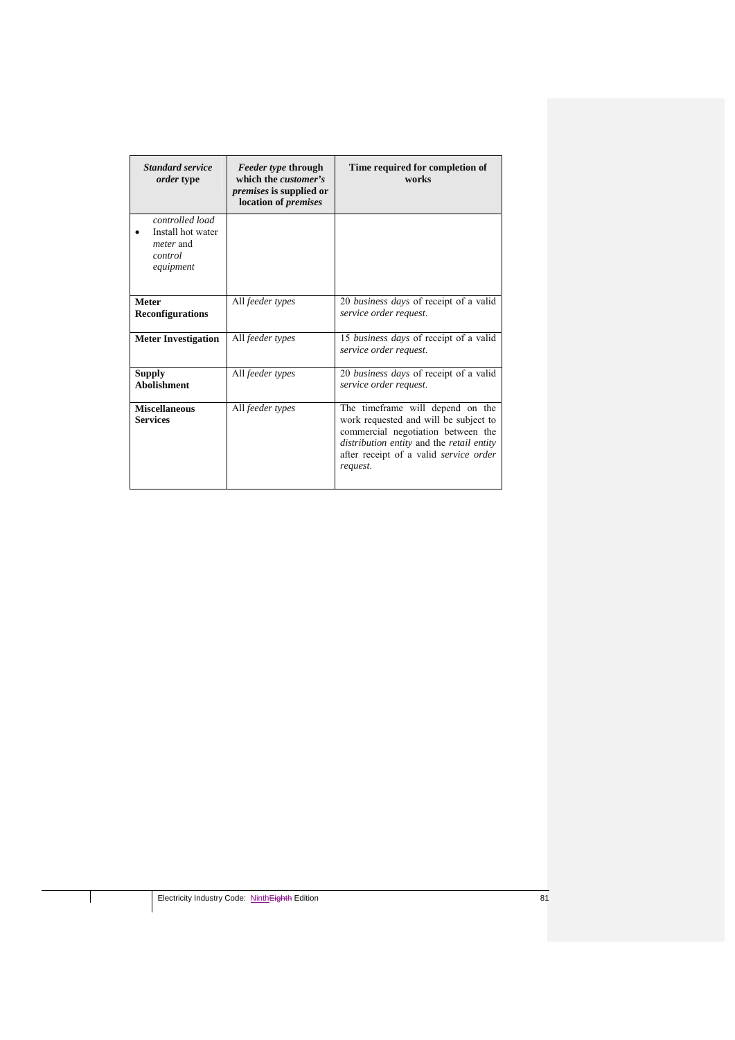| *Standard service order* type | *Feeder type* through which the *customer's premises* is supplied or location of *premises* | Time required for completion of works |
|---|---|---|
| *controlled load*<br>• Install hot water *meter* and *control equipment* | | |
| **Meter Reconfigurations** | All *feeder types* | 20 *business days* of receipt of a valid *service order request*. |
| **Meter Investigation** | All *feeder types* | 15 *business days* of receipt of a valid *service order request*. |
| **Supply Abolishment** | All *feeder types* | 20 *business days* of receipt of a valid *service order request*. |
| **Miscellaneous Services** | All *feeder types* | The timeframe will depend on the work requested and will be subject to commercial negotiation between the *distribution entity* and the *retail entity* after receipt of a valid *service order request*. |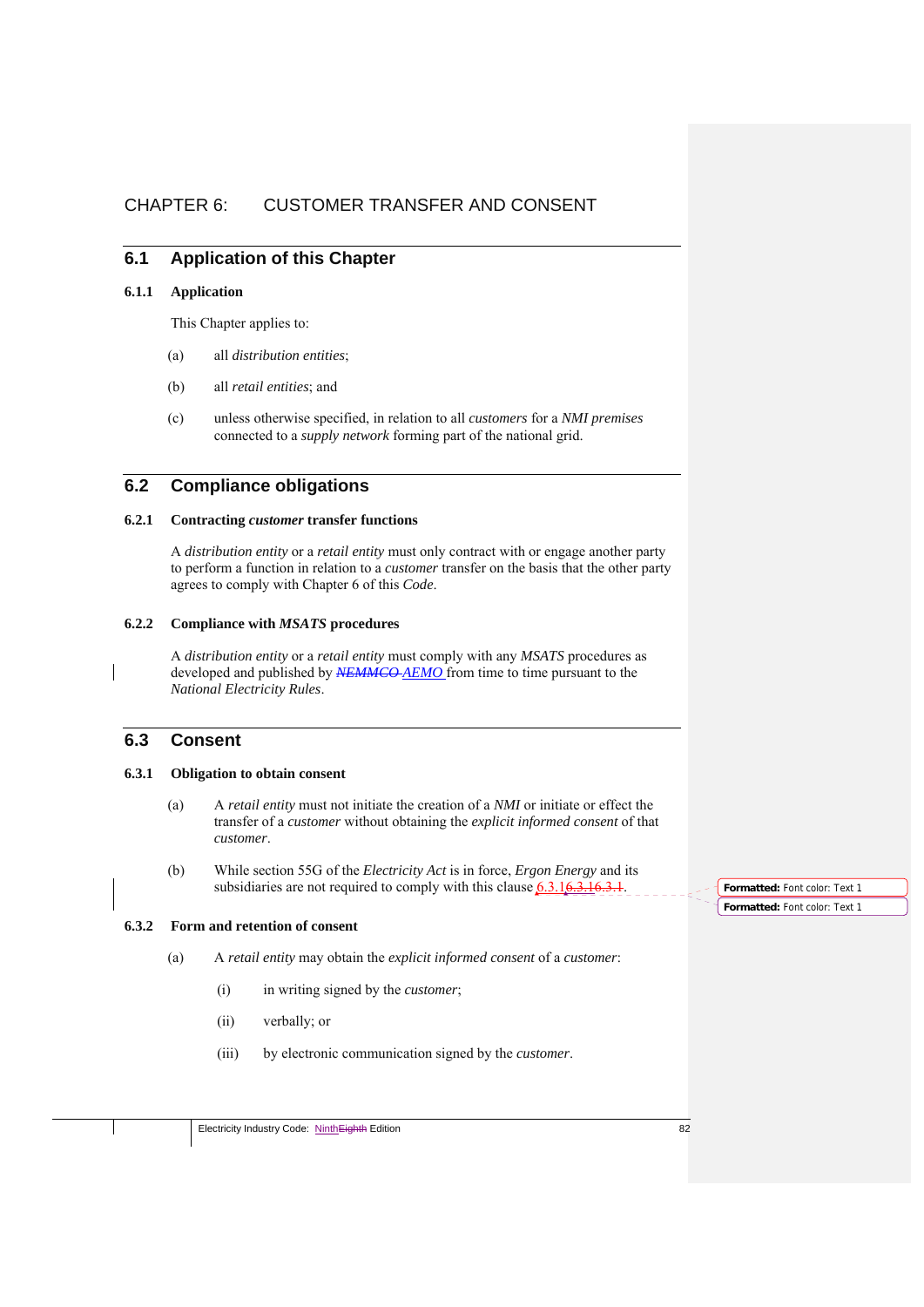# CHAPTER 6: CUSTOMER TRANSFER AND CONSENT

## 6.1 Application of this Chapter

### 6.1.1 Application

This Chapter applies to:

(a) all *distribution entities*;

(b) all *retail entities*; and

(c) unless otherwise specified, in relation to all *customers* for a *NMI premises* connected to a *supply network* forming part of the national grid.

## 6.2 Compliance obligations

### 6.2.1 Contracting *customer* transfer functions

A *distribution entity* or a *retail entity* must only contract with or engage another party to perform a function in relation to a *customer* transfer on the basis that the other party agrees to comply with Chapter 6 of this *Code*.

### 6.2.2 Compliance with *MSATS* procedures

A *distribution entity* or a *retail entity* must comply with any *MSATS* procedures as developed and published by ~~*NEMMCO*~~ *AEMO* from time to time pursuant to the *National Electricity Rules*.

## 6.3 Consent

### 6.3.1 Obligation to obtain consent

(a) A *retail entity* must not initiate the creation of a *NMI* or initiate or effect the transfer of a *customer* without obtaining the *explicit informed consent* of that *customer*.

(b) While section 55G of the *Electricity Act* is in force, *Ergon Energy* and its subsidiaries are not required to comply with this clause 6.3.1~~6.3.16.3.1~~.

### 6.3.2 Form and retention of consent

(a) A *retail entity* may obtain the *explicit informed consent* of a *customer*:

(i) in writing signed by the *customer*;

(ii) verbally; or

(iii) by electronic communication signed by the *customer*.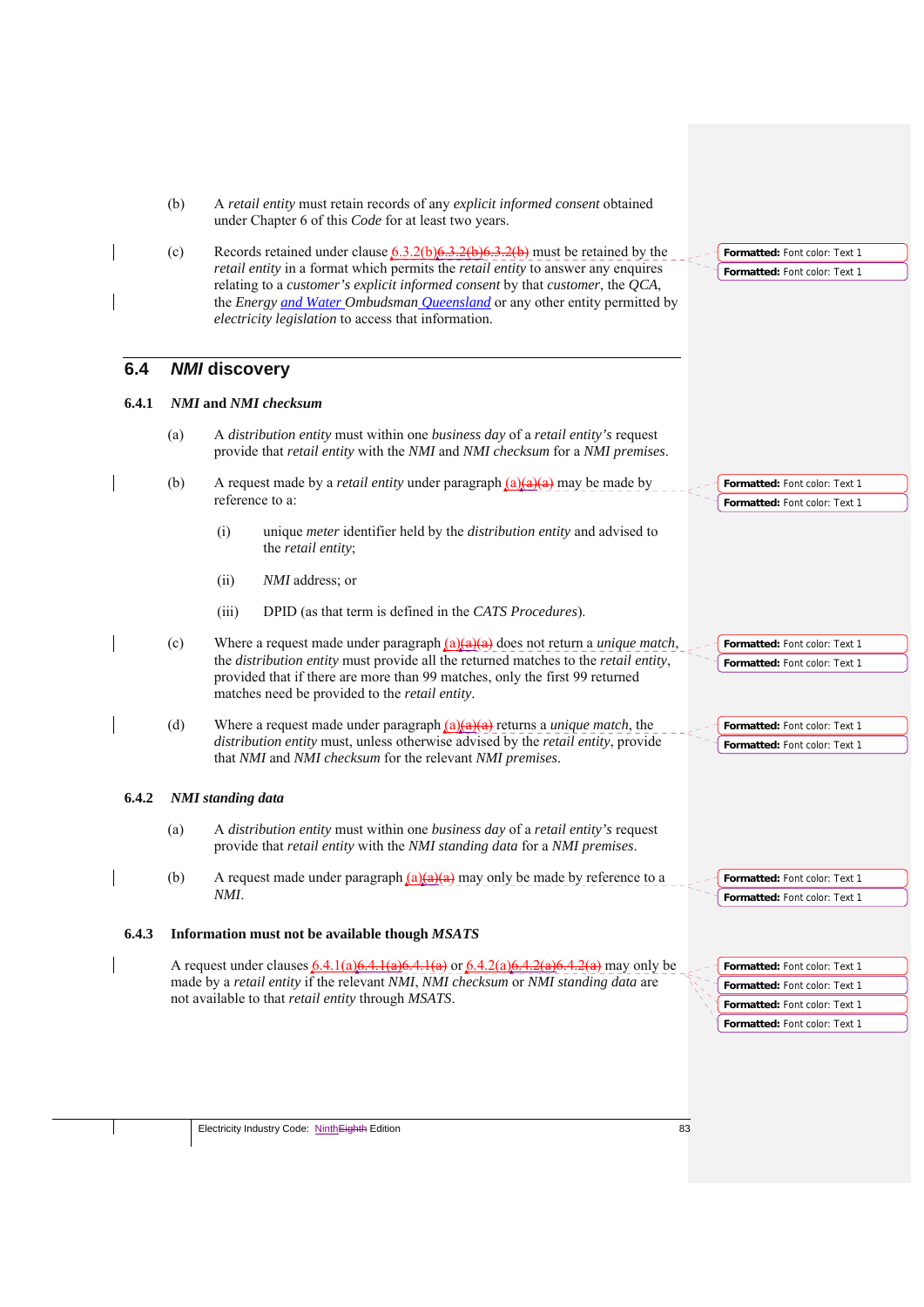(b) A *retail entity* must retain records of any *explicit informed consent* obtained under Chapter 6 of this *Code* for at least two years.

(c) Records retained under clause 6.3.2(b) must be retained by the *retail entity* in a format which permits the *retail entity* to answer any enquires relating to a *customer's explicit informed consent* by that *customer*, the *QCA*, the *Energy and Water Ombudsman Queensland* or any other entity permitted by *electricity legislation* to access that information.

## 6.4 *NMI* discovery

### 6.4.1 *NMI* and *NMI checksum*

(a) A *distribution entity* must within one *business day* of a *retail entity's* request provide that *retail entity* with the *NMI* and *NMI checksum* for a *NMI premises*.

(b) A request made by a *retail entity* under paragraph (a) may be made by reference to a:

(i) unique *meter* identifier held by the *distribution entity* and advised to the *retail entity*;

(ii) *NMI* address; or

(iii) DPID (as that term is defined in the *CATS Procedures*).

(c) Where a request made under paragraph (a) does not return a *unique match*, the *distribution entity* must provide all the returned matches to the *retail entity*, provided that if there are more than 99 matches, only the first 99 returned matches need be provided to the *retail entity*.

(d) Where a request made under paragraph (a) returns a *unique match*, the *distribution entity* must, unless otherwise advised by the *retail entity*, provide that *NMI* and *NMI checksum* for the relevant *NMI premises*.

### 6.4.2 *NMI standing data*

(a) A *distribution entity* must within one *business day* of a *retail entity's* request provide that *retail entity* with the *NMI standing data* for a *NMI premises*.

(b) A request made under paragraph (a) may only be made by reference to a *NMI*.

### 6.4.3 Information must not be available though *MSATS*

A request under clauses 6.4.1(a) or 6.4.2(a) may only be made by a *retail entity* if the relevant *NMI*, *NMI checksum* or *NMI standing data* are not available to that *retail entity* through *MSATS*.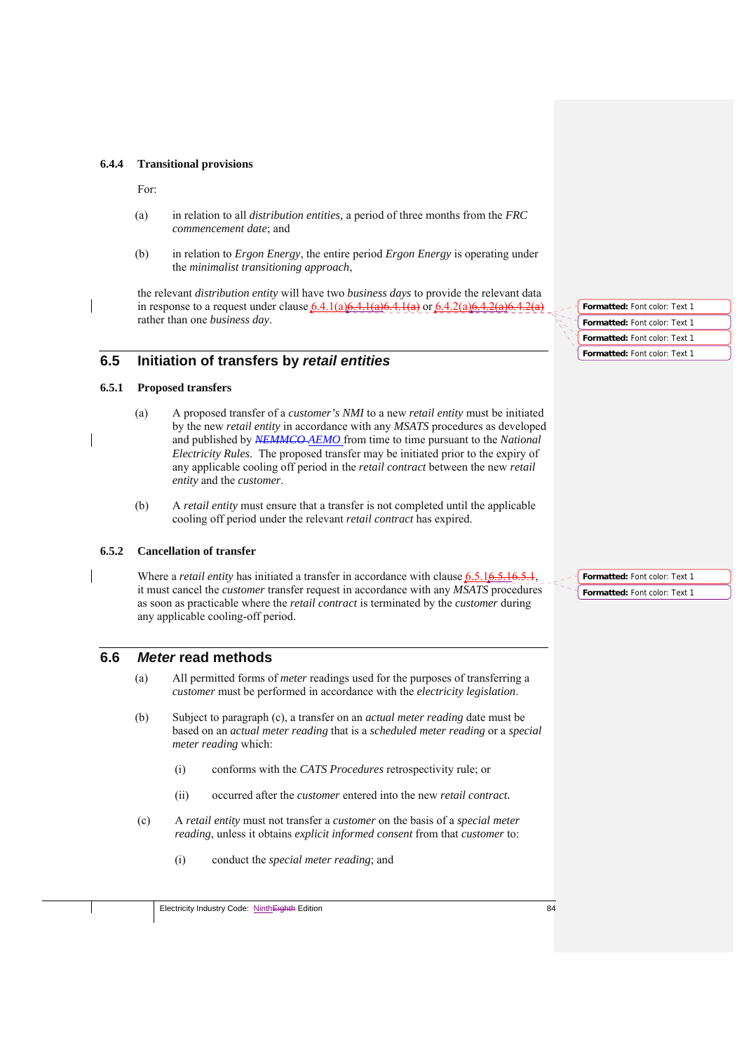### 6.4.4 Transitional provisions

For:

(a) in relation to all *distribution entities*, a period of three months from the *FRC commencement date*; and

(b) in relation to *Ergon Energy*, the entire period *Ergon Energy* is operating under the *minimalist transitioning approach*,

the relevant *distribution entity* will have two *business days* to provide the relevant data in response to a request under clause 6.4.1(a) or 6.4.2(a) rather than one *business day*.

## 6.5 Initiation of transfers by *retail entities*

### 6.5.1 Proposed transfers

(a) A proposed transfer of a *customer's NMI* to a new *retail entity* must be initiated by the new *retail entity* in accordance with any *MSATS* procedures as developed and published by *AEMO* from time to time pursuant to the *National Electricity Rules*. The proposed transfer may be initiated prior to the expiry of any applicable cooling off period in the *retail contract* between the new *retail entity* and the *customer*.

(b) A *retail entity* must ensure that a transfer is not completed until the applicable cooling off period under the relevant *retail contract* has expired.

### 6.5.2 Cancellation of transfer

Where a *retail entity* has initiated a transfer in accordance with clause 6.5.1, it must cancel the *customer* transfer request in accordance with any *MSATS* procedures as soon as practicable where the *retail contract* is terminated by the *customer* during any applicable cooling-off period.

## 6.6 *Meter* read methods

(a) All permitted forms of *meter* readings used for the purposes of transferring a *customer* must be performed in accordance with the *electricity legislation*.

(b) Subject to paragraph (c), a transfer on an *actual meter reading* date must be based on an *actual meter reading* that is a *scheduled meter reading* or a *special meter reading* which:

  (i) conforms with the *CATS Procedures* retrospectivity rule; or

  (ii) occurred after the *customer* entered into the new *retail contract.*

(c) A *retail entity* must not transfer a *customer* on the basis of a *special meter reading*, unless it obtains *explicit informed consent* from that *customer* to:

  (i) conduct the *special meter reading*; and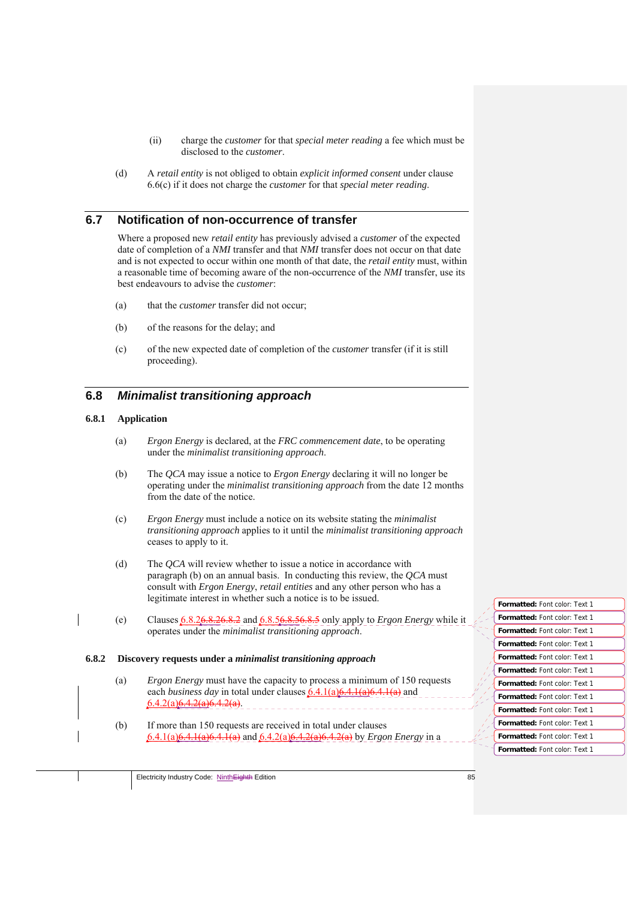(ii) charge the *customer* for that *special meter reading* a fee which must be disclosed to the *customer*.

(d) A *retail entity* is not obliged to obtain *explicit informed consent* under clause 6.6(c) if it does not charge the *customer* for that *special meter reading*.

## 6.7 Notification of non-occurrence of transfer

Where a proposed new *retail entity* has previously advised a *customer* of the expected date of completion of a *NMI* transfer and that *NMI* transfer does not occur on that date and is not expected to occur within one month of that date, the *retail entity* must, within a reasonable time of becoming aware of the non-occurrence of the *NMI* transfer, use its best endeavours to advise the *customer*:

(a) that the *customer* transfer did not occur;

(b) of the reasons for the delay; and

(c) of the new expected date of completion of the *customer* transfer (if it is still proceeding).

## 6.8 *Minimalist transitioning approach*

### 6.8.1 Application

(a) *Ergon Energy* is declared, at the *FRC commencement date*, to be operating under the *minimalist transitioning approach*.

(b) The *QCA* may issue a notice to *Ergon Energy* declaring it will no longer be operating under the *minimalist transitioning approach* from the date 12 months from the date of the notice.

(c) *Ergon Energy* must include a notice on its website stating the *minimalist transitioning approach* applies to it until the *minimalist transitioning approach* ceases to apply to it.

(d) The *QCA* will review whether to issue a notice in accordance with paragraph (b) on an annual basis. In conducting this review, the *QCA* must consult with *Ergon Energy*, *retail entities* and any other person who has a legitimate interest in whether such a notice is to be issued.

(e) Clauses 6.8.2~~6.8.26.8.2~~ and 6.8.5~~6.8.56.8.5~~ only apply to *Ergon Energy* while it operates under the *minimalist transitioning approach*.

### 6.8.2 Discovery requests under a *minimalist transitioning approach*

(a) *Ergon Energy* must have the capacity to process a minimum of 150 requests each *business day* in total under clauses 6.4.1(a)~~6.4.1(a)6.4.1(a)~~ and 6.4.2(a)~~6.4.2(a)6.4.2(a)~~.

(b) If more than 150 requests are received in total under clauses 6.4.1(a)~~6.4.1(a)6.4.1(a)~~ and 6.4.2(a)~~6.4.2(a)6.4.2(a)~~ by *Ergon Energy* in a

Formatted: Font color: Text 1

Formatted: Font color: Text 1

Formatted: Font color: Text 1

Formatted: Font color: Text 1

Formatted: Font color: Text 1

Formatted: Font color: Text 1

Formatted: Font color: Text 1

Formatted: Font color: Text 1

Formatted: Font color: Text 1

Formatted: Font color: Text 1

Formatted: Font color: Text 1

Formatted: Font color: Text 1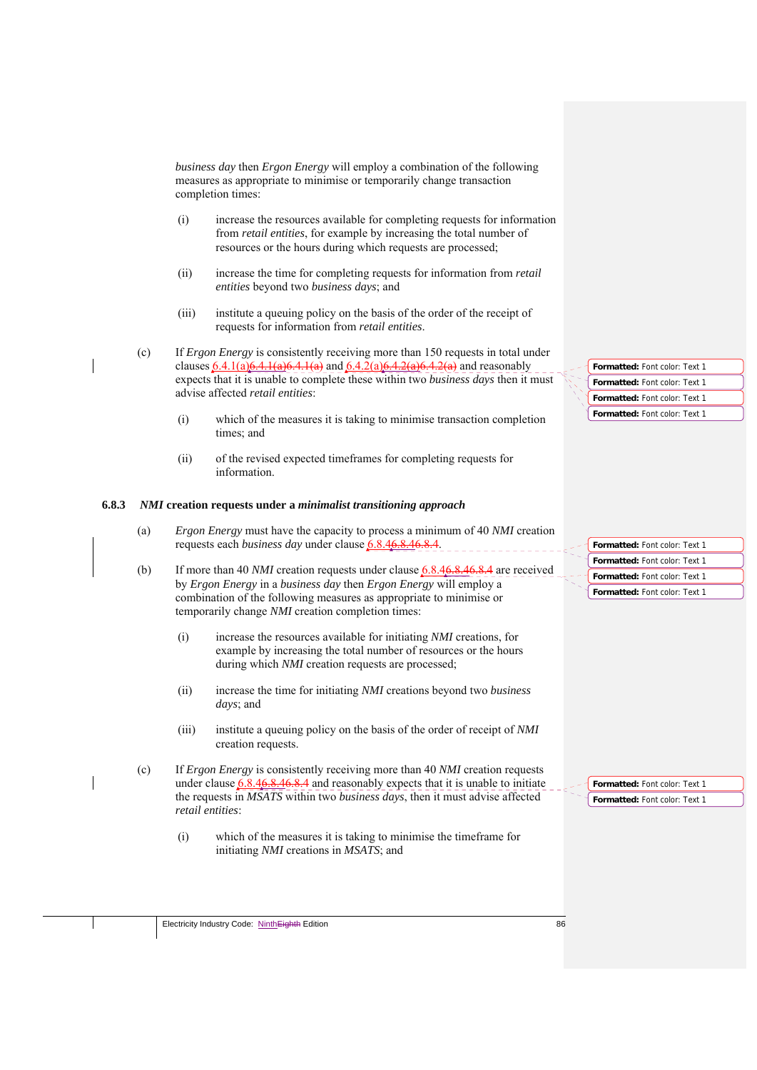*business day* then *Ergon Energy* will employ a combination of the following measures as appropriate to minimise or temporarily change transaction completion times:

(i) increase the resources available for completing requests for information from *retail entities*, for example by increasing the total number of resources or the hours during which requests are processed;

(ii) increase the time for completing requests for information from *retail entities* beyond two *business days*; and

(iii) institute a queuing policy on the basis of the order of the receipt of requests for information from *retail entities*.

(c) If *Ergon Energy* is consistently receiving more than 150 requests in total under clauses 6.4.1(a) and 6.4.2(a) and reasonably expects that it is unable to complete these within two *business days* then it must advise affected *retail entities*:

(i) which of the measures it is taking to minimise transaction completion times; and

(ii) of the revised expected timeframes for completing requests for information.

### 6.8.3 *NMI* creation requests under a *minimalist transitioning approach*

(a) *Ergon Energy* must have the capacity to process a minimum of 40 *NMI* creation requests each *business day* under clause 6.8.4.

(b) If more than 40 *NMI* creation requests under clause 6.8.4 are received by *Ergon Energy* in a *business day* then *Ergon Energy* will employ a combination of the following measures as appropriate to minimise or temporarily change *NMI* creation completion times:

(i) increase the resources available for initiating *NMI* creations, for example by increasing the total number of resources or the hours during which *NMI* creation requests are processed;

(ii) increase the time for initiating *NMI* creations beyond two *business days*; and

(iii) institute a queuing policy on the basis of the order of receipt of *NMI* creation requests.

(c) If *Ergon Energy* is consistently receiving more than 40 *NMI* creation requests under clause 6.8.4 and reasonably expects that it is unable to initiate the requests in *MSATS* within two *business days*, then it must advise affected *retail entities*:

(i) which of the measures it is taking to minimise the timeframe for initiating *NMI* creations in *MSATS*; and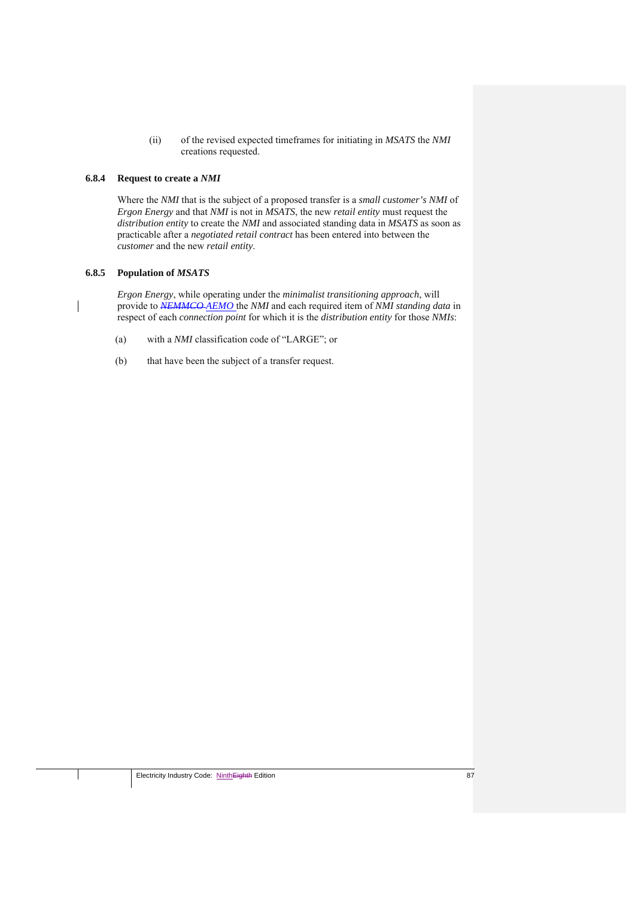(ii) of the revised expected timeframes for initiating in *MSATS* the *NMI* creations requested.

### 6.8.4 Request to create a *NMI*

Where the *NMI* that is the subject of a proposed transfer is a *small customer's NMI* of *Ergon Energy* and that *NMI* is not in *MSATS*, the new *retail entity* must request the *distribution entity* to create the *NMI* and associated standing data in *MSATS* as soon as practicable after a *negotiated retail contract* has been entered into between the *customer* and the new *retail entity*.

### 6.8.5 Population of *MSATS*

*Ergon Energy*, while operating under the *minimalist transitioning approach*, will provide to ~~*NEMMCO*~~ *AEMO* the *NMI* and each required item of *NMI standing data* in respect of each *connection point* for which it is the *distribution entity* for those *NMIs*:

(a) with a *NMI* classification code of "LARGE"; or

(b) that have been the subject of a transfer request.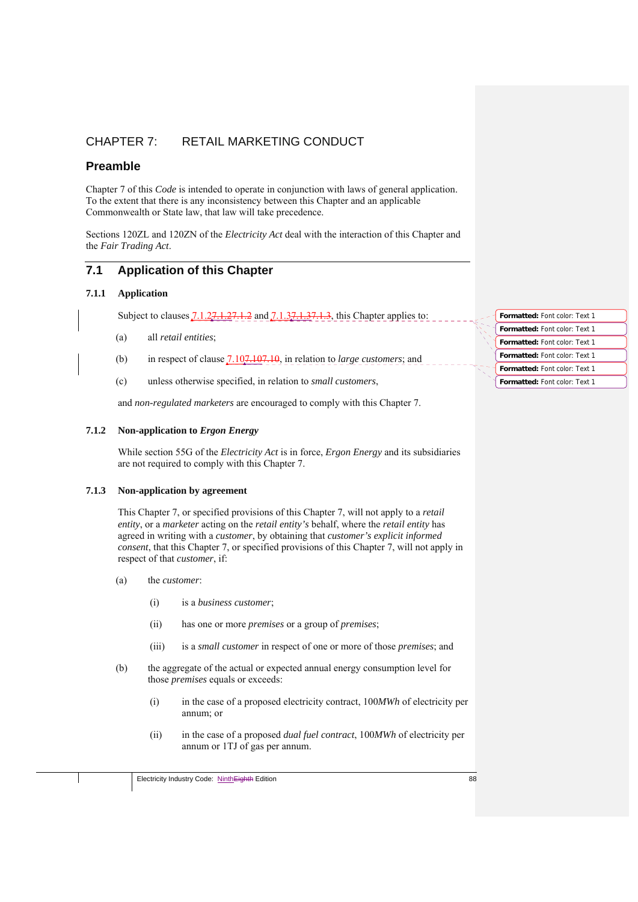# CHAPTER 7: RETAIL MARKETING CONDUCT

## Preamble

Chapter 7 of this *Code* is intended to operate in conjunction with laws of general application. To the extent that there is any inconsistency between this Chapter and an applicable Commonwealth or State law, that law will take precedence.

Sections 120ZL and 120ZN of the *Electricity Act* deal with the interaction of this Chapter and the *Fair Trading Act*.

## 7.1 Application of this Chapter

### 7.1.1 Application

Subject to clauses 7.1.2 and 7.1.3, this Chapter applies to:

(a) all *retail entities*;

(b) in respect of clause 7.10, in relation to *large customers*; and

(c) unless otherwise specified, in relation to *small customers*,

and *non-regulated marketers* are encouraged to comply with this Chapter 7.

### 7.1.2 Non-application to *Ergon Energy*

While section 55G of the *Electricity Act* is in force, *Ergon Energy* and its subsidiaries are not required to comply with this Chapter 7.

### 7.1.3 Non-application by agreement

This Chapter 7, or specified provisions of this Chapter 7, will not apply to a *retail entity*, or a *marketer* acting on the *retail entity's* behalf, where the *retail entity* has agreed in writing with a *customer*, by obtaining that *customer's explicit informed consent*, that this Chapter 7, or specified provisions of this Chapter 7, will not apply in respect of that *customer*, if:

(a) the *customer*:

(i) is a *business customer*;

(ii) has one or more *premises* or a group of *premises*;

(iii) is a *small customer* in respect of one or more of those *premises*; and

(b) the aggregate of the actual or expected annual energy consumption level for those *premises* equals or exceeds:

(i) in the case of a proposed electricity contract, 100*MWh* of electricity per annum; or

(ii) in the case of a proposed *dual fuel contract*, 100*MWh* of electricity per annum or 1TJ of gas per annum.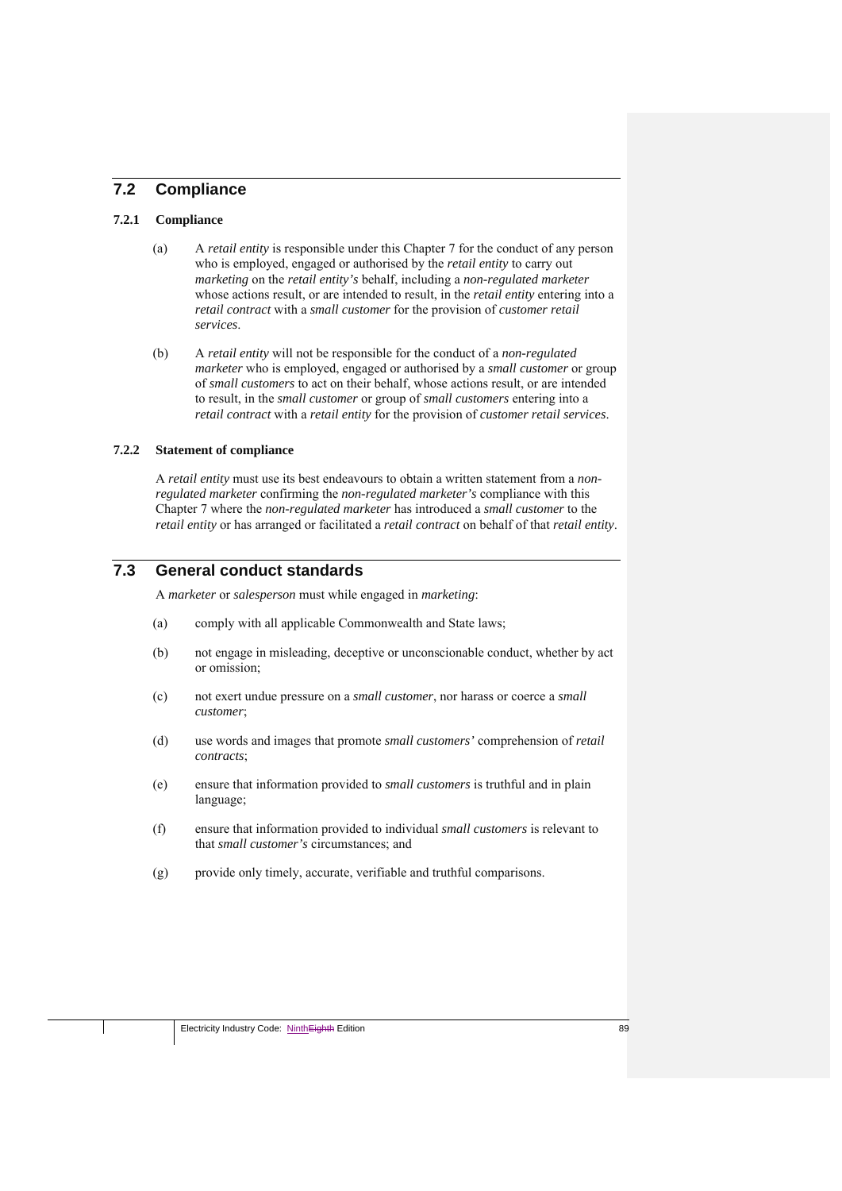## 7.2 Compliance

### 7.2.1 Compliance

(a) A *retail entity* is responsible under this Chapter 7 for the conduct of any person who is employed, engaged or authorised by the *retail entity* to carry out *marketing* on the *retail entity's* behalf, including a *non-regulated marketer* whose actions result, or are intended to result, in the *retail entity* entering into a *retail contract* with a *small customer* for the provision of *customer retail services*.

(b) A *retail entity* will not be responsible for the conduct of a *non-regulated marketer* who is employed, engaged or authorised by a *small customer* or group of *small customers* to act on their behalf, whose actions result, or are intended to result, in the *small customer* or group of *small customers* entering into a *retail contract* with a *retail entity* for the provision of *customer retail services*.

### 7.2.2 Statement of compliance

A *retail entity* must use its best endeavours to obtain a written statement from a *non-regulated marketer* confirming the *non-regulated marketer's* compliance with this Chapter 7 where the *non-regulated marketer* has introduced a *small customer* to the *retail entity* or has arranged or facilitated a *retail contract* on behalf of that *retail entity*.

## 7.3 General conduct standards

A *marketer* or *salesperson* must while engaged in *marketing*:

(a) comply with all applicable Commonwealth and State laws;

(b) not engage in misleading, deceptive or unconscionable conduct, whether by act or omission;

(c) not exert undue pressure on a *small customer*, nor harass or coerce a *small customer*;

(d) use words and images that promote *small customers'* comprehension of *retail contracts*;

(e) ensure that information provided to *small customers* is truthful and in plain language;

(f) ensure that information provided to individual *small customers* is relevant to that *small customer's* circumstances; and

(g) provide only timely, accurate, verifiable and truthful comparisons.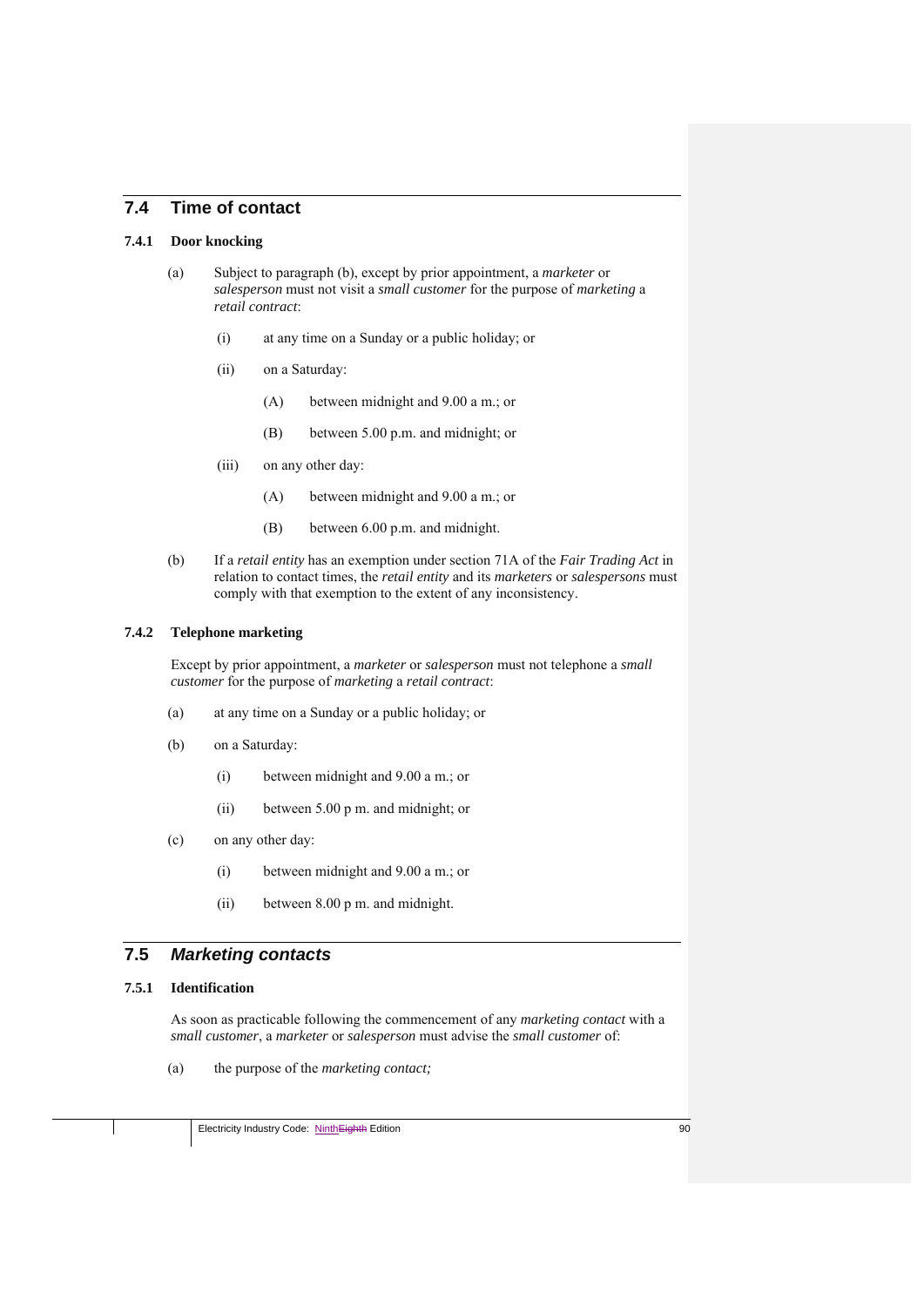## 7.4 Time of contact

### 7.4.1 Door knocking

(a) Subject to paragraph (b), except by prior appointment, a *marketer* or *salesperson* must not visit a *small customer* for the purpose of *marketing* a *retail contract*:

  (i) at any time on a Sunday or a public holiday; or

  (ii) on a Saturday:

    (A) between midnight and 9.00 a m.; or

    (B) between 5.00 p.m. and midnight; or

  (iii) on any other day:

    (A) between midnight and 9.00 a m.; or

    (B) between 6.00 p.m. and midnight.

(b) If a *retail entity* has an exemption under section 71A of the *Fair Trading Act* in relation to contact times, the *retail entity* and its *marketers* or *salespersons* must comply with that exemption to the extent of any inconsistency.

### 7.4.2 Telephone marketing

Except by prior appointment, a *marketer* or *salesperson* must not telephone a *small customer* for the purpose of *marketing* a *retail contract*:

(a) at any time on a Sunday or a public holiday; or

(b) on a Saturday:

  (i) between midnight and 9.00 a m.; or

  (ii) between 5.00 p m. and midnight; or

(c) on any other day:

  (i) between midnight and 9.00 a m.; or

  (ii) between 8.00 p m. and midnight.

## 7.5 *Marketing contacts*

### 7.5.1 Identification

As soon as practicable following the commencement of any *marketing contact* with a *small customer*, a *marketer* or *salesperson* must advise the *small customer* of:

(a) the purpose of the *marketing contact;*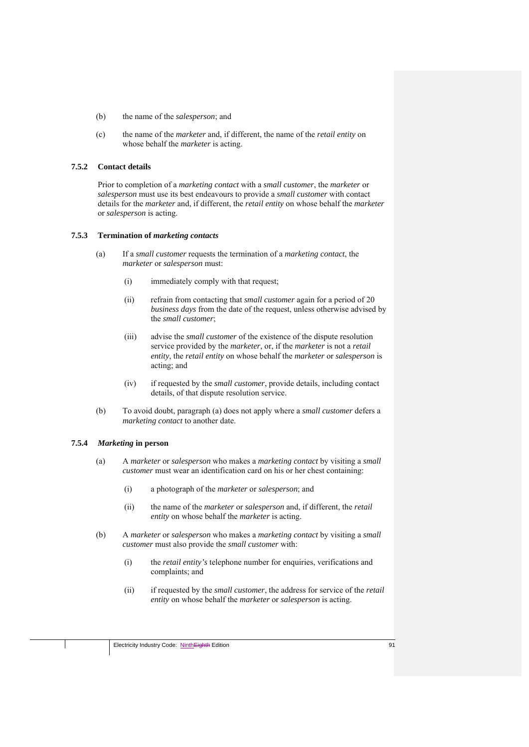(b) the name of the *salesperson*; and

(c) the name of the *marketer* and, if different, the name of the *retail entity* on whose behalf the *marketer* is acting.

### 7.5.2 Contact details

Prior to completion of a *marketing contact* with a *small customer*, the *marketer* or *salesperson* must use its best endeavours to provide a *small customer* with contact details for the *marketer* and, if different, the *retail entity* on whose behalf the *marketer* or *salesperson* is acting.

### 7.5.3 Termination of *marketing contacts*

(a) If a *small customer* requests the termination of a *marketing contact*, the *marketer* or *salesperson* must:

  (i) immediately comply with that request;

  (ii) refrain from contacting that *small customer* again for a period of 20 *business days* from the date of the request, unless otherwise advised by the *small customer*;

  (iii) advise the *small customer* of the existence of the dispute resolution service provided by the *marketer*, or, if the *marketer* is not a *retail entity*, the *retail entity* on whose behalf the *marketer* or *salesperson* is acting; and

  (iv) if requested by the *small customer*, provide details, including contact details, of that dispute resolution service.

(b) To avoid doubt, paragraph (a) does not apply where a *small customer* defers a *marketing contact* to another date.

### 7.5.4 *Marketing* in person

(a) A *marketer* or *salesperson* who makes a *marketing contact* by visiting a *small customer* must wear an identification card on his or her chest containing:

  (i) a photograph of the *marketer* or *salesperson*; and

  (ii) the name of the *marketer* or *salesperson* and, if different, the *retail entity* on whose behalf the *marketer* is acting.

(b) A *marketer* or *salesperson* who makes a *marketing contact* by visiting a *small customer* must also provide the *small customer* with:

  (i) the *retail entity's* telephone number for enquiries, verifications and complaints; and

  (ii) if requested by the *small customer*, the address for service of the *retail entity* on whose behalf the *marketer* or *salesperson* is acting.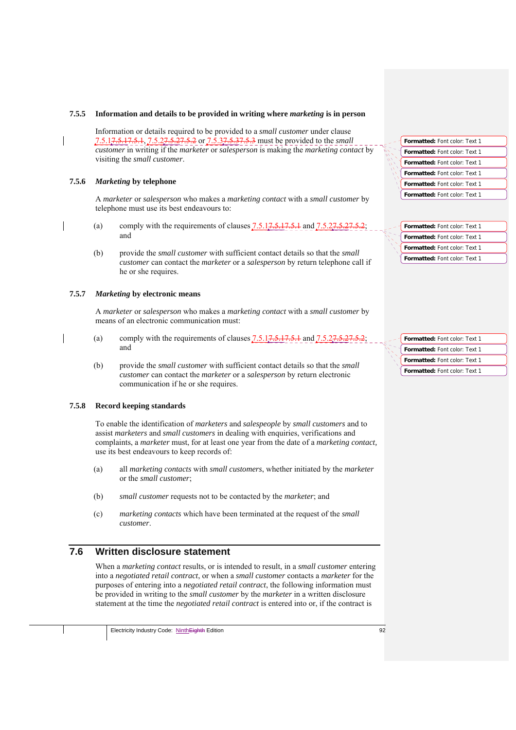### 7.5.5 Information and details to be provided in writing where *marketing* is in person

Information or details required to be provided to a *small customer* under clause 7.5.1, 7.5.2 or 7.5.3 must be provided to the *small customer* in writing if the *marketer* or *salesperson* is making the *marketing contact* by visiting the *small customer*.

### 7.5.6 *Marketing* by telephone

A *marketer* or *salesperson* who makes a *marketing contact* with a *small customer* by telephone must use its best endeavours to:

(a) comply with the requirements of clauses 7.5.1 and 7.5.2; and

(b) provide the *small customer* with sufficient contact details so that the *small customer* can contact the *marketer* or a *salesperson* by return telephone call if he or she requires.

### 7.5.7 *Marketing* by electronic means

A *marketer* or *salesperson* who makes a *marketing contact* with a *small customer* by means of an electronic communication must:

(a) comply with the requirements of clauses 7.5.1 and 7.5.2; and

(b) provide the *small customer* with sufficient contact details so that the *small customer* can contact the *marketer* or a *salesperson* by return electronic communication if he or she requires.

### 7.5.8 Record keeping standards

To enable the identification of *marketers* and *salespeople* by *small customers* and to assist *marketers* and *small customers* in dealing with enquiries, verifications and complaints, a *marketer* must, for at least one year from the date of a *marketing contact,* use its best endeavours to keep records of:

(a) all *marketing contacts* with *small customers*, whether initiated by the *marketer* or the *small customer*;

(b) *small customer* requests not to be contacted by the *marketer*; and

(c) *marketing contacts* which have been terminated at the request of the *small customer*.

## 7.6 Written disclosure statement

When a *marketing contact* results, or is intended to result, in a *small customer* entering into a *negotiated retail contract*, or when a *small customer* contacts a *marketer* for the purposes of entering into a *negotiated retail contract*, the following information must be provided in writing to the *small customer* by the *marketer* in a written disclosure statement at the time the *negotiated retail contract* is entered into or, if the contract is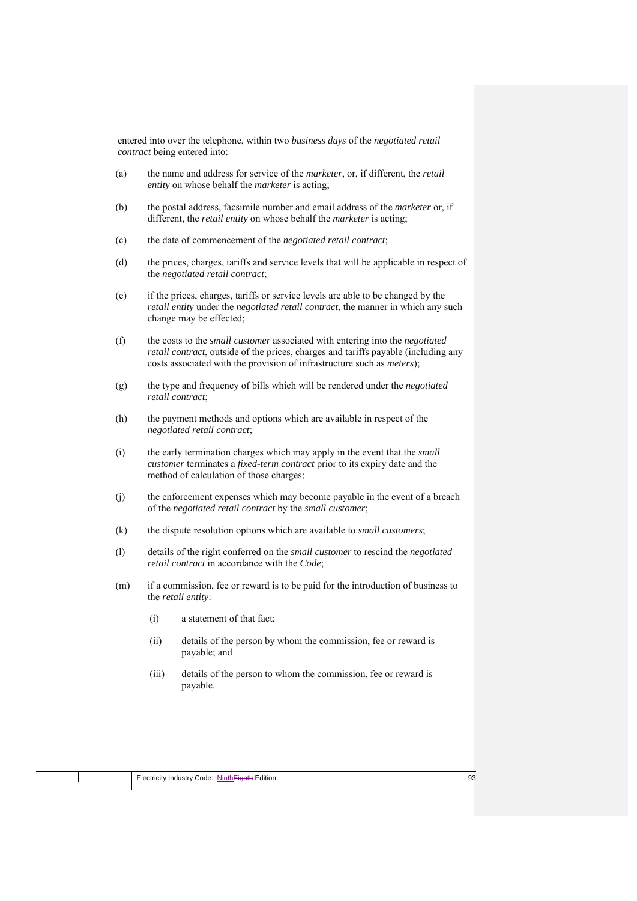entered into over the telephone, within two *business days* of the *negotiated retail contract* being entered into:

(a) the name and address for service of the *marketer*, or, if different, the *retail entity* on whose behalf the *marketer* is acting;

(b) the postal address, facsimile number and email address of the *marketer* or, if different, the *retail entity* on whose behalf the *marketer* is acting;

(c) the date of commencement of the *negotiated retail contract*;

(d) the prices, charges, tariffs and service levels that will be applicable in respect of the *negotiated retail contract*;

(e) if the prices, charges, tariffs or service levels are able to be changed by the *retail entity* under the *negotiated retail contract*, the manner in which any such change may be effected;

(f) the costs to the *small customer* associated with entering into the *negotiated retail contract*, outside of the prices, charges and tariffs payable (including any costs associated with the provision of infrastructure such as *meters*);

(g) the type and frequency of bills which will be rendered under the *negotiated retail contract*;

(h) the payment methods and options which are available in respect of the *negotiated retail contract*;

(i) the early termination charges which may apply in the event that the *small customer* terminates a *fixed-term contract* prior to its expiry date and the method of calculation of those charges;

(j) the enforcement expenses which may become payable in the event of a breach of the *negotiated retail contract* by the *small customer*;

(k) the dispute resolution options which are available to *small customers*;

(l) details of the right conferred on the *small customer* to rescind the *negotiated retail contract* in accordance with the *Code*;

(m) if a commission, fee or reward is to be paid for the introduction of business to the *retail entity*:

  (i) a statement of that fact;

  (ii) details of the person by whom the commission, fee or reward is payable; and

  (iii) details of the person to whom the commission, fee or reward is payable.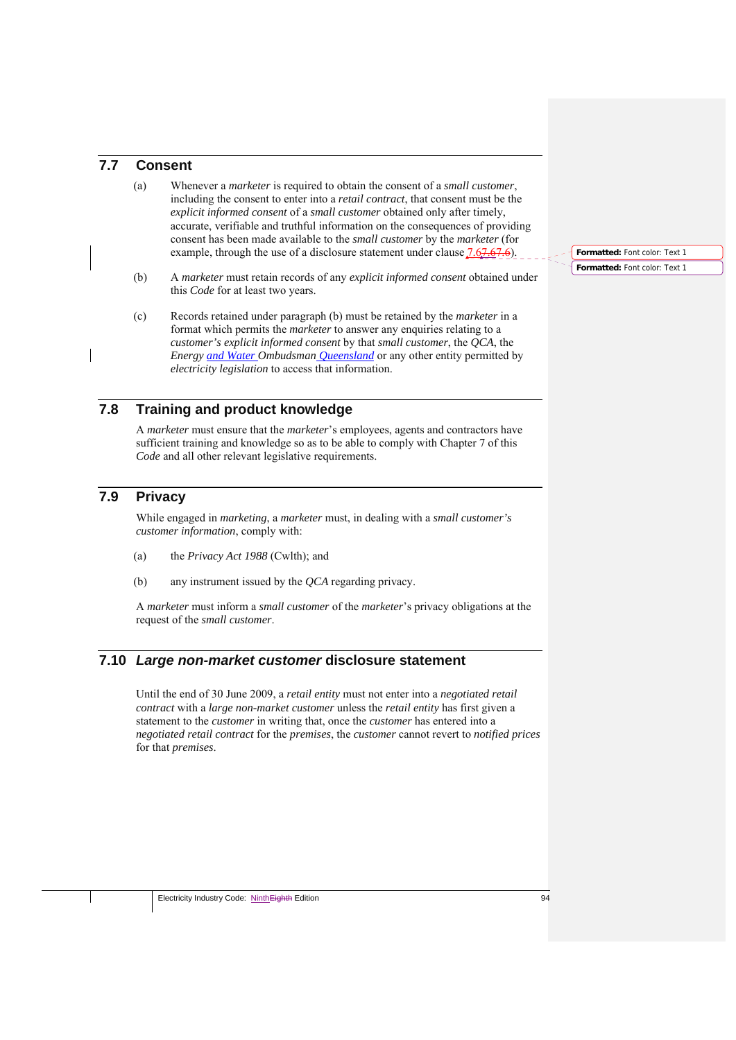## 7.7 Consent

(a) Whenever a *marketer* is required to obtain the consent of a *small customer*, including the consent to enter into a *retail contract*, that consent must be the *explicit informed consent* of a *small customer* obtained only after timely, accurate, verifiable and truthful information on the consequences of providing consent has been made available to the *small customer* by the *marketer* (for example, through the use of a disclosure statement under clause 7.6).

(b) A *marketer* must retain records of any *explicit informed consent* obtained under this *Code* for at least two years.

(c) Records retained under paragraph (b) must be retained by the *marketer* in a format which permits the *marketer* to answer any enquiries relating to a *customer's explicit informed consent* by that *small customer*, the *QCA*, the *Energy and Water Ombudsman Queensland* or any other entity permitted by *electricity legislation* to access that information.

## 7.8 Training and product knowledge

A *marketer* must ensure that the *marketer*'s employees, agents and contractors have sufficient training and knowledge so as to be able to comply with Chapter 7 of this *Code* and all other relevant legislative requirements.

## 7.9 Privacy

While engaged in *marketing*, a *marketer* must, in dealing with a *small customer's customer information*, comply with:

(a) the *Privacy Act 1988* (Cwlth); and

(b) any instrument issued by the *QCA* regarding privacy.

A *marketer* must inform a *small customer* of the *marketer*'s privacy obligations at the request of the *small customer*.

## 7.10 *Large non-market customer* disclosure statement

Until the end of 30 June 2009, a *retail entity* must not enter into a *negotiated retail contract* with a *large non-market customer* unless the *retail entity* has first given a statement to the *customer* in writing that, once the *customer* has entered into a *negotiated retail contract* for the *premises*, the *customer* cannot revert to *notified prices* for that *premises*.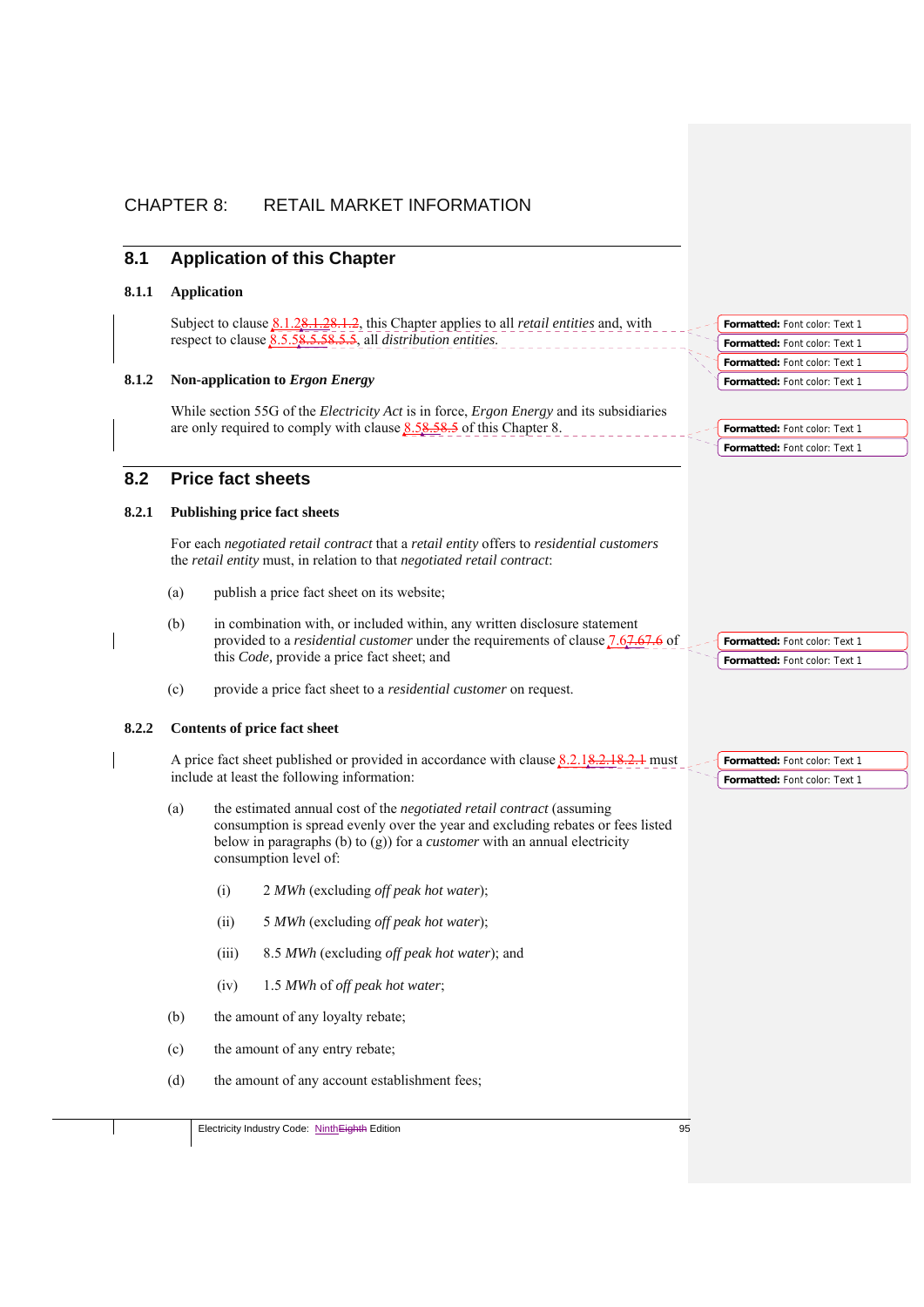# CHAPTER 8: RETAIL MARKET INFORMATION

## 8.1 Application of this Chapter

### 8.1.1 Application

Subject to clause 8.1.28.1.28.1.2, this Chapter applies to all *retail entities* and, with respect to clause 8.5.58.5.58.5.5, all *distribution entities*.

### 8.1.2 Non-application to *Ergon Energy*

While section 55G of the *Electricity Act* is in force, *Ergon Energy* and its subsidiaries are only required to comply with clause 8.58.58.5 of this Chapter 8.

## 8.2 Price fact sheets

### 8.2.1 Publishing price fact sheets

For each *negotiated retail contract* that a *retail entity* offers to *residential customers* the *retail entity* must, in relation to that *negotiated retail contract*:

(a) publish a price fact sheet on its website;

(b) in combination with, or included within, any written disclosure statement provided to a *residential customer* under the requirements of clause 7.67.67.6 of this *Code*, provide a price fact sheet; and

(c) provide a price fact sheet to a *residential customer* on request.

### 8.2.2 Contents of price fact sheet

A price fact sheet published or provided in accordance with clause 8.2.18.2.18.2.1 must include at least the following information:

(a) the estimated annual cost of the *negotiated retail contract* (assuming consumption is spread evenly over the year and excluding rebates or fees listed below in paragraphs (b) to (g)) for a *customer* with an annual electricity consumption level of:

   (i) 2 *MWh* (excluding *off peak hot water*);

   (ii) 5 *MWh* (excluding *off peak hot water*);

   (iii) 8.5 *MWh* (excluding *off peak hot water*); and

   (iv) 1.5 *MWh* of *off peak hot water*;

(b) the amount of any loyalty rebate;

(c) the amount of any entry rebate;

(d) the amount of any account establishment fees;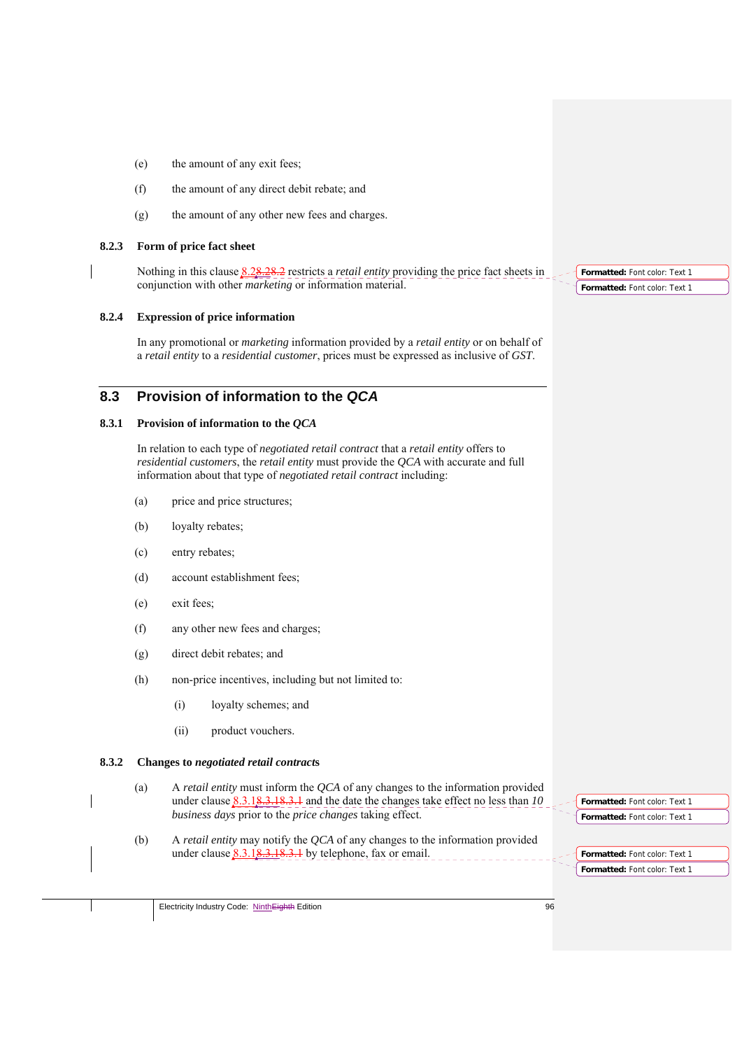(e) the amount of any exit fees;

(f) the amount of any direct debit rebate; and

(g) the amount of any other new fees and charges.

### 8.2.3 Form of price fact sheet

Nothing in this clause 8.2 restricts a *retail entity* providing the price fact sheets in conjunction with other *marketing* or information material.

### 8.2.4 Expression of price information

In any promotional or *marketing* information provided by a *retail entity* or on behalf of a *retail entity* to a *residential customer*, prices must be expressed as inclusive of *GST*.

## 8.3 Provision of information to the *QCA*

### 8.3.1 Provision of information to the *QCA*

In relation to each type of *negotiated retail contract* that a *retail entity* offers to *residential customers*, the *retail entity* must provide the *QCA* with accurate and full information about that type of *negotiated retail contract* including:

(a) price and price structures;

(b) loyalty rebates;

(c) entry rebates;

(d) account establishment fees;

(e) exit fees;

(f) any other new fees and charges;

(g) direct debit rebates; and

(h) non-price incentives, including but not limited to:

(i) loyalty schemes; and

(ii) product vouchers.

### 8.3.2 Changes to *negotiated retail contracts*

(a) A *retail entity* must inform the *QCA* of any changes to the information provided under clause 8.3.1 and the date the changes take effect no less than *10 business days* prior to the *price changes* taking effect.

(b) A *retail entity* may notify the *QCA* of any changes to the information provided under clause 8.3.1 by telephone, fax or email.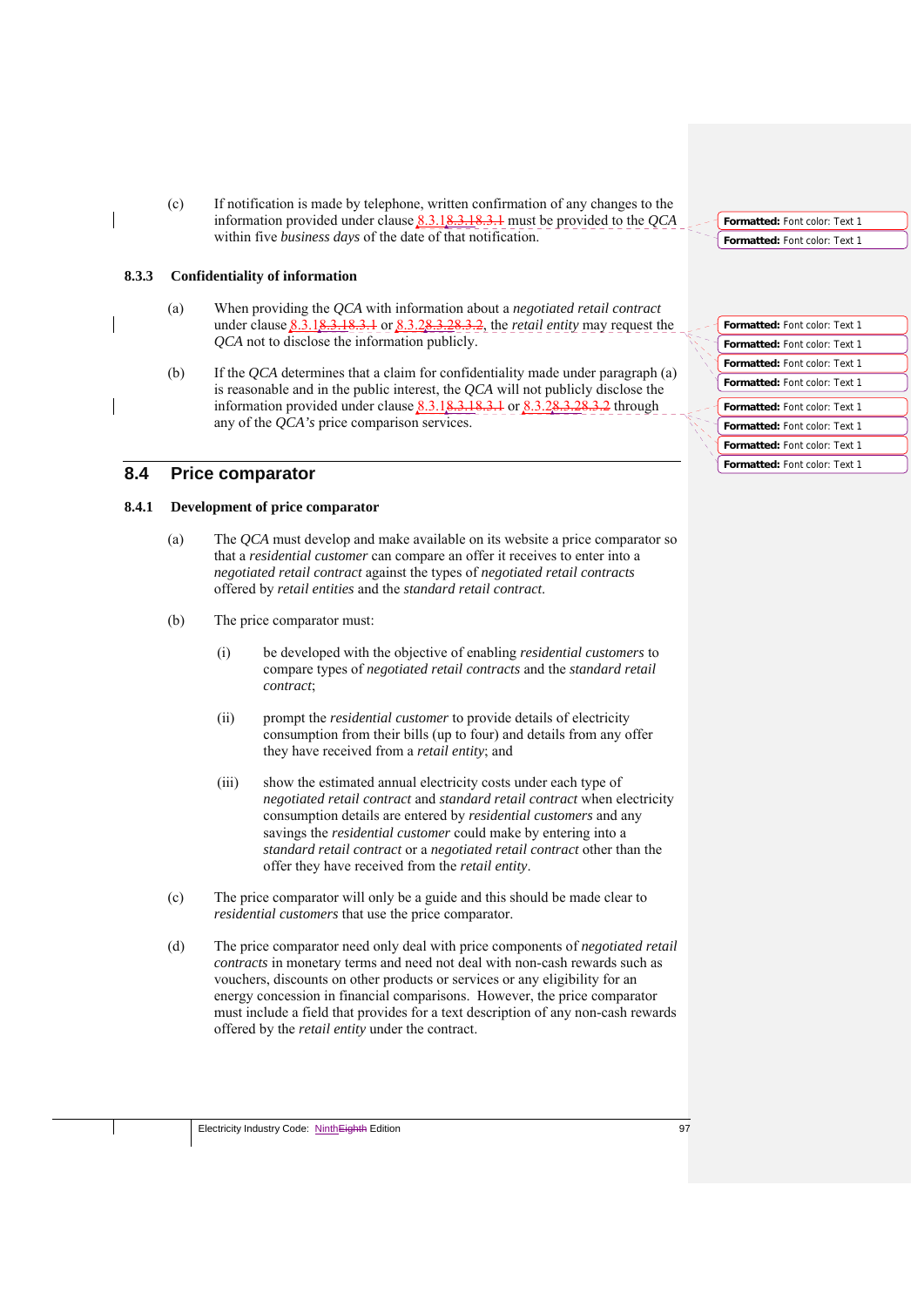(c) If notification is made by telephone, written confirmation of any changes to the information provided under clause 8.3.1 must be provided to the *QCA* within five *business days* of the date of that notification.

### 8.3.3 Confidentiality of information

(a) When providing the *QCA* with information about a *negotiated retail contract* under clause 8.3.1 or 8.3.2, the *retail entity* may request the *QCA* not to disclose the information publicly.

(b) If the *QCA* determines that a claim for confidentiality made under paragraph (a) is reasonable and in the public interest, the *QCA* will not publicly disclose the information provided under clause 8.3.1 or 8.3.2 through any of the *QCA's* price comparison services.

## 8.4 Price comparator

### 8.4.1 Development of price comparator

(a) The *QCA* must develop and make available on its website a price comparator so that a *residential customer* can compare an offer it receives to enter into a *negotiated retail contract* against the types of *negotiated retail contracts* offered by *retail entities* and the *standard retail contract*.

(b) The price comparator must:

(i) be developed with the objective of enabling *residential customers* to compare types of *negotiated retail contracts* and the *standard retail contract*;

(ii) prompt the *residential customer* to provide details of electricity consumption from their bills (up to four) and details from any offer they have received from a *retail entity*; and

(iii) show the estimated annual electricity costs under each type of *negotiated retail contract* and *standard retail contract* when electricity consumption details are entered by *residential customers* and any savings the *residential customer* could make by entering into a *standard retail contract* or a *negotiated retail contract* other than the offer they have received from the *retail entity*.

(c) The price comparator will only be a guide and this should be made clear to *residential customers* that use the price comparator.

(d) The price comparator need only deal with price components of *negotiated retail contracts* in monetary terms and need not deal with non-cash rewards such as vouchers, discounts on other products or services or any eligibility for an energy concession in financial comparisons. However, the price comparator must include a field that provides for a text description of any non-cash rewards offered by the *retail entity* under the contract.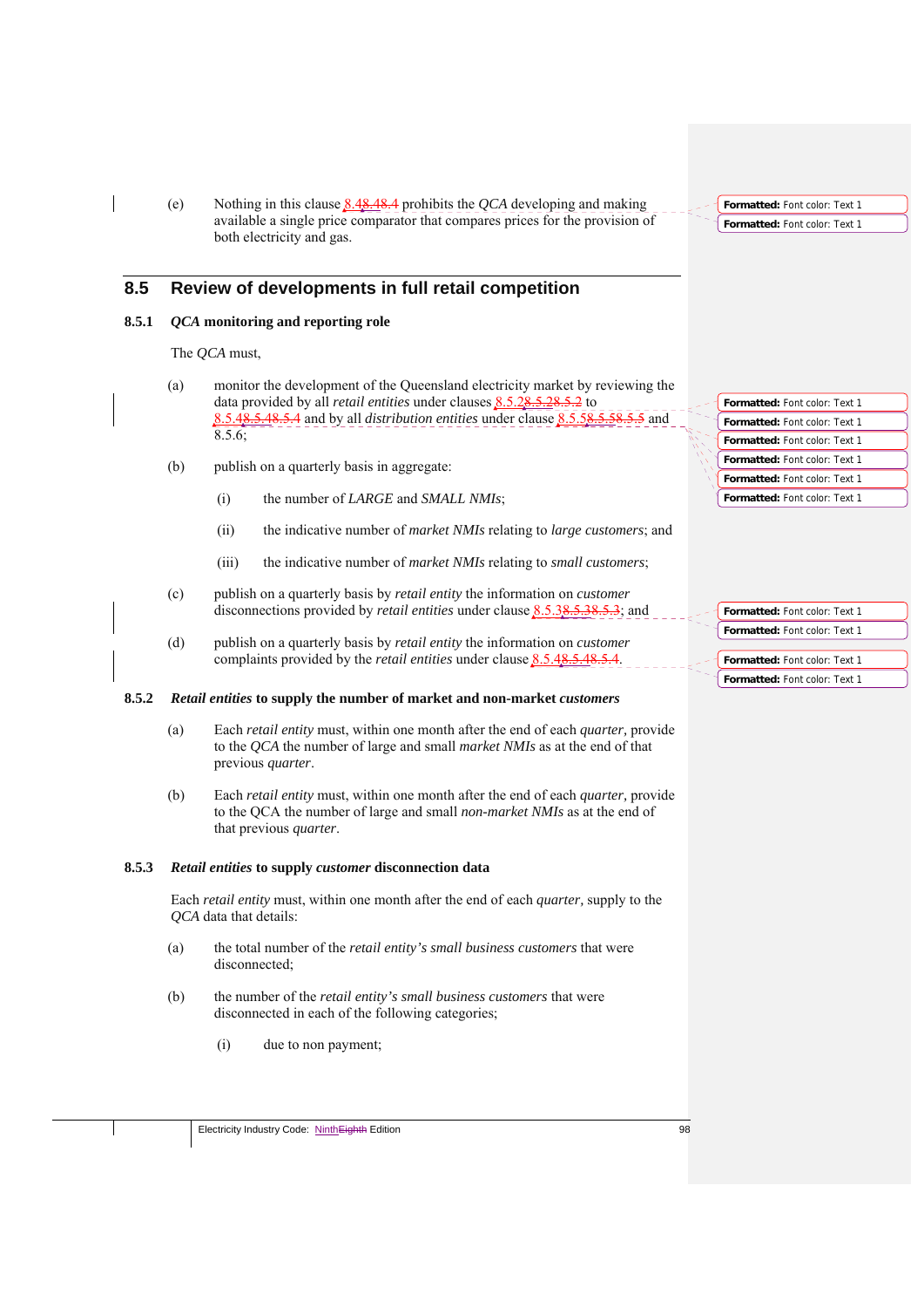(e) Nothing in this clause 8.48.48.4 prohibits the *QCA* developing and making available a single price comparator that compares prices for the provision of both electricity and gas.

## 8.5 Review of developments in full retail competition

### 8.5.1 *QCA* monitoring and reporting role

The *QCA* must,

(a) monitor the development of the Queensland electricity market by reviewing the data provided by all *retail entities* under clauses 8.5.28.5.28.5.2 to 8.5.48.5.48.5.4 and by all *distribution entities* under clause 8.5.58.5.58.5.5 and 8.5.6;

(b) publish on a quarterly basis in aggregate:

(i) the number of *LARGE* and *SMALL NMIs*;

(ii) the indicative number of *market NMIs* relating to *large customers*; and

(iii) the indicative number of *market NMIs* relating to *small customers*;

(c) publish on a quarterly basis by *retail entity* the information on *customer* disconnections provided by *retail entities* under clause 8.5.38.5.38.5.3; and

(d) publish on a quarterly basis by *retail entity* the information on *customer* complaints provided by the *retail entities* under clause 8.5.48.5.48.5.4.

### 8.5.2 *Retail entities* to supply the number of market and non-market *customers*

(a) Each *retail entity* must, within one month after the end of each *quarter*, provide to the *QCA* the number of large and small *market NMIs* as at the end of that previous *quarter*.

(b) Each *retail entity* must, within one month after the end of each *quarter*, provide to the QCA the number of large and small *non-market NMIs* as at the end of that previous *quarter*.

### 8.5.3 *Retail entities* to supply *customer* disconnection data

Each *retail entity* must, within one month after the end of each *quarter*, supply to the *QCA* data that details:

(a) the total number of the *retail entity's small business customers* that were disconnected;

(b) the number of the *retail entity's small business customers* that were disconnected in each of the following categories;

(i) due to non payment;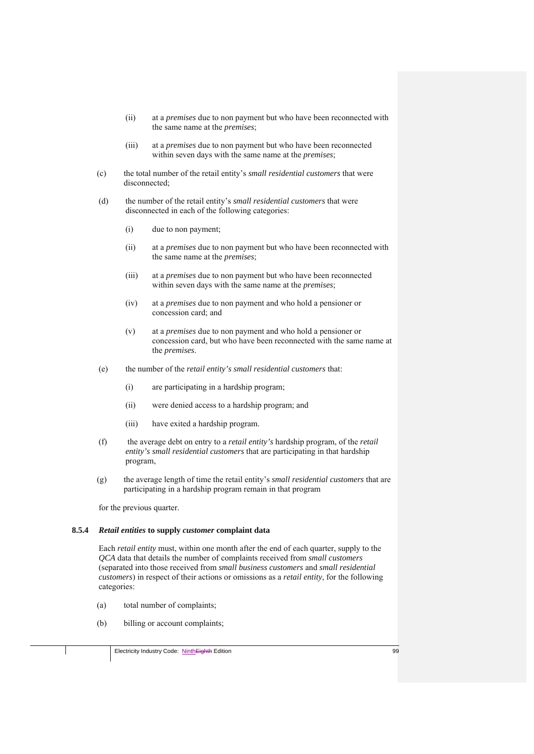(ii) at a *premises* due to non payment but who have been reconnected with the same name at the *premises*;

(iii) at a *premises* due to non payment but who have been reconnected within seven days with the same name at the *premises*;

(c) the total number of the retail entity's *small residential customers* that were disconnected;

(d) the number of the retail entity's *small residential customers* that were disconnected in each of the following categories:

(i) due to non payment;

(ii) at a *premises* due to non payment but who have been reconnected with the same name at the *premises*;

(iii) at a *premises* due to non payment but who have been reconnected within seven days with the same name at the *premises*;

(iv) at a *premises* due to non payment and who hold a pensioner or concession card; and

(v) at a *premises* due to non payment and who hold a pensioner or concession card, but who have been reconnected with the same name at the *premises*.

(e) the number of the *retail entity's small residential customers* that:

(i) are participating in a hardship program;

(ii) were denied access to a hardship program; and

(iii) have exited a hardship program.

(f) the average debt on entry to a *retail entity's* hardship program, of the *retail entity's small residential customers* that are participating in that hardship program,

(g) the average length of time the retail entity's *small residential customers* that are participating in a hardship program remain in that program

for the previous quarter.

### 8.5.4 *Retail entities* to supply *customer* complaint data

Each *retail entity* must, within one month after the end of each quarter, supply to the *QCA* data that details the number of complaints received from *small customers* (separated into those received from *small business customers* and *small residential customers*) in respect of their actions or omissions as a *retail entity*, for the following categories:

(a) total number of complaints;

(b) billing or account complaints;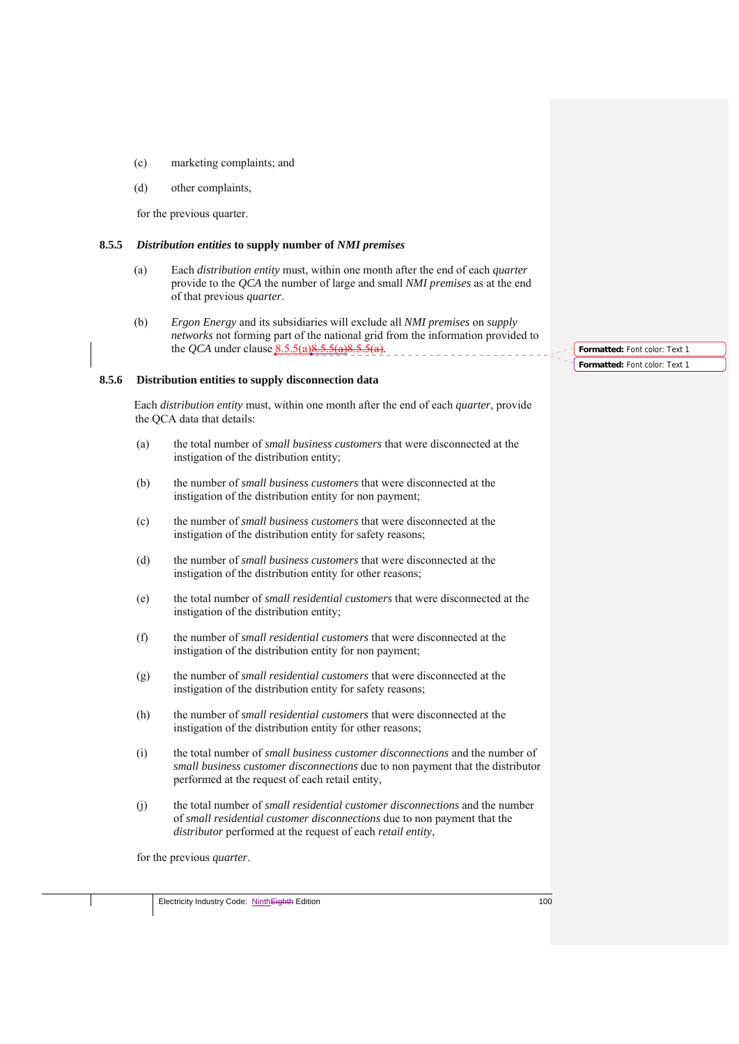(c) marketing complaints; and

(d) other complaints,

for the previous quarter.

### 8.5.5 *Distribution entities* to supply number of *NMI premises*

(a) Each *distribution entity* must, within one month after the end of each *quarter* provide to the *QCA* the number of large and small *NMI premises* as at the end of that previous *quarter*.

(b) *Ergon Energy* and its subsidiaries will exclude all *NMI premises* on *supply networks* not forming part of the national grid from the information provided to the *QCA* under clause 8.5.5(a).

### 8.5.6 Distribution entities to supply disconnection data

Each *distribution entity* must, within one month after the end of each *quarter*, provide the QCA data that details:

(a) the total number of *small business customers* that were disconnected at the instigation of the distribution entity;

(b) the number of *small business customers* that were disconnected at the instigation of the distribution entity for non payment;

(c) the number of *small business customers* that were disconnected at the instigation of the distribution entity for safety reasons;

(d) the number of *small business customers* that were disconnected at the instigation of the distribution entity for other reasons;

(e) the total number of *small residential customers* that were disconnected at the instigation of the distribution entity;

(f) the number of *small residential customers* that were disconnected at the instigation of the distribution entity for non payment;

(g) the number of *small residential customers* that were disconnected at the instigation of the distribution entity for safety reasons;

(h) the number of *small residential customers* that were disconnected at the instigation of the distribution entity for other reasons;

(i) the total number of *small business customer disconnections* and the number of *small business customer disconnections* due to non payment that the distributor performed at the request of each retail entity,

(j) the total number of *small residential customer disconnections* and the number of *small residential customer disconnections* due to non payment that the *distributor* performed at the request of each *retail entity*,

for the previous *quarter*.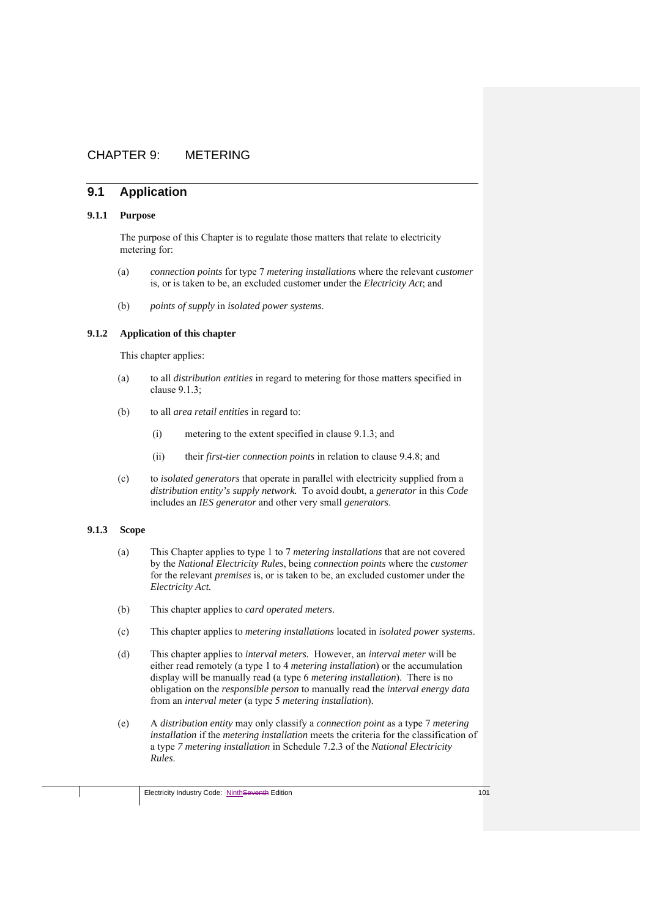# CHAPTER 9: METERING

## 9.1 Application

### 9.1.1 Purpose

The purpose of this Chapter is to regulate those matters that relate to electricity metering for:

(a) *connection points* for type 7 *metering installations* where the relevant *customer* is, or is taken to be, an excluded customer under the *Electricity Act*; and

(b) *points of supply* in *isolated power systems*.

### 9.1.2 Application of this chapter

This chapter applies:

(a) to all *distribution entities* in regard to metering for those matters specified in clause 9.1.3;

(b) to all *area retail entities* in regard to:

(i) metering to the extent specified in clause 9.1.3; and

(ii) their *first-tier connection points* in relation to clause 9.4.8; and

(c) to *isolated generators* that operate in parallel with electricity supplied from a *distribution entity's supply network.* To avoid doubt, a *generator* in this *Code* includes an *IES generator* and other very small *generators*.

### 9.1.3 Scope

(a) This Chapter applies to type 1 to 7 *metering installations* that are not covered by the *National Electricity Rules*, being *connection points* where the *customer* for the relevant *premises* is, or is taken to be, an excluded customer under the *Electricity Act.*

(b) This chapter applies to *card operated meters*.

(c) This chapter applies to *metering installations* located in *isolated power systems*.

(d) This chapter applies to *interval meters.* However, an *interval meter* will be either read remotely (a type 1 to 4 *metering installation*) or the accumulation display will be manually read (a type 6 *metering installation*). There is no obligation on the *responsible person* to manually read the *interval energy data* from an *interval meter* (a type 5 *metering installation*).

(e) A *distribution entity* may only classify a *connection point* as a type 7 *metering installation* if the *metering installation* meets the criteria for the classification of a type *7 metering installation* in Schedule 7.2.3 of the *National Electricity Rules.*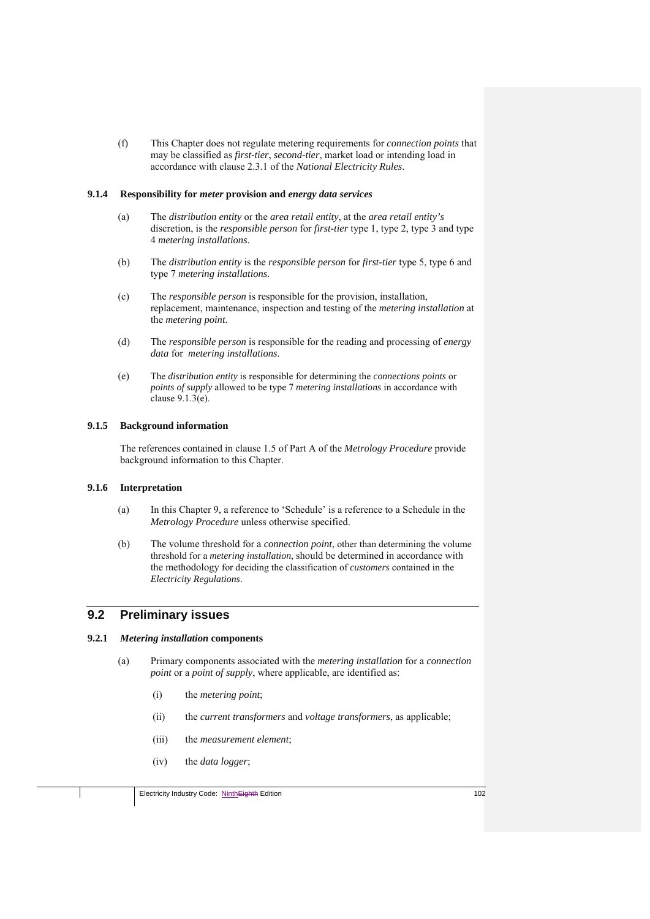(f) This Chapter does not regulate metering requirements for *connection points* that may be classified as *first-tier*, *second-tier*, market load or intending load in accordance with clause 2.3.1 of the *National Electricity Rules*.

### 9.1.4 Responsibility for *meter* provision and *energy data services*

(a) The *distribution entity* or the *area retail entity*, at the *area retail entity's* discretion, is the *responsible person* for *first-tier* type 1, type 2, type 3 and type 4 *metering installations*.

(b) The *distribution entity* is the *responsible person* for *first-tier* type 5, type 6 and type 7 *metering installations*.

(c) The *responsible person* is responsible for the provision, installation, replacement, maintenance, inspection and testing of the *metering installation* at the *metering point*.

(d) The *responsible person* is responsible for the reading and processing of *energy data* for *metering installations*.

(e) The *distribution entity* is responsible for determining the *connections points* or *points of supply* allowed to be type 7 *metering installations* in accordance with clause 9.1.3(e).

### 9.1.5 Background information

The references contained in clause 1.5 of Part A of the *Metrology Procedure* provide background information to this Chapter.

### 9.1.6 Interpretation

(a) In this Chapter 9, a reference to 'Schedule' is a reference to a Schedule in the *Metrology Procedure* unless otherwise specified.

(b) The volume threshold for a *connection point*, other than determining the volume threshold for a *metering installation*, should be determined in accordance with the methodology for deciding the classification of *customers* contained in the *Electricity Regulations*.

## 9.2 Preliminary issues

### 9.2.1 *Metering installation* components

(a) Primary components associated with the *metering installation* for a *connection point* or a *point of supply*, where applicable, are identified as:

(i) the *metering point*;

(ii) the *current transformers* and *voltage transformers*, as applicable;

(iii) the *measurement element*;

(iv) the *data logger*;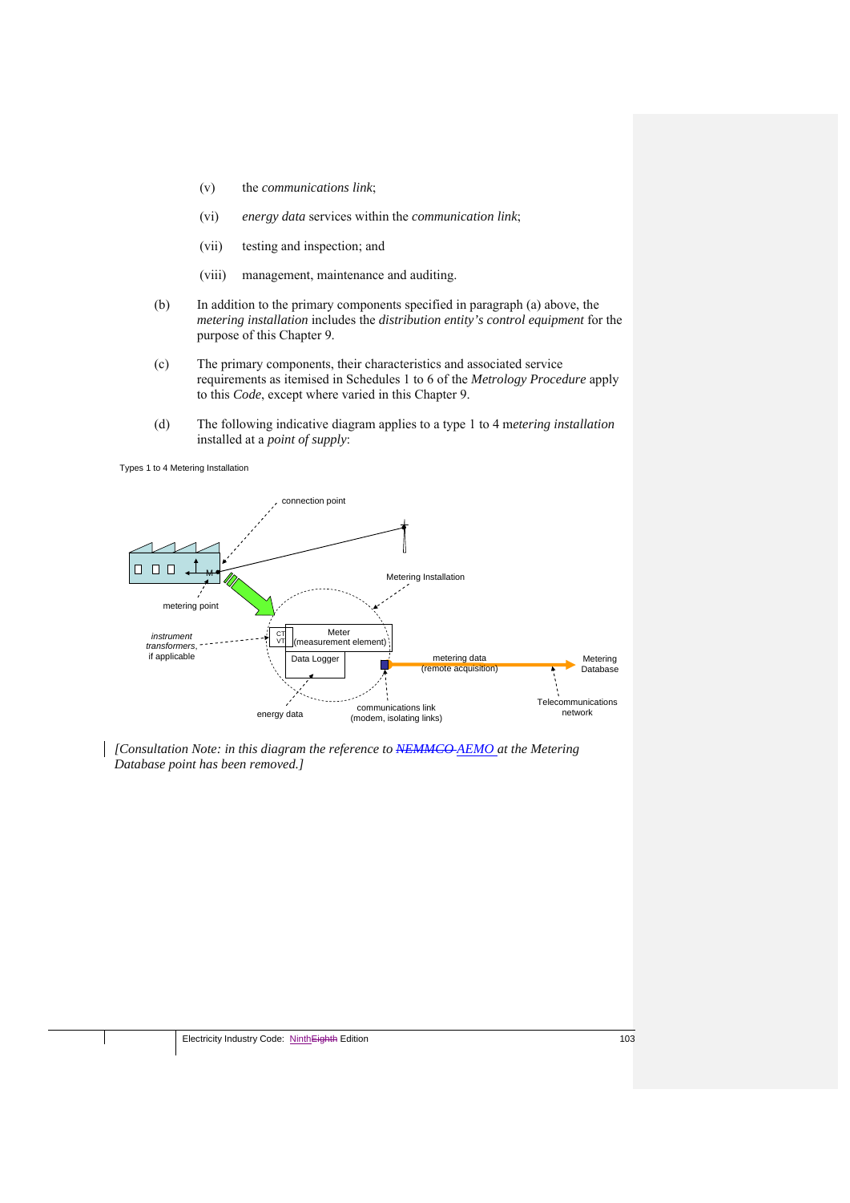(v) the *communications link*;

(vi) *energy data* services within the *communication link*;

(vii) testing and inspection; and

(viii) management, maintenance and auditing.

(b) In addition to the primary components specified in paragraph (a) above, the *metering installation* includes the *distribution entity's control equipment* for the purpose of this Chapter 9.

(c) The primary components, their characteristics and associated service requirements as itemised in Schedules 1 to 6 of the *Metrology Procedure* apply to this *Code*, except where varied in this Chapter 9.

(d) The following indicative diagram applies to a type 1 to 4 m*etering installation* installed at a *point of supply*:

Types 1 to 4 Metering Installation

connection point

Metering Installation

metering point

*instrument transformers*, if applicable

CT
VT

Meter
(measurement element)

Data Logger

metering data
(remote acquisition)

Metering Database

energy data

communications link
(modem, isolating links)

Telecommunications network

*[Consultation Note: in this diagram the reference to ~~NEMMCO~~ AEMO at the Metering Database point has been removed.]*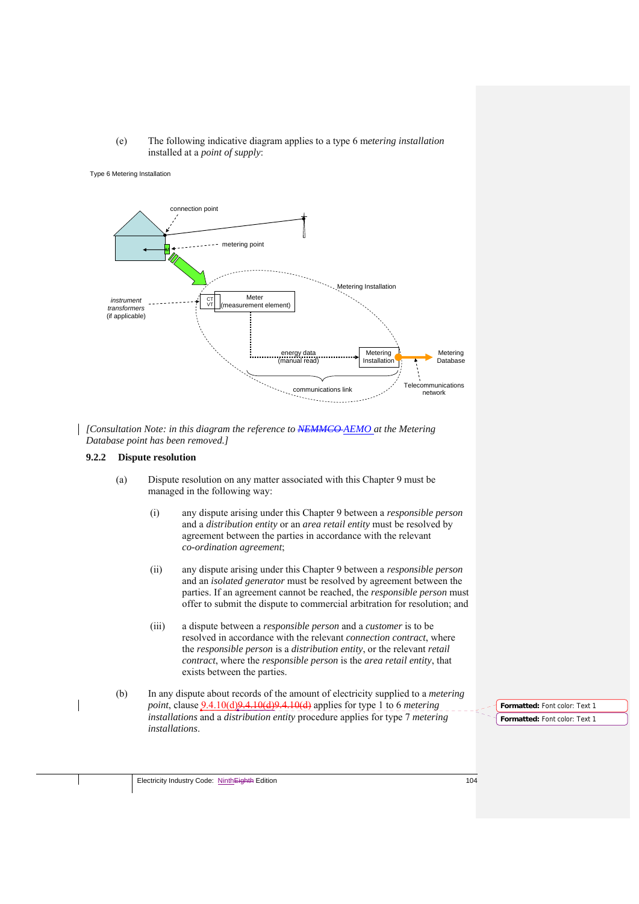(e) The following indicative diagram applies to a type 6 m*etering installation* installed at a *point of supply*:

Type 6 Metering Installation

connection point

metering point

M

Metering Installation

instrument transformers (if applicable)

CT
VT

Meter
(measurement element)

energy data
(manual read)

Metering Installation

Metering Database

communications link

Telecommunications network

*[Consultation Note: in this diagram the reference to ~~NEMMCO~~ AEMO at the Metering Database point has been removed.]*

### 9.2.2 Dispute resolution

(a) Dispute resolution on any matter associated with this Chapter 9 must be managed in the following way:

(i) any dispute arising under this Chapter 9 between a *responsible person* and a *distribution entity* or an *area retail entity* must be resolved by agreement between the parties in accordance with the relevant *co-ordination agreement*;

(ii) any dispute arising under this Chapter 9 between a *responsible person* and an *isolated generator* must be resolved by agreement between the parties. If an agreement cannot be reached, the *responsible person* must offer to submit the dispute to commercial arbitration for resolution; and

(iii) a dispute between a *responsible person* and a *customer* is to be resolved in accordance with the relevant *connection contract*, where the *responsible person* is a *distribution entity*, or the relevant *retail contract*, where the *responsible person* is the *area retail entity*, that exists between the parties.

(b) In any dispute about records of the amount of electricity supplied to a *metering point*, clause 9.4.10(d)~~9.4.10(d)9.4.10(d)~~ applies for type 1 to 6 *metering installations* and a *distribution entity* procedure applies for type 7 *metering installations*.

Formatted: Font color: Text 1

Formatted: Font color: Text 1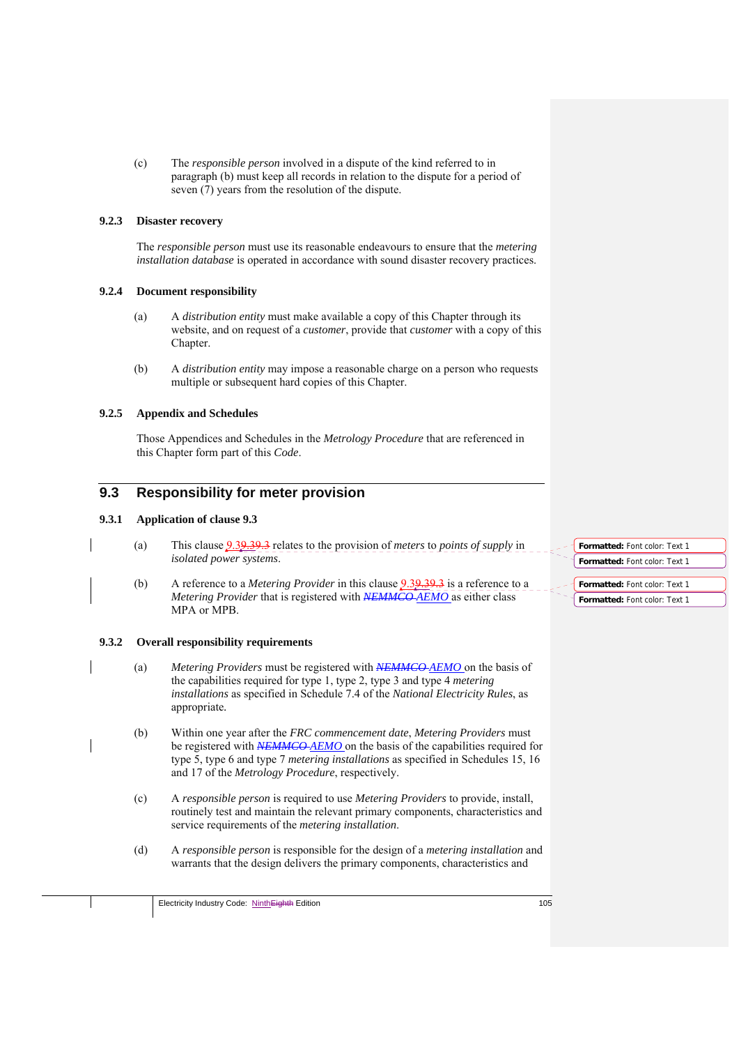(c) The *responsible person* involved in a dispute of the kind referred to in paragraph (b) must keep all records in relation to the dispute for a period of seven (7) years from the resolution of the dispute.

### 9.2.3 Disaster recovery

The *responsible person* must use its reasonable endeavours to ensure that the *metering installation database* is operated in accordance with sound disaster recovery practices.

### 9.2.4 Document responsibility

(a) A *distribution entity* must make available a copy of this Chapter through its website, and on request of a *customer*, provide that *customer* with a copy of this Chapter.

(b) A *distribution entity* may impose a reasonable charge on a person who requests multiple or subsequent hard copies of this Chapter.

### 9.2.5 Appendix and Schedules

Those Appendices and Schedules in the *Metrology Procedure* that are referenced in this Chapter form part of this *Code*.

## 9.3 Responsibility for meter provision

### 9.3.1 Application of clause 9.3

(a) This clause 9.3 relates to the provision of *meters* to *points of supply* in *isolated power systems*.

(b) A reference to a *Metering Provider* in this clause 9.3 is a reference to a *Metering Provider* that is registered with *AEMO* as either class MPA or MPB.

### 9.3.2 Overall responsibility requirements

(a) *Metering Providers* must be registered with *AEMO* on the basis of the capabilities required for type 1, type 2, type 3 and type 4 *metering installations* as specified in Schedule 7.4 of the *National Electricity Rules*, as appropriate.

(b) Within one year after the *FRC commencement date*, *Metering Providers* must be registered with *AEMO* on the basis of the capabilities required for type 5, type 6 and type 7 *metering installations* as specified in Schedules 15, 16 and 17 of the *Metrology Procedure*, respectively.

(c) A *responsible person* is required to use *Metering Providers* to provide, install, routinely test and maintain the relevant primary components, characteristics and service requirements of the *metering installation*.

(d) A *responsible person* is responsible for the design of a *metering installation* and warrants that the design delivers the primary components, characteristics and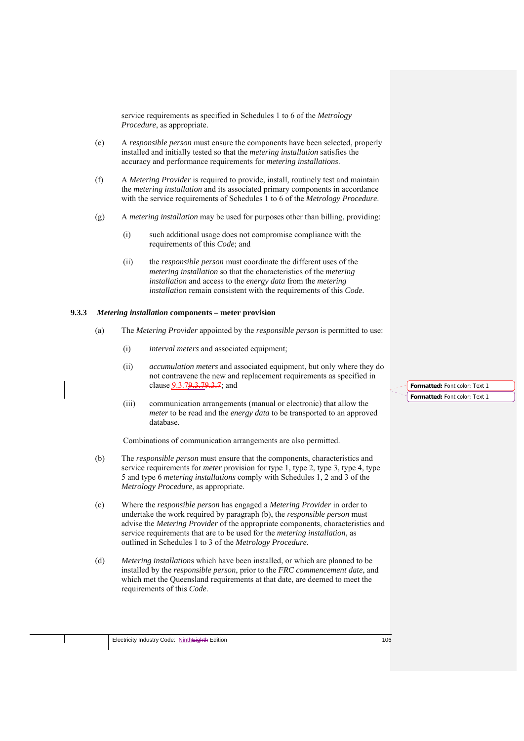service requirements as specified in Schedules 1 to 6 of the *Metrology Procedure*, as appropriate.

(e) A *responsible person* must ensure the components have been selected, properly installed and initially tested so that the *metering installation* satisfies the accuracy and performance requirements for *metering installations*.

(f) A *Metering Provider* is required to provide, install, routinely test and maintain the *metering installation* and its associated primary components in accordance with the service requirements of Schedules 1 to 6 of the *Metrology Procedure*.

(g) A *metering installation* may be used for purposes other than billing, providing:

(i) such additional usage does not compromise compliance with the requirements of this *Code*; and

(ii) the *responsible person* must coordinate the different uses of the *metering installation* so that the characteristics of the *metering installation* and access to the *energy data* from the *metering installation* remain consistent with the requirements of this *Code*.

### 9.3.3 *Metering installation* components – meter provision

(a) The *Metering Provider* appointed by the *responsible person* is permitted to use:

(i) *interval meters* and associated equipment;

(ii) *accumulation meters* and associated equipment, but only where they do not contravene the new and replacement requirements as specified in clause 9.3.7; and

(iii) communication arrangements (manual or electronic) that allow the *meter* to be read and the *energy data* to be transported to an approved database.

Combinations of communication arrangements are also permitted.

(b) The *responsible person* must ensure that the components, characteristics and service requirements for *meter* provision for type 1, type 2, type 3, type 4, type 5 and type 6 *metering installations* comply with Schedules 1, 2 and 3 of the *Metrology Procedure*, as appropriate.

(c) Where the *responsible person* has engaged a *Metering Provider* in order to undertake the work required by paragraph (b), the *responsible person* must advise the *Metering Provider* of the appropriate components, characteristics and service requirements that are to be used for the *metering installation*, as outlined in Schedules 1 to 3 of the *Metrology Procedure*.

(d) *Metering installations* which have been installed, or which are planned to be installed by the *responsible person*, prior to the *FRC commencement date*, and which met the Queensland requirements at that date, are deemed to meet the requirements of this *Code*.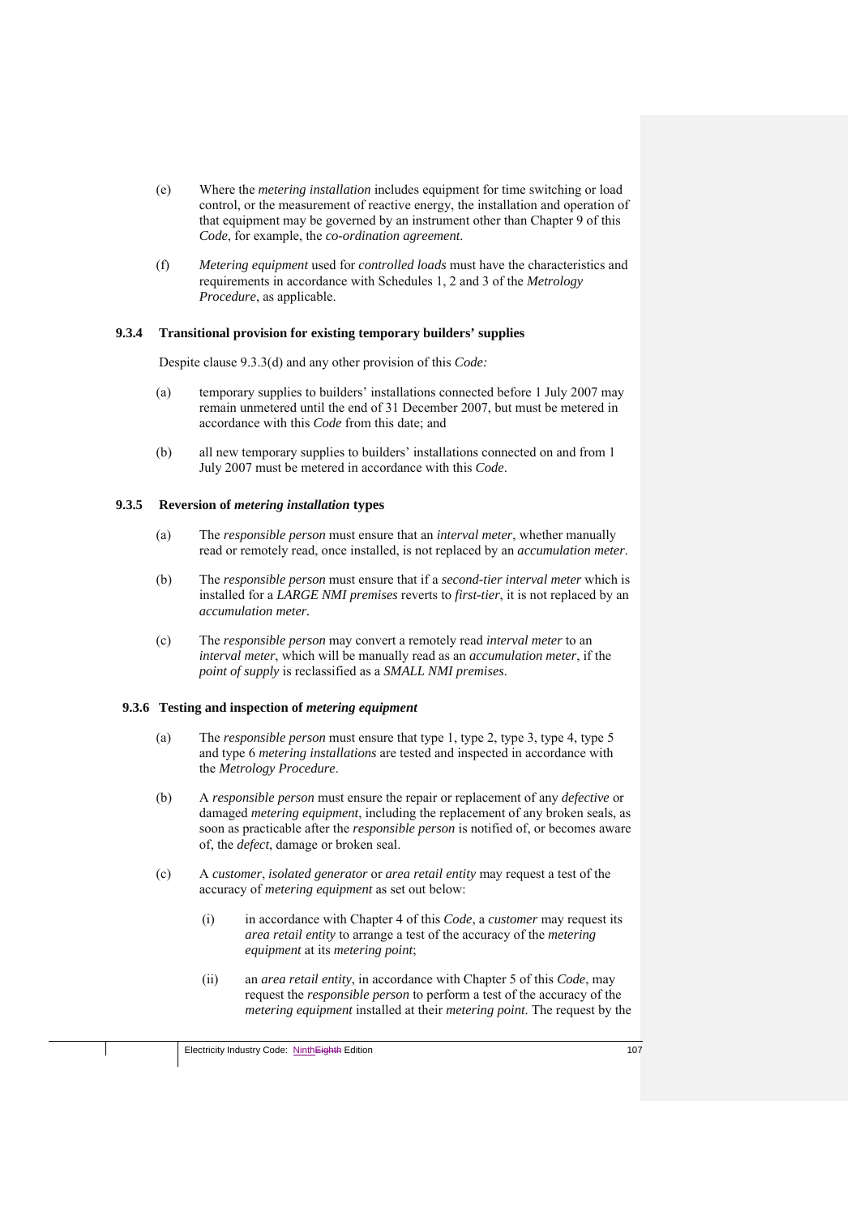(e) Where the *metering installation* includes equipment for time switching or load control, or the measurement of reactive energy, the installation and operation of that equipment may be governed by an instrument other than Chapter 9 of this *Code*, for example, the *co-ordination agreement*.

(f) *Metering equipment* used for *controlled loads* must have the characteristics and requirements in accordance with Schedules 1, 2 and 3 of the *Metrology Procedure*, as applicable.

### 9.3.4 Transitional provision for existing temporary builders' supplies

Despite clause 9.3.3(d) and any other provision of this *Code:*

(a) temporary supplies to builders' installations connected before 1 July 2007 may remain unmetered until the end of 31 December 2007, but must be metered in accordance with this *Code* from this date; and

(b) all new temporary supplies to builders' installations connected on and from 1 July 2007 must be metered in accordance with this *Code*.

### 9.3.5 Reversion of *metering installation* types

(a) The *responsible person* must ensure that an *interval meter*, whether manually read or remotely read, once installed, is not replaced by an *accumulation meter*.

(b) The *responsible person* must ensure that if a *second-tier interval meter* which is installed for a *LARGE NMI premises* reverts to *first-tier*, it is not replaced by an *accumulation meter.*

(c) The *responsible person* may convert a remotely read *interval meter* to an *interval meter*, which will be manually read as an *accumulation meter*, if the *point of supply* is reclassified as a *SMALL NMI premises*.

### 9.3.6 Testing and inspection of *metering equipment*

(a) The *responsible person* must ensure that type 1, type 2, type 3, type 4, type 5 and type 6 *metering installations* are tested and inspected in accordance with the *Metrology Procedure*.

(b) A *responsible person* must ensure the repair or replacement of any *defective* or damaged *metering equipment*, including the replacement of any broken seals, as soon as practicable after the *responsible person* is notified of, or becomes aware of, the *defect*, damage or broken seal.

(c) A *customer*, *isolated generator* or *area retail entity* may request a test of the accuracy of *metering equipment* as set out below:

(i) in accordance with Chapter 4 of this *Code*, a *customer* may request its *area retail entity* to arrange a test of the accuracy of the *metering equipment* at its *metering point*;

(ii) an *area retail entity*, in accordance with Chapter 5 of this *Code*, may request the *responsible person* to perform a test of the accuracy of the *metering equipment* installed at their *metering point*. The request by the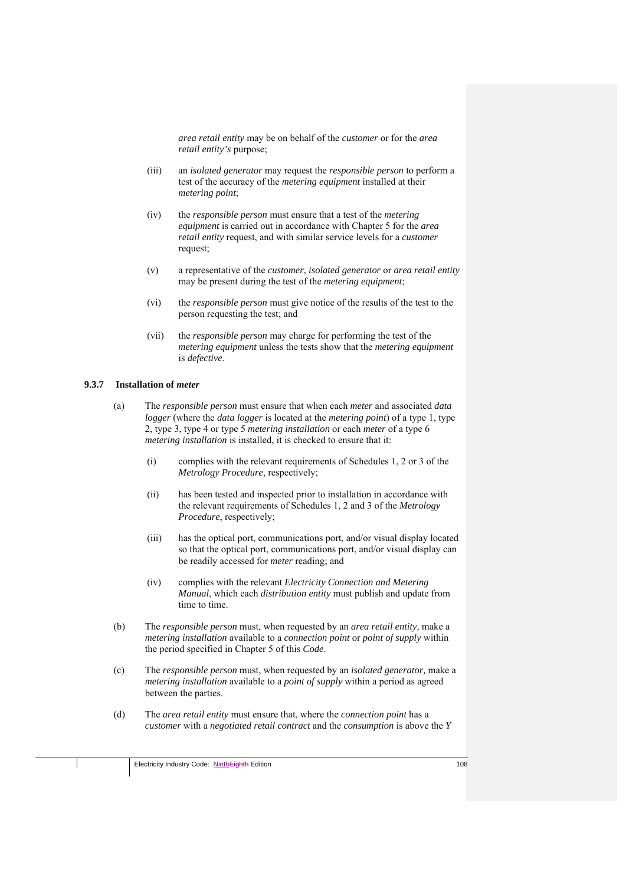*area retail entity* may be on behalf of the *customer* or for the *area retail entity's* purpose;

(iii) an *isolated generator* may request the *responsible person* to perform a test of the accuracy of the *metering equipment* installed at their *metering point*;

(iv) the *responsible person* must ensure that a test of the *metering equipment* is carried out in accordance with Chapter 5 for the *area retail entity* request, and with similar service levels for a *customer* request;

(v) a representative of the *customer*, *isolated generator* or *area retail entity* may be present during the test of the *metering equipment*;

(vi) the *responsible person* must give notice of the results of the test to the person requesting the test; and

(vii) the *responsible person* may charge for performing the test of the *metering equipment* unless the tests show that the *metering equipment* is *defective*.

### 9.3.7 Installation of *meter*

(a) The *responsible person* must ensure that when each *meter* and associated *data logger* (where the *data logger* is located at the *metering point*) of a type 1, type 2, type 3, type 4 or type 5 *metering installation* or each *meter* of a type 6 *metering installation* is installed, it is checked to ensure that it:

(i) complies with the relevant requirements of Schedules 1, 2 or 3 of the *Metrology Procedure*, respectively;

(ii) has been tested and inspected prior to installation in accordance with the relevant requirements of Schedules 1, 2 and 3 of the *Metrology Procedure*, respectively;

(iii) has the optical port, communications port, and/or visual display located so that the optical port, communications port, and/or visual display can be readily accessed for *meter* reading; and

(iv) complies with the relevant *Electricity Connection and Metering Manual*, which each *distribution entity* must publish and update from time to time.

(b) The *responsible person* must, when requested by an *area retail entity,* make a *metering installation* available to a *connection point* or *point of supply* within the period specified in Chapter 5 of this *Code*.

(c) The *responsible person* must, when requested by an *isolated generator,* make a *metering installation* available to a *point of supply* within a period as agreed between the parties.

(d) The *area retail entity* must ensure that, where the *connection point* has a *customer* with a *negotiated retail contract* and the *consumption* is above the *Y*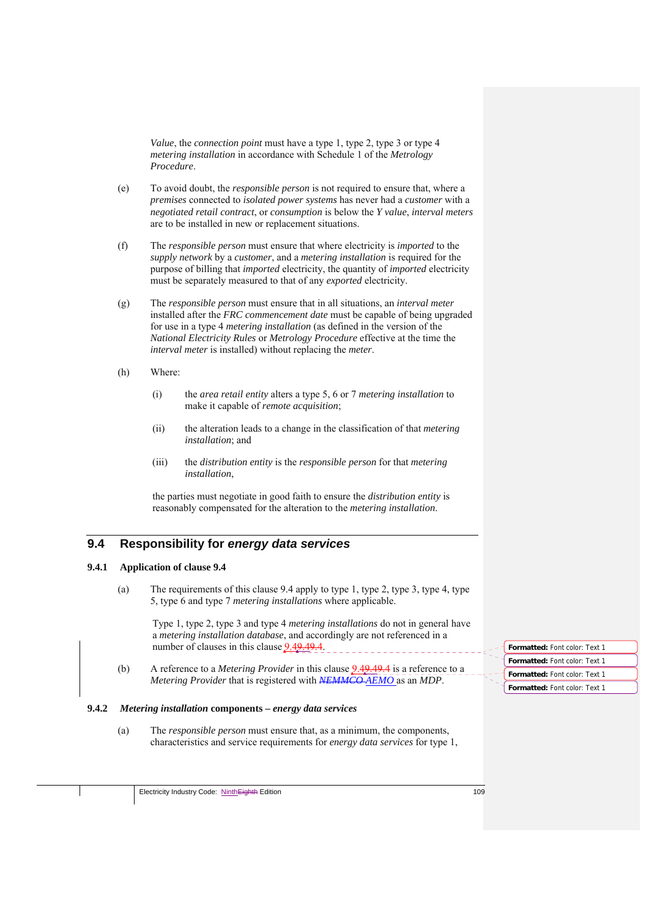*Value*, the *connection point* must have a type 1, type 2, type 3 or type 4 *metering installation* in accordance with Schedule 1 of the *Metrology Procedure*.

(e) To avoid doubt, the *responsible person* is not required to ensure that, where a *premises* connected to *isolated power systems* has never had a *customer* with a *negotiated retail contract*, or *consumption* is below the *Y value*, *interval meters* are to be installed in new or replacement situations.

(f) The *responsible person* must ensure that where electricity is *imported* to the *supply network* by a *customer*, and a *metering installation* is required for the purpose of billing that *imported* electricity, the quantity of *imported* electricity must be separately measured to that of any *exported* electricity.

(g) The *responsible person* must ensure that in all situations, an *interval meter* installed after the *FRC commencement date* must be capable of being upgraded for use in a type 4 *metering installation* (as defined in the version of the *National Electricity Rules* or *Metrology Procedure* effective at the time the *interval meter* is installed) without replacing the *meter*.

(h) Where:

(i) the *area retail entity* alters a type 5, 6 or 7 *metering installation* to make it capable of *remote acquisition*;

(ii) the alteration leads to a change in the classification of that *metering installation*; and

(iii) the *distribution entity* is the *responsible person* for that *metering installation*,

the parties must negotiate in good faith to ensure the *distribution entity* is reasonably compensated for the alteration to the *metering installation*.

## 9.4 Responsibility for *energy data services*

### 9.4.1 Application of clause 9.4

(a) The requirements of this clause 9.4 apply to type 1, type 2, type 3, type 4, type 5, type 6 and type 7 *metering installations* where applicable.

Type 1, type 2, type 3 and type 4 *metering installations* do not in general have a *metering installation database*, and accordingly are not referenced in a number of clauses in this clause 9.4.

(b) A reference to a *Metering Provider* in this clause 9.4 is a reference to a *Metering Provider* that is registered with *AEMO* as an *MDP*.

### 9.4.2 *Metering installation* components – *energy data services*

(a) The *responsible person* must ensure that, as a minimum, the components, characteristics and service requirements for *energy data services* for type 1,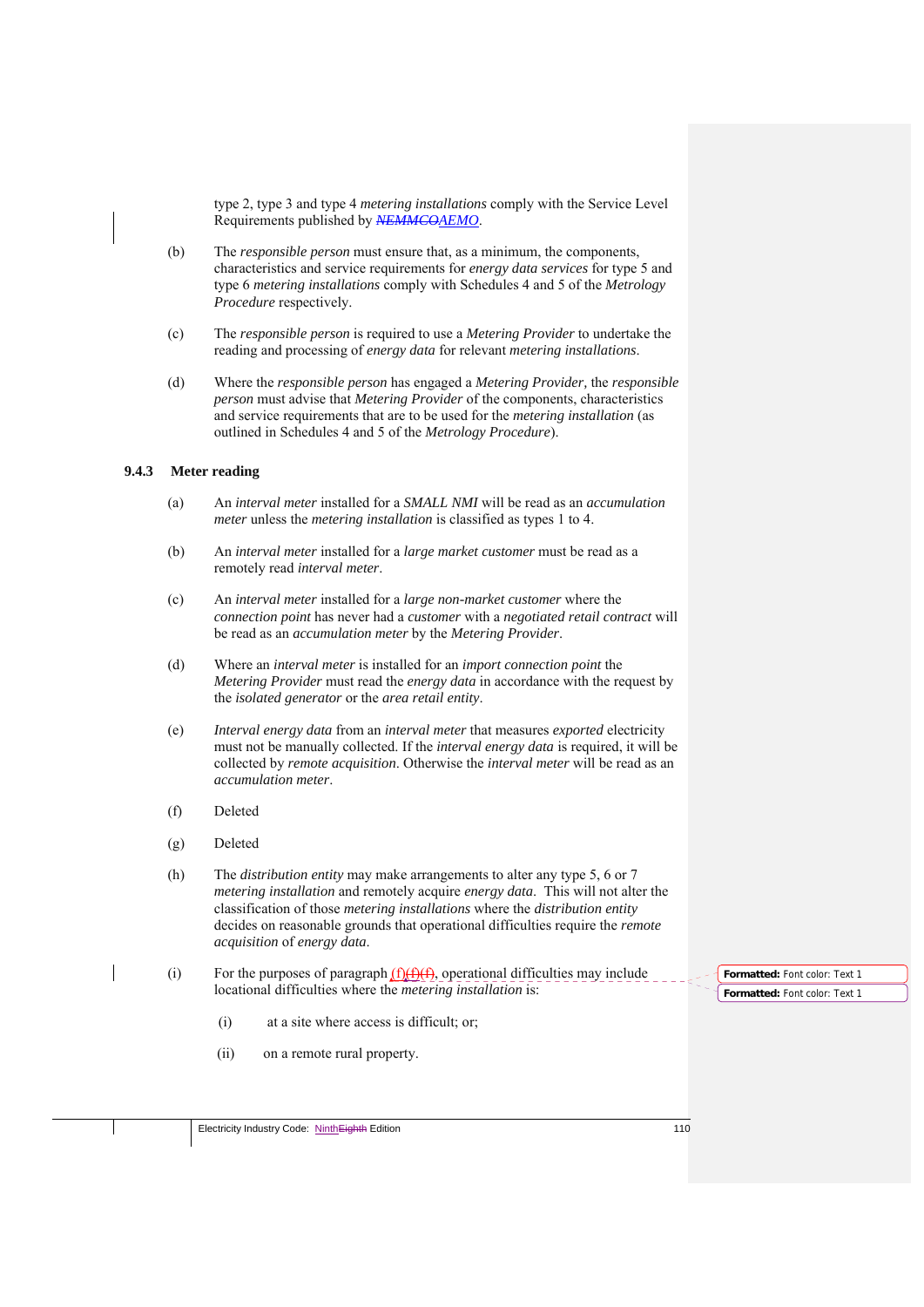type 2, type 3 and type 4 *metering installations* comply with the Service Level Requirements published by *NEMMCOAEMO*.

(b) The *responsible person* must ensure that, as a minimum, the components, characteristics and service requirements for *energy data services* for type 5 and type 6 *metering installations* comply with Schedules 4 and 5 of the *Metrology Procedure* respectively.

(c) The *responsible person* is required to use a *Metering Provider* to undertake the reading and processing of *energy data* for relevant *metering installations*.

(d) Where the *responsible person* has engaged a *Metering Provider*, the *responsible person* must advise that *Metering Provider* of the components, characteristics and service requirements that are to be used for the *metering installation* (as outlined in Schedules 4 and 5 of the *Metrology Procedure*).

### 9.4.3 Meter reading

(a) An *interval meter* installed for a *SMALL NMI* will be read as an *accumulation meter* unless the *metering installation* is classified as types 1 to 4.

(b) An *interval meter* installed for a *large market customer* must be read as a remotely read *interval meter*.

(c) An *interval meter* installed for a *large non-market customer* where the *connection point* has never had a *customer* with a *negotiated retail contract* will be read as an *accumulation meter* by the *Metering Provider*.

(d) Where an *interval meter* is installed for an *import connection point* the *Metering Provider* must read the *energy data* in accordance with the request by the *isolated generator* or the *area retail entity*.

(e) *Interval energy data* from an *interval meter* that measures *exported* electricity must not be manually collected. If the *interval energy data* is required, it will be collected by *remote acquisition*. Otherwise the *interval meter* will be read as an *accumulation meter*.

(f) Deleted

(g) Deleted

(h) The *distribution entity* may make arrangements to alter any type 5, 6 or 7 *metering installation* and remotely acquire *energy data*. This will not alter the classification of those *metering installations* where the *distribution entity* decides on reasonable grounds that operational difficulties require the *remote acquisition* of *energy data*.

(i) For the purposes of paragraph (f)(f)(f), operational difficulties may include locational difficulties where the *metering installation* is:

(i) at a site where access is difficult; or;

(ii) on a remote rural property.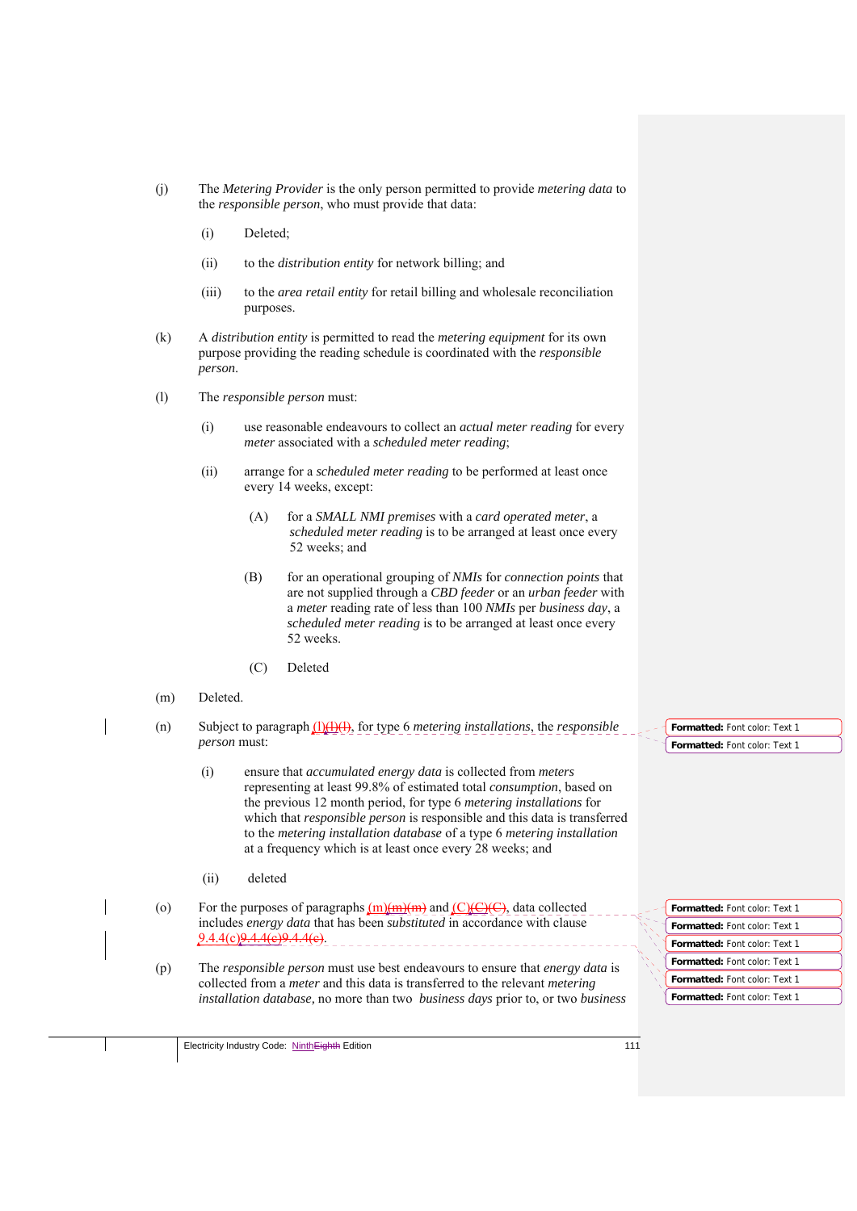(j) The *Metering Provider* is the only person permitted to provide *metering data* to the *responsible person*, who must provide that data:

   (i) Deleted;

   (ii) to the *distribution entity* for network billing; and

   (iii) to the *area retail entity* for retail billing and wholesale reconciliation purposes.

(k) A *distribution entity* is permitted to read the *metering equipment* for its own purpose providing the reading schedule is coordinated with the *responsible person*.

(l) The *responsible person* must:

   (i) use reasonable endeavours to collect an *actual meter reading* for every *meter* associated with a *scheduled meter reading*;

   (ii) arrange for a *scheduled meter reading* to be performed at least once every 14 weeks, except:

      (A) for a *SMALL NMI premises* with a *card operated meter*, a *scheduled meter reading* is to be arranged at least once every 52 weeks; and

      (B) for an operational grouping of *NMIs* for *connection points* that are not supplied through a *CBD feeder* or an *urban feeder* with a *meter* reading rate of less than 100 *NMIs* per *business day*, a *scheduled meter reading* is to be arranged at least once every 52 weeks.

      (C) Deleted

(m) Deleted.

(n) Subject to paragraph (l)~~(l)(l)~~, for type 6 *metering installations*, the *responsible person* must:

   (i) ensure that *accumulated energy data* is collected from *meters* representing at least 99.8% of estimated total *consumption*, based on the previous 12 month period, for type 6 *metering installations* for which that *responsible person* is responsible and this data is transferred to the *metering installation database* of a type 6 *metering installation* at a frequency which is at least once every 28 weeks; and

   (ii) deleted

(o) For the purposes of paragraphs (m)~~(m)(m)~~ and (C)~~(C)(C)~~, data collected includes *energy data* that has been *substituted* in accordance with clause 9.4.4(c)~~9.4.4(c)9.4.4(c)~~.

(p) The *responsible person* must use best endeavours to ensure that *energy data* is collected from a *meter* and this data is transferred to the relevant *metering installation database*, no more than two *business days* prior to, or two *business*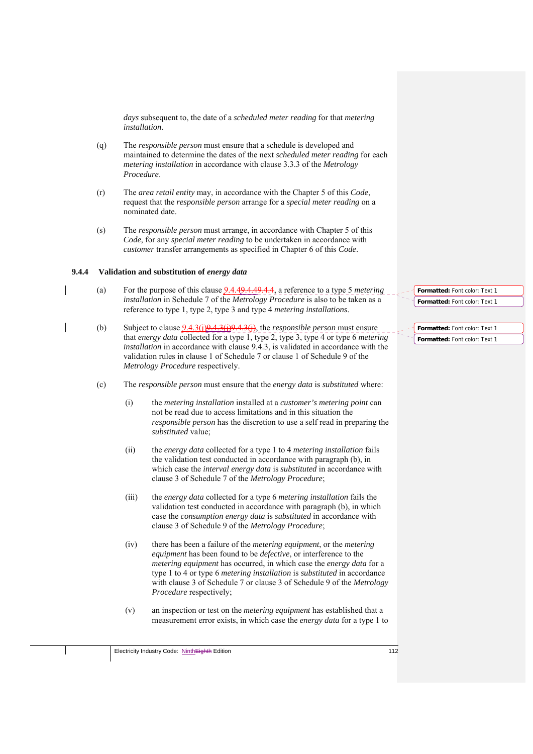*days* subsequent to, the date of a *scheduled meter reading* for that *metering installation*.

(q) The *responsible person* must ensure that a schedule is developed and maintained to determine the dates of the next *scheduled meter reading* for each *metering installation* in accordance with clause 3.3.3 of the *Metrology Procedure*.

(r) The *area retail entity* may, in accordance with the Chapter 5 of this *Code*, request that the *responsible person* arrange for a *special meter reading* on a nominated date.

(s) The *responsible person* must arrange, in accordance with Chapter 5 of this *Code*, for any *special meter reading* to be undertaken in accordance with *customer* transfer arrangements as specified in Chapter 6 of this *Code*.

### 9.4.4 Validation and substitution of *energy data*

(a) For the purpose of this clause 9.4.4, a reference to a type 5 *metering installation* in Schedule 7 of the *Metrology Procedure* is also to be taken as a reference to type 1, type 2, type 3 and type 4 *metering installations*.

(b) Subject to clause 9.4.3(j), the *responsible person* must ensure that *energy data* collected for a type 1, type 2, type 3, type 4 or type 6 *metering installation* in accordance with clause 9.4.3, is validated in accordance with the validation rules in clause 1 of Schedule 7 or clause 1 of Schedule 9 of the *Metrology Procedure* respectively.

(c) The *responsible person* must ensure that the *energy data* is *substituted* where:

(i) the *metering installation* installed at a *customer's metering point* can not be read due to access limitations and in this situation the *responsible person* has the discretion to use a self read in preparing the *substituted* value;

(ii) the *energy data* collected for a type 1 to 4 *metering installation* fails the validation test conducted in accordance with paragraph (b), in which case the *interval energy data* is *substituted* in accordance with clause 3 of Schedule 7 of the *Metrology Procedure*;

(iii) the *energy data* collected for a type 6 *metering installation* fails the validation test conducted in accordance with paragraph (b), in which case the *consumption energy data* is *substituted* in accordance with clause 3 of Schedule 9 of the *Metrology Procedure*;

(iv) there has been a failure of the *metering equipment*, or the *metering equipment* has been found to be *defective*, or interference to the *metering equipment* has occurred, in which case the *energy data* for a type 1 to 4 or type 6 *metering installation* is *substituted* in accordance with clause 3 of Schedule 7 or clause 3 of Schedule 9 of the *Metrology Procedure* respectively;

(v) an inspection or test on the *metering equipment* has established that a measurement error exists, in which case the *energy data* for a type 1 to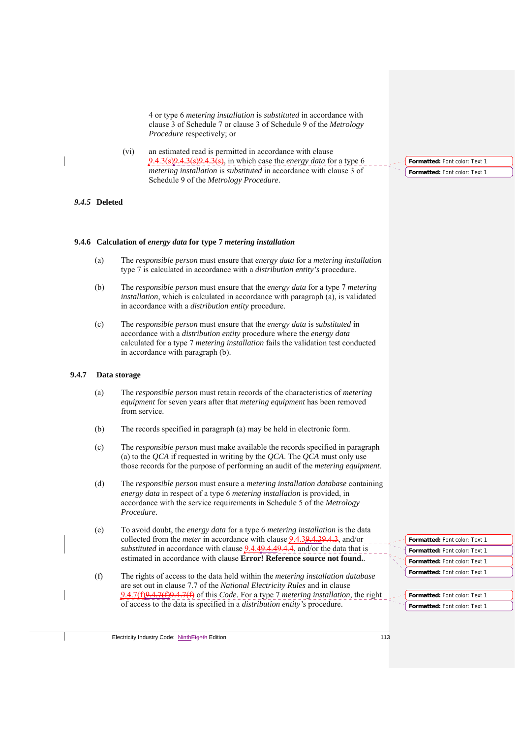4 or type 6 *metering installation* is *substituted* in accordance with clause 3 of Schedule 7 or clause 3 of Schedule 9 of the *Metrology Procedure* respectively; or

(vi) an estimated read is permitted in accordance with clause 9.4.3(s)9.4.3(s)9.4.3(s), in which case the *energy data* for a type 6 *metering installation* is *substituted* in accordance with clause 3 of Schedule 9 of the *Metrology Procedure*.

### *9.4.5* Deleted

### 9.4.6 Calculation of *energy data* for type 7 *metering installation*

(a) The *responsible person* must ensure that *energy data* for a *metering installation* type 7 is calculated in accordance with a *distribution entity's* procedure.

(b) The *responsible person* must ensure that the *energy data* for a type 7 *metering installation*, which is calculated in accordance with paragraph (a), is validated in accordance with a *distribution entity* procedure.

(c) The *responsible person* must ensure that the *energy data* is *substituted* in accordance with a *distribution entity* procedure where the *energy data* calculated for a type 7 *metering installation* fails the validation test conducted in accordance with paragraph (b).

### 9.4.7 Data storage

(a) The *responsible person* must retain records of the characteristics of *metering equipment* for seven years after that *metering equipment* has been removed from service.

(b) The records specified in paragraph (a) may be held in electronic form.

(c) The *responsible person* must make available the records specified in paragraph (a) to the *QCA* if requested in writing by the *QCA*. The *QCA* must only use those records for the purpose of performing an audit of the *metering equipment*.

(d) The *responsible person* must ensure a *metering installation database* containing *energy data* in respect of a type 6 *metering installation* is provided, in accordance with the service requirements in Schedule 5 of the *Metrology Procedure*.

(e) To avoid doubt, the *energy data* for a type 6 *metering installation* is the data collected from the *meter* in accordance with clause 9.4.39.4.39.4.3, and/or *substituted* in accordance with clause 9.4.49.4.49.4.4, and/or the data that is estimated in accordance with clause **Error! Reference source not found.**.

(f) The rights of access to the data held within the *metering installation database* are set out in clause 7.7 of the *National Electricity Rules* and in clause 9.4.7(f)9.4.7(f)9.4.7(f) of this *Code*. For a type 7 *metering installation*, the right of access to the data is specified in a *distribution entity's* procedure.

Formatted: Font color: Text 1

Formatted: Font color: Text 1

Formatted: Font color: Text 1

Formatted: Font color: Text 1

Formatted: Font color: Text 1

Formatted: Font color: Text 1

Formatted: Font color: Text 1

Formatted: Font color: Text 1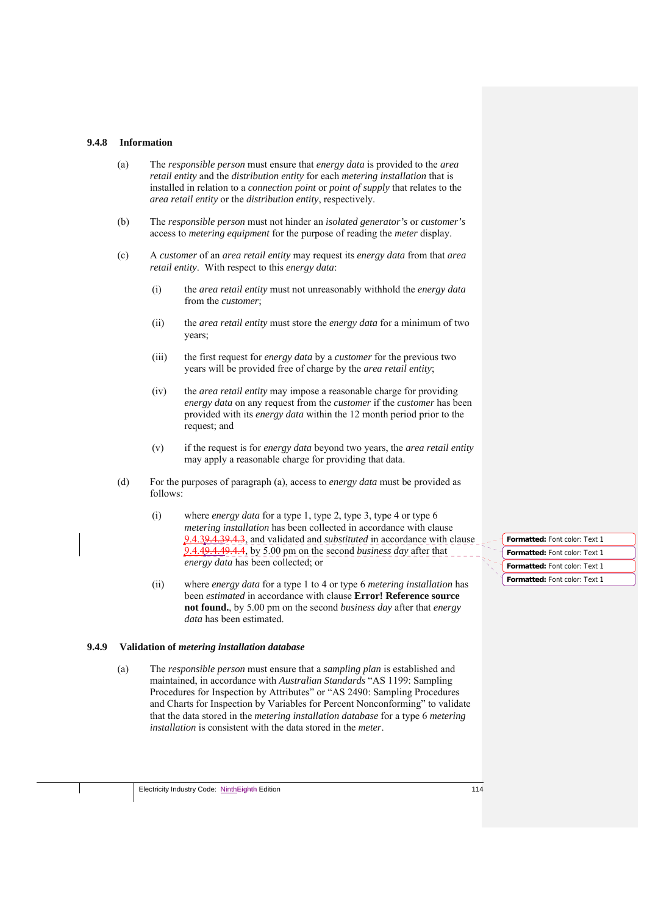### 9.4.8 Information

(a) The *responsible person* must ensure that *energy data* is provided to the *area retail entity* and the *distribution entity* for each *metering installation* that is installed in relation to a *connection point* or *point of supply* that relates to the *area retail entity* or the *distribution entity*, respectively.

(b) The *responsible person* must not hinder an *isolated generator's* or *customer's* access to *metering equipment* for the purpose of reading the *meter* display.

(c) A *customer* of an *area retail entity* may request its *energy data* from that *area retail entity*. With respect to this *energy data*:

(i) the *area retail entity* must not unreasonably withhold the *energy data* from the *customer*;

(ii) the *area retail entity* must store the *energy data* for a minimum of two years;

(iii) the first request for *energy data* by a *customer* for the previous two years will be provided free of charge by the *area retail entity*;

(iv) the *area retail entity* may impose a reasonable charge for providing *energy data* on any request from the *customer* if the *customer* has been provided with its *energy data* within the 12 month period prior to the request; and

(v) if the request is for *energy data* beyond two years, the *area retail entity* may apply a reasonable charge for providing that data.

(d) For the purposes of paragraph (a), access to *energy data* must be provided as follows:

(i) where *energy data* for a type 1, type 2, type 3, type 4 or type 6 *metering installation* has been collected in accordance with clause 9.4.39.4.39.4.3, and validated and *substituted* in accordance with clause 9.4.49.4.49.4.4, by 5.00 pm on the second *business day* after that *energy data* has been collected; or

(ii) where *energy data* for a type 1 to 4 or type 6 *metering installation* has been *estimated* in accordance with clause **Error! Reference source not found.**, by 5.00 pm on the second *business day* after that *energy data* has been estimated.

### 9.4.9 Validation of *metering installation database*

(a) The *responsible person* must ensure that a *sampling plan* is established and maintained, in accordance with *Australian Standards* "AS 1199: Sampling Procedures for Inspection by Attributes" or "AS 2490: Sampling Procedures and Charts for Inspection by Variables for Percent Nonconforming" to validate that the data stored in the *metering installation database* for a type 6 *metering installation* is consistent with the data stored in the *meter*.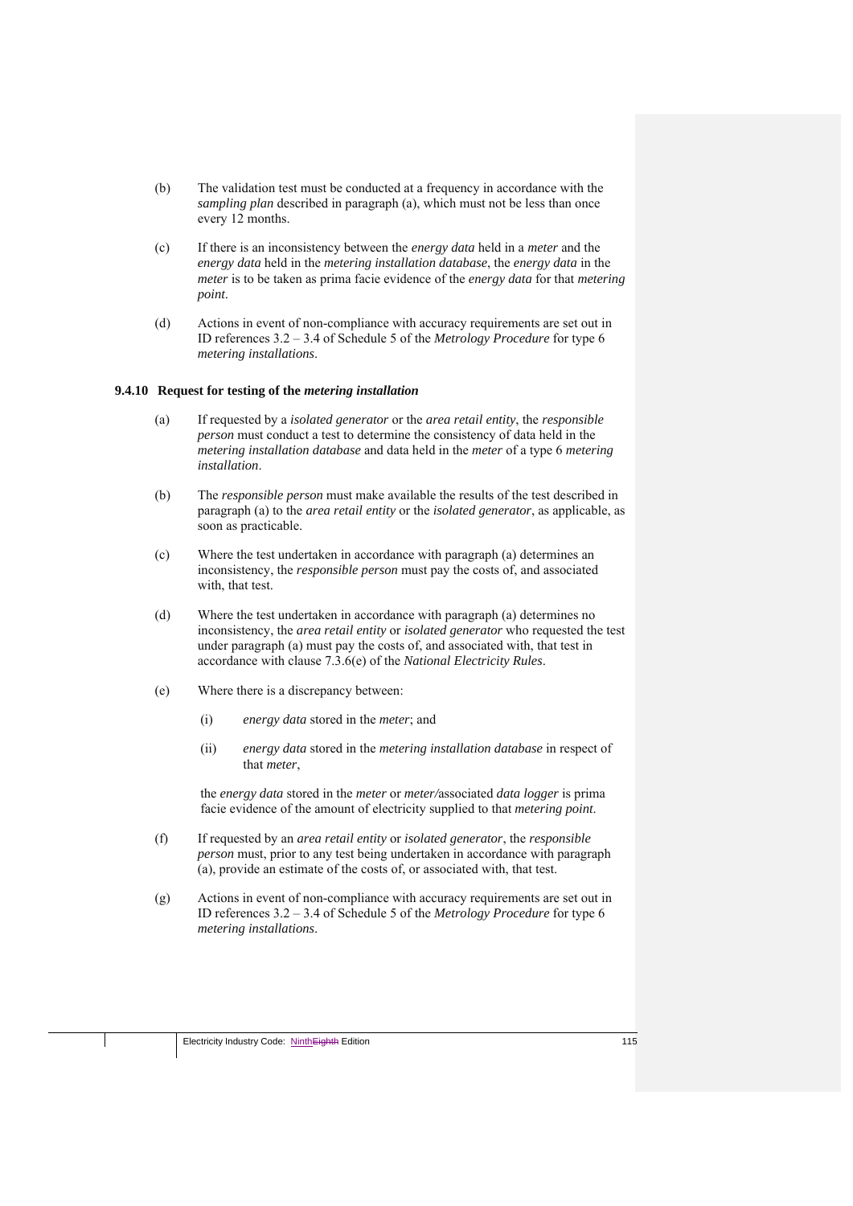(b) The validation test must be conducted at a frequency in accordance with the *sampling plan* described in paragraph (a), which must not be less than once every 12 months.

(c) If there is an inconsistency between the *energy data* held in a *meter* and the *energy data* held in the *metering installation database*, the *energy data* in the *meter* is to be taken as prima facie evidence of the *energy data* for that *metering point*.

(d) Actions in event of non-compliance with accuracy requirements are set out in ID references 3.2 – 3.4 of Schedule 5 of the *Metrology Procedure* for type 6 *metering installations*.

### 9.4.10 Request for testing of the *metering installation*

(a) If requested by a *isolated generator* or the *area retail entity*, the *responsible person* must conduct a test to determine the consistency of data held in the *metering installation database* and data held in the *meter* of a type 6 *metering installation*.

(b) The *responsible person* must make available the results of the test described in paragraph (a) to the *area retail entity* or the *isolated generator*, as applicable, as soon as practicable.

(c) Where the test undertaken in accordance with paragraph (a) determines an inconsistency, the *responsible person* must pay the costs of, and associated with, that test.

(d) Where the test undertaken in accordance with paragraph (a) determines no inconsistency, the *area retail entity* or *isolated generator* who requested the test under paragraph (a) must pay the costs of, and associated with, that test in accordance with clause 7.3.6(e) of the *National Electricity Rules*.

(e) Where there is a discrepancy between:

   (i) *energy data* stored in the *meter*; and

   (ii) *energy data* stored in the *metering installation database* in respect of that *meter*,

   the *energy data* stored in the *meter* or *meter/*associated *data logger* is prima facie evidence of the amount of electricity supplied to that *metering point*.

(f) If requested by an *area retail entity* or *isolated generator*, the *responsible person* must, prior to any test being undertaken in accordance with paragraph (a), provide an estimate of the costs of, or associated with, that test.

(g) Actions in event of non-compliance with accuracy requirements are set out in ID references 3.2 – 3.4 of Schedule 5 of the *Metrology Procedure* for type 6 *metering installations*.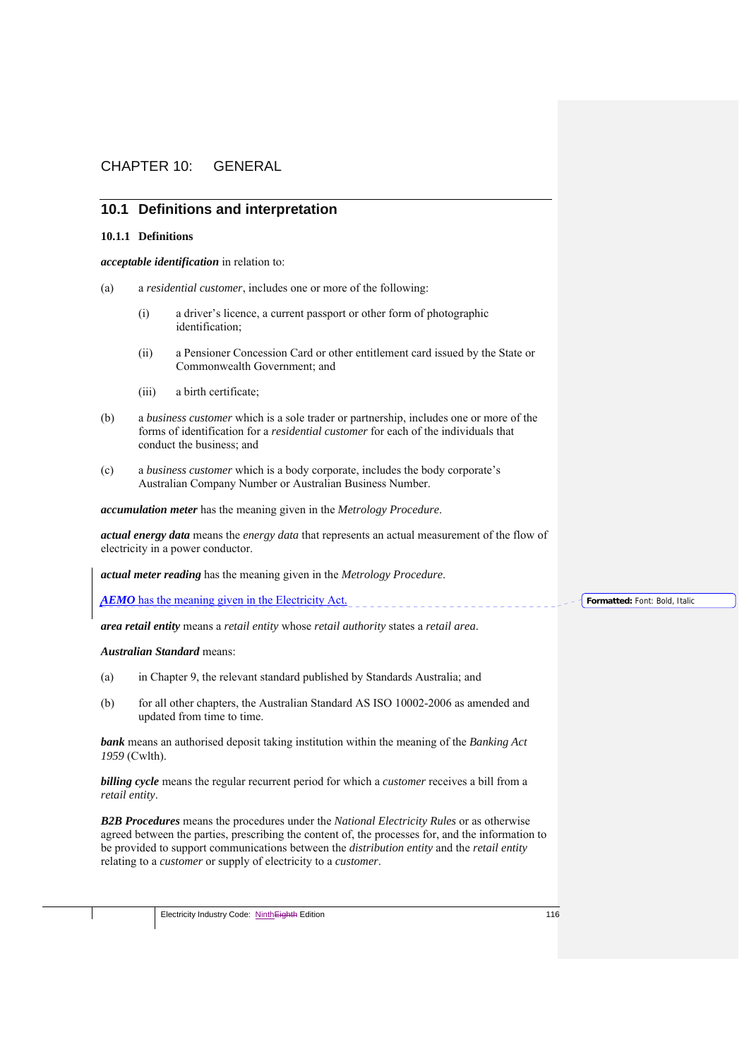# CHAPTER 10: GENERAL

## 10.1 Definitions and interpretation

### 10.1.1 Definitions

***acceptable identification*** in relation to:

(a) a *residential customer*, includes one or more of the following:

(i) a driver's licence, a current passport or other form of photographic identification;

(ii) a Pensioner Concession Card or other entitlement card issued by the State or Commonwealth Government; and

(iii) a birth certificate;

(b) a *business customer* which is a sole trader or partnership, includes one or more of the forms of identification for a *residential customer* for each of the individuals that conduct the business; and

(c) a *business customer* which is a body corporate, includes the body corporate's Australian Company Number or Australian Business Number.

***accumulation meter*** has the meaning given in the *Metrology Procedure*.

***actual energy data*** means the *energy data* that represents an actual measurement of the flow of electricity in a power conductor.

***actual meter reading*** has the meaning given in the *Metrology Procedure*.

***AEMO*** has the meaning given in the Electricity Act.

***area retail entity*** means a *retail entity* whose *retail authority* states a *retail area*.

***Australian Standard*** means:

(a) in Chapter 9, the relevant standard published by Standards Australia; and

(b) for all other chapters, the Australian Standard AS ISO 10002-2006 as amended and updated from time to time.

***bank*** means an authorised deposit taking institution within the meaning of the *Banking Act 1959* (Cwlth).

***billing cycle*** means the regular recurrent period for which a *customer* receives a bill from a *retail entity*.

***B2B Procedures*** means the procedures under the *National Electricity Rules* or as otherwise agreed between the parties, prescribing the content of, the processes for, and the information to be provided to support communications between the *distribution entity* and the *retail entity* relating to a *customer* or supply of electricity to a *customer*.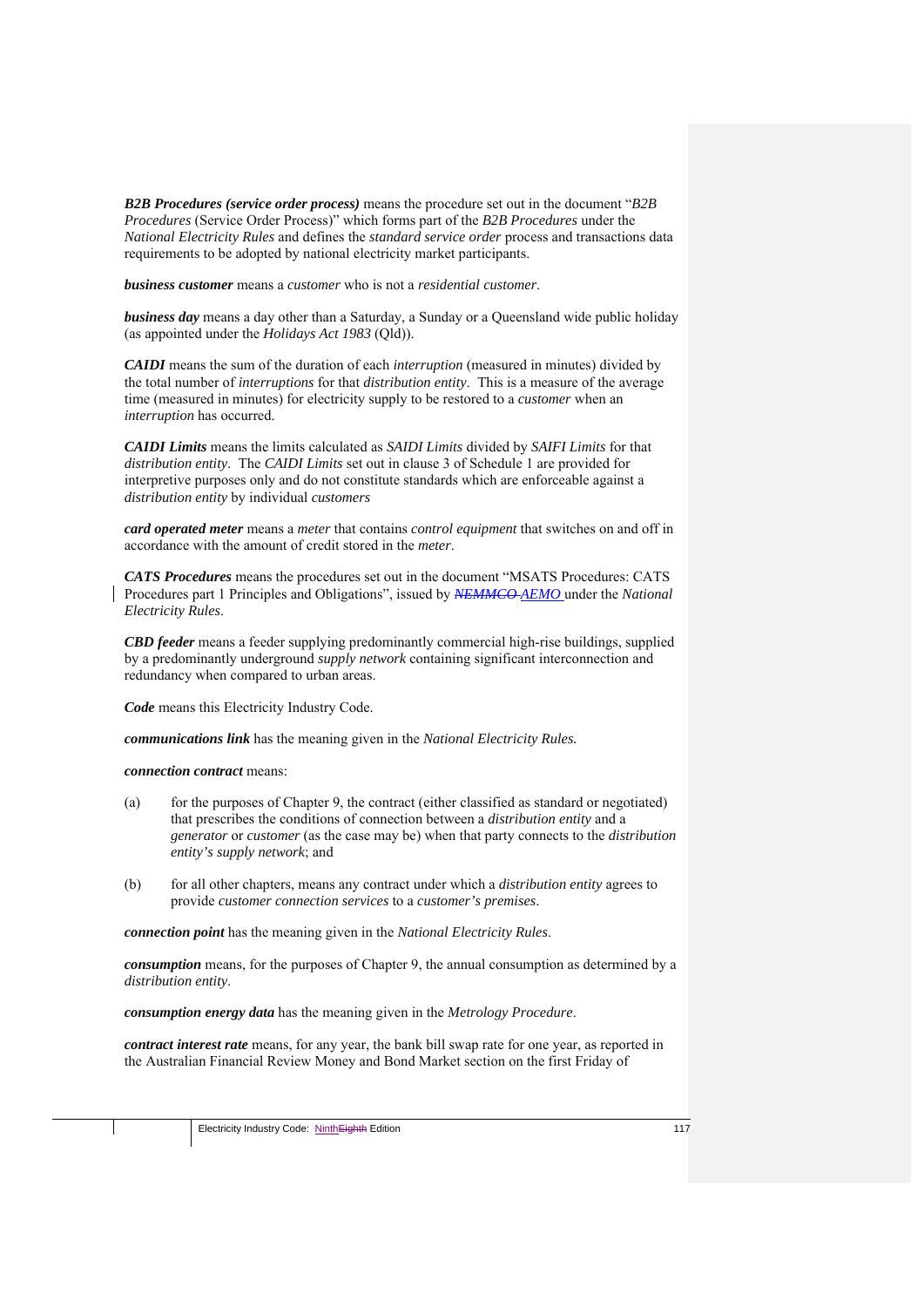***B2B Procedures (service order process)*** means the procedure set out in the document "*B2B Procedures* (Service Order Process)" which forms part of the *B2B Procedures* under the *National Electricity Rules* and defines the *standard service order* process and transactions data requirements to be adopted by national electricity market participants.

***business customer*** means a *customer* who is not a *residential customer*.

***business day*** means a day other than a Saturday, a Sunday or a Queensland wide public holiday (as appointed under the *Holidays Act 1983* (Qld)).

***CAIDI*** means the sum of the duration of each *interruption* (measured in minutes) divided by the total number of *interruptions* for that *distribution entity*. This is a measure of the average time (measured in minutes) for electricity supply to be restored to a *customer* when an *interruption* has occurred.

***CAIDI Limits*** means the limits calculated as *SAIDI Limits* divided by *SAIFI Limits* for that *distribution entity*. The *CAIDI Limits* set out in clause 3 of Schedule 1 are provided for interpretive purposes only and do not constitute standards which are enforceable against a *distribution entity* by individual *customers*

***card operated meter*** means a *meter* that contains *control equipment* that switches on and off in accordance with the amount of credit stored in the *meter*.

***CATS Procedures*** means the procedures set out in the document "MSATS Procedures: CATS Procedures part 1 Principles and Obligations", issued by ~~*NEMMCO*~~ *AEMO* under the *National Electricity Rules*.

***CBD feeder*** means a feeder supplying predominantly commercial high-rise buildings, supplied by a predominantly underground *supply network* containing significant interconnection and redundancy when compared to urban areas.

***Code*** means this Electricity Industry Code.

***communications link*** has the meaning given in the *National Electricity Rules.*

***connection contract*** means:

(a) for the purposes of Chapter 9, the contract (either classified as standard or negotiated) that prescribes the conditions of connection between a *distribution entity* and a *generator* or *customer* (as the case may be) when that party connects to the *distribution entity's supply network*; and

(b) for all other chapters, means any contract under which a *distribution entity* agrees to provide *customer connection services* to a *customer's premises*.

***connection point*** has the meaning given in the *National Electricity Rules*.

***consumption*** means, for the purposes of Chapter 9, the annual consumption as determined by a *distribution entity*.

***consumption energy data*** has the meaning given in the *Metrology Procedure*.

***contract interest rate*** means, for any year, the bank bill swap rate for one year, as reported in the Australian Financial Review Money and Bond Market section on the first Friday of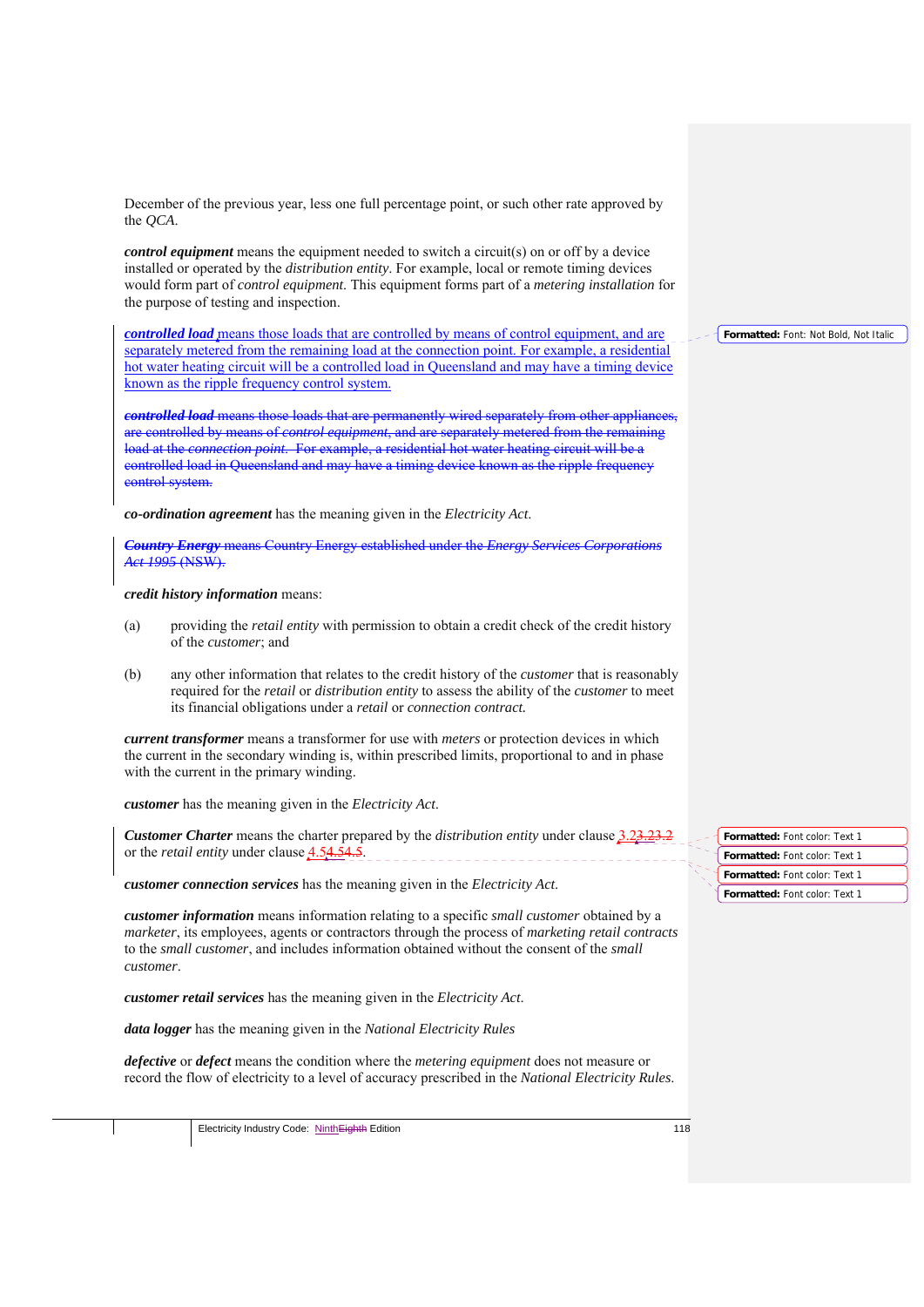December of the previous year, less one full percentage point, or such other rate approved by the *QCA*.

***control equipment*** means the equipment needed to switch a circuit(s) on or off by a device installed or operated by the *distribution entity*. For example, local or remote timing devices would form part of *control equipment*. This equipment forms part of a *metering installation* for the purpose of testing and inspection.

***controlled load*** means those loads that are controlled by means of control equipment, and are separately metered from the remaining load at the connection point. For example, a residential hot water heating circuit will be a controlled load in Queensland and may have a timing device known as the ripple frequency control system.

~~***controlled load*** means those loads that are permanently wired separately from other appliances, are controlled by means of *control equipment*, and are separately metered from the remaining load at the *connection point*. For example, a residential hot water heating circuit will be a controlled load in Queensland and may have a timing device known as the ripple frequency control system.~~

***co-ordination agreement*** has the meaning given in the *Electricity Act*.

~~***Country Energy*** means Country Energy established under the *Energy Services Corporations Act 1995* (NSW).~~

***credit history information*** means:

(a) providing the *retail entity* with permission to obtain a credit check of the credit history of the *customer*; and

(b) any other information that relates to the credit history of the *customer* that is reasonably required for the *retail* or *distribution entity* to assess the ability of the *customer* to meet its financial obligations under a *retail* or *connection contract.*

***current transformer*** means a transformer for use with *meters* or protection devices in which the current in the secondary winding is, within prescribed limits, proportional to and in phase with the current in the primary winding.

***customer*** has the meaning given in the *Electricity Act*.

***Customer Charter*** means the charter prepared by the *distribution entity* under clause 3.23.23.2 or the *retail entity* under clause 4.54.54.5.

***customer connection services*** has the meaning given in the *Electricity Act*.

***customer information*** means information relating to a specific *small customer* obtained by a *marketer*, its employees, agents or contractors through the process of *marketing retail contracts* to the *small customer*, and includes information obtained without the consent of the *small customer*.

***customer retail services*** has the meaning given in the *Electricity Act*.

***data logger*** has the meaning given in the *National Electricity Rules*

***defective*** or ***defect*** means the condition where the *metering equipment* does not measure or record the flow of electricity to a level of accuracy prescribed in the *National Electricity Rules*.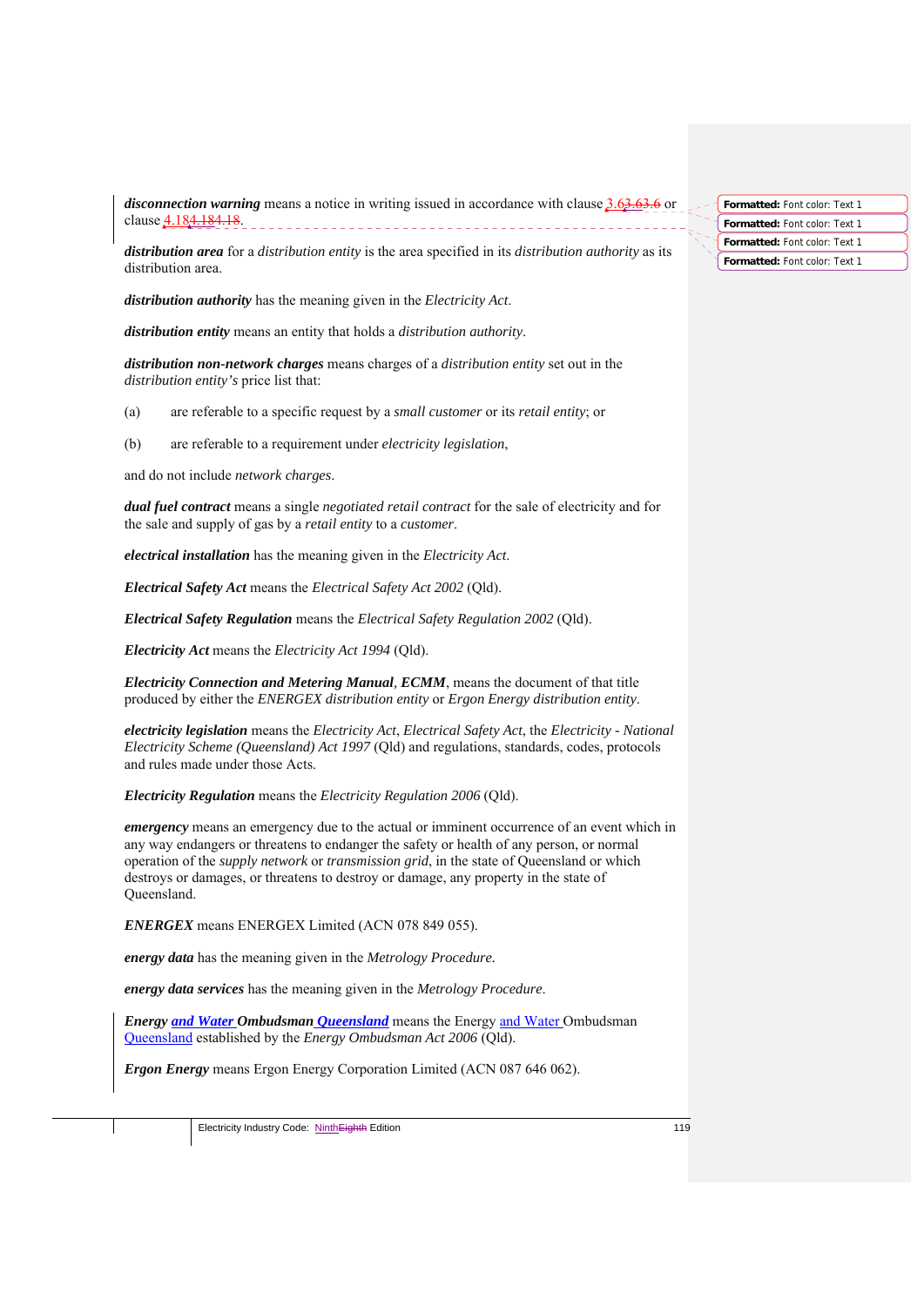***disconnection warning*** means a notice in writing issued in accordance with clause 3.63.63.6 or clause 4.184.184.18.

***distribution area*** for a *distribution entity* is the area specified in its *distribution authority* as its distribution area.

***distribution authority*** has the meaning given in the *Electricity Act*.

***distribution entity*** means an entity that holds a *distribution authority*.

***distribution non-network charges*** means charges of a *distribution entity* set out in the *distribution entity's* price list that:

(a) are referable to a specific request by a *small customer* or its *retail entity*; or

(b) are referable to a requirement under *electricity legislation*,

and do not include *network charges*.

***dual fuel contract*** means a single *negotiated retail contract* for the sale of electricity and for the sale and supply of gas by a *retail entity* to a *customer*.

***electrical installation*** has the meaning given in the *Electricity Act*.

***Electrical Safety Act*** means the *Electrical Safety Act 2002* (Qld).

***Electrical Safety Regulation*** means the *Electrical Safety Regulation 2002* (Qld).

***Electricity Act*** means the *Electricity Act 1994* (Qld).

***Electricity Connection and Metering Manual*, *ECMM***, means the document of that title produced by either the *ENERGEX distribution entity* or *Ergon Energy distribution entity*.

***electricity legislation*** means the *Electricity Act*, *Electrical Safety Act*, the *Electricity - National Electricity Scheme (Queensland) Act 1997* (Qld) and regulations, standards, codes, protocols and rules made under those Acts.

***Electricity Regulation*** means the *Electricity Regulation 2006* (Qld).

***emergency*** means an emergency due to the actual or imminent occurrence of an event which in any way endangers or threatens to endanger the safety or health of any person, or normal operation of the *supply network* or *transmission grid*, in the state of Queensland or which destroys or damages, or threatens to destroy or damage, any property in the state of Queensland.

***ENERGEX*** means ENERGEX Limited (ACN 078 849 055).

***energy data*** has the meaning given in the *Metrology Procedure*.

***energy data services*** has the meaning given in the *Metrology Procedure*.

***Energy and Water Ombudsman Queensland*** means the Energy and Water Ombudsman Queensland established by the *Energy Ombudsman Act 2006* (Qld).

***Ergon Energy*** means Ergon Energy Corporation Limited (ACN 087 646 062).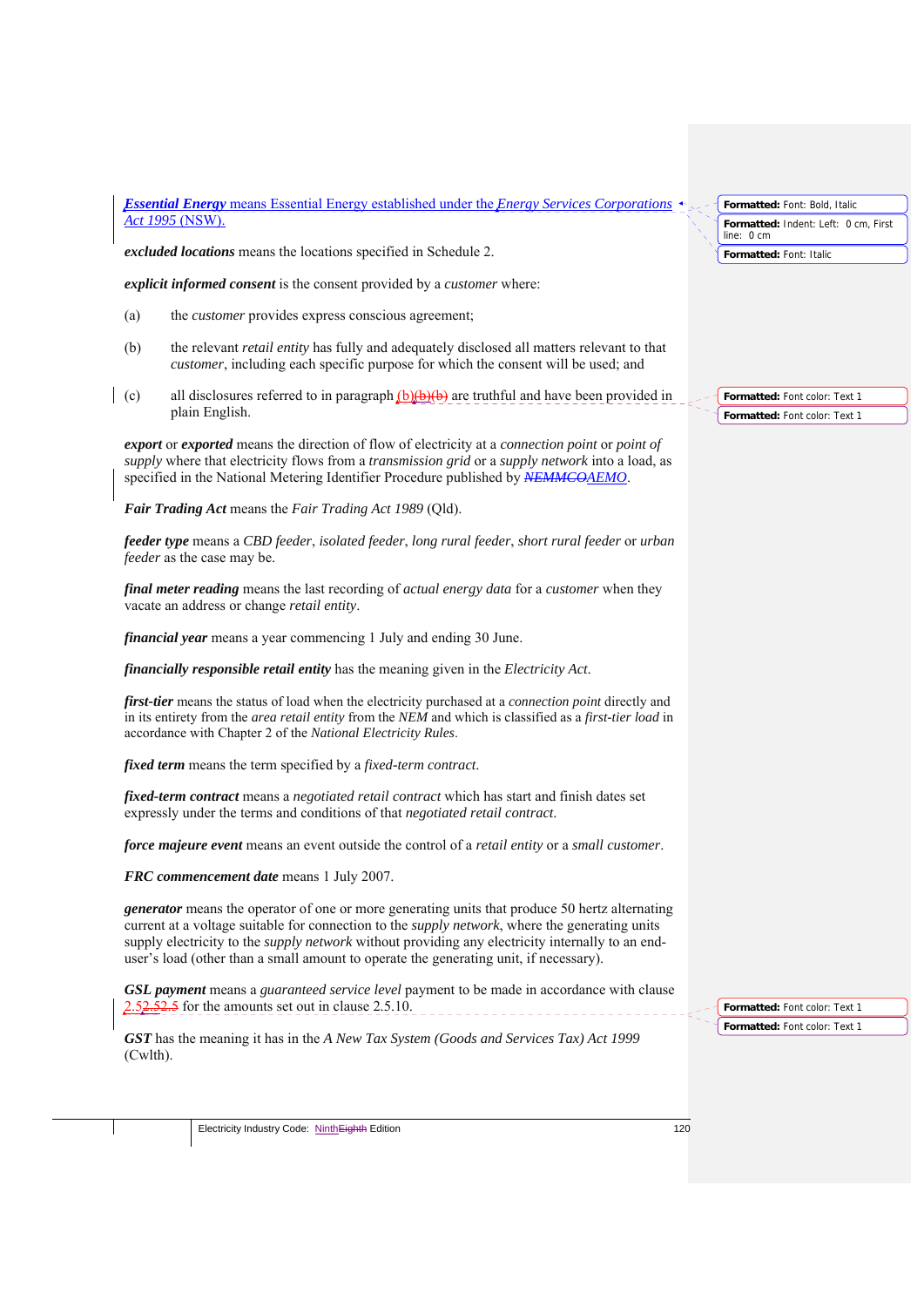***Essential Energy*** means Essential Energy established under the *Energy Services Corporations Act 1995* (NSW).

***excluded locations*** means the locations specified in Schedule 2.

***explicit informed consent*** is the consent provided by a *customer* where:

(a) the *customer* provides express conscious agreement;

(b) the relevant *retail entity* has fully and adequately disclosed all matters relevant to that *customer*, including each specific purpose for which the consent will be used; and

(c) all disclosures referred to in paragraph (b)(b)(b) are truthful and have been provided in plain English.

***export*** or ***exported*** means the direction of flow of electricity at a *connection point* or *point of supply* where that electricity flows from a *transmission grid* or a *supply network* into a load, as specified in the National Metering Identifier Procedure published by *NEMMCOAEMO*.

***Fair Trading Act*** means the *Fair Trading Act 1989* (Qld).

***feeder type*** means a *CBD feeder*, *isolated feeder*, *long rural feeder*, *short rural feeder* or *urban feeder* as the case may be.

***final meter reading*** means the last recording of *actual energy data* for a *customer* when they vacate an address or change *retail entity*.

***financial year*** means a year commencing 1 July and ending 30 June.

***financially responsible retail entity*** has the meaning given in the *Electricity Act*.

***first-tier*** means the status of load when the electricity purchased at a *connection point* directly and in its entirety from the *area retail entity* from the *NEM* and which is classified as a *first-tier load* in accordance with Chapter 2 of the *National Electricity Rules*.

***fixed term*** means the term specified by a *fixed-term contract*.

***fixed-term contract*** means a *negotiated retail contract* which has start and finish dates set expressly under the terms and conditions of that *negotiated retail contract*.

***force majeure event*** means an event outside the control of a *retail entity* or a *small customer*.

***FRC commencement date*** means 1 July 2007.

***generator*** means the operator of one or more generating units that produce 50 hertz alternating current at a voltage suitable for connection to the *supply network*, where the generating units supply electricity to the *supply network* without providing any electricity internally to an end-user's load (other than a small amount to operate the generating unit, if necessary).

***GSL payment*** means a *guaranteed service level* payment to be made in accordance with clause 2.52.52.5 for the amounts set out in clause 2.5.10.

***GST*** has the meaning it has in the *A New Tax System (Goods and Services Tax) Act 1999* (Cwlth).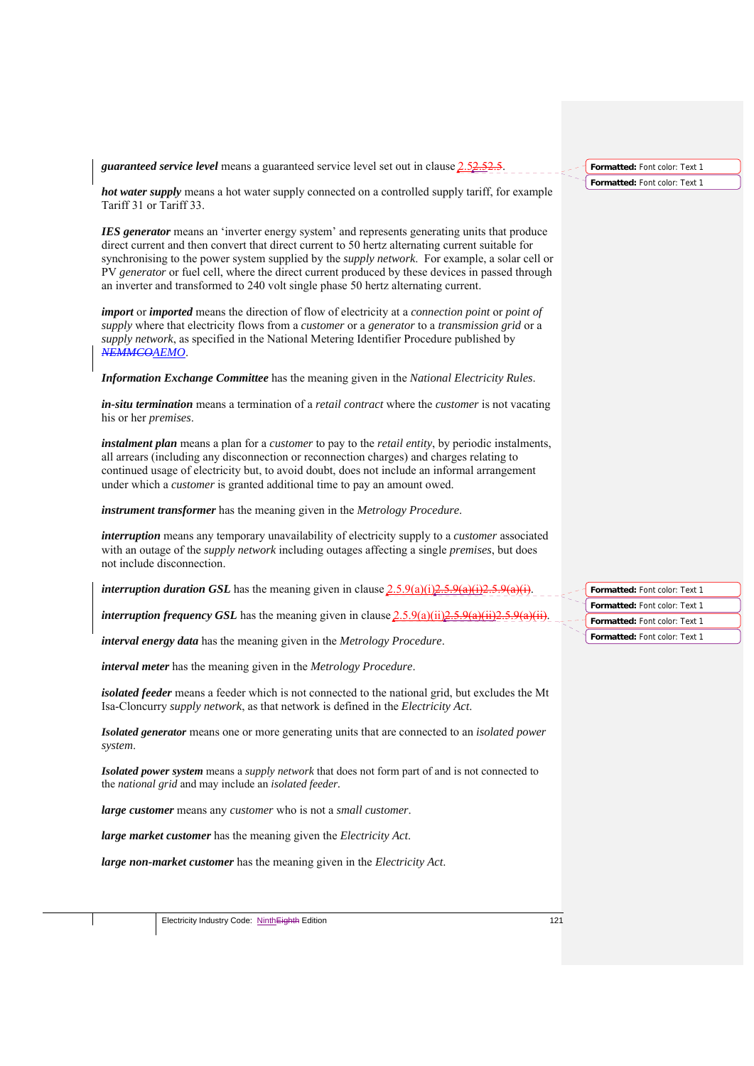***guaranteed service level*** means a guaranteed service level set out in clause 2.52.52.5.

***hot water supply*** means a hot water supply connected on a controlled supply tariff, for example Tariff 31 or Tariff 33.

***IES generator*** means an 'inverter energy system' and represents generating units that produce direct current and then convert that direct current to 50 hertz alternating current suitable for synchronising to the power system supplied by the *supply network*. For example, a solar cell or PV *generator* or fuel cell, where the direct current produced by these devices in passed through an inverter and transformed to 240 volt single phase 50 hertz alternating current.

***import*** or ***imported*** means the direction of flow of electricity at a *connection point* or *point of supply* where that electricity flows from a *customer* or a *generator* to a *transmission grid* or a *supply network*, as specified in the National Metering Identifier Procedure published by *NEMMCOAEMO*.

***Information Exchange Committee*** has the meaning given in the *National Electricity Rules*.

***in-situ termination*** means a termination of a *retail contract* where the *customer* is not vacating his or her *premises*.

***instalment plan*** means a plan for a *customer* to pay to the *retail entity*, by periodic instalments, all arrears (including any disconnection or reconnection charges) and charges relating to continued usage of electricity but, to avoid doubt, does not include an informal arrangement under which a *customer* is granted additional time to pay an amount owed.

***instrument transformer*** has the meaning given in the *Metrology Procedure*.

***interruption*** means any temporary unavailability of electricity supply to a *customer* associated with an outage of the *supply network* including outages affecting a single *premises*, but does not include disconnection.

***interruption duration GSL*** has the meaning given in clause 2.5.9(a)(i)2.5.9(a)(i)2.5.9(a)(i).

***interruption frequency GSL*** has the meaning given in clause 2.5.9(a)(ii)2.5.9(a)(ii)2.5.9(a)(ii).

***interval energy data*** has the meaning given in the *Metrology Procedure*.

***interval meter*** has the meaning given in the *Metrology Procedure*.

***isolated feeder*** means a feeder which is not connected to the national grid, but excludes the Mt Isa-Cloncurry *supply network*, as that network is defined in the *Electricity Act*.

***Isolated generator*** means one or more generating units that are connected to an *isolated power system*.

***Isolated power system*** means a *supply network* that does not form part of and is not connected to the *national grid* and may include an *isolated feeder*.

***large customer*** means any *customer* who is not a *small customer*.

***large market customer*** has the meaning given the *Electricity Act*.

***large non-market customer*** has the meaning given in the *Electricity Act*.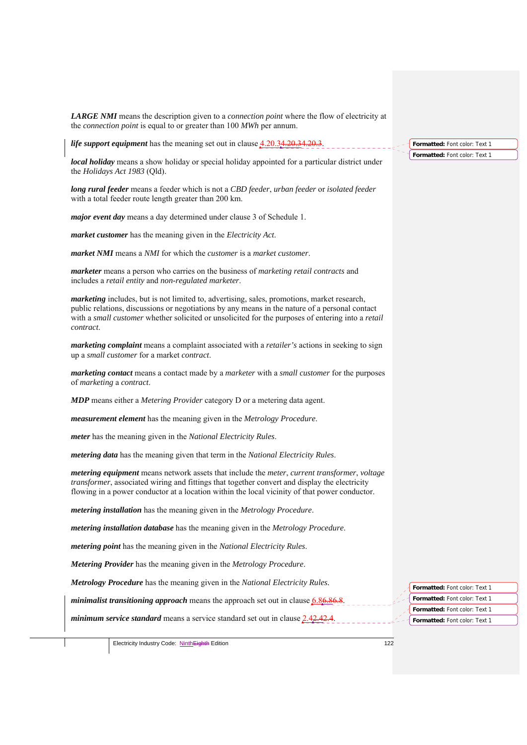***LARGE NMI*** means the description given to a *connection point* where the flow of electricity at the *connection point* is equal to or greater than 100 *MWh* per annum.

***life support equipment*** has the meaning set out in clause 4.20.3.

***local holiday*** means a show holiday or special holiday appointed for a particular district under the *Holidays Act 1983* (Qld).

***long rural feeder*** means a feeder which is not a *CBD feeder*, *urban feeder* or *isolated feeder* with a total feeder route length greater than 200 km.

***major event day*** means a day determined under clause 3 of Schedule 1.

***market customer*** has the meaning given in the *Electricity Act*.

***market NMI*** means a *NMI* for which the *customer* is a *market customer*.

***marketer*** means a person who carries on the business of *marketing retail contracts* and includes a *retail entity* and *non-regulated marketer*.

***marketing*** includes, but is not limited to, advertising, sales, promotions, market research, public relations, discussions or negotiations by any means in the nature of a personal contact with a *small customer* whether solicited or unsolicited for the purposes of entering into a *retail contract*.

***marketing complaint*** means a complaint associated with a *retailer's* actions in seeking to sign up a *small customer* for a market *contract*.

***marketing contact*** means a contact made by a *marketer* with a *small customer* for the purposes of *marketing* a *contract*.

***MDP*** means either a *Metering Provider* category D or a metering data agent.

***measurement element*** has the meaning given in the *Metrology Procedure*.

***meter*** has the meaning given in the *National Electricity Rules*.

***metering data*** has the meaning given that term in the *National Electricity Rules*.

***metering equipment*** means network assets that include the *meter*, *current transformer*, *voltage transformer*, associated wiring and fittings that together convert and display the electricity flowing in a power conductor at a location within the local vicinity of that power conductor.

***metering installation*** has the meaning given in the *Metrology Procedure*.

***metering installation database*** has the meaning given in the *Metrology Procedure*.

***metering point*** has the meaning given in the *National Electricity Rules*.

***Metering Provider*** has the meaning given in the *Metrology Procedure*.

***Metrology Procedure*** has the meaning given in the *National Electricity Rules*.

***minimalist transitioning approach*** means the approach set out in clause 6.8.

***minimum service standard*** means a service standard set out in clause 2.4.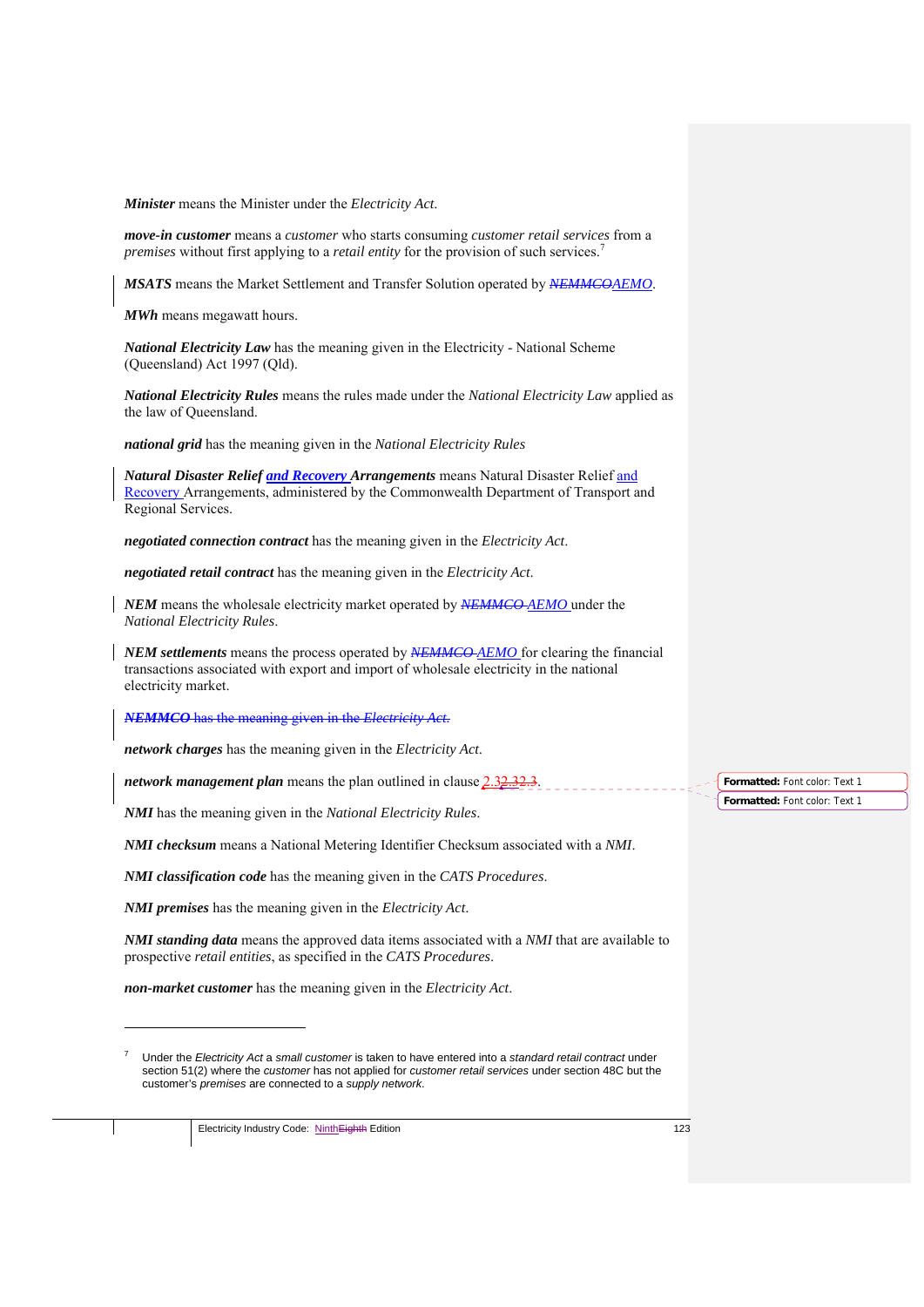***Minister*** means the Minister under the *Electricity Act*.

***move-in customer*** means a *customer* who starts consuming *customer retail services* from a *premises* without first applying to a *retail entity* for the provision of such services.[7]

***MSATS*** means the Market Settlement and Transfer Solution operated by ~~*NEMMCO*~~*AEMO*.

***MWh*** means megawatt hours.

***National Electricity Law*** has the meaning given in the Electricity - National Scheme (Queensland) Act 1997 (Qld).

***National Electricity Rules*** means the rules made under the *National Electricity Law* applied as the law of Queensland.

***national grid*** has the meaning given in the *National Electricity Rules*

***Natural Disaster Relief and Recovery Arrangements*** means Natural Disaster Relief and Recovery Arrangements, administered by the Commonwealth Department of Transport and Regional Services.

***negotiated connection contract*** has the meaning given in the *Electricity Act*.

***negotiated retail contract*** has the meaning given in the *Electricity Act*.

***NEM*** means the wholesale electricity market operated by ~~*NEMMCO*~~ *AEMO* under the *National Electricity Rules*.

***NEM settlements*** means the process operated by ~~*NEMMCO*~~ *AEMO* for clearing the financial transactions associated with export and import of wholesale electricity in the national electricity market.

~~***NEMMCO*** has the meaning given in the *Electricity Act*.~~

***network charges*** has the meaning given in the *Electricity Act*.

***network management plan*** means the plan outlined in clause 2.3~~2.3~~2.3.

***NMI*** has the meaning given in the *National Electricity Rules*.

***NMI checksum*** means a National Metering Identifier Checksum associated with a *NMI*.

***NMI classification code*** has the meaning given in the *CATS Procedures*.

***NMI premises*** has the meaning given in the *Electricity Act*.

***NMI standing data*** means the approved data items associated with a *NMI* that are available to prospective *retail entities*, as specified in the *CATS Procedures*.

***non-market customer*** has the meaning given in the *Electricity Act*.

---

[7] Under the *Electricity Act* a *small customer* is taken to have entered into a *standard retail contract* under section 51(2) where the *customer* has not applied for *customer retail services* under section 48C but the customer's *premises* are connected to a *supply network*.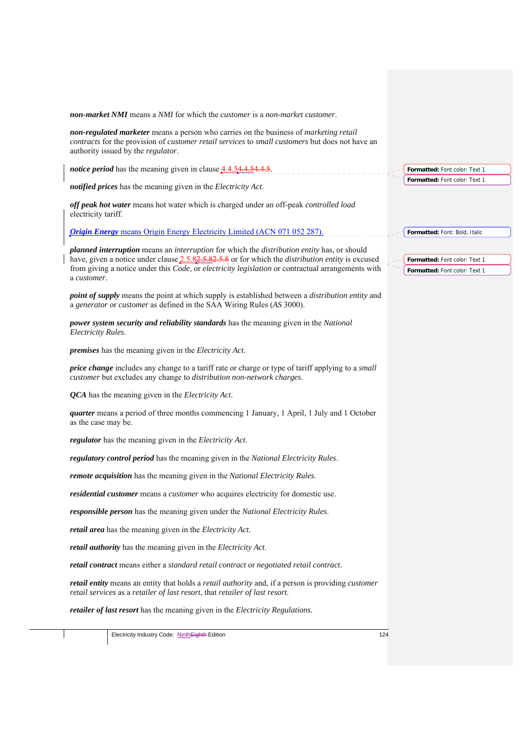***non-market NMI*** means a *NMI* for which the *customer* is a *non-market customer*.

***non-regulated marketer*** means a person who carries on the business of *marketing retail contracts* for the provision of *customer retail services* to *small customers* but does not have an authority issued by the *regulator*.

***notice period*** has the meaning given in clause 4.4.54.4.54.4.5.

***notified prices*** has the meaning given in the *Electricity Act*.

***off peak hot water*** means hot water which is charged under an off-peak *controlled load* electricity tariff.

***Origin Energy*** means Origin Energy Electricity Limited (ACN 071 052 287).

***planned interruption*** means an *interruption* for which the *distribution entity* has, or should have, given a notice under clause 2.5.82.5.82.5.8 or for which the *distribution entity* is excused from giving a notice under this *Code*, or *electricity legislation* or contractual arrangements with a *customer*.

***point of supply*** means the point at which supply is established between a *distribution entity* and a *generator* or *customer* as defined in the SAA Wiring Rules (*AS* 3000).

***power system security and reliability standards*** has the meaning given in the *National Electricity Rules*.

***premises*** has the meaning given in the *Electricity Act*.

***price change*** includes any change to a tariff rate or charge or type of tariff applying to a *small customer* but excludes any change to *distribution non-network charges*.

***QCA*** has the meaning given in the *Electricity Act*.

***quarter*** means a period of three months commencing 1 January, 1 April, 1 July and 1 October as the case may be.

***regulator*** has the meaning given in the *Electricity Act*.

***regulatory control period*** has the meaning given in the *National Electricity Rules*.

***remote acquisition*** has the meaning given in the *National Electricity Rules*.

***residential customer*** means a *customer* who acquires electricity for domestic use.

***responsible person*** has the meaning given under the *National Electricity Rules*.

***retail area*** has the meaning given in the *Electricity Act*.

***retail authority*** has the meaning given in the *Electricity Act*.

***retail contract*** means either a *standard retail contract* or *negotiated retail contract*.

***retail entity*** means an entity that holds a *retail authority* and, if a person is providing *customer retail services* as a *retailer of last resort*, that *retailer of last resort*.

***retailer of last resort*** has the meaning given in the *Electricity Regulations*.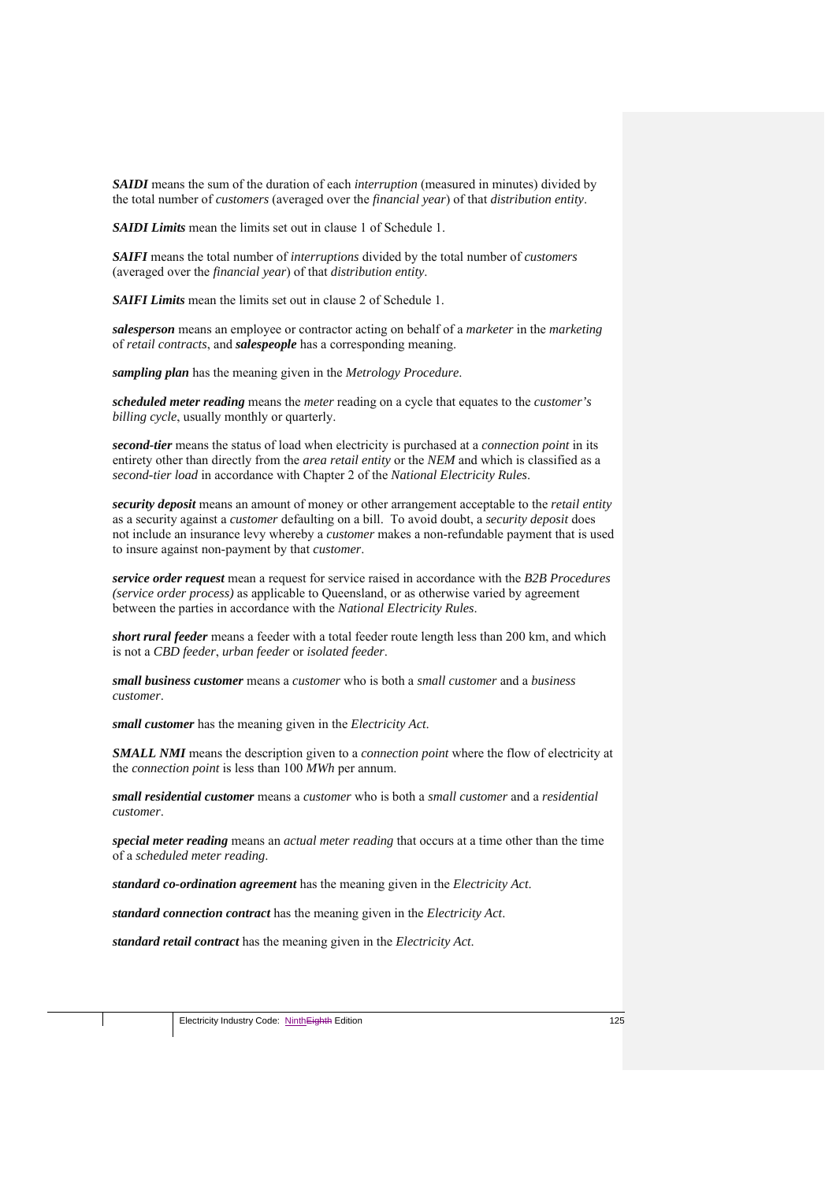***SAIDI*** means the sum of the duration of each *interruption* (measured in minutes) divided by the total number of *customers* (averaged over the *financial year*) of that *distribution entity*.

***SAIDI Limits*** mean the limits set out in clause 1 of Schedule 1.

***SAIFI*** means the total number of *interruptions* divided by the total number of *customers* (averaged over the *financial year*) of that *distribution entity*.

***SAIFI Limits*** mean the limits set out in clause 2 of Schedule 1.

***salesperson*** means an employee or contractor acting on behalf of a *marketer* in the *marketing* of *retail contracts*, and ***salespeople*** has a corresponding meaning.

***sampling plan*** has the meaning given in the *Metrology Procedure*.

***scheduled meter reading*** means the *meter* reading on a cycle that equates to the *customer's billing cycle*, usually monthly or quarterly.

***second-tier*** means the status of load when electricity is purchased at a *connection point* in its entirety other than directly from the *area retail entity* or the *NEM* and which is classified as a *second-tier load* in accordance with Chapter 2 of the *National Electricity Rules*.

***security deposit*** means an amount of money or other arrangement acceptable to the *retail entity* as a security against a *customer* defaulting on a bill. To avoid doubt, a *security deposit* does not include an insurance levy whereby a *customer* makes a non-refundable payment that is used to insure against non-payment by that *customer*.

***service order request*** mean a request for service raised in accordance with the *B2B Procedures (service order process)* as applicable to Queensland, or as otherwise varied by agreement between the parties in accordance with the *National Electricity Rules*.

***short rural feeder*** means a feeder with a total feeder route length less than 200 km, and which is not a *CBD feeder*, *urban feeder* or *isolated feeder*.

***small business customer*** means a *customer* who is both a *small customer* and a *business customer*.

***small customer*** has the meaning given in the *Electricity Act*.

***SMALL NMI*** means the description given to a *connection point* where the flow of electricity at the *connection point* is less than 100 *MWh* per annum.

***small residential customer*** means a *customer* who is both a *small customer* and a *residential customer*.

***special meter reading*** means an *actual meter reading* that occurs at a time other than the time of a *scheduled meter reading*.

***standard co-ordination agreement*** has the meaning given in the *Electricity Act*.

***standard connection contract*** has the meaning given in the *Electricity Act*.

***standard retail contract*** has the meaning given in the *Electricity Act*.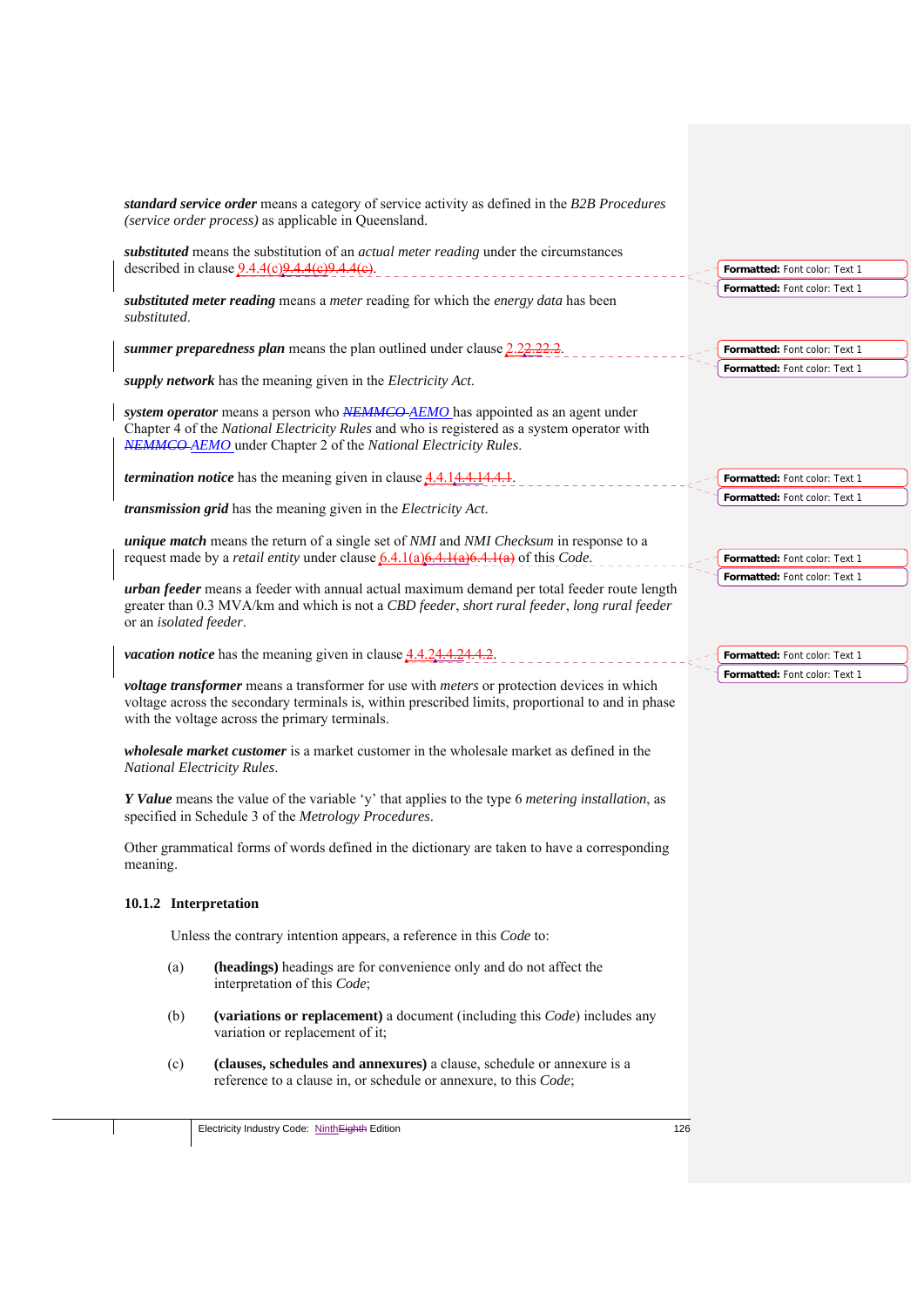***standard service order*** means a category of service activity as defined in the *B2B Procedures (service order process)* as applicable in Queensland.

***substituted*** means the substitution of an *actual meter reading* under the circumstances described in clause 9.4.4(c).

***substituted meter reading*** means a *meter* reading for which the *energy data* has been *substituted*.

***summer preparedness plan*** means the plan outlined under clause 2.2.

***supply network*** has the meaning given in the *Electricity Act*.

***system operator*** means a person who *AEMO* has appointed as an agent under Chapter 4 of the *National Electricity Rules* and who is registered as a system operator with *AEMO* under Chapter 2 of the *National Electricity Rules*.

***termination notice*** has the meaning given in clause 4.4.1.

***transmission grid*** has the meaning given in the *Electricity Act*.

***unique match*** means the return of a single set of *NMI* and *NMI Checksum* in response to a request made by a *retail entity* under clause 6.4.1(a) of this *Code*.

***urban feeder*** means a feeder with annual actual maximum demand per total feeder route length greater than 0.3 MVA/km and which is not a *CBD feeder*, *short rural feeder*, *long rural feeder* or an *isolated feeder*.

***vacation notice*** has the meaning given in clause 4.4.2.

***voltage transformer*** means a transformer for use with *meters* or protection devices in which voltage across the secondary terminals is, within prescribed limits, proportional to and in phase with the voltage across the primary terminals.

***wholesale market customer*** is a market customer in the wholesale market as defined in the *National Electricity Rules*.

***Y Value*** means the value of the variable 'y' that applies to the type 6 *metering installation*, as specified in Schedule 3 of the *Metrology Procedures*.

Other grammatical forms of words defined in the dictionary are taken to have a corresponding meaning.

### 10.1.2 Interpretation

Unless the contrary intention appears, a reference in this *Code* to:

(a) **(headings)** headings are for convenience only and do not affect the interpretation of this *Code*;

(b) **(variations or replacement)** a document (including this *Code*) includes any variation or replacement of it;

(c) **(clauses, schedules and annexures)** a clause, schedule or annexure is a reference to a clause in, or schedule or annexure, to this *Code*;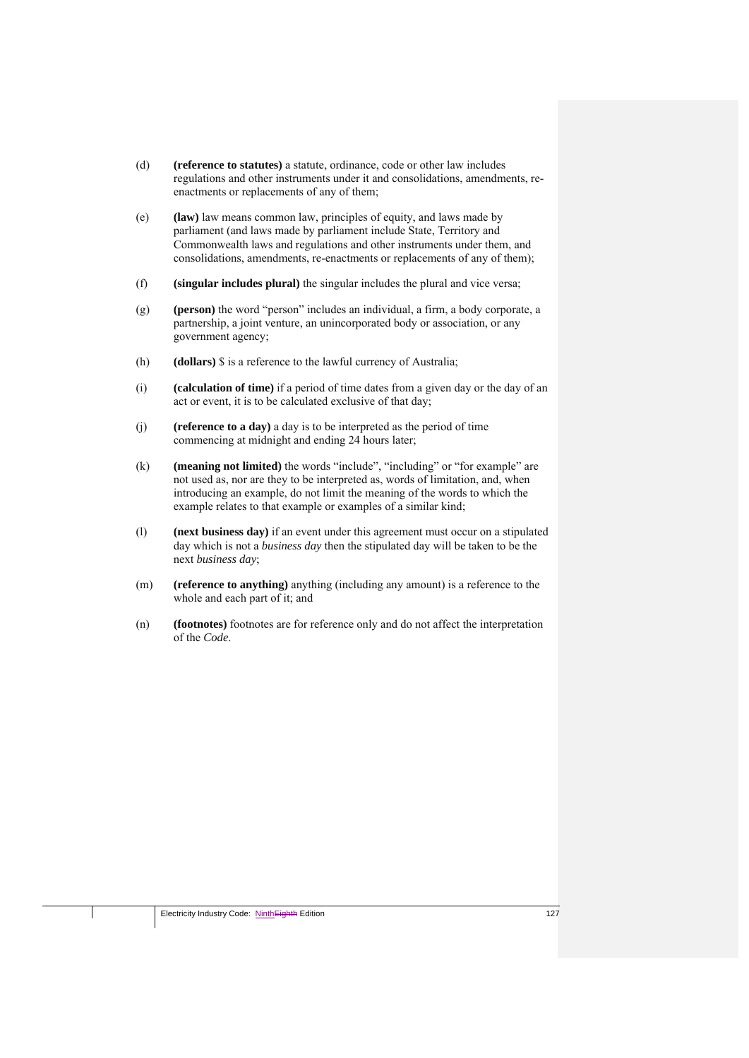(d) **(reference to statutes)** a statute, ordinance, code or other law includes regulations and other instruments under it and consolidations, amendments, re-enactments or replacements of any of them;

(e) **(law)** law means common law, principles of equity, and laws made by parliament (and laws made by parliament include State, Territory and Commonwealth laws and regulations and other instruments under them, and consolidations, amendments, re-enactments or replacements of any of them);

(f) **(singular includes plural)** the singular includes the plural and vice versa;

(g) **(person)** the word "person" includes an individual, a firm, a body corporate, a partnership, a joint venture, an unincorporated body or association, or any government agency;

(h) **(dollars)** $ is a reference to the lawful currency of Australia;

(i) **(calculation of time)** if a period of time dates from a given day or the day of an act or event, it is to be calculated exclusive of that day;

(j) **(reference to a day)** a day is to be interpreted as the period of time commencing at midnight and ending 24 hours later;

(k) **(meaning not limited)** the words "include", "including" or "for example" are not used as, nor are they to be interpreted as, words of limitation, and, when introducing an example, do not limit the meaning of the words to which the example relates to that example or examples of a similar kind;

(l) **(next business day)** if an event under this agreement must occur on a stipulated day which is not a *business day* then the stipulated day will be taken to be the next *business day*;

(m) **(reference to anything)** anything (including any amount) is a reference to the whole and each part of it; and

(n) **(footnotes)** footnotes are for reference only and do not affect the interpretation of the *Code*.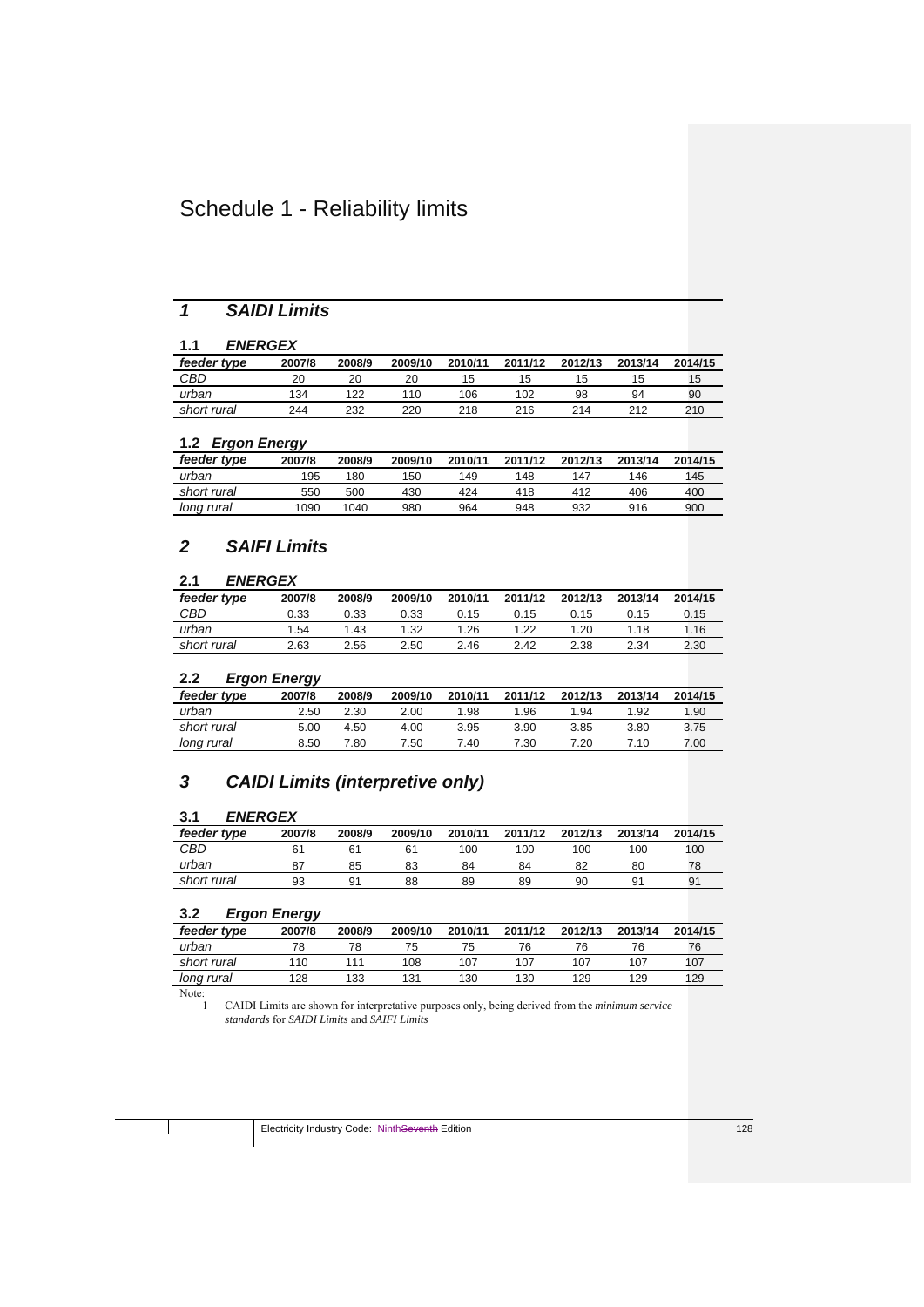# Schedule 1 - Reliability limits

## *1 SAIDI Limits*

### 1.1 *ENERGEX*

| *feeder type* | 2007/8 | 2008/9 | 2009/10 | 2010/11 | 2011/12 | 2012/13 | 2013/14 | 2014/15 |
|---|---|---|---|---|---|---|---|---|
| *CBD* | 20 | 20 | 20 | 15 | 15 | 15 | 15 | 15 |
| *urban* | 134 | 122 | 110 | 106 | 102 | 98 | 94 | 90 |
| *short rural* | 244 | 232 | 220 | 218 | 216 | 214 | 212 | 210 |

### 1.2 *Ergon Energy*

| *feeder type* | 2007/8 | 2008/9 | 2009/10 | 2010/11 | 2011/12 | 2012/13 | 2013/14 | 2014/15 |
|---|---|---|---|---|---|---|---|---|
| *urban* | 195 | 180 | 150 | 149 | 148 | 147 | 146 | 145 |
| *short rural* | 550 | 500 | 430 | 424 | 418 | 412 | 406 | 400 |
| *long rural* | 1090 | 1040 | 980 | 964 | 948 | 932 | 916 | 900 |

## *2 SAIFI Limits*

### 2.1 *ENERGEX*

| *feeder type* | 2007/8 | 2008/9 | 2009/10 | 2010/11 | 2011/12 | 2012/13 | 2013/14 | 2014/15 |
|---|---|---|---|---|---|---|---|---|
| *CBD* | 0.33 | 0.33 | 0.33 | 0.15 | 0.15 | 0.15 | 0.15 | 0.15 |
| *urban* | 1.54 | 1.43 | 1.32 | 1.26 | 1.22 | 1.20 | 1.18 | 1.16 |
| *short rural* | 2.63 | 2.56 | 2.50 | 2.46 | 2.42 | 2.38 | 2.34 | 2.30 |

### 2.2 *Ergon Energy*

| *feeder type* | 2007/8 | 2008/9 | 2009/10 | 2010/11 | 2011/12 | 2012/13 | 2013/14 | 2014/15 |
|---|---|---|---|---|---|---|---|---|
| *urban* | 2.50 | 2.30 | 2.00 | 1.98 | 1.96 | 1.94 | 1.92 | 1.90 |
| *short rural* | 5.00 | 4.50 | 4.00 | 3.95 | 3.90 | 3.85 | 3.80 | 3.75 |
| *long rural* | 8.50 | 7.80 | 7.50 | 7.40 | 7.30 | 7.20 | 7.10 | 7.00 |

## *3 CAIDI Limits (interpretive only)*

### 3.1 *ENERGEX*

| *feeder type* | 2007/8 | 2008/9 | 2009/10 | 2010/11 | 2011/12 | 2012/13 | 2013/14 | 2014/15 |
|---|---|---|---|---|---|---|---|---|
| *CBD* | 61 | 61 | 61 | 100 | 100 | 100 | 100 | 100 |
| *urban* | 87 | 85 | 83 | 84 | 84 | 82 | 80 | 78 |
| *short rural* | 93 | 91 | 88 | 89 | 89 | 90 | 91 | 91 |

### 3.2 *Ergon Energy*

| *feeder type* | 2007/8 | 2008/9 | 2009/10 | 2010/11 | 2011/12 | 2012/13 | 2013/14 | 2014/15 |
|---|---|---|---|---|---|---|---|---|
| *urban* | 78 | 78 | 75 | 75 | 76 | 76 | 76 | 76 |
| *short rural* | 110 | 111 | 108 | 107 | 107 | 107 | 107 | 107 |
| *long rural* | 128 | 133 | 131 | 130 | 130 | 129 | 129 | 129 |

Note:

1 CAIDI Limits are shown for interpretative purposes only, being derived from the *minimum service standards* for *SAIDI Limits* and *SAIFI Limits*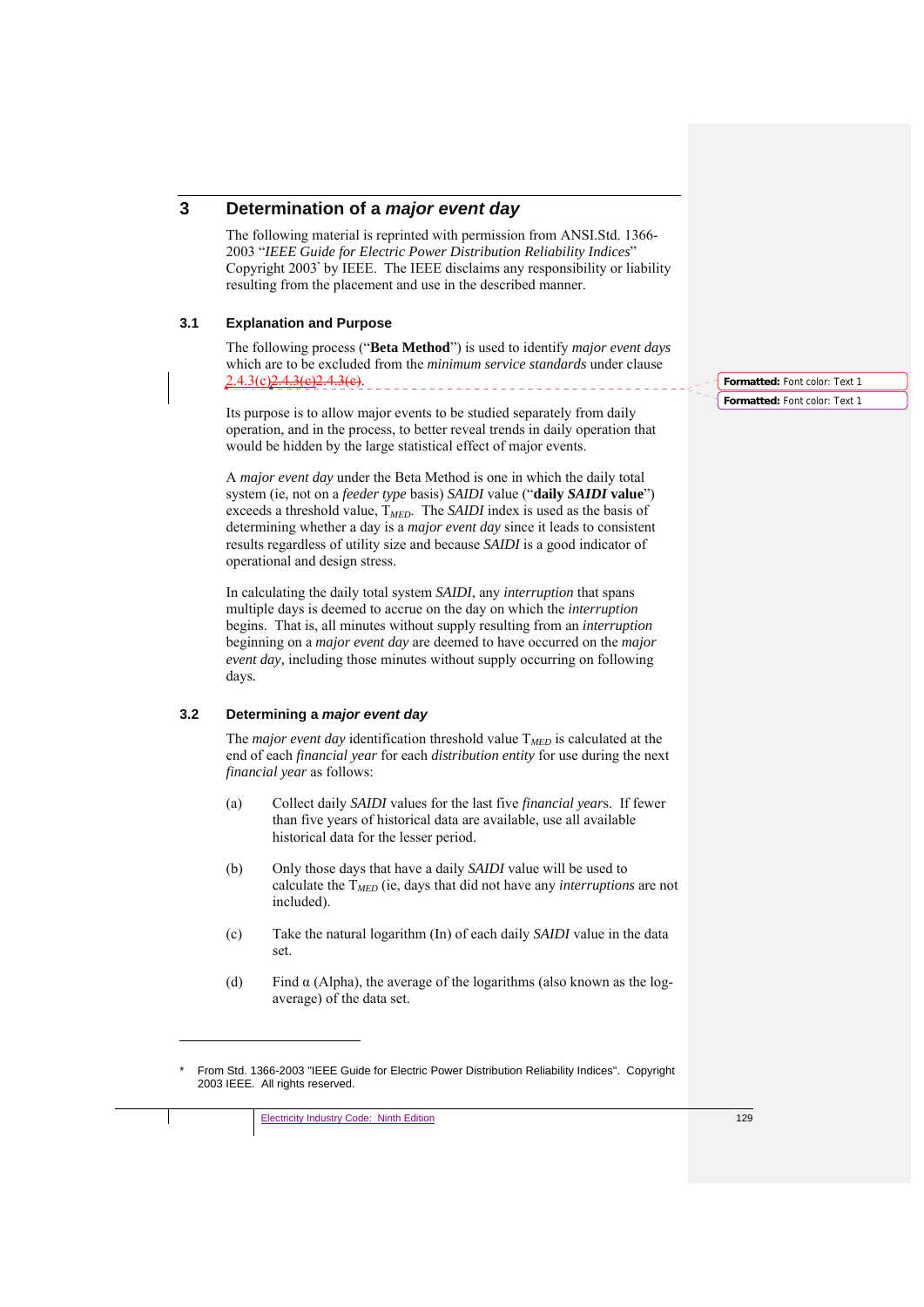# 3 Determination of a *major event day*

The following material is reprinted with permission from ANSI.Std. 1366-2003 "*IEEE Guide for Electric Power Distribution Reliability Indices*" Copyright 2003* by IEEE. The IEEE disclaims any responsibility or liability resulting from the placement and use in the described manner.

## 3.1 Explanation and Purpose

The following process ("**Beta Method**") is used to identify *major event days* which are to be excluded from the *minimum service standards* under clause 2.4.3(c)~~2.4.3(e)2.4.3(e)~~.

Its purpose is to allow major events to be studied separately from daily operation, and in the process, to better reveal trends in daily operation that would be hidden by the large statistical effect of major events.

A *major event day* under the Beta Method is one in which the daily total system (ie, not on a *feeder type* basis) *SAIDI* value ("**daily *SAIDI* value**") exceeds a threshold value, $T_{MED}$. The *SAIDI* index is used as the basis of determining whether a day is a *major event day* since it leads to consistent results regardless of utility size and because *SAIDI* is a good indicator of operational and design stress.

In calculating the daily total system *SAIDI*, any *interruption* that spans multiple days is deemed to accrue on the day on which the *interruption* begins. That is, all minutes without supply resulting from an *interruption* beginning on a *major event day* are deemed to have occurred on the *major event day,* including those minutes without supply occurring on following days.

## 3.2 Determining a *major event day*

The *major event day* identification threshold value $T_{MED}$ is calculated at the end of each *financial year* for each *distribution entity* for use during the next *financial year* as follows:

(a) Collect daily *SAIDI* values for the last five *financial year*s. If fewer than five years of historical data are available, use all available historical data for the lesser period.

(b) Only those days that have a daily *SAIDI* value will be used to calculate the $T_{MED}$ (ie, days that did not have any *interruptions* are not included).

(c) Take the natural logarithm (ln) of each daily *SAIDI* value in the data set.

(d) Find α (Alpha), the average of the logarithms (also known as the log-average) of the data set.

---

\* From Std. 1366-2003 "IEEE Guide for Electric Power Distribution Reliability Indices". Copyright 2003 IEEE. All rights reserved.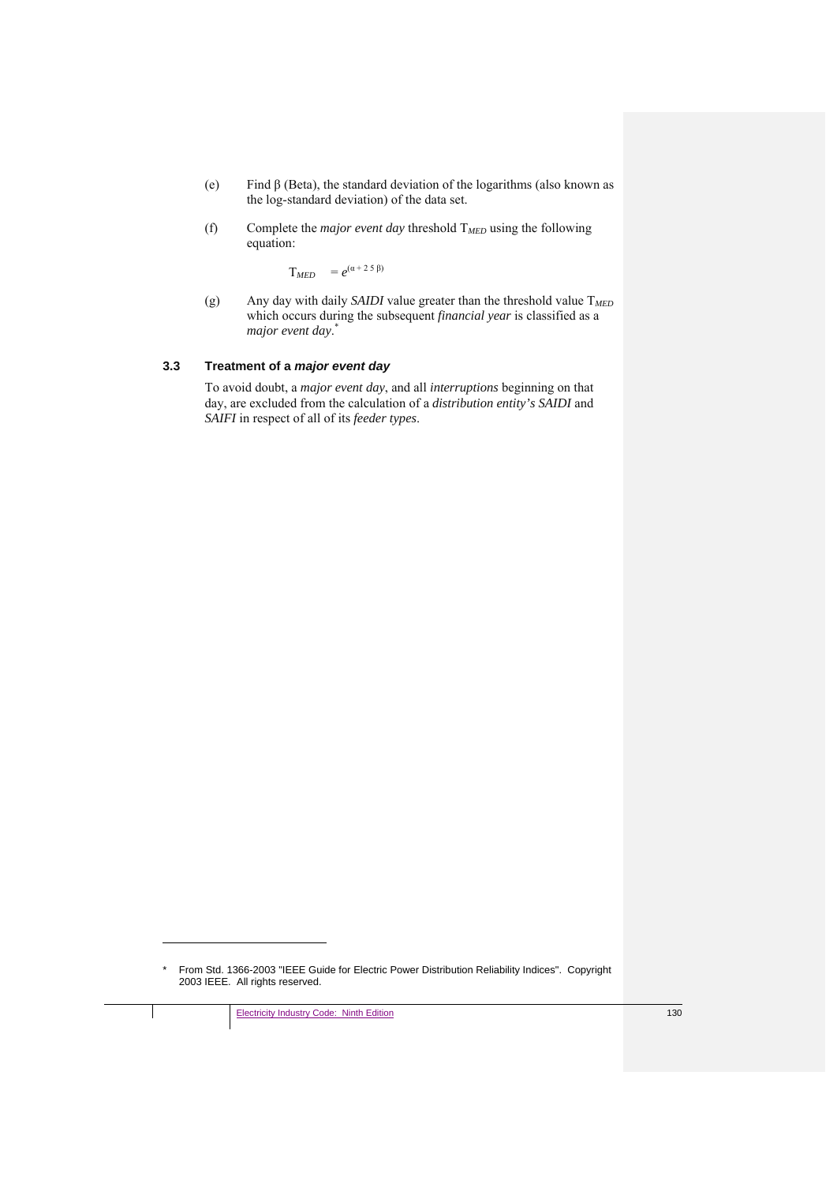(e) Find β (Beta), the standard deviation of the logarithms (also known as the log-standard deviation) of the data set.

(f) Complete the *major event day* threshold $T_{MED}$ using the following equation:

$$T_{MED} = e^{(\alpha + 2.5\,\beta)}$$

(g) Any day with daily *SAIDI* value greater than the threshold value $T_{MED}$ which occurs during the subsequent *financial year* is classified as a *major event day*.*

## 3.3 Treatment of a *major event day*

To avoid doubt, a *major event day*, and all *interruptions* beginning on that day, are excluded from the calculation of a *distribution entity's SAIDI* and *SAIFI* in respect of all of its *feeder types*.

---

\* From Std. 1366-2003 "IEEE Guide for Electric Power Distribution Reliability Indices". Copyright 2003 IEEE. All rights reserved.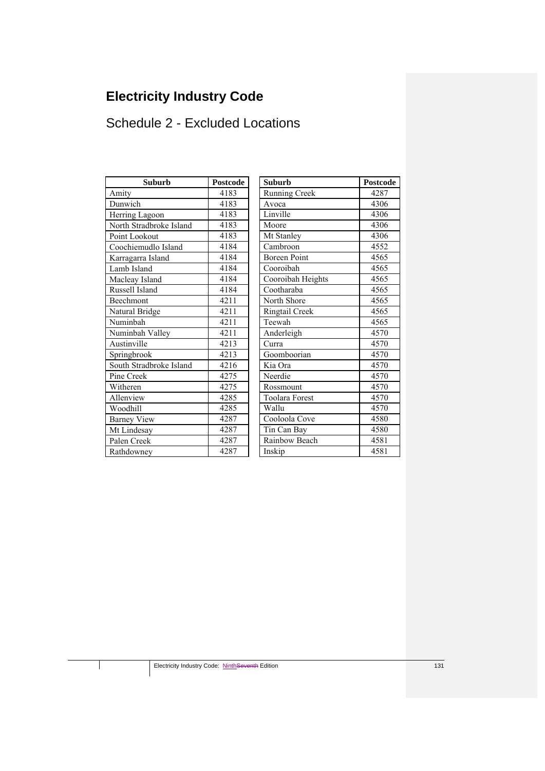# Electricity Industry Code

## Schedule 2 - Excluded Locations

| Suburb | Postcode |
|---|---|
| Amity | 4183 |
| Dunwich | 4183 |
| Herring Lagoon | 4183 |
| North Stradbroke Island | 4183 |
| Point Lookout | 4183 |
| Coochiemudlo Island | 4184 |
| Karragarra Island | 4184 |
| Lamb Island | 4184 |
| Macleay Island | 4184 |
| Russell Island | 4184 |
| Beechmont | 4211 |
| Natural Bridge | 4211 |
| Numinbah | 4211 |
| Numinbah Valley | 4211 |
| Austinville | 4213 |
| Springbrook | 4213 |
| South Stradbroke Island | 4216 |
| Pine Creek | 4275 |
| Witheren | 4275 |
| Allenview | 4285 |
| Woodhill | 4285 |
| Barney View | 4287 |
| Mt Lindesay | 4287 |
| Palen Creek | 4287 |
| Rathdowney | 4287 |

| Suburb | Postcode |
|---|---|
| Running Creek | 4287 |
| Avoca | 4306 |
| Linville | 4306 |
| Moore | 4306 |
| Mt Stanley | 4306 |
| Cambroon | 4552 |
| Boreen Point | 4565 |
| Cooroibah | 4565 |
| Cooroibah Heights | 4565 |
| Cootharaba | 4565 |
| North Shore | 4565 |
| Ringtail Creek | 4565 |
| Teewah | 4565 |
| Anderleigh | 4570 |
| Curra | 4570 |
| Goomboorian | 4570 |
| Kia Ora | 4570 |
| Neerdie | 4570 |
| Rossmount | 4570 |
| Toolara Forest | 4570 |
| Wallu | 4570 |
| Cooloola Cove | 4580 |
| Tin Can Bay | 4580 |
| Rainbow Beach | 4581 |
| Inskip | 4581 |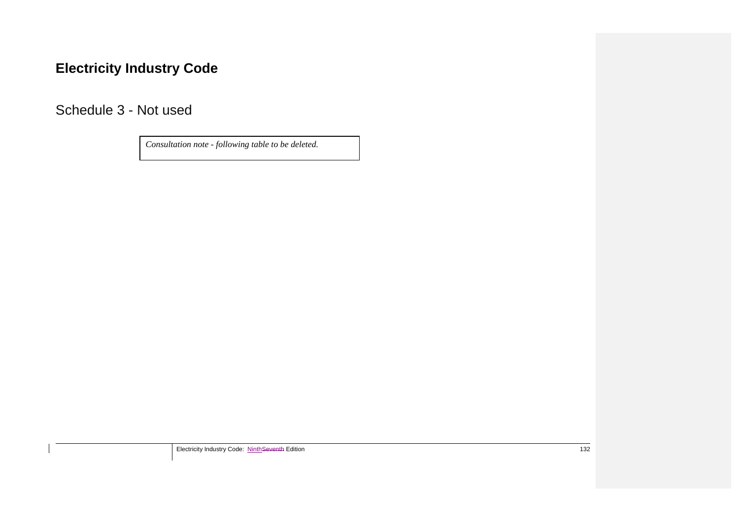# Electricity Industry Code

## Schedule 3 - Not used

| |
|---|
| *Consultation note - following table to be deleted.* |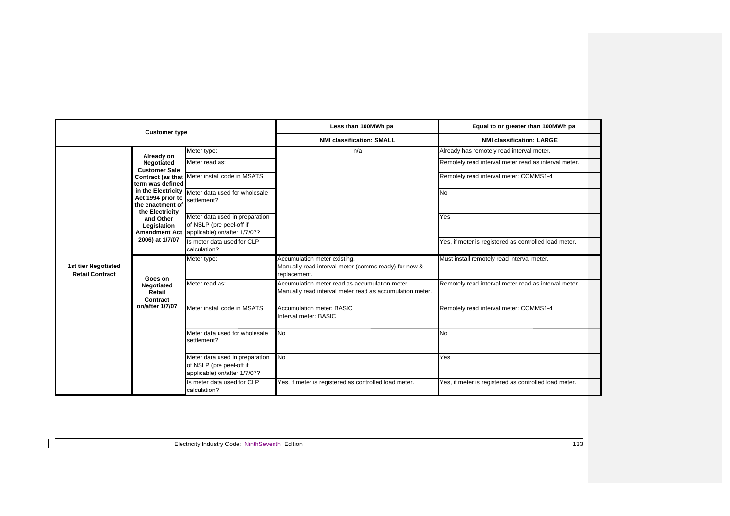| Customer type | | | Less than 100MWh pa | Equal to or greater than 100MWh pa |
|---|---|---|---|---|
| | | | **NMI classification: SMALL** | **NMI classification: LARGE** |
| **1st tier Negotiated Retail Contract** | **Already on Negotiated Customer Sale Contract (as that term was defined in the Electricity Act 1994 prior to the enactment of the Electricity and Other Legislation Amendment Act 2006) at 1/7/07** | Meter type: | n/a | Already has remotely read interval meter. |
| | | Meter read as: | | Remotely read interval meter read as interval meter. |
| | | Meter install code in MSATS | | Remotely read interval meter: COMMS1-4 |
| | | Meter data used for wholesale settlement? | | No |
| | | Meter data used in preparation of NSLP (pre peel-off if applicable) on/after 1/7/07? | | Yes |
| | | Is meter data used for CLP calculation? | | Yes, if meter is registered as controlled load meter. |
| | **Goes on Negotiated Retail Contract on/after 1/7/07** | Meter type: | Accumulation meter existing.<br>Manually read interval meter (comms ready) for new & replacement. | Must install remotely read interval meter. |
| | | Meter read as: | Accumulation meter read as accumulation meter.<br>Manually read interval meter read as accumulation meter. | Remotely read interval meter read as interval meter. |
| | | Meter install code in MSATS | Accumulation meter: BASIC<br>Interval meter: BASIC | Remotely read interval meter: COMMS1-4 |
| | | Meter data used for wholesale settlement? | No | No |
| | | Meter data used in preparation of NSLP (pre peel-off if applicable) on/after 1/7/07? | No | Yes |
| | | Is meter data used for CLP calculation? | Yes, if meter is registered as controlled load meter. | Yes, if meter is registered as controlled load meter. |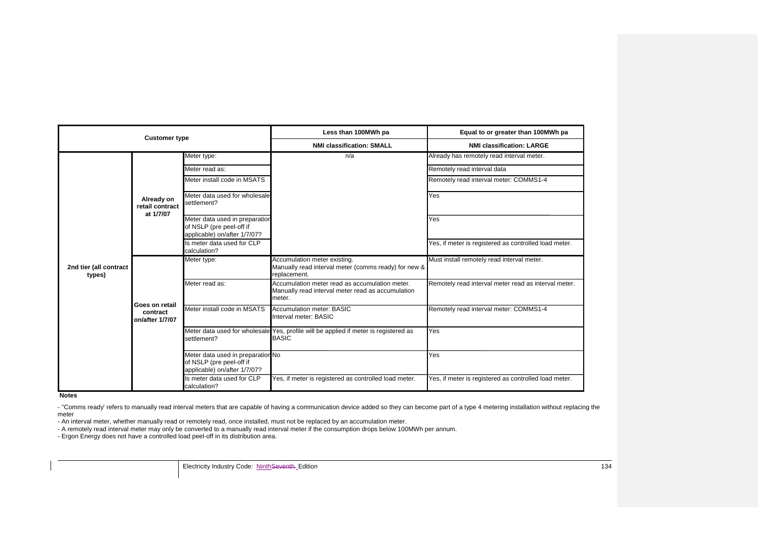| Customer type | | | Less than 100MWh pa | Equal to or greater than 100MWh pa |
|---|---|---|---|---|
| | | | **NMI classification: SMALL** | **NMI classification: LARGE** |
| **2nd tier (all contract types)** | **Already on retail contract at 1/7/07** | Meter type: | n/a | Already has remotely read interval meter. |
| | | Meter read as: | | Remotely read interval data |
| | | Meter install code in MSATS | | Remotely read interval meter: COMMS1-4 |
| | | Meter data used for wholesale settlement? | | Yes |
| | | Meter data used in preparation of NSLP (pre peel-off if applicable) on/after 1/7/07? | | Yes |
| | | Is meter data used for CLP calculation? | | Yes, if meter is registered as controlled load meter. |
| | **Goes on retail contract on/after 1/7/07** | Meter type: | Accumulation meter existing. Manually read interval meter (comms ready) for new & replacement. | Must install remotely read interval meter. |
| | | Meter read as: | Accumulation meter read as accumulation meter. Manually read interval meter read as accumulation meter. | Remotely read interval meter read as interval meter. |
| | | Meter install code in MSATS | Accumulation meter: BASIC Interval meter: BASIC | Remotely read interval meter: COMMS1-4 |
| | | Meter data used for wholesale settlement? | Yes, profile will be applied if meter is registered as BASIC | Yes |
| | | Meter data used in preparation of NSLP (pre peel-off if applicable) on/after 1/7/07? | No | Yes |
| | | Is meter data used for CLP calculation? | Yes, if meter is registered as controlled load meter. | Yes, if meter is registered as controlled load meter. |

**Notes**

- ''Comms ready' refers to manually read interval meters that are capable of having a communication device added so they can become part of a type 4 metering installation without replacing the meter
- An interval meter, whether manually read or remotely read, once installed, must not be replaced by an accumulation meter.
- A remotely read interval meter may only be converted to a manually read interval meter if the consumption drops below 100MWh per annum.
- Ergon Energy does not have a controlled load peel-off in its distribution area.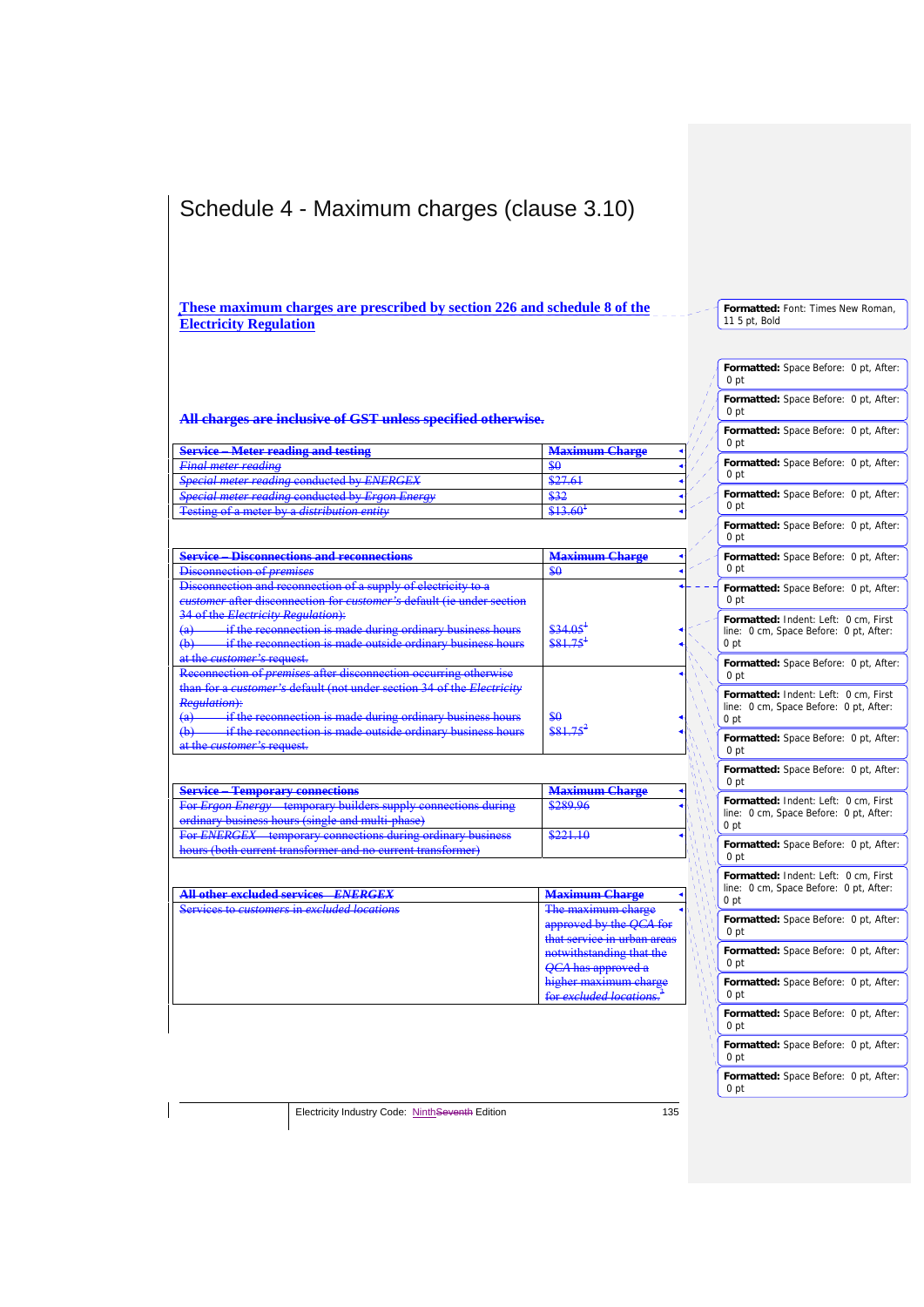# Schedule 4 - Maximum charges (clause 3.10)

**These maximum charges are prescribed by section 226 and schedule 8 of the Electricity Regulation**

~~**All charges are inclusive of GST unless specified otherwise.**~~

| ~~**Service – Meter reading and testing**~~ | ~~**Maximum Charge**~~ |
|---|---|
| ~~*Final meter reading*~~ | ~~$0~~ |
| ~~*Special meter reading* conducted by *ENERGEX*~~ | ~~$27.61~~ |
| ~~*Special meter reading* conducted by *Ergon Energy*~~ | ~~$32~~ |
| ~~Testing of a meter by a *distribution entity*~~ | ~~$13.60[1]~~ |

| ~~**Service – Disconnections and reconnections**~~ | ~~**Maximum Charge**~~ |
|---|---|
| ~~Disconnection of *premises*~~ | ~~$0~~ |
| ~~Disconnection and reconnection of a supply of electricity to a *customer* after disconnection for *customer's* default (ie under section 34 of the *Electricity Regulation*):~~ ~~(a) if the reconnection is made during ordinary business hours~~ ~~(b) if the reconnection is made outside ordinary business hours at the *customer's* request.~~ | ~~$34.05[1]~~ ~~$81.75[1]~~ |
| ~~Reconnection of *premises* after disconnection occurring otherwise than for a *customer's* default (not under section 34 of the *Electricity Regulation*):~~ ~~(a) if the reconnection is made during ordinary business hours~~ ~~(b) if the reconnection is made outside ordinary business hours at the *customer's* request.~~ | ~~$0~~ ~~$81.75[2]~~ |

| ~~**Service – Temporary connections**~~ | ~~**Maximum Charge**~~ |
|---|---|
| ~~For *Ergon Energy* – temporary builders supply connections during ordinary business hours (single and multi-phase)~~ | ~~$289.96~~ |
| ~~For *ENERGEX* – temporary connections during ordinary business hours (both current transformer and no current transformer)~~ | ~~$221.10~~ |

| ~~**All other excluded services – *ENERGEX***~~ | ~~**Maximum Charge**~~ |
|---|---|
| ~~Services to *customers* in *excluded locations*~~ | ~~The maximum charge approved by the *QCA* for that service in urban areas notwithstanding that the *QCA* has approved a higher maximum charge for *excluded locations*.[3]~~ |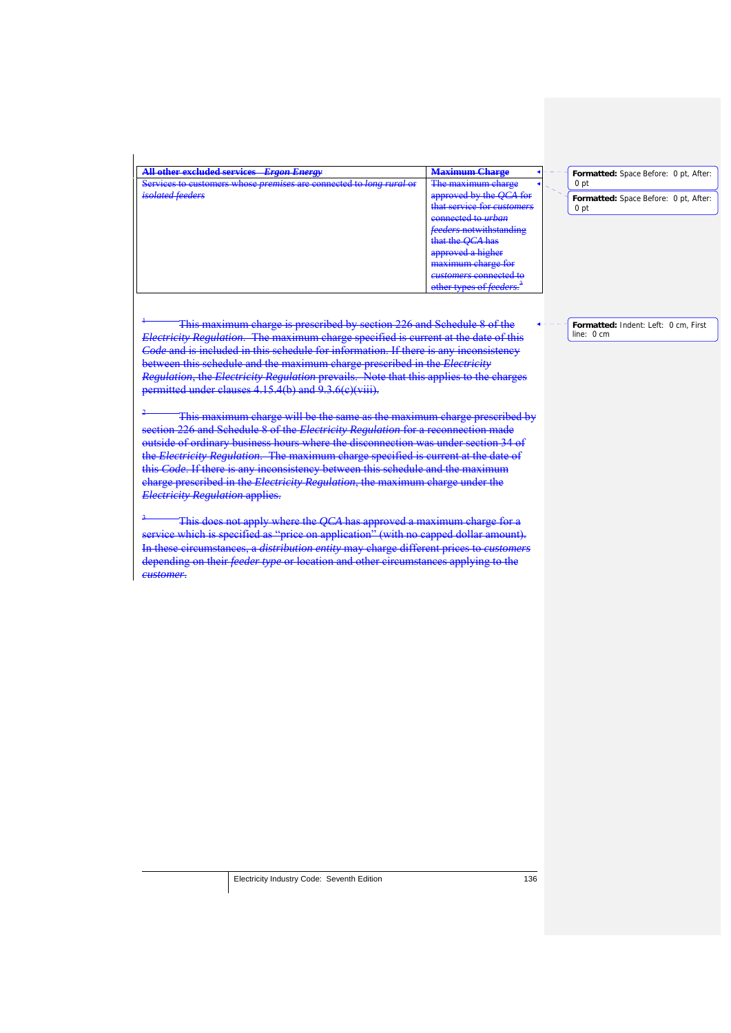| All other excluded services – *Ergon Energy* | Maximum Charge |
|---|---|
| Services to customers whose *premises* are connected to *long rural* or *isolated feeders* | The maximum charge approved by the *QCA* for that service for *customers* connected to *urban feeders* notwithstanding that the *QCA* has approved a higher maximum charge for *customers* connected to other types of *feeders*.[3] |

[1] This maximum charge is prescribed by section 226 and Schedule 8 of the *Electricity Regulation*. The maximum charge specified is current at the date of this *Code* and is included in this schedule for information. If there is any inconsistency between this schedule and the maximum charge prescribed in the *Electricity Regulation*, the *Electricity Regulation* prevails. Note that this applies to the charges permitted under clauses 4.15.4(b) and 9.3.6(c)(viii).

[2] This maximum charge will be the same as the maximum charge prescribed by section 226 and Schedule 8 of the *Electricity Regulation* for a reconnection made outside of ordinary business hours where the disconnection was under section 34 of the *Electricity Regulation*. The maximum charge specified is current at the date of this *Code*. If there is any inconsistency between this schedule and the maximum charge prescribed in the *Electricity Regulation*, the maximum charge under the *Electricity Regulation* applies.

[3] This does not apply where the *QCA* has approved a maximum charge for a service which is specified as "price on application" (with no capped dollar amount). In these circumstances, a *distribution entity* may charge different prices to *customers* depending on their *feeder type* or location and other circumstances applying to the *customer*.

Formatted: Space Before: 0 pt, After: 0 pt

Formatted: Space Before: 0 pt, After: 0 pt

Formatted: Indent: Left: 0 cm, First line: 0 cm